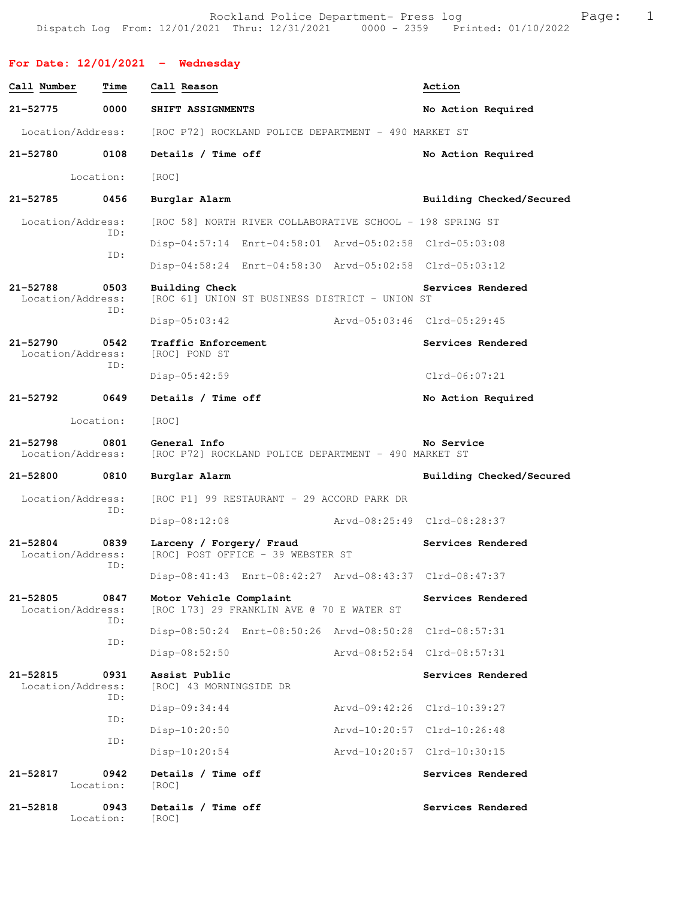Rockland Police Department- Press log
Dispatch Log From: 12/01/2021 Thru: 12/31/2021 0000 - 2359 Printed: 01/10/2022

## For Date: 12/01/2021 - Wednesday

| Call Number | Time | Call Reason | Action |
|---|---|---|---|
| 21-52775 | 0000 | **SHIFT ASSIGNMENTS** | No Action Required |
| Location/Address: | | [ROC P72] ROCKLAND POLICE DEPARTMENT - 490 MARKET ST | |
| 21-52780 | 0108 | **Details / Time off** | No Action Required |
| Location: | | [ROC] | |
| 21-52785 | 0456 | **Burglar Alarm** | Building Checked/Secured |
| Location/Address: | | [ROC 58] NORTH RIVER COLLABORATIVE SCHOOL - 198 SPRING ST | |
| ID: | | Disp-04:57:14 Enrt-04:58:01 Arvd-05:02:58 | Clrd-05:03:08 |
| ID: | | Disp-04:58:24 Enrt-04:58:30 Arvd-05:02:58 | Clrd-05:03:12 |
| 21-52788 | 0503 | **Building Check** | Services Rendered |
| Location/Address: | | [ROC 61] UNION ST BUSINESS DISTRICT - UNION ST | |
| ID: | | Disp-05:03:42 Arvd-05:03:46 | Clrd-05:29:45 |
| 21-52790 | 0542 | **Traffic Enforcement** | Services Rendered |
| Location/Address: | | [ROC] POND ST | |
| ID: | | Disp-05:42:59 | Clrd-06:07:21 |
| 21-52792 | 0649 | **Details / Time off** | No Action Required |
| Location: | | [ROC] | |
| 21-52798 | 0801 | **General Info** | No Service |
| Location/Address: | | [ROC P72] ROCKLAND POLICE DEPARTMENT - 490 MARKET ST | |
| 21-52800 | 0810 | **Burglar Alarm** | Building Checked/Secured |
| Location/Address: | | [ROC P1] 99 RESTAURANT - 29 ACCORD PARK DR | |
| ID: | | Disp-08:12:08 Arvd-08:25:49 | Clrd-08:28:37 |
| 21-52804 | 0839 | **Larceny / Forgery/ Fraud** | Services Rendered |
| Location/Address: | | [ROC] POST OFFICE - 39 WEBSTER ST | |
| ID: | | Disp-08:41:43 Enrt-08:42:27 Arvd-08:43:37 | Clrd-08:47:37 |
| 21-52805 | 0847 | **Motor Vehicle Complaint** | Services Rendered |
| Location/Address: | | [ROC 173] 29 FRANKLIN AVE @ 70 E WATER ST | |
| ID: | | Disp-08:50:24 Enrt-08:50:26 Arvd-08:50:28 | Clrd-08:57:31 |
| ID: | | Disp-08:52:50 Arvd-08:52:54 | Clrd-08:57:31 |
| 21-52815 | 0931 | **Assist Public** | Services Rendered |
| Location/Address: | | [ROC] 43 MORNINGSIDE DR | |
| ID: | | Disp-09:34:44 Arvd-09:42:26 | Clrd-10:39:27 |
| ID: | | Disp-10:20:50 Arvd-10:20:57 | Clrd-10:26:48 |
| ID: | | Disp-10:20:54 Arvd-10:20:57 | Clrd-10:30:15 |
| 21-52817 | 0942 | **Details / Time off** | Services Rendered |
| Location: | | [ROC] | |
| 21-52818 | 0943 | **Details / Time off** | Services Rendered |
| Location: | | [ROC] | |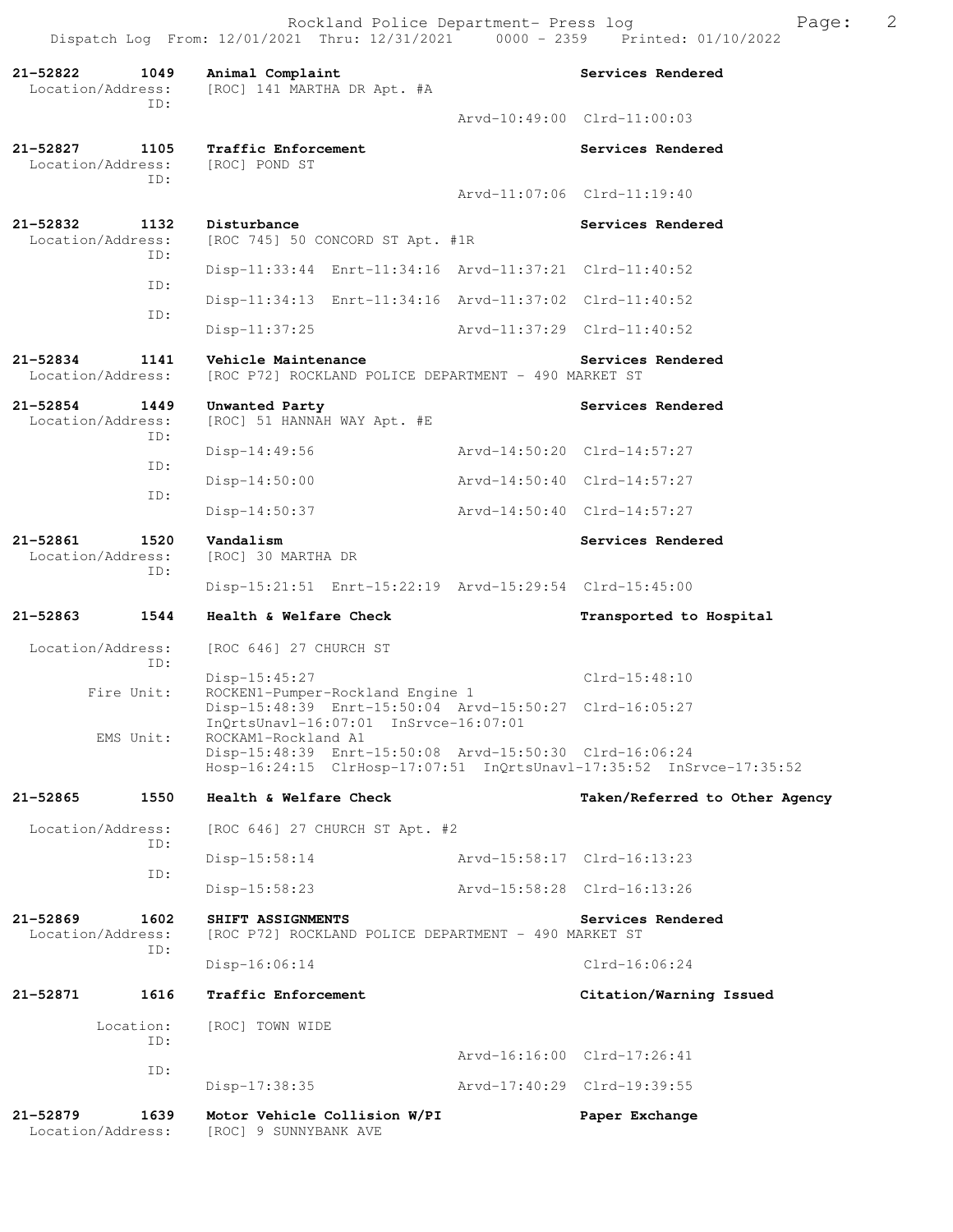21-52822 1049 Animal Complaint Services Rendered
Location/Address: [ROC] 141 MARTHA DR Apt. #A
ID:
Arvd-10:49:00 Clrd-11:00:03

21-52827 1105 Traffic Enforcement Services Rendered
Location/Address: [ROC] POND ST
ID:
Arvd-11:07:06 Clrd-11:19:40

21-52832 1132 Disturbance Services Rendered
Location/Address: [ROC 745] 50 CONCORD ST Apt. #1R
ID:
Disp-11:33:44 Enrt-11:34:16 Arvd-11:37:21 Clrd-11:40:52
ID:
Disp-11:34:13 Enrt-11:34:16 Arvd-11:37:02 Clrd-11:40:52
ID:
Disp-11:37:25 Arvd-11:37:29 Clrd-11:40:52

21-52834 1141 Vehicle Maintenance Services Rendered
Location/Address: [ROC P72] ROCKLAND POLICE DEPARTMENT - 490 MARKET ST

21-52854 1449 Unwanted Party Services Rendered
Location/Address: [ROC] 51 HANNAH WAY Apt. #E
ID:
Disp-14:49:56 Arvd-14:50:20 Clrd-14:57:27
ID:
Disp-14:50:00 Arvd-14:50:40 Clrd-14:57:27
ID:
Disp-14:50:37 Arvd-14:50:40 Clrd-14:57:27

21-52861 1520 Vandalism Services Rendered
Location/Address: [ROC] 30 MARTHA DR
ID:
Disp-15:21:51 Enrt-15:22:19 Arvd-15:29:54 Clrd-15:45:00

21-52863 1544 Health & Welfare Check Transported to Hospital

Location/Address: [ROC 646] 27 CHURCH ST
ID:
Disp-15:45:27 Clrd-15:48:10
Fire Unit: ROCKEN1-Pumper-Rockland Engine 1
Disp-15:48:39 Enrt-15:50:04 Arvd-15:50:27 Clrd-16:05:27
InQrtsUnavl-16:07:01 InSrvce-16:07:01
EMS Unit: ROCKAM1-Rockland A1
Disp-15:48:39 Enrt-15:50:08 Arvd-15:50:30 Clrd-16:06:24
Hosp-16:24:15 ClrHosp-17:07:51 InQrtsUnavl-17:35:52 InSrvce-17:35:52

21-52865 1550 Health & Welfare Check Taken/Referred to Other Agency

Location/Address: [ROC 646] 27 CHURCH ST Apt. #2
ID:
Disp-15:58:14 Arvd-15:58:17 Clrd-16:13:23
ID:
Disp-15:58:23 Arvd-15:58:28 Clrd-16:13:26

21-52869 1602 SHIFT ASSIGNMENTS Services Rendered
Location/Address: [ROC P72] ROCKLAND POLICE DEPARTMENT - 490 MARKET ST
ID:
Disp-16:06:14 Clrd-16:06:24

21-52871 1616 Traffic Enforcement Citation/Warning Issued

Location: [ROC] TOWN WIDE
ID:
Arvd-16:16:00 Clrd-17:26:41
ID:
Disp-17:38:35 Arvd-17:40:29 Clrd-19:39:55

21-52879 1639 Motor Vehicle Collision W/PI Paper Exchange
Location/Address: [ROC] 9 SUNNYBANK AVE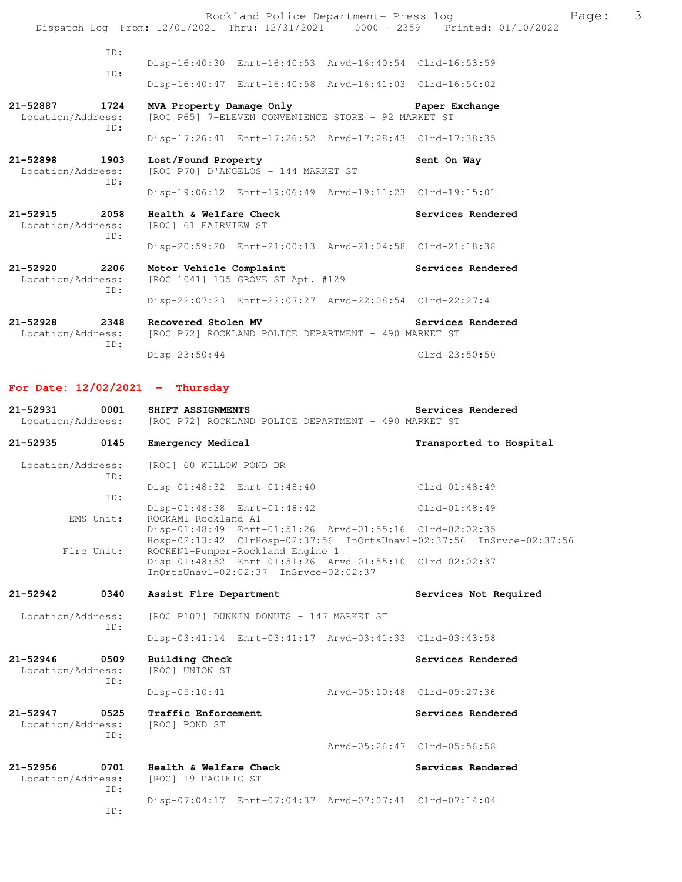```
            ID:
                    Disp-16:40:30  Enrt-16:40:53  Arvd-16:40:54  Clrd-16:53:59
            ID:
                    Disp-16:40:47  Enrt-16:40:58  Arvd-16:41:03  Clrd-16:54:02

21-52887       1724    MVA Property Damage Only                       Paper Exchange
  Location/Address:    [ROC P65] 7-ELEVEN CONVENIENCE STORE - 92 MARKET ST
            ID:
                    Disp-17:26:41  Enrt-17:26:52  Arvd-17:28:43  Clrd-17:38:35

21-52898       1903    Lost/Found Property                            Sent On Way
  Location/Address:    [ROC P70] D'ANGELOS - 144 MARKET ST
            ID:
                    Disp-19:06:12  Enrt-19:06:49  Arvd-19:11:23  Clrd-19:15:01

21-52915       2058    Health & Welfare Check                         Services Rendered
  Location/Address:    [ROC] 61 FAIRVIEW ST
            ID:
                    Disp-20:59:20  Enrt-21:00:13  Arvd-21:04:58  Clrd-21:18:38

21-52920       2206    Motor Vehicle Complaint                        Services Rendered
  Location/Address:    [ROC 1041] 135 GROVE ST Apt. #129
            ID:
                    Disp-22:07:23  Enrt-22:07:27  Arvd-22:08:54  Clrd-22:27:41

21-52928       2348    Recovered Stolen MV                            Services Rendered
  Location/Address:    [ROC P72] ROCKLAND POLICE DEPARTMENT - 490 MARKET ST
            ID:
                    Disp-23:50:44                                 Clrd-23:50:50
```

## For Date: 12/02/2021 - Thursday

```
21-52931       0001    SHIFT ASSIGNMENTS                              Services Rendered
  Location/Address:    [ROC P72] ROCKLAND POLICE DEPARTMENT - 490 MARKET ST

21-52935       0145    Emergency Medical                              Transported to Hospital

  Location/Address:    [ROC] 60 WILLOW POND DR
            ID:
                    Disp-01:48:32  Enrt-01:48:40                  Clrd-01:48:49
            ID:
                    Disp-01:48:38  Enrt-01:48:42                  Clrd-01:48:49
         EMS Unit:     ROCKAM1-Rockland A1
                    Disp-01:48:49  Enrt-01:51:26  Arvd-01:55:16  Clrd-02:02:35
                    Hosp-02:13:42  ClrHosp-02:37:56  InQrtsUnavl-02:37:56  InSrvce-02:37:56
        Fire Unit:     ROCKEN1-Pumper-Rockland Engine 1
                    Disp-01:48:52  Enrt-01:51:26  Arvd-01:55:10  Clrd-02:02:37
                    InQrtsUnavl-02:02:37  InSrvce-02:02:37

21-52942       0340    Assist Fire Department                         Services Not Required

  Location/Address:    [ROC P107] DUNKIN DONUTS - 147 MARKET ST
            ID:
                    Disp-03:41:14  Enrt-03:41:17  Arvd-03:41:33  Clrd-03:43:58

21-52946       0509    Building Check                                 Services Rendered
  Location/Address:    [ROC] UNION ST
            ID:
                    Disp-05:10:41                 Arvd-05:10:48  Clrd-05:27:36

21-52947       0525    Traffic Enforcement                            Services Rendered
  Location/Address:    [ROC] POND ST
            ID:
                                                  Arvd-05:26:47  Clrd-05:56:58

21-52956       0701    Health & Welfare Check                         Services Rendered
  Location/Address:    [ROC] 19 PACIFIC ST
            ID:
                    Disp-07:04:17  Enrt-07:04:37  Arvd-07:07:41  Clrd-07:14:04
            ID:
```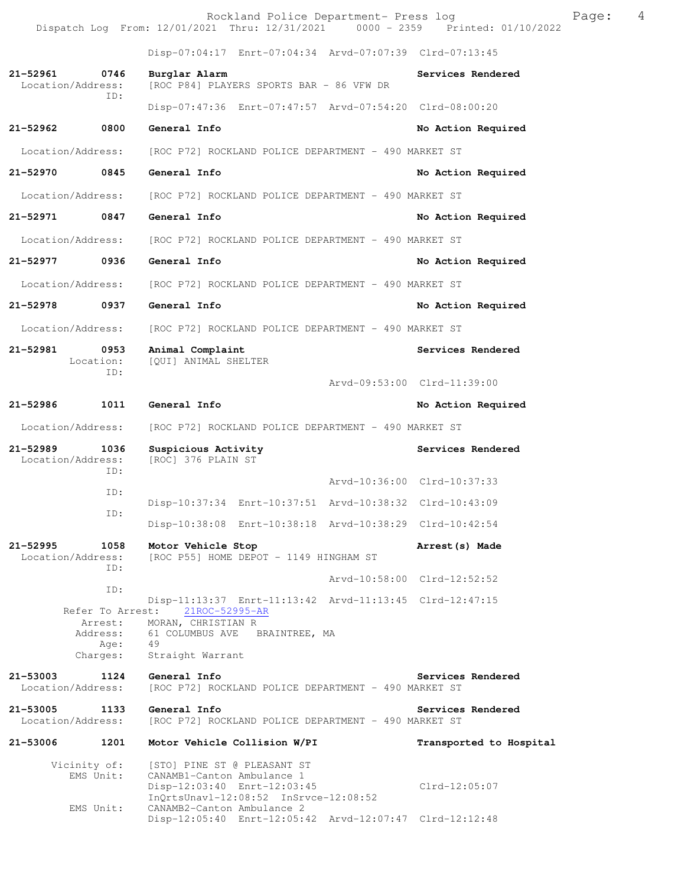Disp-07:04:17 Enrt-07:04:34 Arvd-07:07:39 Clrd-07:13:45

**21-52961 0746 Burglar Alarm** — **Services Rendered**
Location/Address: [ROC P84] PLAYERS SPORTS BAR - 86 VFW DR
ID:
Disp-07:47:36 Enrt-07:47:57 Arvd-07:54:20 Clrd-08:00:20

**21-52962 0800 General Info** — **No Action Required**
Location/Address: [ROC P72] ROCKLAND POLICE DEPARTMENT - 490 MARKET ST

**21-52970 0845 General Info** — **No Action Required**
Location/Address: [ROC P72] ROCKLAND POLICE DEPARTMENT - 490 MARKET ST

**21-52971 0847 General Info** — **No Action Required**
Location/Address: [ROC P72] ROCKLAND POLICE DEPARTMENT - 490 MARKET ST

**21-52977 0936 General Info** — **No Action Required**
Location/Address: [ROC P72] ROCKLAND POLICE DEPARTMENT - 490 MARKET ST

**21-52978 0937 General Info** — **No Action Required**
Location/Address: [ROC P72] ROCKLAND POLICE DEPARTMENT - 490 MARKET ST

**21-52981 0953 Animal Complaint** — **Services Rendered**
Location: [QUI] ANIMAL SHELTER
ID:
Arvd-09:53:00 Clrd-11:39:00

**21-52986 1011 General Info** — **No Action Required**
Location/Address: [ROC P72] ROCKLAND POLICE DEPARTMENT - 490 MARKET ST

**21-52989 1036 Suspicious Activity** — **Services Rendered**
Location/Address: [ROC] 376 PLAIN ST
ID:
Arvd-10:36:00 Clrd-10:37:33
ID:
Disp-10:37:34 Enrt-10:37:51 Arvd-10:38:32 Clrd-10:43:09
ID:
Disp-10:38:08 Enrt-10:38:18 Arvd-10:38:29 Clrd-10:42:54

**21-52995 1058 Motor Vehicle Stop** — **Arrest(s) Made**
Location/Address: [ROC P55] HOME DEPOT - 1149 HINGHAM ST
ID:
Arvd-10:58:00 Clrd-12:52:52
ID:
Disp-11:13:37 Enrt-11:13:42 Arvd-11:13:45 Clrd-12:47:15
Refer To Arrest: 21ROC-52995-AR
Arrest: MORAN, CHRISTIAN R
Address: 61 COLUMBUS AVE BRAINTREE, MA
Age: 49
Charges: Straight Warrant

**21-53003 1124 General Info** — **Services Rendered**
Location/Address: [ROC P72] ROCKLAND POLICE DEPARTMENT - 490 MARKET ST

**21-53005 1133 General Info** — **Services Rendered**
Location/Address: [ROC P72] ROCKLAND POLICE DEPARTMENT - 490 MARKET ST

**21-53006 1201 Motor Vehicle Collision W/PI** — **Transported to Hospital**
Vicinity of: [STO] PINE ST @ PLEASANT ST
EMS Unit: CANAMB1-Canton Ambulance 1
Disp-12:03:40 Enrt-12:03:45 Clrd-12:05:07
InQrtsUnavl-12:08:52 InSrvce-12:08:52
EMS Unit: CANAMB2-Canton Ambulance 2
Disp-12:05:40 Enrt-12:05:42 Arvd-12:07:47 Clrd-12:12:48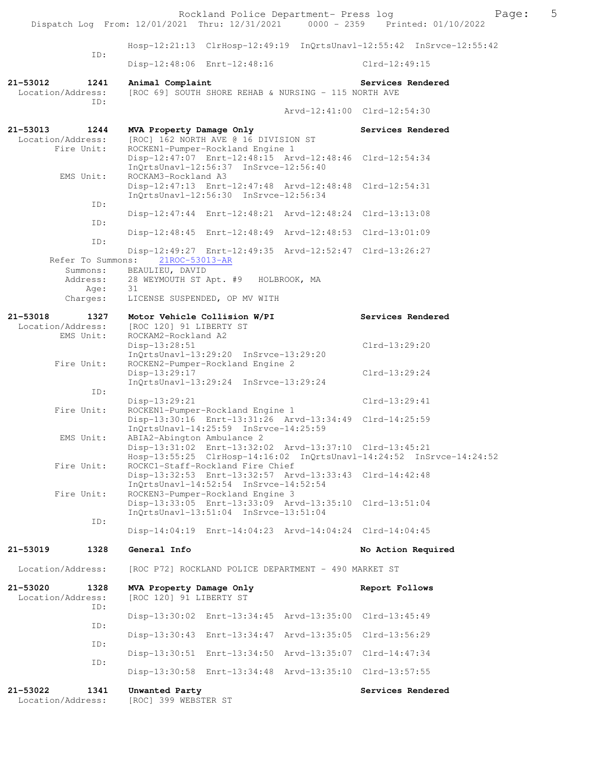```
                Hosp-12:21:13  ClrHosp-12:49:19  InQrtsUnavl-12:55:42  InSrvce-12:55:42
          ID:
                Disp-12:48:06  Enrt-12:48:16                    Clrd-12:49:15

21-53012      1241    Animal Complaint                          Services Rendered
  Location/Address:   [ROC 69] SOUTH SHORE REHAB & NURSING - 115 NORTH AVE
          ID:
                                              Arvd-12:41:00  Clrd-12:54:30

21-53013      1244    MVA Property Damage Only                  Services Rendered
  Location/Address:   [ROC] 162 NORTH AVE @ 16 DIVISION ST
        Fire Unit:    ROCKEN1-Pumper-Rockland Engine 1
                Disp-12:47:07  Enrt-12:48:15  Arvd-12:48:46  Clrd-12:54:34
                InQrtsUnavl-12:56:37  InSrvce-12:56:40
         EMS Unit:    ROCKAM3-Rockland A3
                Disp-12:47:13  Enrt-12:47:48  Arvd-12:48:48  Clrd-12:54:31
                InQrtsUnavl-12:56:30  InSrvce-12:56:34
          ID:
                Disp-12:47:44  Enrt-12:48:21  Arvd-12:48:24  Clrd-13:13:08
          ID:
                Disp-12:48:45  Enrt-12:48:49  Arvd-12:48:53  Clrd-13:01:09
          ID:
                Disp-12:49:27  Enrt-12:49:35  Arvd-12:52:47  Clrd-13:26:27
   Refer To Summons:     21ROC-53013-AR
          Summons:    BEAULIEU, DAVID
          Address:    28 WEYMOUTH ST Apt. #9   HOLBROOK, MA
              Age:    31
          Charges:    LICENSE SUSPENDED, OP MV WITH

21-53018      1327    Motor Vehicle Collision W/PI              Services Rendered
  Location/Address:   [ROC 120] 91 LIBERTY ST
         EMS Unit:    ROCKAM2-Rockland A2
                Disp-13:28:51                                   Clrd-13:29:20
                InQrtsUnavl-13:29:20  InSrvce-13:29:20
        Fire Unit:    ROCKEN2-Pumper-Rockland Engine 2
                Disp-13:29:17                                   Clrd-13:29:24
                InQrtsUnavl-13:29:24  InSrvce-13:29:24
          ID:
                Disp-13:29:21                                   Clrd-13:29:41
        Fire Unit:    ROCKEN1-Pumper-Rockland Engine 1
                Disp-13:30:16  Enrt-13:31:26  Arvd-13:34:49  Clrd-14:25:59
                InQrtsUnavl-14:25:59  InSrvce-14:25:59
         EMS Unit:    ABIA2-Abington Ambulance 2
                Disp-13:31:02  Enrt-13:32:02  Arvd-13:37:10  Clrd-13:45:21
                Hosp-13:55:25  ClrHosp-14:16:02  InQrtsUnavl-14:24:52  InSrvce-14:24:52
        Fire Unit:    ROCKC1-Staff-Rockland Fire Chief
                Disp-13:32:53  Enrt-13:32:57  Arvd-13:33:43  Clrd-14:42:48
                InQrtsUnavl-14:52:54  InSrvce-14:52:54
        Fire Unit:    ROCKEN3-Pumper-Rockland Engine 3
                Disp-13:33:05  Enrt-13:33:09  Arvd-13:35:10  Clrd-13:51:04
                InQrtsUnavl-13:51:04  InSrvce-13:51:04
          ID:
                Disp-14:04:19  Enrt-14:04:23  Arvd-14:04:24  Clrd-14:04:45

21-53019      1328    General Info                              No Action Required

  Location/Address:   [ROC P72] ROCKLAND POLICE DEPARTMENT - 490 MARKET ST

21-53020      1328    MVA Property Damage Only                  Report Follows
  Location/Address:   [ROC 120] 91 LIBERTY ST
          ID:
                Disp-13:30:02  Enrt-13:34:45  Arvd-13:35:00  Clrd-13:45:49
          ID:
                Disp-13:30:43  Enrt-13:34:47  Arvd-13:35:05  Clrd-13:56:29
          ID:
                Disp-13:30:51  Enrt-13:34:50  Arvd-13:35:07  Clrd-14:47:34
          ID:
                Disp-13:30:58  Enrt-13:34:48  Arvd-13:35:10  Clrd-13:57:55

21-53022      1341    Unwanted Party                            Services Rendered
  Location/Address:   [ROC] 399 WEBSTER ST
```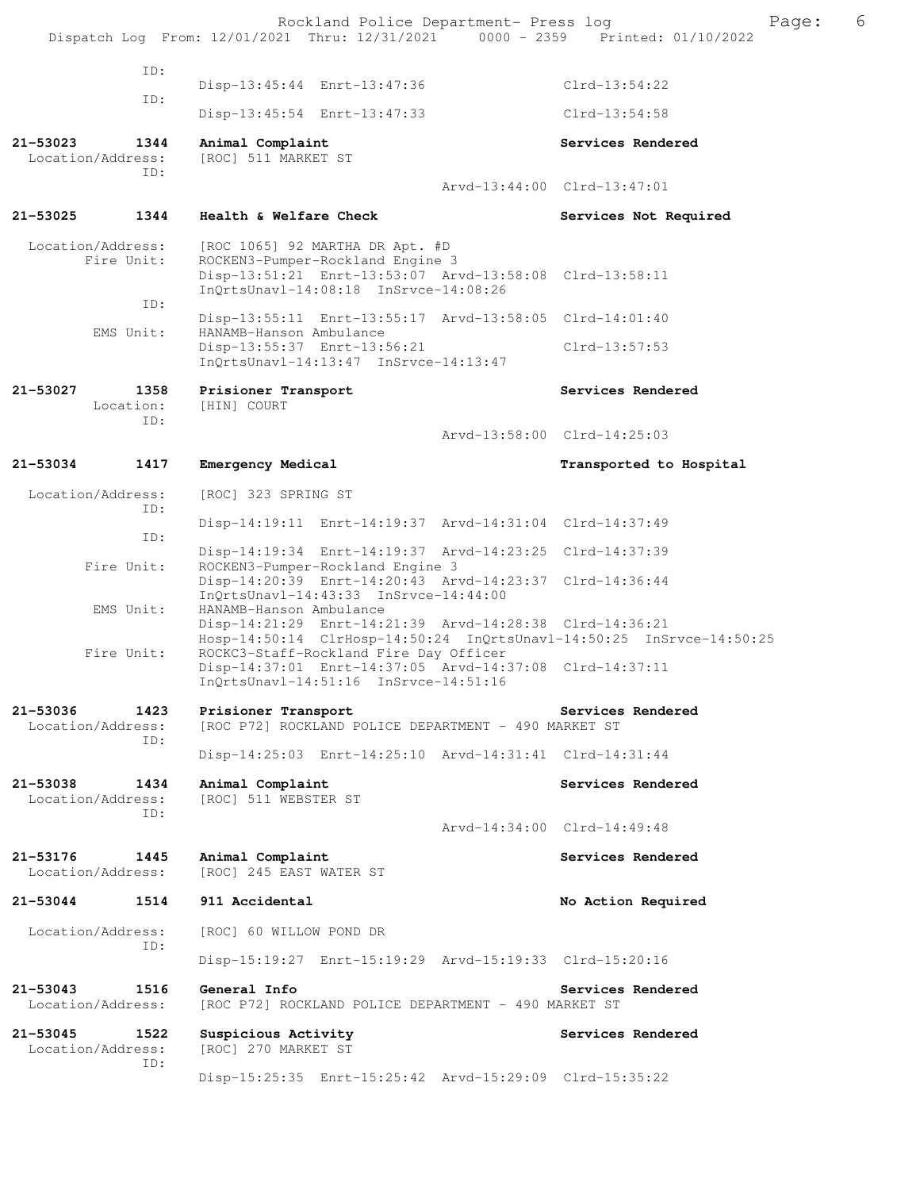```
             ID:
                    Disp-13:45:44  Enrt-13:47:36                 Clrd-13:54:22
             ID:
                    Disp-13:45:54  Enrt-13:47:33                 Clrd-13:54:58

21-53023       1344  Animal Complaint                           Services Rendered
  Location/Address:  [ROC] 511 MARKET ST
             ID:
                                                Arvd-13:44:00  Clrd-13:47:01

21-53025       1344  Health & Welfare Check                     Services Not Required

  Location/Address:  [ROC 1065] 92 MARTHA DR Apt. #D
        Fire Unit:   ROCKEN3-Pumper-Rockland Engine 3
                     Disp-13:51:21  Enrt-13:53:07  Arvd-13:58:08  Clrd-13:58:11
                     InQrtsUnavl-14:08:18  InSrvce-14:08:26
             ID:
                     Disp-13:55:11  Enrt-13:55:17  Arvd-13:58:05  Clrd-14:01:40
         EMS Unit:   HANAMB-Hanson Ambulance
                     Disp-13:55:37  Enrt-13:56:21                 Clrd-13:57:53
                     InQrtsUnavl-14:13:47  InSrvce-14:13:47

21-53027       1358  Prisioner Transport                        Services Rendered
        Location:    [HIN] COURT
             ID:
                                                Arvd-13:58:00  Clrd-14:25:03

21-53034       1417  Emergency Medical                          Transported to Hospital

  Location/Address:  [ROC] 323 SPRING ST
             ID:
                     Disp-14:19:11  Enrt-14:19:37  Arvd-14:31:04  Clrd-14:37:49
             ID:
                     Disp-14:19:34  Enrt-14:19:37  Arvd-14:23:25  Clrd-14:37:39
        Fire Unit:   ROCKEN3-Pumper-Rockland Engine 3
                     Disp-14:20:39  Enrt-14:20:43  Arvd-14:23:37  Clrd-14:36:44
                     InQrtsUnavl-14:43:33  InSrvce-14:44:00
         EMS Unit:   HANAMB-Hanson Ambulance
                     Disp-14:21:29  Enrt-14:21:39  Arvd-14:28:38  Clrd-14:36:21
                     Hosp-14:50:14  ClrHosp-14:50:24  InQrtsUnavl-14:50:25  InSrvce-14:50:25
        Fire Unit:   ROCKC3-Staff-Rockland Fire Day Officer
                     Disp-14:37:01  Enrt-14:37:05  Arvd-14:37:08  Clrd-14:37:11
                     InQrtsUnavl-14:51:16  InSrvce-14:51:16

21-53036       1423  Prisioner Transport                        Services Rendered
  Location/Address:  [ROC P72] ROCKLAND POLICE DEPARTMENT - 490 MARKET ST
             ID:
                     Disp-14:25:03  Enrt-14:25:10  Arvd-14:31:41  Clrd-14:31:44

21-53038       1434  Animal Complaint                           Services Rendered
  Location/Address:  [ROC] 511 WEBSTER ST
             ID:
                                                Arvd-14:34:00  Clrd-14:49:48

21-53176       1445  Animal Complaint                           Services Rendered
  Location/Address:  [ROC] 245 EAST WATER ST

21-53044       1514  911 Accidental                             No Action Required

  Location/Address:  [ROC] 60 WILLOW POND DR
             ID:
                     Disp-15:19:27  Enrt-15:19:29  Arvd-15:19:33  Clrd-15:20:16

21-53043       1516  General Info                               Services Rendered
  Location/Address:  [ROC P72] ROCKLAND POLICE DEPARTMENT - 490 MARKET ST

21-53045       1522  Suspicious Activity                        Services Rendered
  Location/Address:  [ROC] 270 MARKET ST
             ID:
                     Disp-15:25:35  Enrt-15:25:42  Arvd-15:29:09  Clrd-15:35:22
```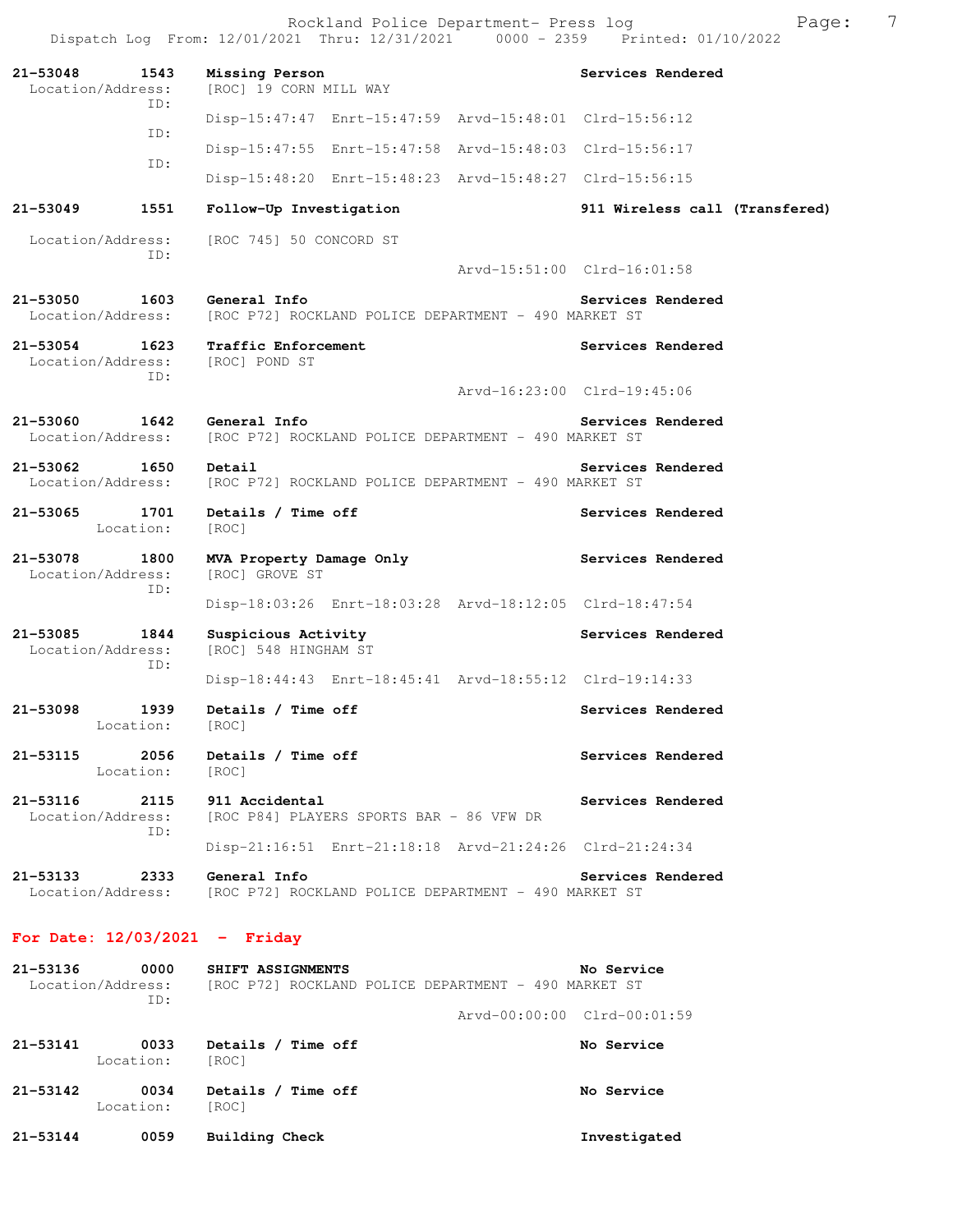21-53048 1543 **Missing Person** Services Rendered
Location/Address: [ROC] 19 CORN MILL WAY
ID:
Disp-15:47:47 Enrt-15:47:59 Arvd-15:48:01 Clrd-15:56:12
ID:
Disp-15:47:55 Enrt-15:47:58 Arvd-15:48:03 Clrd-15:56:17
ID:
Disp-15:48:20 Enrt-15:48:23 Arvd-15:48:27 Clrd-15:56:15

21-53049 1551 **Follow-Up Investigation** 911 Wireless call (Transfered)
Location/Address: [ROC 745] 50 CONCORD ST
ID:
Arvd-15:51:00 Clrd-16:01:58

21-53050 1603 **General Info** Services Rendered
Location/Address: [ROC P72] ROCKLAND POLICE DEPARTMENT - 490 MARKET ST

21-53054 1623 **Traffic Enforcement** Services Rendered
Location/Address: [ROC] POND ST
ID:
Arvd-16:23:00 Clrd-19:45:06

21-53060 1642 **General Info** Services Rendered
Location/Address: [ROC P72] ROCKLAND POLICE DEPARTMENT - 490 MARKET ST

21-53062 1650 **Detail** Services Rendered
Location/Address: [ROC P72] ROCKLAND POLICE DEPARTMENT - 490 MARKET ST

21-53065 1701 **Details / Time off** Services Rendered
Location: [ROC]

21-53078 1800 **MVA Property Damage Only** Services Rendered
Location/Address: [ROC] GROVE ST
ID:
Disp-18:03:26 Enrt-18:03:28 Arvd-18:12:05 Clrd-18:47:54

21-53085 1844 **Suspicious Activity** Services Rendered
Location/Address: [ROC] 548 HINGHAM ST
ID:
Disp-18:44:43 Enrt-18:45:41 Arvd-18:55:12 Clrd-19:14:33

21-53098 1939 **Details / Time off** Services Rendered
Location: [ROC]

21-53115 2056 **Details / Time off** Services Rendered
Location: [ROC]

21-53116 2115 **911 Accidental** Services Rendered
Location/Address: [ROC P84] PLAYERS SPORTS BAR - 86 VFW DR
ID:
Disp-21:16:51 Enrt-21:18:18 Arvd-21:24:26 Clrd-21:24:34

21-53133 2333 **General Info** Services Rendered
Location/Address: [ROC P72] ROCKLAND POLICE DEPARTMENT - 490 MARKET ST

## For Date: 12/03/2021 - Friday

21-53136 0000 **SHIFT ASSIGNMENTS** No Service
Location/Address: [ROC P72] ROCKLAND POLICE DEPARTMENT - 490 MARKET ST
ID:
Arvd-00:00:00 Clrd-00:01:59

21-53141 0033 **Details / Time off** No Service
Location: [ROC]

21-53142 0034 **Details / Time off** No Service
Location: [ROC]

21-53144 0059 **Building Check** Investigated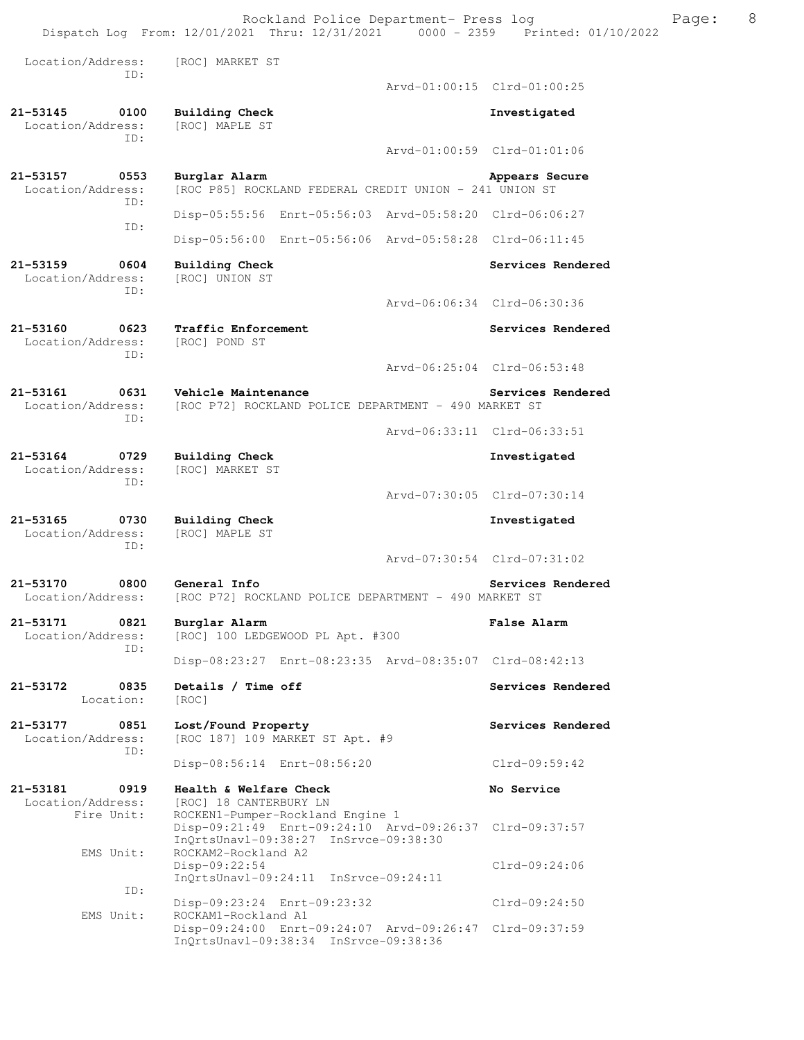```
 Location/Address:     [ROC] MARKET ST
              ID:
                                                Arvd-01:00:15  Clrd-01:00:25

21-53145        0100    Building Check                               Investigated
 Location/Address:     [ROC] MAPLE ST
              ID:
                                                Arvd-01:00:59  Clrd-01:01:06

21-53157        0553    Burglar Alarm                                Appears Secure
 Location/Address:     [ROC P85] ROCKLAND FEDERAL CREDIT UNION - 241 UNION ST
              ID:
                       Disp-05:55:56  Enrt-05:56:03  Arvd-05:58:20  Clrd-06:06:27
              ID:
                       Disp-05:56:00  Enrt-05:56:06  Arvd-05:58:28  Clrd-06:11:45

21-53159        0604    Building Check                               Services Rendered
 Location/Address:     [ROC] UNION ST
              ID:
                                                Arvd-06:06:34  Clrd-06:30:36

21-53160        0623    Traffic Enforcement                          Services Rendered
 Location/Address:     [ROC] POND ST
              ID:
                                                Arvd-06:25:04  Clrd-06:53:48

21-53161        0631    Vehicle Maintenance                          Services Rendered
 Location/Address:     [ROC P72] ROCKLAND POLICE DEPARTMENT - 490 MARKET ST
              ID:
                                                Arvd-06:33:11  Clrd-06:33:51

21-53164        0729    Building Check                               Investigated
 Location/Address:     [ROC] MARKET ST
              ID:
                                                Arvd-07:30:05  Clrd-07:30:14

21-53165        0730    Building Check                               Investigated
 Location/Address:     [ROC] MAPLE ST
              ID:
                                                Arvd-07:30:54  Clrd-07:31:02

21-53170        0800    General Info                                 Services Rendered
 Location/Address:     [ROC P72] ROCKLAND POLICE DEPARTMENT - 490 MARKET ST

21-53171        0821    Burglar Alarm                                False Alarm
 Location/Address:     [ROC] 100 LEDGEWOOD PL Apt. #300
              ID:
                       Disp-08:23:27  Enrt-08:23:35  Arvd-08:35:07  Clrd-08:42:13

21-53172        0835    Details / Time off                           Services Rendered
        Location:      [ROC]

21-53177        0851    Lost/Found Property                          Services Rendered
 Location/Address:     [ROC 187] 109 MARKET ST Apt. #9
              ID:
                       Disp-08:56:14  Enrt-08:56:20                 Clrd-09:59:42

21-53181        0919    Health & Welfare Check                       No Service
 Location/Address:     [ROC] 18 CANTERBURY LN
       Fire Unit:      ROCKEN1-Pumper-Rockland Engine 1
                       Disp-09:21:49  Enrt-09:24:10  Arvd-09:26:37  Clrd-09:37:57
                       InQrtsUnavl-09:38:27  InSrvce-09:38:30
        EMS Unit:      ROCKAM2-Rockland A2
                       Disp-09:22:54                                Clrd-09:24:06
                       InQrtsUnavl-09:24:11  InSrvce-09:24:11
              ID:
                       Disp-09:23:24  Enrt-09:23:32                 Clrd-09:24:50
        EMS Unit:      ROCKAM1-Rockland A1
                       Disp-09:24:00  Enrt-09:24:07  Arvd-09:26:47  Clrd-09:37:59
                       InQrtsUnavl-09:38:34  InSrvce-09:38:36
```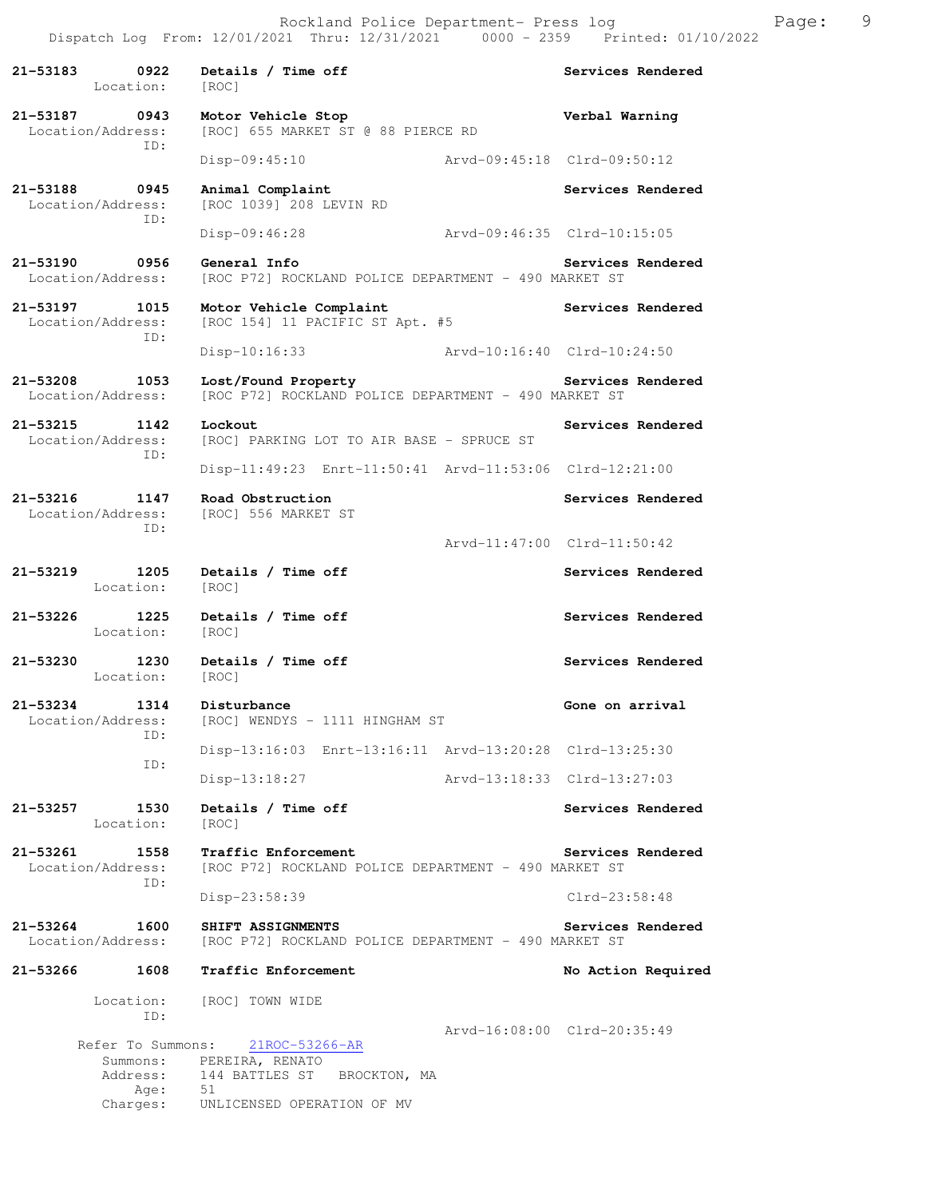**21-53183 0922 Details / Time off** — Services Rendered
Location: [ROC]

**21-53187 0943 Motor Vehicle Stop** — Verbal Warning
Location/Address: [ROC] 655 MARKET ST @ 88 PIERCE RD
ID:
Disp-09:45:10 Arvd-09:45:18 Clrd-09:50:12

**21-53188 0945 Animal Complaint** — Services Rendered
Location/Address: [ROC 1039] 208 LEVIN RD
ID:
Disp-09:46:28 Arvd-09:46:35 Clrd-10:15:05

**21-53190 0956 General Info** — Services Rendered
Location/Address: [ROC P72] ROCKLAND POLICE DEPARTMENT - 490 MARKET ST

**21-53197 1015 Motor Vehicle Complaint** — Services Rendered
Location/Address: [ROC 154] 11 PACIFIC ST Apt. #5
ID:
Disp-10:16:33 Arvd-10:16:40 Clrd-10:24:50

**21-53208 1053 Lost/Found Property** — Services Rendered
Location/Address: [ROC P72] ROCKLAND POLICE DEPARTMENT - 490 MARKET ST

**21-53215 1142 Lockout** — Services Rendered
Location/Address: [ROC] PARKING LOT TO AIR BASE - SPRUCE ST
ID:
Disp-11:49:23 Enrt-11:50:41 Arvd-11:53:06 Clrd-12:21:00

**21-53216 1147 Road Obstruction** — Services Rendered
Location/Address: [ROC] 556 MARKET ST
ID:
Arvd-11:47:00 Clrd-11:50:42

**21-53219 1205 Details / Time off** — Services Rendered
Location: [ROC]

**21-53226 1225 Details / Time off** — Services Rendered
Location: [ROC]

**21-53230 1230 Details / Time off** — Services Rendered
Location: [ROC]

**21-53234 1314 Disturbance** — Gone on arrival
Location/Address: [ROC] WENDYS - 1111 HINGHAM ST
ID:
Disp-13:16:03 Enrt-13:16:11 Arvd-13:20:28 Clrd-13:25:30
ID:
Disp-13:18:27 Arvd-13:18:33 Clrd-13:27:03

**21-53257 1530 Details / Time off** — Services Rendered
Location: [ROC]

**21-53261 1558 Traffic Enforcement** — Services Rendered
Location/Address: [ROC P72] ROCKLAND POLICE DEPARTMENT - 490 MARKET ST
ID:
Disp-23:58:39 Clrd-23:58:48

**21-53264 1600 SHIFT ASSIGNMENTS** — Services Rendered
Location/Address: [ROC P72] ROCKLAND POLICE DEPARTMENT - 490 MARKET ST

**21-53266 1608 Traffic Enforcement** — No Action Required
Location: [ROC] TOWN WIDE
ID:
Arvd-16:08:00 Clrd-20:35:49
Refer To Summons: 21ROC-53266-AR
Summons: PEREIRA, RENATO
Address: 144 BATTLES ST BROCKTON, MA
Age: 51
Charges: UNLICENSED OPERATION OF MV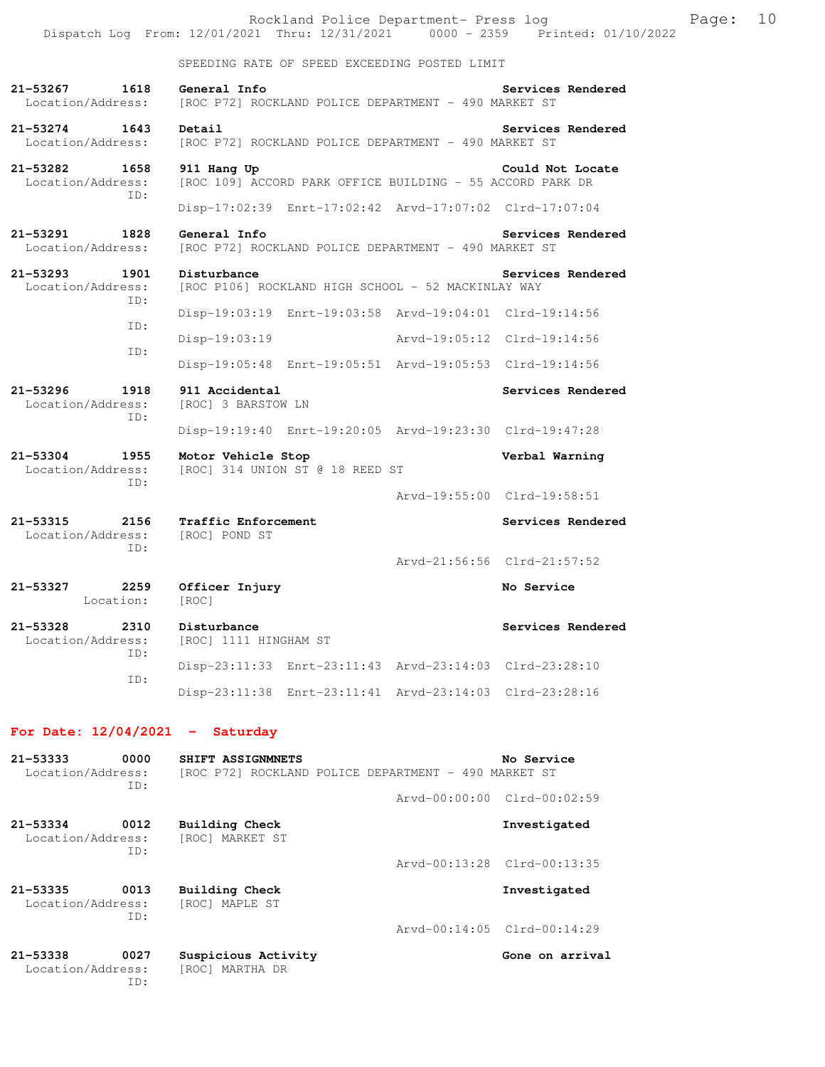SPEEDING RATE OF SPEED EXCEEDING POSTED LIMIT

**21-53267 1618 General Info** — Services Rendered
Location/Address: [ROC P72] ROCKLAND POLICE DEPARTMENT - 490 MARKET ST

**21-53274 1643 Detail** — Services Rendered
Location/Address: [ROC P72] ROCKLAND POLICE DEPARTMENT - 490 MARKET ST

**21-53282 1658 911 Hang Up** — Could Not Locate
Location/Address: [ROC 109] ACCORD PARK OFFICE BUILDING - 55 ACCORD PARK DR
ID:
Disp-17:02:39 Enrt-17:02:42 Arvd-17:07:02 Clrd-17:07:04

**21-53291 1828 General Info** — Services Rendered
Location/Address: [ROC P72] ROCKLAND POLICE DEPARTMENT - 490 MARKET ST

**21-53293 1901 Disturbance** — Services Rendered
Location/Address: [ROC P106] ROCKLAND HIGH SCHOOL - 52 MACKINLAY WAY
ID:
Disp-19:03:19 Enrt-19:03:58 Arvd-19:04:01 Clrd-19:14:56
ID:
Disp-19:03:19 Arvd-19:05:12 Clrd-19:14:56
ID:
Disp-19:05:48 Enrt-19:05:51 Arvd-19:05:53 Clrd-19:14:56

**21-53296 1918 911 Accidental** — Services Rendered
Location/Address: [ROC] 3 BARSTOW LN
ID:
Disp-19:19:40 Enrt-19:20:05 Arvd-19:23:30 Clrd-19:47:28

**21-53304 1955 Motor Vehicle Stop** — Verbal Warning
Location/Address: [ROC] 314 UNION ST @ 18 REED ST
ID:
Arvd-19:55:00 Clrd-19:58:51

**21-53315 2156 Traffic Enforcement** — Services Rendered
Location/Address: [ROC] POND ST
ID:
Arvd-21:56:56 Clrd-21:57:52

**21-53327 2259 Officer Injury** — No Service
Location: [ROC]

**21-53328 2310 Disturbance** — Services Rendered
Location/Address: [ROC] 1111 HINGHAM ST
ID:
Disp-23:11:33 Enrt-23:11:43 Arvd-23:14:03 Clrd-23:28:10
ID:
Disp-23:11:38 Enrt-23:11:41 Arvd-23:14:03 Clrd-23:28:16

## For Date: 12/04/2021 - Saturday

**21-53333 0000 SHIFT ASSIGNMNETS** — No Service
Location/Address: [ROC P72] ROCKLAND POLICE DEPARTMENT - 490 MARKET ST
ID:
Arvd-00:00:00 Clrd-00:02:59

**21-53334 0012 Building Check** — Investigated
Location/Address: [ROC] MARKET ST
ID:
Arvd-00:13:28 Clrd-00:13:35

**21-53335 0013 Building Check** — Investigated
Location/Address: [ROC] MAPLE ST
ID:
Arvd-00:14:05 Clrd-00:14:29

**21-53338 0027 Suspicious Activity** — Gone on arrival
Location/Address: [ROC] MARTHA DR
ID: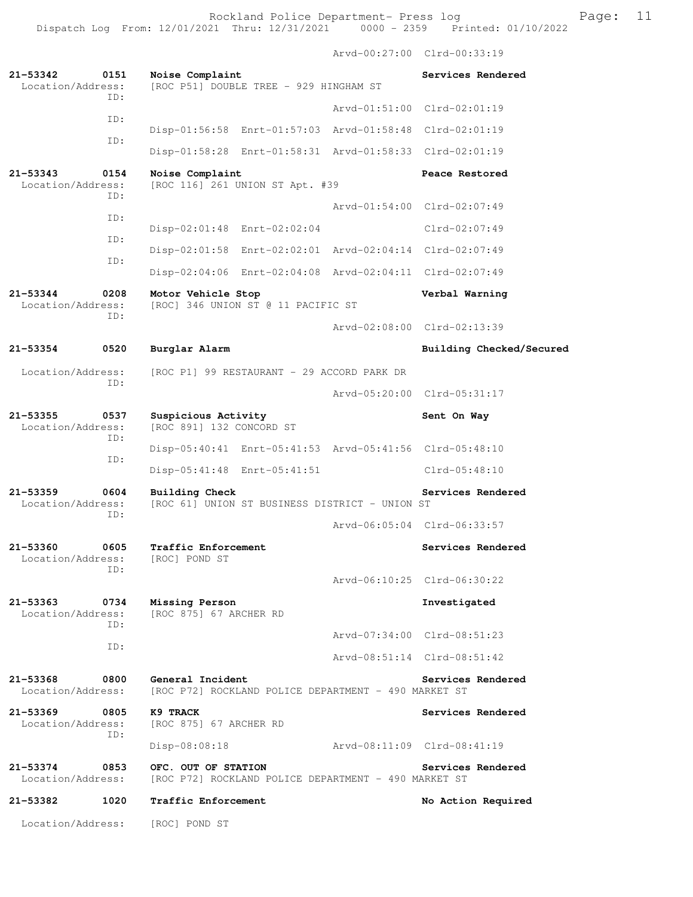Arvd-00:27:00 Clrd-00:33:19

**21-53342 0151 Noise Complaint** — **Services Rendered**
Location/Address: [ROC P51] DOUBLE TREE - 929 HINGHAM ST
ID: Arvd-01:51:00 Clrd-02:01:19
ID: Disp-01:56:58 Enrt-01:57:03 Arvd-01:58:48 Clrd-02:01:19
ID: Disp-01:58:28 Enrt-01:58:31 Arvd-01:58:33 Clrd-02:01:19

**21-53343 0154 Noise Complaint** — **Peace Restored**
Location/Address: [ROC 116] 261 UNION ST Apt. #39
ID: Arvd-01:54:00 Clrd-02:07:49
ID: Disp-02:01:48 Enrt-02:02:04 Clrd-02:07:49
ID: Disp-02:01:58 Enrt-02:02:01 Arvd-02:04:14 Clrd-02:07:49
ID: Disp-02:04:06 Enrt-02:04:08 Arvd-02:04:11 Clrd-02:07:49

**21-53344 0208 Motor Vehicle Stop** — **Verbal Warning**
Location/Address: [ROC] 346 UNION ST @ 11 PACIFIC ST
ID: Arvd-02:08:00 Clrd-02:13:39

**21-53354 0520 Burglar Alarm** — **Building Checked/Secured**
Location/Address: [ROC P1] 99 RESTAURANT - 29 ACCORD PARK DR
ID: Arvd-05:20:00 Clrd-05:31:17

**21-53355 0537 Suspicious Activity** — **Sent On Way**
Location/Address: [ROC 891] 132 CONCORD ST
ID: Disp-05:40:41 Enrt-05:41:53 Arvd-05:41:56 Clrd-05:48:10
ID: Disp-05:41:48 Enrt-05:41:51 Clrd-05:48:10

**21-53359 0604 Building Check** — **Services Rendered**
Location/Address: [ROC 61] UNION ST BUSINESS DISTRICT - UNION ST
ID: Arvd-06:05:04 Clrd-06:33:57

**21-53360 0605 Traffic Enforcement** — **Services Rendered**
Location/Address: [ROC] POND ST
ID: Arvd-06:10:25 Clrd-06:30:22

**21-53363 0734 Missing Person** — **Investigated**
Location/Address: [ROC 875] 67 ARCHER RD
ID: Arvd-07:34:00 Clrd-08:51:23
ID: Arvd-08:51:14 Clrd-08:51:42

**21-53368 0800 General Incident** — **Services Rendered**
Location/Address: [ROC P72] ROCKLAND POLICE DEPARTMENT - 490 MARKET ST

**21-53369 0805 K9 TRACK** — **Services Rendered**
Location/Address: [ROC 875] 67 ARCHER RD
ID: Disp-08:08:18 Arvd-08:11:09 Clrd-08:41:19

**21-53374 0853 OFC. OUT OF STATION** — **Services Rendered**
Location/Address: [ROC P72] ROCKLAND POLICE DEPARTMENT - 490 MARKET ST

**21-53382 1020 Traffic Enforcement** — **No Action Required**
Location/Address: [ROC] POND ST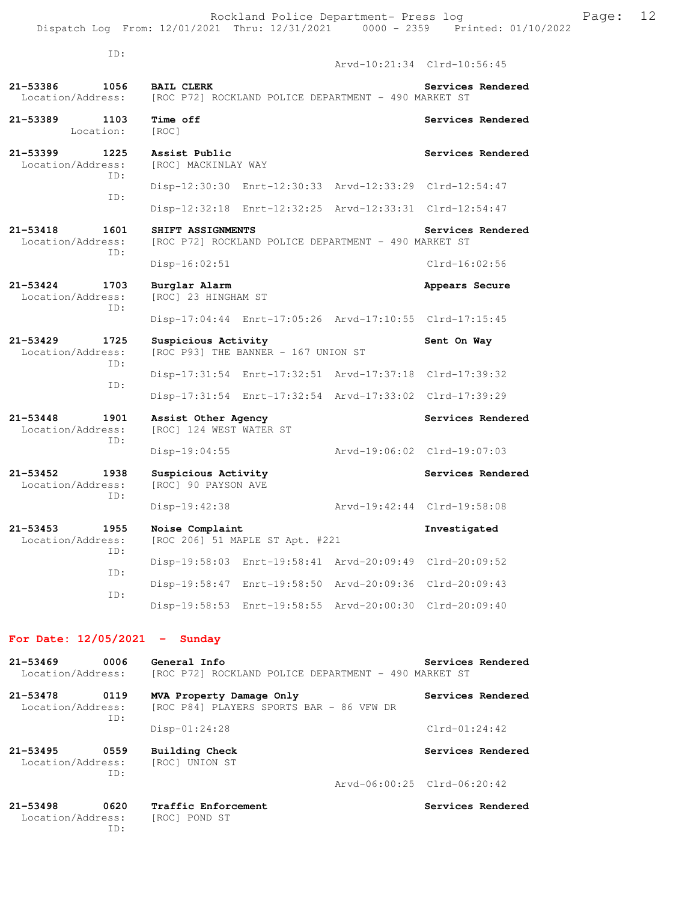ID:
Arvd-10:21:34 Clrd-10:56:45

**21-53386 1056 BAIL CLERK** Services Rendered
Location/Address: [ROC P72] ROCKLAND POLICE DEPARTMENT - 490 MARKET ST

**21-53389 1103 Time off** Services Rendered
Location: [ROC]

**21-53399 1225 Assist Public** Services Rendered
Location/Address: [ROC] MACKINLAY WAY
ID:
Disp-12:30:30 Enrt-12:30:33 Arvd-12:33:29 Clrd-12:54:47
ID:
Disp-12:32:18 Enrt-12:32:25 Arvd-12:33:31 Clrd-12:54:47

**21-53418 1601 SHIFT ASSIGNMENTS** Services Rendered
Location/Address: [ROC P72] ROCKLAND POLICE DEPARTMENT - 490 MARKET ST
ID:
Disp-16:02:51 Clrd-16:02:56

**21-53424 1703 Burglar Alarm** Appears Secure
Location/Address: [ROC] 23 HINGHAM ST
ID:
Disp-17:04:44 Enrt-17:05:26 Arvd-17:10:55 Clrd-17:15:45

**21-53429 1725 Suspicious Activity** Sent On Way
Location/Address: [ROC P93] THE BANNER - 167 UNION ST
ID:
Disp-17:31:54 Enrt-17:32:51 Arvd-17:37:18 Clrd-17:39:32
ID:
Disp-17:31:54 Enrt-17:32:54 Arvd-17:33:02 Clrd-17:39:29

**21-53448 1901 Assist Other Agency** Services Rendered
Location/Address: [ROC] 124 WEST WATER ST
ID:
Disp-19:04:55 Arvd-19:06:02 Clrd-19:07:03

**21-53452 1938 Suspicious Activity** Services Rendered
Location/Address: [ROC] 90 PAYSON AVE
ID:
Disp-19:42:38 Arvd-19:42:44 Clrd-19:58:08

**21-53453 1955 Noise Complaint** Investigated
Location/Address: [ROC 206] 51 MAPLE ST Apt. #221
ID:
Disp-19:58:03 Enrt-19:58:41 Arvd-20:09:49 Clrd-20:09:52
ID:
Disp-19:58:47 Enrt-19:58:50 Arvd-20:09:36 Clrd-20:09:43
ID:
Disp-19:58:53 Enrt-19:58:55 Arvd-20:00:30 Clrd-20:09:40

## For Date: 12/05/2021 - Sunday

**21-53469 0006 General Info** Services Rendered
Location/Address: [ROC P72] ROCKLAND POLICE DEPARTMENT - 490 MARKET ST

**21-53478 0119 MVA Property Damage Only** Services Rendered
Location/Address: [ROC P84] PLAYERS SPORTS BAR - 86 VFW DR
ID:
Disp-01:24:28 Clrd-01:24:42

**21-53495 0559 Building Check** Services Rendered
Location/Address: [ROC] UNION ST
ID:
Arvd-06:00:25 Clrd-06:20:42

**21-53498 0620 Traffic Enforcement** Services Rendered
Location/Address: [ROC] POND ST
ID: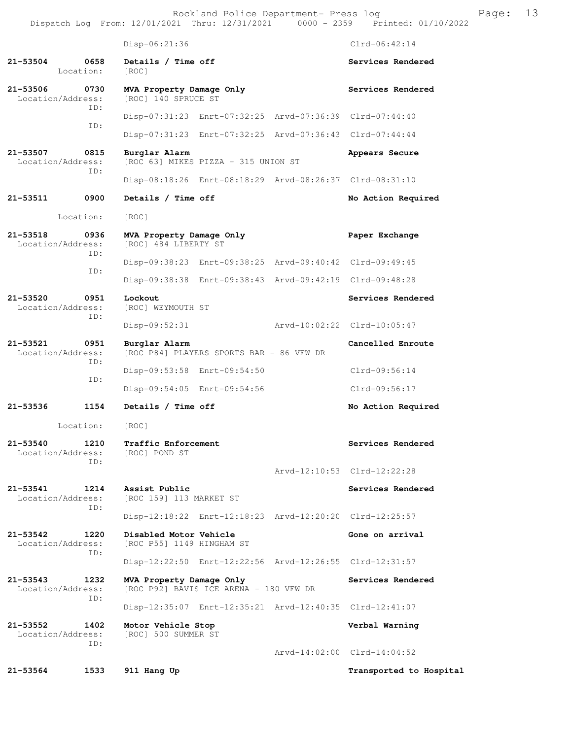Disp-06:21:36 Clrd-06:42:14

**21-53504 0658 Details / Time off** — **Services Rendered**
Location: [ROC]

**21-53506 0730 MVA Property Damage Only** — **Services Rendered**
Location/Address: [ROC] 140 SPRUCE ST
ID:
Disp-07:31:23 Enrt-07:32:25 Arvd-07:36:39 Clrd-07:44:40
ID:
Disp-07:31:23 Enrt-07:32:25 Arvd-07:36:43 Clrd-07:44:44

**21-53507 0815 Burglar Alarm** — **Appears Secure**
Location/Address: [ROC 63] MIKES PIZZA - 315 UNION ST
ID:
Disp-08:18:26 Enrt-08:18:29 Arvd-08:26:37 Clrd-08:31:10

**21-53511 0900 Details / Time off** — **No Action Required**
Location: [ROC]

**21-53518 0936 MVA Property Damage Only** — **Paper Exchange**
Location/Address: [ROC] 484 LIBERTY ST
ID:
Disp-09:38:23 Enrt-09:38:25 Arvd-09:40:42 Clrd-09:49:45
ID:
Disp-09:38:38 Enrt-09:38:43 Arvd-09:42:19 Clrd-09:48:28

**21-53520 0951 Lockout** — **Services Rendered**
Location/Address: [ROC] WEYMOUTH ST
ID:
Disp-09:52:31 Arvd-10:02:22 Clrd-10:05:47

**21-53521 0951 Burglar Alarm** — **Cancelled Enroute**
Location/Address: [ROC P84] PLAYERS SPORTS BAR - 86 VFW DR
ID:
Disp-09:53:58 Enrt-09:54:50 Clrd-09:56:14
ID:
Disp-09:54:05 Enrt-09:54:56 Clrd-09:56:17

**21-53536 1154 Details / Time off** — **No Action Required**
Location: [ROC]

**21-53540 1210 Traffic Enforcement** — **Services Rendered**
Location/Address: [ROC] POND ST
ID:
Arvd-12:10:53 Clrd-12:22:28

**21-53541 1214 Assist Public** — **Services Rendered**
Location/Address: [ROC 159] 113 MARKET ST
ID:
Disp-12:18:22 Enrt-12:18:23 Arvd-12:20:20 Clrd-12:25:57

**21-53542 1220 Disabled Motor Vehicle** — **Gone on arrival**
Location/Address: [ROC P55] 1149 HINGHAM ST
ID:
Disp-12:22:50 Enrt-12:22:56 Arvd-12:26:55 Clrd-12:31:57

**21-53543 1232 MVA Property Damage Only** — **Services Rendered**
Location/Address: [ROC P92] BAVIS ICE ARENA - 180 VFW DR
ID:
Disp-12:35:07 Enrt-12:35:21 Arvd-12:40:35 Clrd-12:41:07

**21-53552 1402 Motor Vehicle Stop** — **Verbal Warning**
Location/Address: [ROC] 500 SUMMER ST
ID:
Arvd-14:02:00 Clrd-14:04:52

**21-53564 1533 911 Hang Up** — **Transported to Hospital**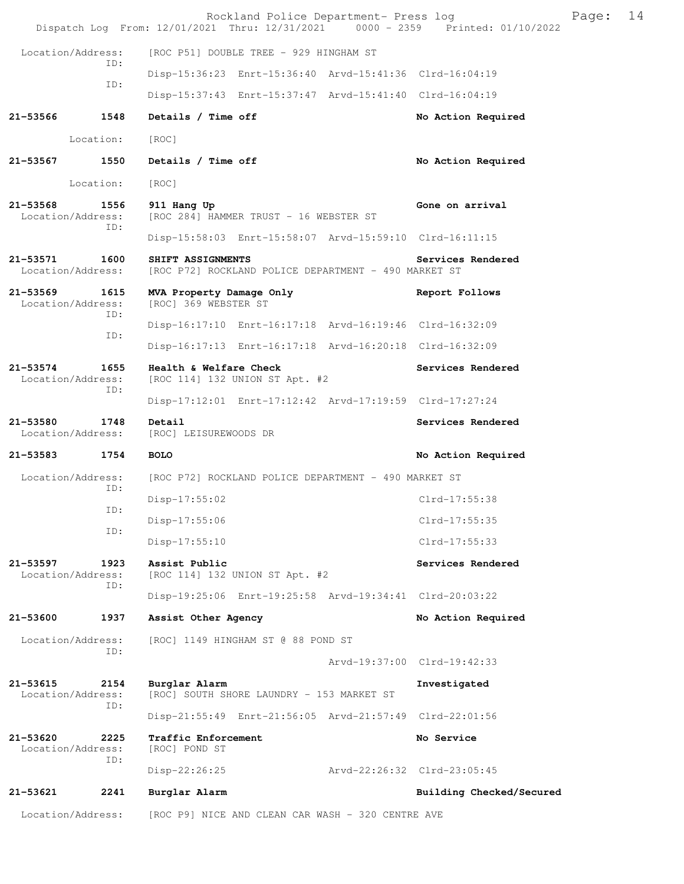Location/Address: [ROC P51] DOUBLE TREE - 929 HINGHAM ST
ID:
Disp-15:36:23 Enrt-15:36:40 Arvd-15:41:36 Clrd-16:04:19
ID:
Disp-15:37:43 Enrt-15:37:47 Arvd-15:41:40 Clrd-16:04:19

**21-53566 1548 Details / Time off** **No Action Required**

Location: [ROC]

**21-53567 1550 Details / Time off** **No Action Required**

Location: [ROC]

**21-53568 1556 911 Hang Up** **Gone on arrival**
Location/Address: [ROC 284] HAMMER TRUST - 16 WEBSTER ST
ID:
Disp-15:58:03 Enrt-15:58:07 Arvd-15:59:10 Clrd-16:11:15

**21-53571 1600 SHIFT ASSIGNMENTS** **Services Rendered**
Location/Address: [ROC P72] ROCKLAND POLICE DEPARTMENT - 490 MARKET ST

**21-53569 1615 MVA Property Damage Only** **Report Follows**
Location/Address: [ROC] 369 WEBSTER ST
ID:
Disp-16:17:10 Enrt-16:17:18 Arvd-16:19:46 Clrd-16:32:09
ID:
Disp-16:17:13 Enrt-16:17:18 Arvd-16:20:18 Clrd-16:32:09

**21-53574 1655 Health & Welfare Check** **Services Rendered**
Location/Address: [ROC 114] 132 UNION ST Apt. #2
ID:
Disp-17:12:01 Enrt-17:12:42 Arvd-17:19:59 Clrd-17:27:24

**21-53580 1748 Detail** **Services Rendered**
Location/Address: [ROC] LEISUREWOODS DR

**21-53583 1754 BOLO** **No Action Required**

Location/Address: [ROC P72] ROCKLAND POLICE DEPARTMENT - 490 MARKET ST
ID:
Disp-17:55:02 Clrd-17:55:38
ID:
Disp-17:55:06 Clrd-17:55:35
ID:
Disp-17:55:10 Clrd-17:55:33

**21-53597 1923 Assist Public** **Services Rendered**
Location/Address: [ROC 114] 132 UNION ST Apt. #2
ID:
Disp-19:25:06 Enrt-19:25:58 Arvd-19:34:41 Clrd-20:03:22

**21-53600 1937 Assist Other Agency** **No Action Required**

Location/Address: [ROC] 1149 HINGHAM ST @ 88 POND ST
ID:
Arvd-19:37:00 Clrd-19:42:33

**21-53615 2154 Burglar Alarm** **Investigated**
Location/Address: [ROC] SOUTH SHORE LAUNDRY - 153 MARKET ST
ID:
Disp-21:55:49 Enrt-21:56:05 Arvd-21:57:49 Clrd-22:01:56

**21-53620 2225 Traffic Enforcement** **No Service**
Location/Address: [ROC] POND ST
ID:
Disp-22:26:25 Arvd-22:26:32 Clrd-23:05:45

**21-53621 2241 Burglar Alarm** **Building Checked/Secured**

Location/Address: [ROC P9] NICE AND CLEAN CAR WASH - 320 CENTRE AVE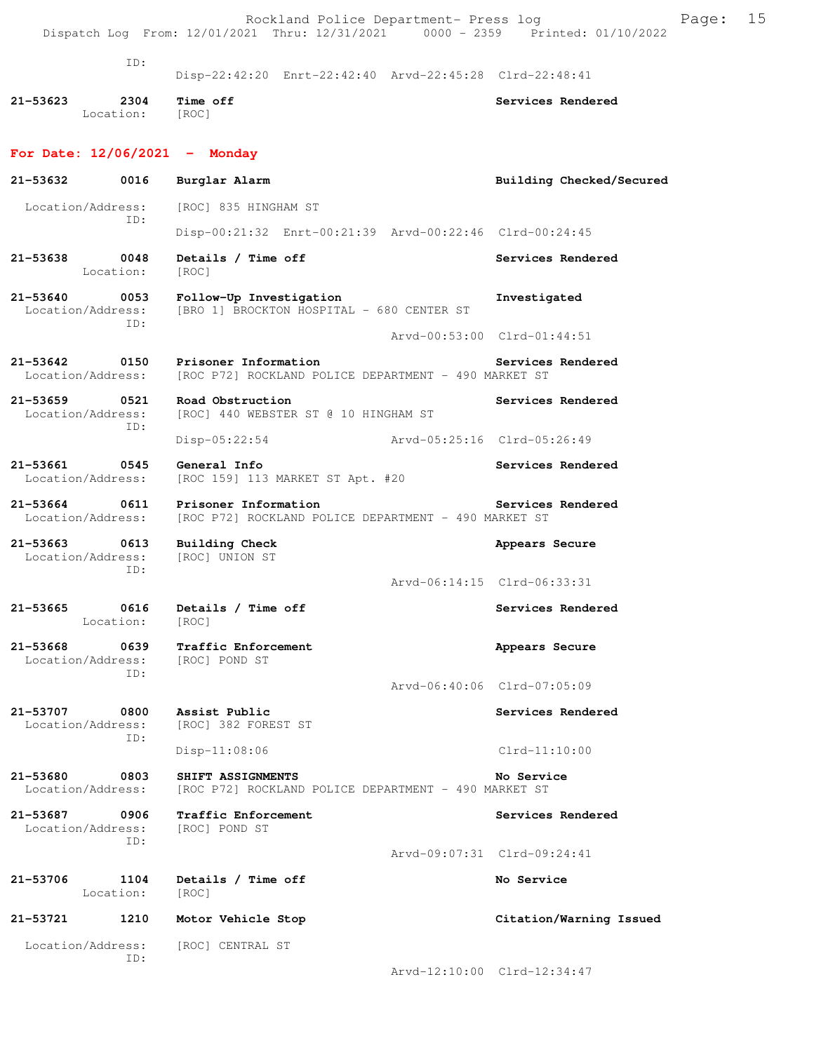ID:
Disp-22:42:20 Enrt-22:42:40 Arvd-22:45:28 Clrd-22:48:41

**21-53623 2304 Time off** — Services Rendered
Location: [ROC]

## For Date: 12/06/2021 - Monday

**21-53632 0016 Burglar Alarm** — Building Checked/Secured
Location/Address: [ROC] 835 HINGHAM ST
ID:
Disp-00:21:32 Enrt-00:21:39 Arvd-00:22:46 Clrd-00:24:45

**21-53638 0048 Details / Time off** — Services Rendered
Location: [ROC]

**21-53640 0053 Follow-Up Investigation** — Investigated
Location/Address: [BRO 1] BROCKTON HOSPITAL - 680 CENTER ST
ID:
Arvd-00:53:00 Clrd-01:44:51

**21-53642 0150 Prisoner Information** — Services Rendered
Location/Address: [ROC P72] ROCKLAND POLICE DEPARTMENT - 490 MARKET ST

**21-53659 0521 Road Obstruction** — Services Rendered
Location/Address: [ROC] 440 WEBSTER ST @ 10 HINGHAM ST
ID:
Disp-05:22:54 Arvd-05:25:16 Clrd-05:26:49

**21-53661 0545 General Info** — Services Rendered
Location/Address: [ROC 159] 113 MARKET ST Apt. #20

**21-53664 0611 Prisoner Information** — Services Rendered
Location/Address: [ROC P72] ROCKLAND POLICE DEPARTMENT - 490 MARKET ST

**21-53663 0613 Building Check** — Appears Secure
Location/Address: [ROC] UNION ST
ID:
Arvd-06:14:15 Clrd-06:33:31

**21-53665 0616 Details / Time off** — Services Rendered
Location: [ROC]

**21-53668 0639 Traffic Enforcement** — Appears Secure
Location/Address: [ROC] POND ST
ID:
Arvd-06:40:06 Clrd-07:05:09

**21-53707 0800 Assist Public** — Services Rendered
Location/Address: [ROC] 382 FOREST ST
ID:
Disp-11:08:06 Clrd-11:10:00

**21-53680 0803 SHIFT ASSIGNMENTS** — No Service
Location/Address: [ROC P72] ROCKLAND POLICE DEPARTMENT - 490 MARKET ST

**21-53687 0906 Traffic Enforcement** — Services Rendered
Location/Address: [ROC] POND ST
ID:
Arvd-09:07:31 Clrd-09:24:41

**21-53706 1104 Details / Time off** — No Service
Location: [ROC]

**21-53721 1210 Motor Vehicle Stop** — Citation/Warning Issued
Location/Address: [ROC] CENTRAL ST
ID:
Arvd-12:10:00 Clrd-12:34:47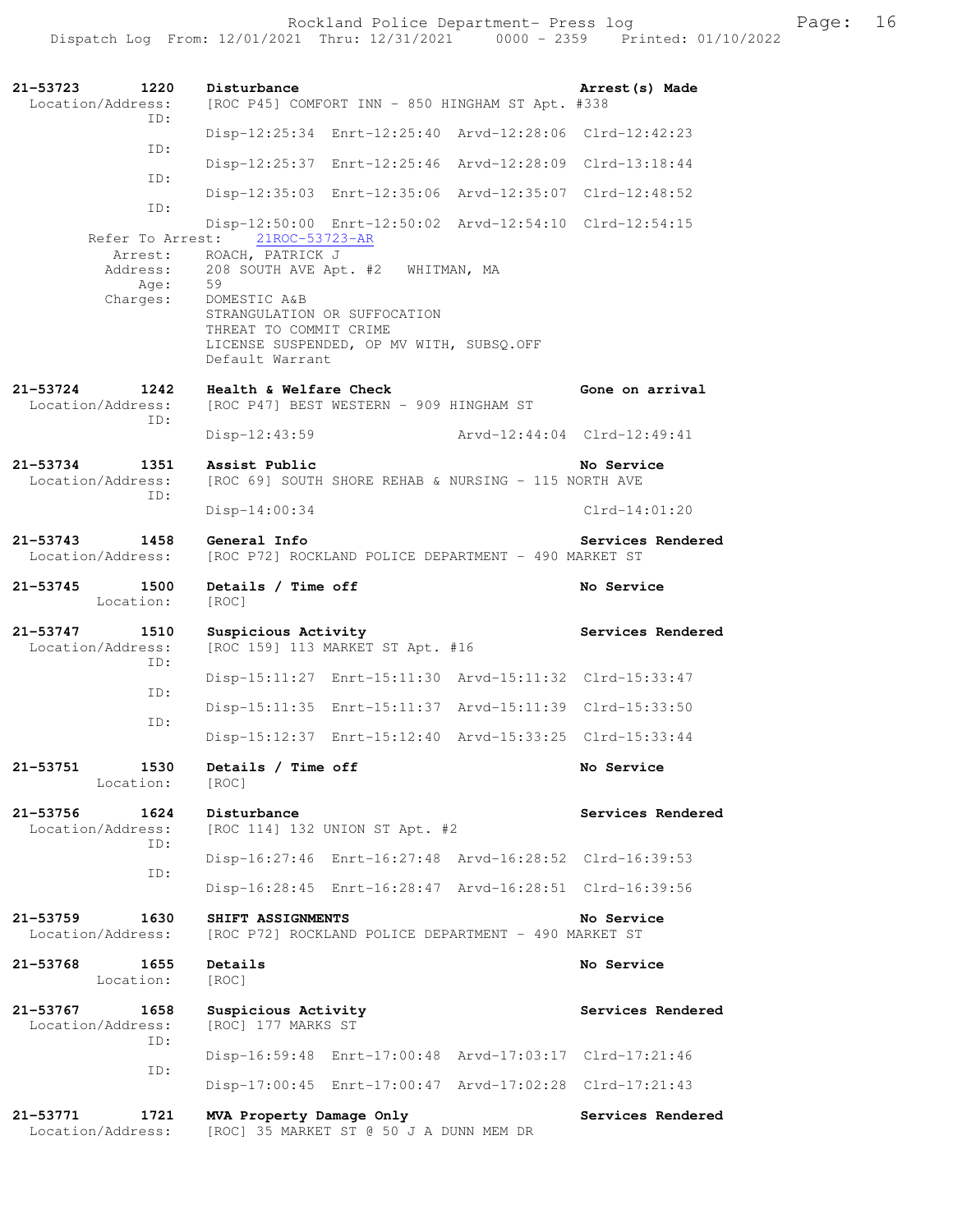**21-53723** **1220** **Disturbance** **Arrest(s) Made**
Location/Address: [ROC P45] COMFORT INN - 850 HINGHAM ST Apt. #338
ID: Disp-12:25:34 Enrt-12:25:40 Arvd-12:28:06 Clrd-12:42:23
ID: Disp-12:25:37 Enrt-12:25:46 Arvd-12:28:09 Clrd-13:18:44
ID: Disp-12:35:03 Enrt-12:35:06 Arvd-12:35:07 Clrd-12:48:52
ID: Disp-12:50:00 Enrt-12:50:02 Arvd-12:54:10 Clrd-12:54:15
Refer To Arrest: 21ROC-53723-AR
Arrest: ROACH, PATRICK J
Address: 208 SOUTH AVE Apt. #2 WHITMAN, MA
Age: 59
Charges: DOMESTIC A&B
STRANGULATION OR SUFFOCATION
THREAT TO COMMIT CRIME
LICENSE SUSPENDED, OP MV WITH, SUBSQ.OFF
Default Warrant

**21-53724** **1242** **Health & Welfare Check** **Gone on arrival**
Location/Address: [ROC P47] BEST WESTERN - 909 HINGHAM ST
ID: Disp-12:43:59 Arvd-12:44:04 Clrd-12:49:41

**21-53734** **1351** **Assist Public** **No Service**
Location/Address: [ROC 69] SOUTH SHORE REHAB & NURSING - 115 NORTH AVE
ID: Disp-14:00:34 Clrd-14:01:20

**21-53743** **1458** **General Info** **Services Rendered**
Location/Address: [ROC P72] ROCKLAND POLICE DEPARTMENT - 490 MARKET ST

**21-53745** **1500** **Details / Time off** **No Service**
Location: [ROC]

**21-53747** **1510** **Suspicious Activity** **Services Rendered**
Location/Address: [ROC 159] 113 MARKET ST Apt. #16
ID: Disp-15:11:27 Enrt-15:11:30 Arvd-15:11:32 Clrd-15:33:47
ID: Disp-15:11:35 Enrt-15:11:37 Arvd-15:11:39 Clrd-15:33:50
ID: Disp-15:12:37 Enrt-15:12:40 Arvd-15:33:25 Clrd-15:33:44

**21-53751** **1530** **Details / Time off** **No Service**
Location: [ROC]

**21-53756** **1624** **Disturbance** **Services Rendered**
Location/Address: [ROC 114] 132 UNION ST Apt. #2
ID: Disp-16:27:46 Enrt-16:27:48 Arvd-16:28:52 Clrd-16:39:53
ID: Disp-16:28:45 Enrt-16:28:47 Arvd-16:28:51 Clrd-16:39:56

**21-53759** **1630** **SHIFT ASSIGNMENTS** **No Service**
Location/Address: [ROC P72] ROCKLAND POLICE DEPARTMENT - 490 MARKET ST

**21-53768** **1655** **Details** **No Service**
Location: [ROC]

**21-53767** **1658** **Suspicious Activity** **Services Rendered**
Location/Address: [ROC] 177 MARKS ST
ID: Disp-16:59:48 Enrt-17:00:48 Arvd-17:03:17 Clrd-17:21:46
ID: Disp-17:00:45 Enrt-17:00:47 Arvd-17:02:28 Clrd-17:21:43

**21-53771** **1721** **MVA Property Damage Only** **Services Rendered**
Location/Address: [ROC] 35 MARKET ST @ 50 J A DUNN MEM DR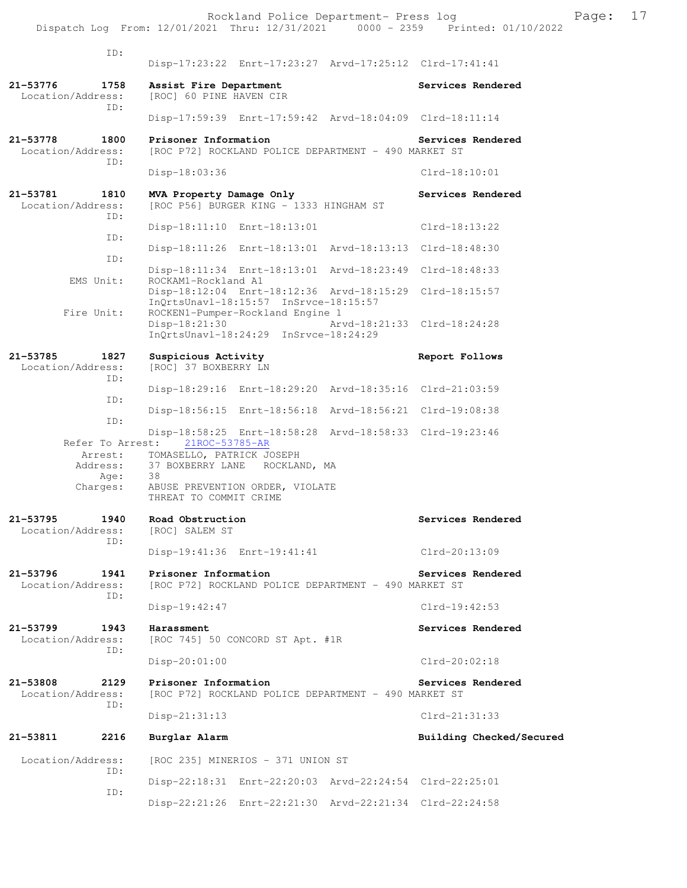ID:
Disp-17:23:22 Enrt-17:23:27 Arvd-17:25:12 Clrd-17:41:41

**21-53776 1758 Assist Fire Department** — Services Rendered
Location/Address: [ROC] 60 PINE HAVEN CIR
ID:
Disp-17:59:39 Enrt-17:59:42 Arvd-18:04:09 Clrd-18:11:14

**21-53778 1800 Prisoner Information** — Services Rendered
Location/Address: [ROC P72] ROCKLAND POLICE DEPARTMENT - 490 MARKET ST
ID:
Disp-18:03:36 Clrd-18:10:01

**21-53781 1810 MVA Property Damage Only** — Services Rendered
Location/Address: [ROC P56] BURGER KING - 1333 HINGHAM ST
ID:
Disp-18:11:10 Enrt-18:13:01 Clrd-18:13:22
ID:
Disp-18:11:26 Enrt-18:13:01 Arvd-18:13:13 Clrd-18:48:30
ID:
Disp-18:11:34 Enrt-18:13:01 Arvd-18:23:49 Clrd-18:48:33
EMS Unit: ROCKAM1-Rockland A1
Disp-18:12:04 Enrt-18:12:36 Arvd-18:15:29 Clrd-18:15:57
InQrtsUnavl-18:15:57 InSrvce-18:15:57
Fire Unit: ROCKEN1-Pumper-Rockland Engine 1
Disp-18:21:30 Arvd-18:21:33 Clrd-18:24:28
InQrtsUnavl-18:24:29 InSrvce-18:24:29

**21-53785 1827 Suspicious Activity** — Report Follows
Location/Address: [ROC] 37 BOXBERRY LN
ID:
Disp-18:29:16 Enrt-18:29:20 Arvd-18:35:16 Clrd-21:03:59
ID:
Disp-18:56:15 Enrt-18:56:18 Arvd-18:56:21 Clrd-19:08:38
ID:
Disp-18:58:25 Enrt-18:58:28 Arvd-18:58:33 Clrd-19:23:46
Refer To Arrest: 21ROC-53785-AR
Arrest: TOMASELLO, PATRICK JOSEPH
Address: 37 BOXBERRY LANE ROCKLAND, MA
Age: 38
Charges: ABUSE PREVENTION ORDER, VIOLATE
THREAT TO COMMIT CRIME

**21-53795 1940 Road Obstruction** — Services Rendered
Location/Address: [ROC] SALEM ST
ID:
Disp-19:41:36 Enrt-19:41:41 Clrd-20:13:09

**21-53796 1941 Prisoner Information** — Services Rendered
Location/Address: [ROC P72] ROCKLAND POLICE DEPARTMENT - 490 MARKET ST
ID:
Disp-19:42:47 Clrd-19:42:53

**21-53799 1943 Harassment** — Services Rendered
Location/Address: [ROC 745] 50 CONCORD ST Apt. #1R
ID:
Disp-20:01:00 Clrd-20:02:18

**21-53808 2129 Prisoner Information** — Services Rendered
Location/Address: [ROC P72] ROCKLAND POLICE DEPARTMENT - 490 MARKET ST
ID:
Disp-21:31:13 Clrd-21:31:33

**21-53811 2216 Burglar Alarm** — Building Checked/Secured
Location/Address: [ROC 235] MINERIOS - 371 UNION ST
ID:
Disp-22:18:31 Enrt-22:20:03 Arvd-22:24:54 Clrd-22:25:01
ID:
Disp-22:21:26 Enrt-22:21:30 Arvd-22:21:34 Clrd-22:24:58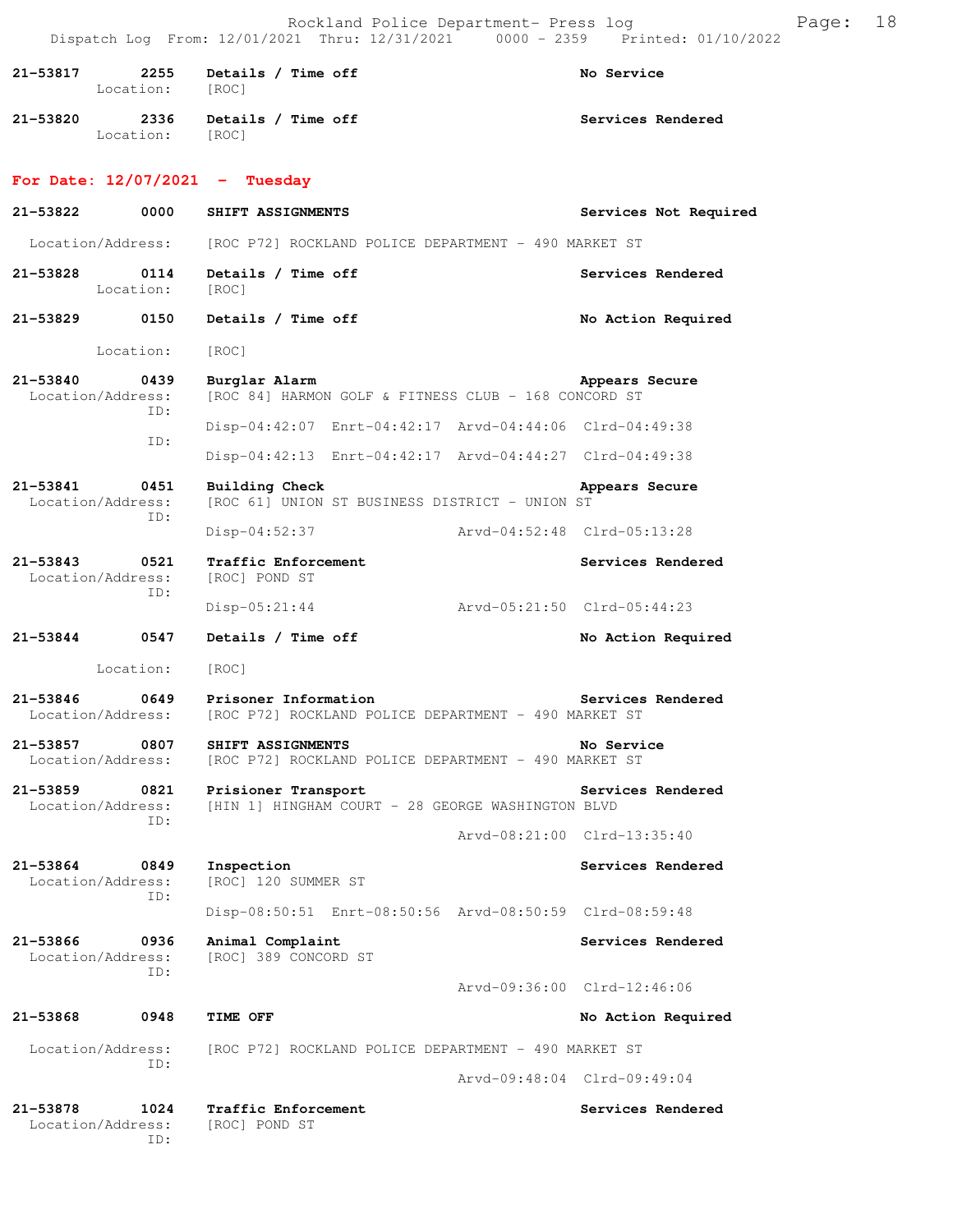21-53817 2255 Details / Time off No Service
Location: [ROC]

21-53820 2336 Details / Time off Services Rendered
Location: [ROC]

## For Date: 12/07/2021 - Tuesday

21-53822 0000 SHIFT ASSIGNMENTS Services Not Required
Location/Address: [ROC P72] ROCKLAND POLICE DEPARTMENT - 490 MARKET ST

21-53828 0114 Details / Time off Services Rendered
Location: [ROC]

21-53829 0150 Details / Time off No Action Required
Location: [ROC]

21-53840 0439 Burglar Alarm Appears Secure
Location/Address: [ROC 84] HARMON GOLF & FITNESS CLUB - 168 CONCORD ST
ID: Disp-04:42:07 Enrt-04:42:17 Arvd-04:44:06 Clrd-04:49:38
ID: Disp-04:42:13 Enrt-04:42:17 Arvd-04:44:27 Clrd-04:49:38

21-53841 0451 Building Check Appears Secure
Location/Address: [ROC 61] UNION ST BUSINESS DISTRICT - UNION ST
ID: Disp-04:52:37 Arvd-04:52:48 Clrd-05:13:28

21-53843 0521 Traffic Enforcement Services Rendered
Location/Address: [ROC] POND ST
ID: Disp-05:21:44 Arvd-05:21:50 Clrd-05:44:23

21-53844 0547 Details / Time off No Action Required
Location: [ROC]

21-53846 0649 Prisoner Information Services Rendered
Location/Address: [ROC P72] ROCKLAND POLICE DEPARTMENT - 490 MARKET ST

21-53857 0807 SHIFT ASSIGNMENTS No Service
Location/Address: [ROC P72] ROCKLAND POLICE DEPARTMENT - 490 MARKET ST

21-53859 0821 Prisioner Transport Services Rendered
Location/Address: [HIN 1] HINGHAM COURT - 28 GEORGE WASHINGTON BLVD
ID: Arvd-08:21:00 Clrd-13:35:40

21-53864 0849 Inspection Services Rendered
Location/Address: [ROC] 120 SUMMER ST
ID: Disp-08:50:51 Enrt-08:50:56 Arvd-08:50:59 Clrd-08:59:48

21-53866 0936 Animal Complaint Services Rendered
Location/Address: [ROC] 389 CONCORD ST
ID: Arvd-09:36:00 Clrd-12:46:06

21-53868 0948 TIME OFF No Action Required
Location/Address: [ROC P72] ROCKLAND POLICE DEPARTMENT - 490 MARKET ST
ID: Arvd-09:48:04 Clrd-09:49:04

21-53878 1024 Traffic Enforcement Services Rendered
Location/Address: [ROC] POND ST
ID: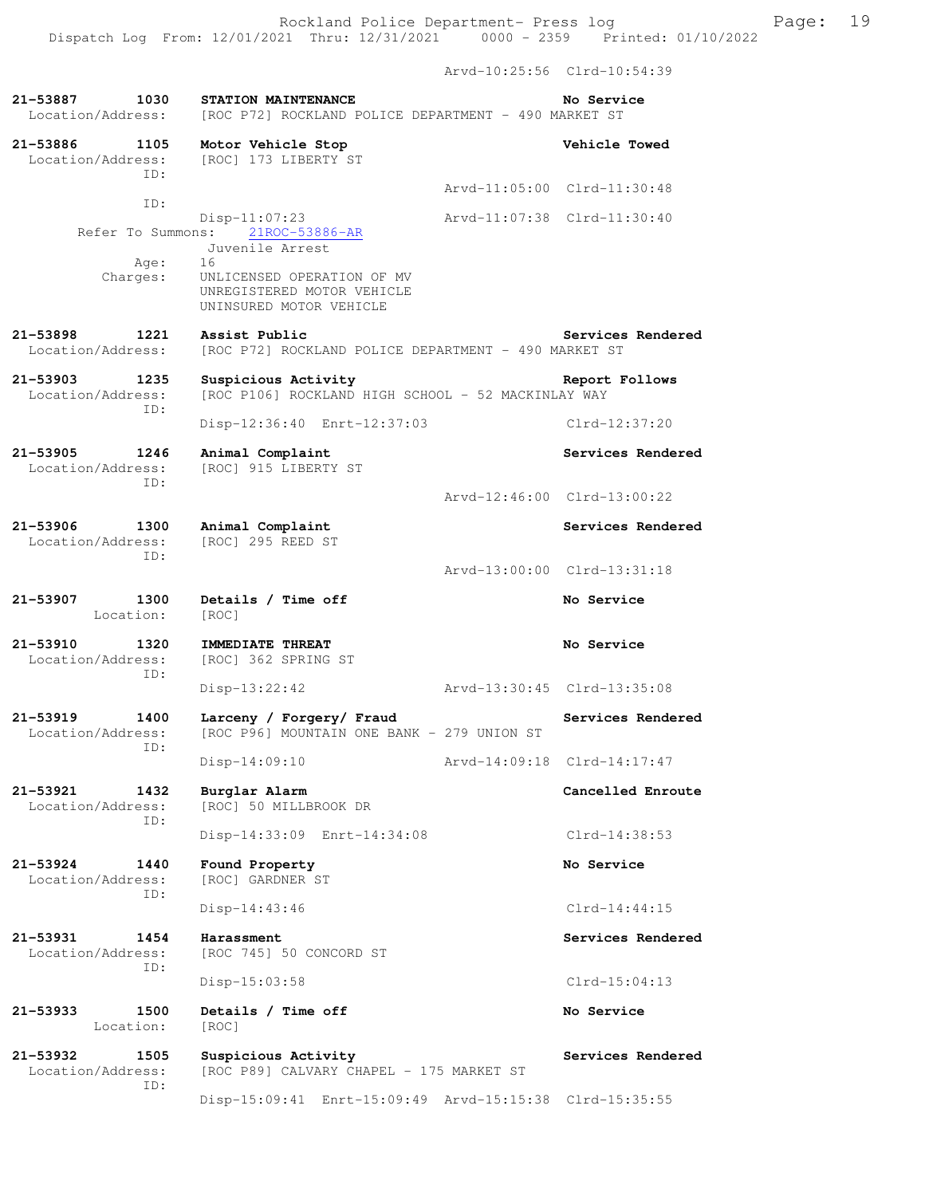Arvd-10:25:56 Clrd-10:54:39

**21-53887 1030 STATION MAINTENANCE** — **No Service**
Location/Address: [ROC P72] ROCKLAND POLICE DEPARTMENT - 490 MARKET ST

**21-53886 1105 Motor Vehicle Stop** — **Vehicle Towed**
Location/Address: [ROC] 173 LIBERTY ST
ID:
Arvd-11:05:00 Clrd-11:30:48
ID:
Disp-11:07:23 Arvd-11:07:38 Clrd-11:30:40
Refer To Summons: 21ROC-53886-AR
Juvenile Arrest
Age: 16
Charges: UNLICENSED OPERATION OF MV
UNREGISTERED MOTOR VEHICLE
UNINSURED MOTOR VEHICLE

**21-53898 1221 Assist Public** — **Services Rendered**
Location/Address: [ROC P72] ROCKLAND POLICE DEPARTMENT - 490 MARKET ST

**21-53903 1235 Suspicious Activity** — **Report Follows**
Location/Address: [ROC P106] ROCKLAND HIGH SCHOOL - 52 MACKINLAY WAY
ID:
Disp-12:36:40 Enrt-12:37:03 Clrd-12:37:20

**21-53905 1246 Animal Complaint** — **Services Rendered**
Location/Address: [ROC] 915 LIBERTY ST
ID:
Arvd-12:46:00 Clrd-13:00:22

**21-53906 1300 Animal Complaint** — **Services Rendered**
Location/Address: [ROC] 295 REED ST
ID:
Arvd-13:00:00 Clrd-13:31:18

**21-53907 1300 Details / Time off** — **No Service**
Location: [ROC]

**21-53910 1320 IMMEDIATE THREAT** — **No Service**
Location/Address: [ROC] 362 SPRING ST
ID:
Disp-13:22:42 Arvd-13:30:45 Clrd-13:35:08

**21-53919 1400 Larceny / Forgery/ Fraud** — **Services Rendered**
Location/Address: [ROC P96] MOUNTAIN ONE BANK - 279 UNION ST
ID:
Disp-14:09:10 Arvd-14:09:18 Clrd-14:17:47

**21-53921 1432 Burglar Alarm** — **Cancelled Enroute**
Location/Address: [ROC] 50 MILLBROOK DR
ID:
Disp-14:33:09 Enrt-14:34:08 Clrd-14:38:53

**21-53924 1440 Found Property** — **No Service**
Location/Address: [ROC] GARDNER ST
ID:
Disp-14:43:46 Clrd-14:44:15

**21-53931 1454 Harassment** — **Services Rendered**
Location/Address: [ROC 745] 50 CONCORD ST
ID:
Disp-15:03:58 Clrd-15:04:13

**21-53933 1500 Details / Time off** — **No Service**
Location: [ROC]

**21-53932 1505 Suspicious Activity** — **Services Rendered**
Location/Address: [ROC P89] CALVARY CHAPEL - 175 MARKET ST
ID:
Disp-15:09:41 Enrt-15:09:49 Arvd-15:15:38 Clrd-15:35:55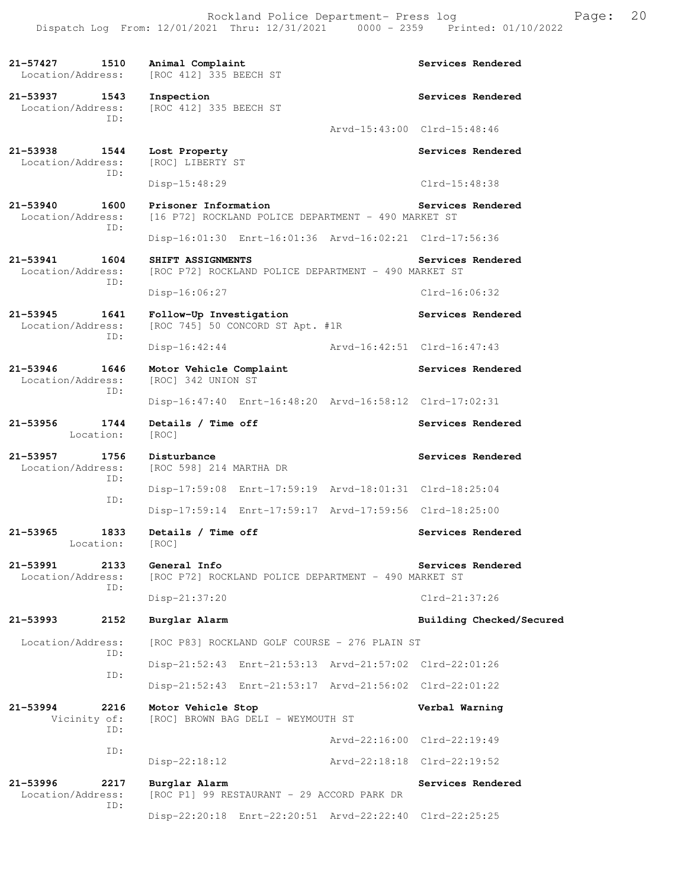21-57427 1510 **Animal Complaint** **Services Rendered**
Location/Address: [ROC 412] 335 BEECH ST

21-53937 1543 **Inspection** **Services Rendered**
Location/Address: [ROC 412] 335 BEECH ST
ID:
Arvd-15:43:00 Clrd-15:48:46

21-53938 1544 **Lost Property** **Services Rendered**
Location/Address: [ROC] LIBERTY ST
ID:
Disp-15:48:29 Clrd-15:48:38

21-53940 1600 **Prisoner Information** **Services Rendered**
Location/Address: [16 P72] ROCKLAND POLICE DEPARTMENT - 490 MARKET ST
ID:
Disp-16:01:30 Enrt-16:01:36 Arvd-16:02:21 Clrd-17:56:36

21-53941 1604 **SHIFT ASSIGNMENTS** **Services Rendered**
Location/Address: [ROC P72] ROCKLAND POLICE DEPARTMENT - 490 MARKET ST
ID:
Disp-16:06:27 Clrd-16:06:32

21-53945 1641 **Follow-Up Investigation** **Services Rendered**
Location/Address: [ROC 745] 50 CONCORD ST Apt. #1R
ID:
Disp-16:42:44 Arvd-16:42:51 Clrd-16:47:43

21-53946 1646 **Motor Vehicle Complaint** **Services Rendered**
Location/Address: [ROC] 342 UNION ST
ID:
Disp-16:47:40 Enrt-16:48:20 Arvd-16:58:12 Clrd-17:02:31

21-53956 1744 **Details / Time off** **Services Rendered**
Location: [ROC]

21-53957 1756 **Disturbance** **Services Rendered**
Location/Address: [ROC 598] 214 MARTHA DR
ID:
Disp-17:59:08 Enrt-17:59:19 Arvd-18:01:31 Clrd-18:25:04
ID:
Disp-17:59:14 Enrt-17:59:17 Arvd-17:59:56 Clrd-18:25:00

21-53965 1833 **Details / Time off** **Services Rendered**
Location: [ROC]

21-53991 2133 **General Info** **Services Rendered**
Location/Address: [ROC P72] ROCKLAND POLICE DEPARTMENT - 490 MARKET ST
ID:
Disp-21:37:20 Clrd-21:37:26

21-53993 2152 **Burglar Alarm** **Building Checked/Secured**
Location/Address: [ROC P83] ROCKLAND GOLF COURSE - 276 PLAIN ST
ID:
Disp-21:52:43 Enrt-21:53:13 Arvd-21:57:02 Clrd-22:01:26
ID:
Disp-21:52:43 Enrt-21:53:17 Arvd-21:56:02 Clrd-22:01:22

21-53994 2216 **Motor Vehicle Stop** **Verbal Warning**
Vicinity of: [ROC] BROWN BAG DELI - WEYMOUTH ST
ID:
Arvd-22:16:00 Clrd-22:19:49
ID:
Disp-22:18:12 Arvd-22:18:18 Clrd-22:19:52

21-53996 2217 **Burglar Alarm** **Services Rendered**
Location/Address: [ROC P1] 99 RESTAURANT - 29 ACCORD PARK DR
ID:
Disp-22:20:18 Enrt-22:20:51 Arvd-22:22:40 Clrd-22:25:25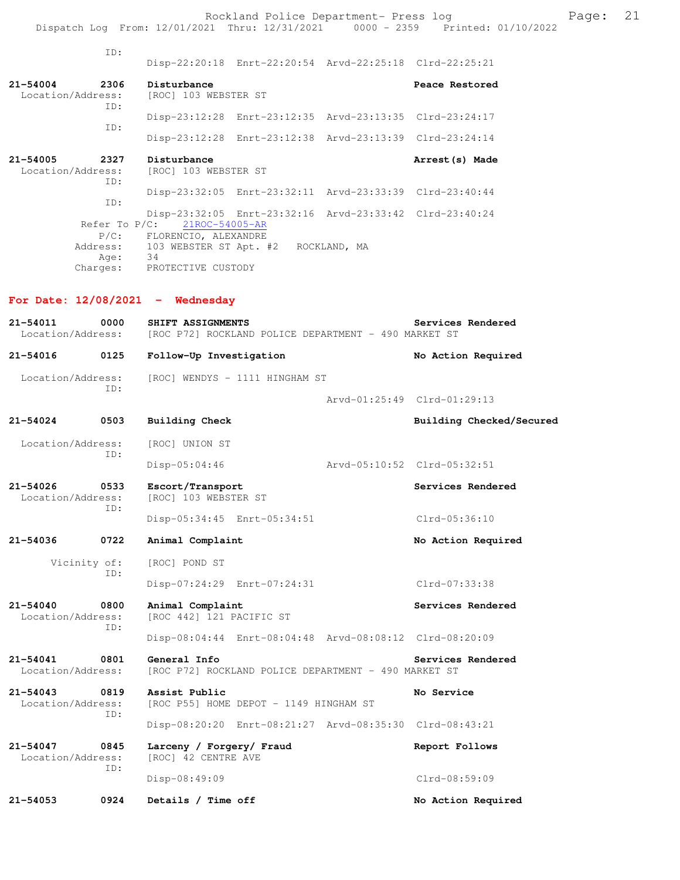ID:
Disp-22:20:18  Enrt-22:20:54  Arvd-22:25:18  Clrd-22:25:21

**21-54004  2306  Disturbance  Peace Restored**
Location/Address: [ROC] 103 WEBSTER ST
ID:
Disp-23:12:28  Enrt-23:12:35  Arvd-23:13:35  Clrd-23:24:17
ID:
Disp-23:12:28  Enrt-23:12:38  Arvd-23:13:39  Clrd-23:24:14

**21-54005  2327  Disturbance  Arrest(s) Made**
Location/Address: [ROC] 103 WEBSTER ST
ID:
Disp-23:32:05  Enrt-23:32:11  Arvd-23:33:39  Clrd-23:40:44
ID:
Disp-23:32:05  Enrt-23:32:16  Arvd-23:33:42  Clrd-23:40:24
Refer To P/C: 21ROC-54005-AR
P/C: FLORENCIO, ALEXANDRE
Address: 103 WEBSTER ST Apt. #2  ROCKLAND, MA
Age: 34
Charges: PROTECTIVE CUSTODY

## For Date: 12/08/2021 - Wednesday

**21-54011  0000  SHIFT ASSIGNMENTS  Services Rendered**
Location/Address: [ROC P72] ROCKLAND POLICE DEPARTMENT - 490 MARKET ST

**21-54016  0125  Follow-Up Investigation  No Action Required**
Location/Address: [ROC] WENDYS - 1111 HINGHAM ST
ID:
Arvd-01:25:49  Clrd-01:29:13

**21-54024  0503  Building Check  Building Checked/Secured**
Location/Address: [ROC] UNION ST
ID:
Disp-05:04:46  Arvd-05:10:52  Clrd-05:32:51

**21-54026  0533  Escort/Transport  Services Rendered**
Location/Address: [ROC] 103 WEBSTER ST
ID:
Disp-05:34:45  Enrt-05:34:51  Clrd-05:36:10

**21-54036  0722  Animal Complaint  No Action Required**
Vicinity of: [ROC] POND ST
ID:
Disp-07:24:29  Enrt-07:24:31  Clrd-07:33:38

**21-54040  0800  Animal Complaint  Services Rendered**
Location/Address: [ROC 442] 121 PACIFIC ST
ID:
Disp-08:04:44  Enrt-08:04:48  Arvd-08:08:12  Clrd-08:20:09

**21-54041  0801  General Info  Services Rendered**
Location/Address: [ROC P72] ROCKLAND POLICE DEPARTMENT - 490 MARKET ST

**21-54043  0819  Assist Public  No Service**
Location/Address: [ROC P55] HOME DEPOT - 1149 HINGHAM ST
ID:
Disp-08:20:20  Enrt-08:21:27  Arvd-08:35:30  Clrd-08:43:21

**21-54047  0845  Larceny / Forgery/ Fraud  Report Follows**
Location/Address: [ROC] 42 CENTRE AVE
ID:
Disp-08:49:09  Clrd-08:59:09

**21-54053  0924  Details / Time off  No Action Required**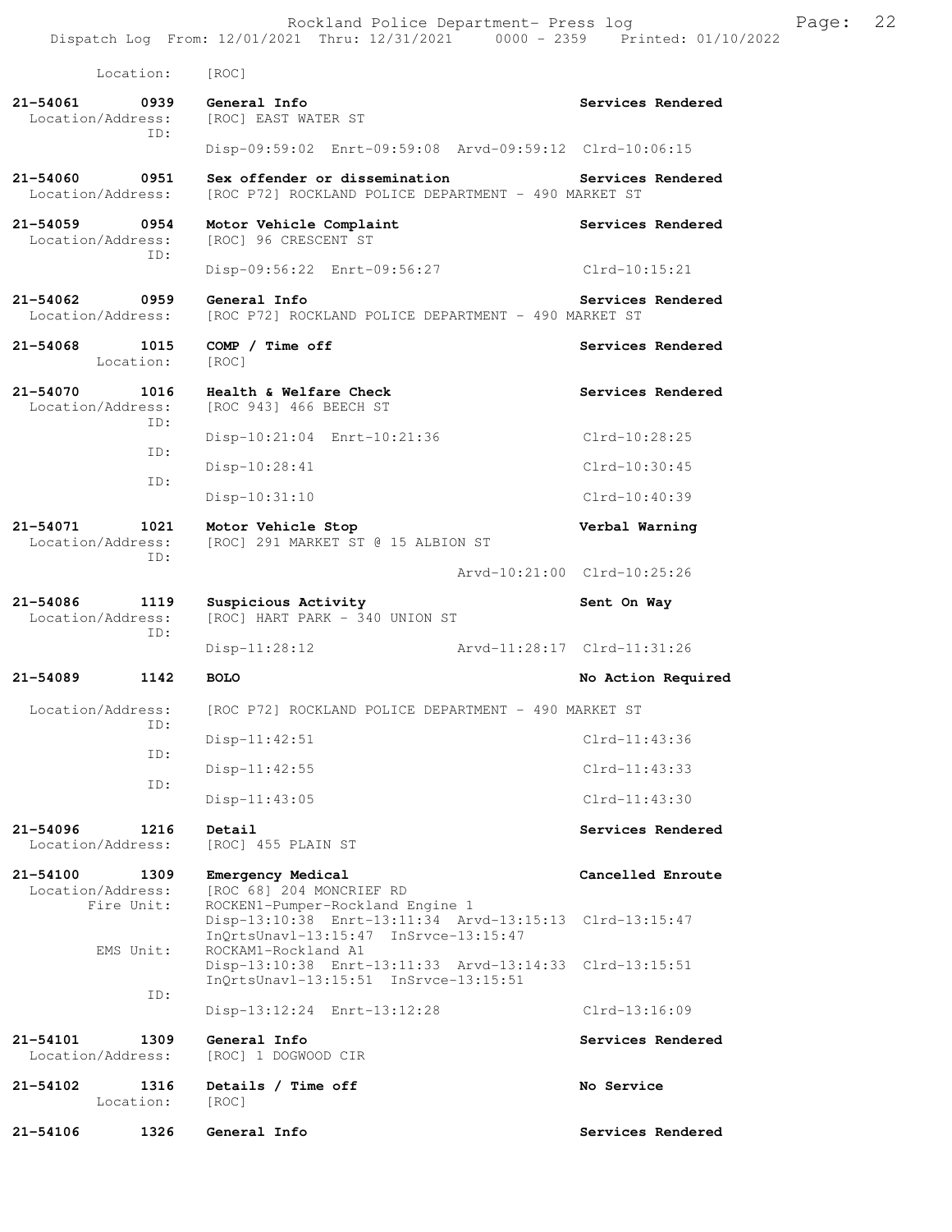Location: [ROC]

**21-54061 0939 General Info** — **Services Rendered**
Location/Address: [ROC] EAST WATER ST
ID:
Disp-09:59:02 Enrt-09:59:08 Arvd-09:59:12 Clrd-10:06:15

**21-54060 0951 Sex offender or dissemination** — **Services Rendered**
Location/Address: [ROC P72] ROCKLAND POLICE DEPARTMENT - 490 MARKET ST

**21-54059 0954 Motor Vehicle Complaint** — **Services Rendered**
Location/Address: [ROC] 96 CRESCENT ST
ID:
Disp-09:56:22 Enrt-09:56:27 Clrd-10:15:21

**21-54062 0959 General Info** — **Services Rendered**
Location/Address: [ROC P72] ROCKLAND POLICE DEPARTMENT - 490 MARKET ST

**21-54068 1015 COMP / Time off** — **Services Rendered**
Location: [ROC]

**21-54070 1016 Health & Welfare Check** — **Services Rendered**
Location/Address: [ROC 943] 466 BEECH ST
ID:
Disp-10:21:04 Enrt-10:21:36 Clrd-10:28:25
ID:
Disp-10:28:41 Clrd-10:30:45
ID:
Disp-10:31:10 Clrd-10:40:39

**21-54071 1021 Motor Vehicle Stop** — **Verbal Warning**
Location/Address: [ROC] 291 MARKET ST @ 15 ALBION ST
ID:
Arvd-10:21:00 Clrd-10:25:26

**21-54086 1119 Suspicious Activity** — **Sent On Way**
Location/Address: [ROC] HART PARK - 340 UNION ST
ID:
Disp-11:28:12 Arvd-11:28:17 Clrd-11:31:26

**21-54089 1142 BOLO** — **No Action Required**
Location/Address: [ROC P72] ROCKLAND POLICE DEPARTMENT - 490 MARKET ST
ID:
Disp-11:42:51 Clrd-11:43:36
ID:
Disp-11:42:55 Clrd-11:43:33
ID:
Disp-11:43:05 Clrd-11:43:30

**21-54096 1216 Detail** — **Services Rendered**
Location/Address: [ROC] 455 PLAIN ST

**21-54100 1309 Emergency Medical** — **Cancelled Enroute**
Location/Address: [ROC 68] 204 MONCRIEF RD
Fire Unit: ROCKEN1-Pumper-Rockland Engine 1
Disp-13:10:38 Enrt-13:11:34 Arvd-13:15:13 Clrd-13:15:47
InQrtsUnavl-13:15:47 InSrvce-13:15:47
EMS Unit: ROCKAM1-Rockland A1
Disp-13:10:38 Enrt-13:11:33 Arvd-13:14:33 Clrd-13:15:51
InQrtsUnavl-13:15:51 InSrvce-13:15:51
ID:
Disp-13:12:24 Enrt-13:12:28 Clrd-13:16:09

**21-54101 1309 General Info** — **Services Rendered**
Location/Address: [ROC] 1 DOGWOOD CIR

**21-54102 1316 Details / Time off** — **No Service**
Location: [ROC]

**21-54106 1326 General Info** — **Services Rendered**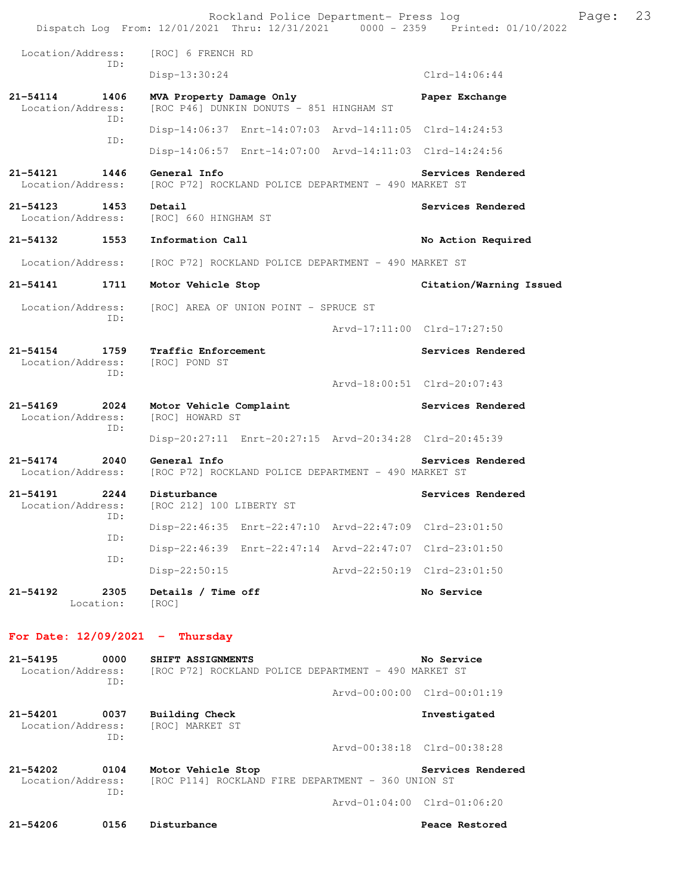Location/Address: [ROC] 6 FRENCH RD
ID:
Disp-13:30:24 Clrd-14:06:44

**21-54114 1406 MVA Property Damage Only** — **Paper Exchange**
Location/Address: [ROC P46] DUNKIN DONUTS - 851 HINGHAM ST
ID:
Disp-14:06:37 Enrt-14:07:03 Arvd-14:11:05 Clrd-14:24:53
ID:
Disp-14:06:57 Enrt-14:07:00 Arvd-14:11:03 Clrd-14:24:56

**21-54121 1446 General Info** — **Services Rendered**
Location/Address: [ROC P72] ROCKLAND POLICE DEPARTMENT - 490 MARKET ST

**21-54123 1453 Detail** — **Services Rendered**
Location/Address: [ROC] 660 HINGHAM ST

**21-54132 1553 Information Call** — **No Action Required**
Location/Address: [ROC P72] ROCKLAND POLICE DEPARTMENT - 490 MARKET ST

**21-54141 1711 Motor Vehicle Stop** — **Citation/Warning Issued**
Location/Address: [ROC] AREA OF UNION POINT - SPRUCE ST
ID:
Arvd-17:11:00 Clrd-17:27:50

**21-54154 1759 Traffic Enforcement** — **Services Rendered**
Location/Address: [ROC] POND ST
ID:
Arvd-18:00:51 Clrd-20:07:43

**21-54169 2024 Motor Vehicle Complaint** — **Services Rendered**
Location/Address: [ROC] HOWARD ST
ID:
Disp-20:27:11 Enrt-20:27:15 Arvd-20:34:28 Clrd-20:45:39

**21-54174 2040 General Info** — **Services Rendered**
Location/Address: [ROC P72] ROCKLAND POLICE DEPARTMENT - 490 MARKET ST

**21-54191 2244 Disturbance** — **Services Rendered**
Location/Address: [ROC 212] 100 LIBERTY ST
ID:
Disp-22:46:35 Enrt-22:47:10 Arvd-22:47:09 Clrd-23:01:50
ID:
Disp-22:46:39 Enrt-22:47:14 Arvd-22:47:07 Clrd-23:01:50
ID:
Disp-22:50:15 Arvd-22:50:19 Clrd-23:01:50

**21-54192 2305 Details / Time off** — **No Service**
Location: [ROC]

## For Date: 12/09/2021 - Thursday

**21-54195 0000 SHIFT ASSIGNMENTS** — **No Service**
Location/Address: [ROC P72] ROCKLAND POLICE DEPARTMENT - 490 MARKET ST
ID:
Arvd-00:00:00 Clrd-00:01:19

**21-54201 0037 Building Check** — **Investigated**
Location/Address: [ROC] MARKET ST
ID:
Arvd-00:38:18 Clrd-00:38:28

**21-54202 0104 Motor Vehicle Stop** — **Services Rendered**
Location/Address: [ROC P114] ROCKLAND FIRE DEPARTMENT - 360 UNION ST
ID:
Arvd-01:04:00 Clrd-01:06:20

**21-54206 0156 Disturbance** — **Peace Restored**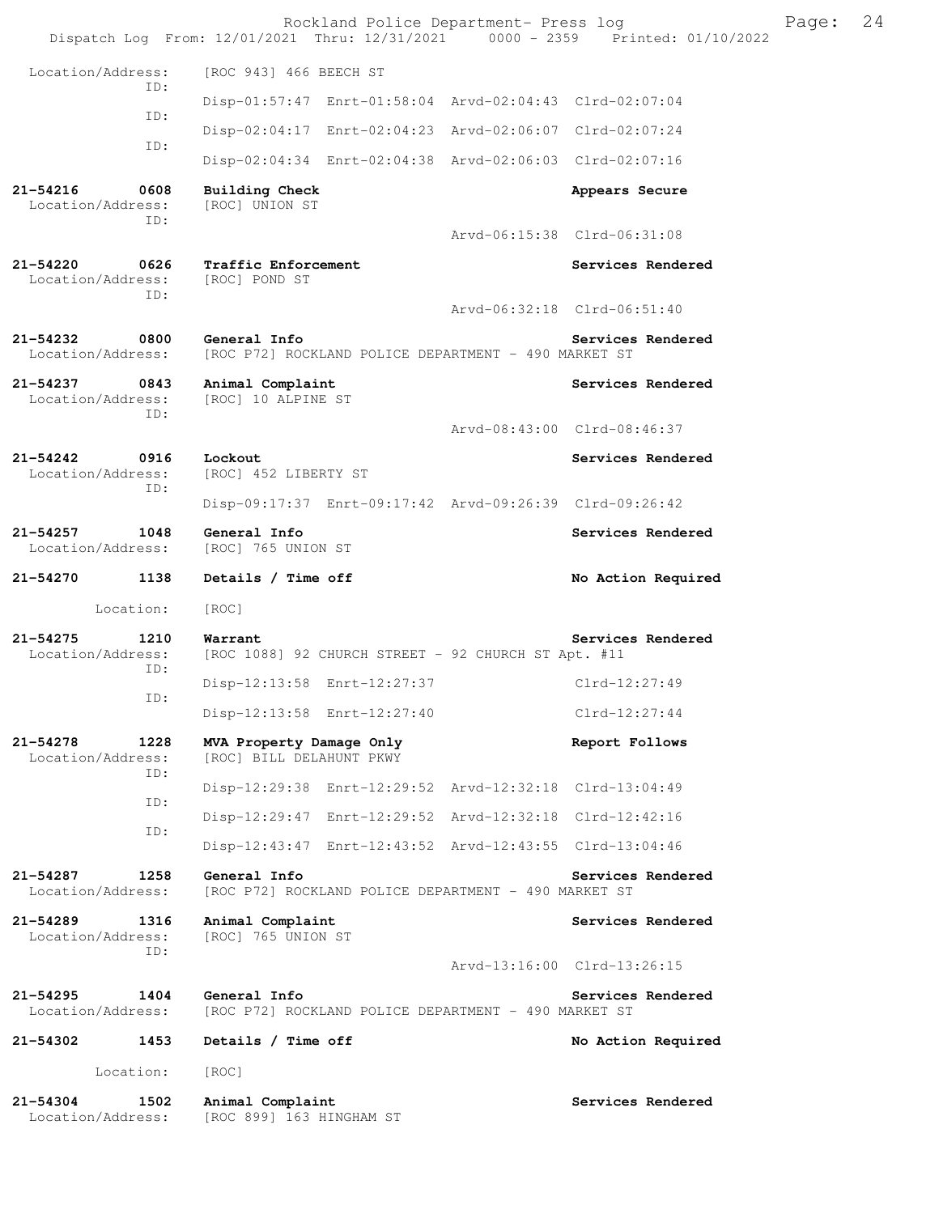```
Location/Address:     [ROC 943] 466 BEECH ST
              ID:
                      Disp-01:57:47  Enrt-01:58:04  Arvd-02:04:43  Clrd-02:07:04
              ID:
                      Disp-02:04:17  Enrt-02:04:23  Arvd-02:06:07  Clrd-02:07:24
              ID:
                      Disp-02:04:34  Enrt-02:04:38  Arvd-02:06:03  Clrd-02:07:16

21-54216      0608    Building Check                                 Appears Secure
 Location/Address:    [ROC] UNION ST
              ID:
                                                    Arvd-06:15:38  Clrd-06:31:08

21-54220      0626    Traffic Enforcement                            Services Rendered
 Location/Address:    [ROC] POND ST
              ID:
                                                    Arvd-06:32:18  Clrd-06:51:40

21-54232      0800    General Info                                   Services Rendered
 Location/Address:    [ROC P72] ROCKLAND POLICE DEPARTMENT - 490 MARKET ST

21-54237      0843    Animal Complaint                               Services Rendered
 Location/Address:    [ROC] 10 ALPINE ST
              ID:
                                                    Arvd-08:43:00  Clrd-08:46:37

21-54242      0916    Lockout                                        Services Rendered
 Location/Address:    [ROC] 452 LIBERTY ST
              ID:
                      Disp-09:17:37  Enrt-09:17:42  Arvd-09:26:39  Clrd-09:26:42

21-54257      1048    General Info                                   Services Rendered
 Location/Address:    [ROC] 765 UNION ST

21-54270      1138    Details / Time off                             No Action Required

        Location:     [ROC]

21-54275      1210    Warrant                                        Services Rendered
 Location/Address:    [ROC 1088] 92 CHURCH STREET - 92 CHURCH ST Apt. #11
              ID:
                      Disp-12:13:58  Enrt-12:27:37                 Clrd-12:27:49
              ID:
                      Disp-12:13:58  Enrt-12:27:40                 Clrd-12:27:44

21-54278      1228    MVA Property Damage Only                       Report Follows
 Location/Address:    [ROC] BILL DELAHUNT PKWY
              ID:
                      Disp-12:29:38  Enrt-12:29:52  Arvd-12:32:18  Clrd-13:04:49
              ID:
                      Disp-12:29:47  Enrt-12:29:52  Arvd-12:32:18  Clrd-12:42:16
              ID:
                      Disp-12:43:47  Enrt-12:43:52  Arvd-12:43:55  Clrd-13:04:46

21-54287      1258    General Info                                   Services Rendered
 Location/Address:    [ROC P72] ROCKLAND POLICE DEPARTMENT - 490 MARKET ST

21-54289      1316    Animal Complaint                               Services Rendered
 Location/Address:    [ROC] 765 UNION ST
              ID:
                                                    Arvd-13:16:00  Clrd-13:26:15

21-54295      1404    General Info                                   Services Rendered
 Location/Address:    [ROC P72] ROCKLAND POLICE DEPARTMENT - 490 MARKET ST

21-54302      1453    Details / Time off                             No Action Required

        Location:     [ROC]

21-54304      1502    Animal Complaint                               Services Rendered
 Location/Address:    [ROC 899] 163 HINGHAM ST
```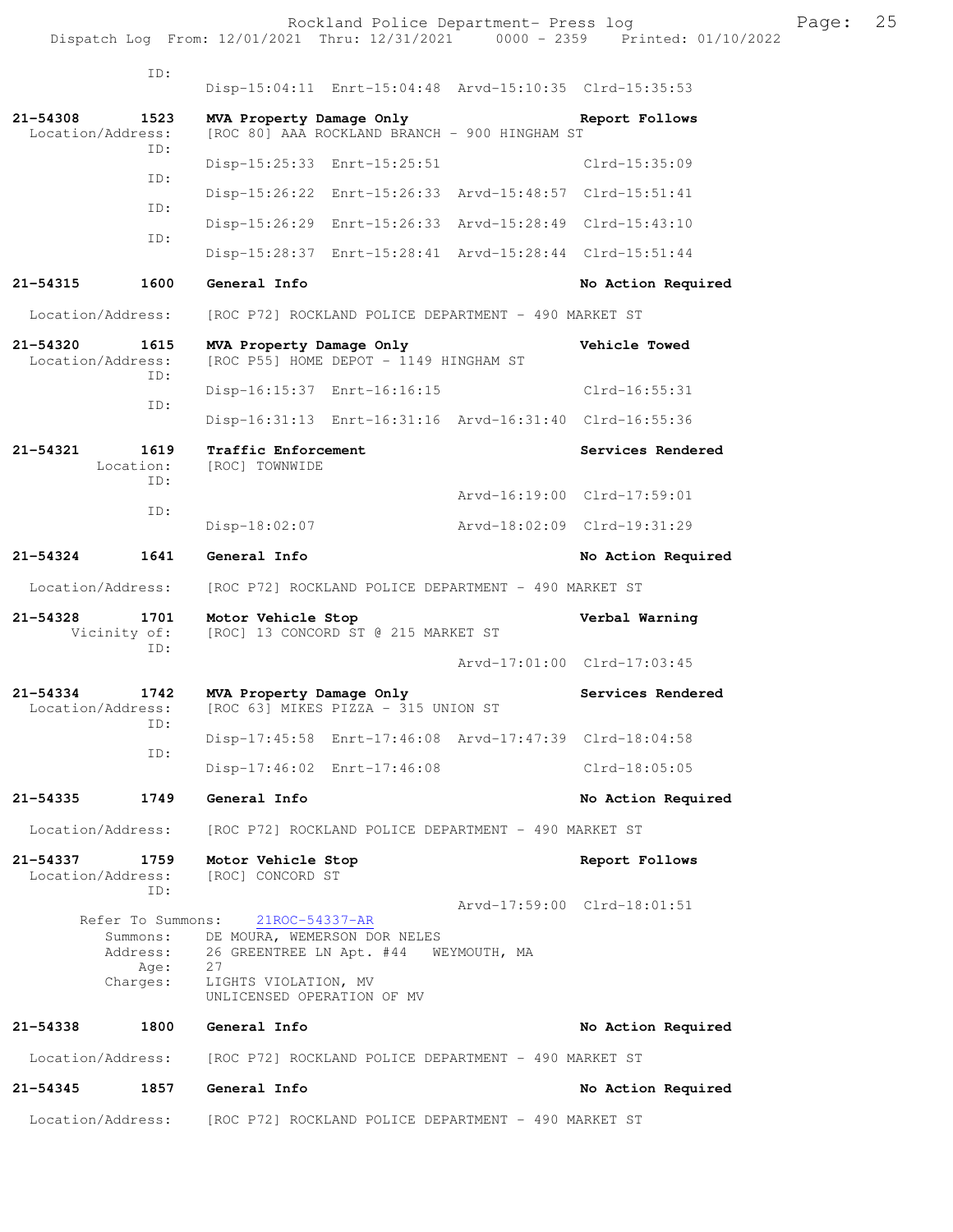ID:
Disp-15:04:11 Enrt-15:04:48 Arvd-15:10:35 Clrd-15:35:53

**21-54308 1523 MVA Property Damage Only** — Report Follows
Location/Address: [ROC 80] AAA ROCKLAND BRANCH - 900 HINGHAM ST
ID:
Disp-15:25:33 Enrt-15:25:51 Clrd-15:35:09
ID:
Disp-15:26:22 Enrt-15:26:33 Arvd-15:48:57 Clrd-15:51:41
ID:
Disp-15:26:29 Enrt-15:26:33 Arvd-15:28:49 Clrd-15:43:10
ID:
Disp-15:28:37 Enrt-15:28:41 Arvd-15:28:44 Clrd-15:51:44

**21-54315 1600 General Info** — No Action Required
Location/Address: [ROC P72] ROCKLAND POLICE DEPARTMENT - 490 MARKET ST

**21-54320 1615 MVA Property Damage Only** — Vehicle Towed
Location/Address: [ROC P55] HOME DEPOT - 1149 HINGHAM ST
ID:
Disp-16:15:37 Enrt-16:16:15 Clrd-16:55:31
ID:
Disp-16:31:13 Enrt-16:31:16 Arvd-16:31:40 Clrd-16:55:36

**21-54321 1619 Traffic Enforcement** — Services Rendered
Location: [ROC] TOWNWIDE
ID:
Arvd-16:19:00 Clrd-17:59:01
ID:
Disp-18:02:07 Arvd-18:02:09 Clrd-19:31:29

**21-54324 1641 General Info** — No Action Required
Location/Address: [ROC P72] ROCKLAND POLICE DEPARTMENT - 490 MARKET ST

**21-54328 1701 Motor Vehicle Stop** — Verbal Warning
Vicinity of: [ROC] 13 CONCORD ST @ 215 MARKET ST
ID:
Arvd-17:01:00 Clrd-17:03:45

**21-54334 1742 MVA Property Damage Only** — Services Rendered
Location/Address: [ROC 63] MIKES PIZZA - 315 UNION ST
ID:
Disp-17:45:58 Enrt-17:46:08 Arvd-17:47:39 Clrd-18:04:58
ID:
Disp-17:46:02 Enrt-17:46:08 Clrd-18:05:05

**21-54335 1749 General Info** — No Action Required
Location/Address: [ROC P72] ROCKLAND POLICE DEPARTMENT - 490 MARKET ST

**21-54337 1759 Motor Vehicle Stop** — Report Follows
Location/Address: [ROC] CONCORD ST
ID:
Arvd-17:59:00 Clrd-18:01:51
Refer To Summons: 21ROC-54337-AR
Summons: DE MOURA, WEMERSON DOR NELES
Address: 26 GREENTREE LN Apt. #44 WEYMOUTH, MA
Age: 27
Charges: LIGHTS VIOLATION, MV
UNLICENSED OPERATION OF MV

**21-54338 1800 General Info** — No Action Required
Location/Address: [ROC P72] ROCKLAND POLICE DEPARTMENT - 490 MARKET ST

**21-54345 1857 General Info** — No Action Required
Location/Address: [ROC P72] ROCKLAND POLICE DEPARTMENT - 490 MARKET ST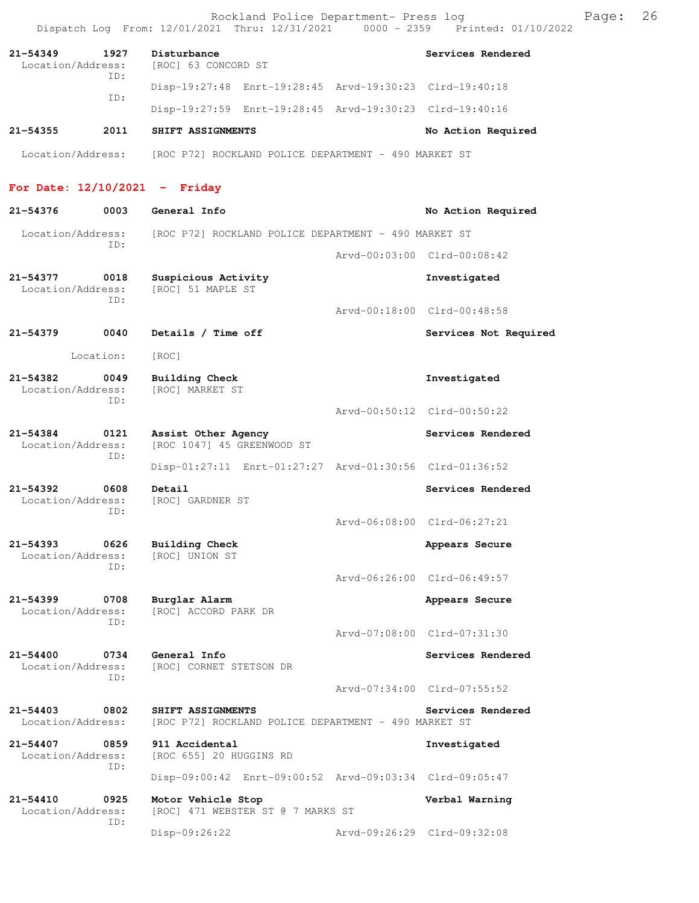21-54349 1927 Disturbance Services Rendered
Location/Address: [ROC] 63 CONCORD ST
ID:
Disp-19:27:48 Enrt-19:28:45 Arvd-19:30:23 Clrd-19:40:18
ID:
Disp-19:27:59 Enrt-19:28:45 Arvd-19:30:23 Clrd-19:40:16

21-54355 2011 SHIFT ASSIGNMENTS No Action Required
Location/Address: [ROC P72] ROCKLAND POLICE DEPARTMENT - 490 MARKET ST

## For Date: 12/10/2021 - Friday

21-54376 0003 General Info No Action Required
Location/Address: [ROC P72] ROCKLAND POLICE DEPARTMENT - 490 MARKET ST
ID:
Arvd-00:03:00 Clrd-00:08:42

21-54377 0018 Suspicious Activity Investigated
Location/Address: [ROC] 51 MAPLE ST
ID:
Arvd-00:18:00 Clrd-00:48:58

21-54379 0040 Details / Time off Services Not Required
Location: [ROC]

21-54382 0049 Building Check Investigated
Location/Address: [ROC] MARKET ST
ID:
Arvd-00:50:12 Clrd-00:50:22

21-54384 0121 Assist Other Agency Services Rendered
Location/Address: [ROC 1047] 45 GREENWOOD ST
ID:
Disp-01:27:11 Enrt-01:27:27 Arvd-01:30:56 Clrd-01:36:52

21-54392 0608 Detail Services Rendered
Location/Address: [ROC] GARDNER ST
ID:
Arvd-06:08:00 Clrd-06:27:21

21-54393 0626 Building Check Appears Secure
Location/Address: [ROC] UNION ST
ID:
Arvd-06:26:00 Clrd-06:49:57

21-54399 0708 Burglar Alarm Appears Secure
Location/Address: [ROC] ACCORD PARK DR
ID:
Arvd-07:08:00 Clrd-07:31:30

21-54400 0734 General Info Services Rendered
Location/Address: [ROC] CORNET STETSON DR
ID:
Arvd-07:34:00 Clrd-07:55:52

21-54403 0802 SHIFT ASSIGNMENTS Services Rendered
Location/Address: [ROC P72] ROCKLAND POLICE DEPARTMENT - 490 MARKET ST

21-54407 0859 911 Accidental Investigated
Location/Address: [ROC 655] 20 HUGGINS RD
ID:
Disp-09:00:42 Enrt-09:00:52 Arvd-09:03:34 Clrd-09:05:47

21-54410 0925 Motor Vehicle Stop Verbal Warning
Location/Address: [ROC] 471 WEBSTER ST @ 7 MARKS ST
ID:
Disp-09:26:22 Arvd-09:26:29 Clrd-09:32:08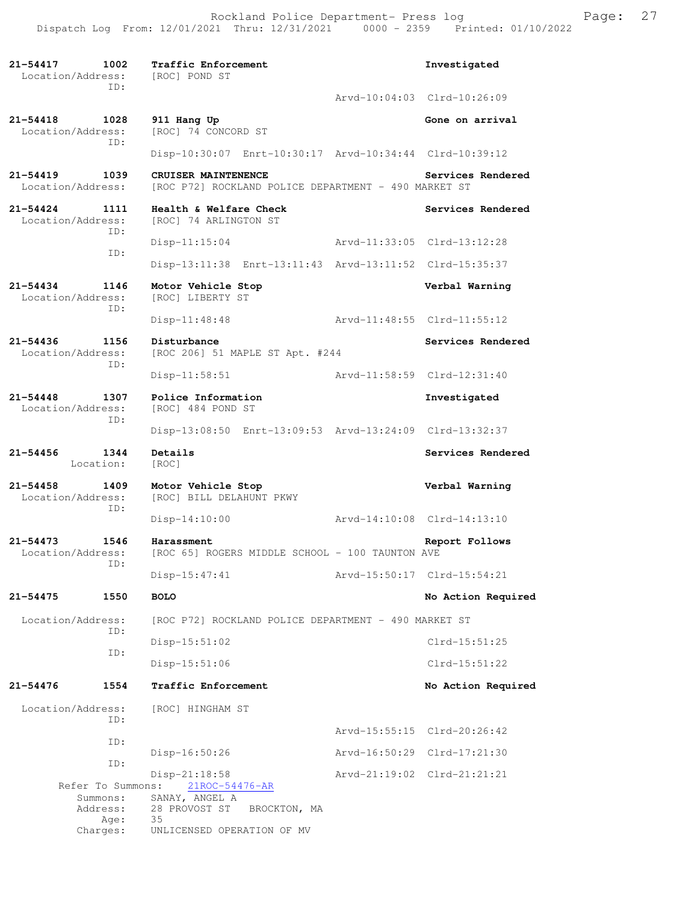**21-54417 1002 Traffic Enforcement** — **Investigated**
Location/Address: [ROC] POND ST
ID:
Arvd-10:04:03 Clrd-10:26:09

**21-54418 1028 911 Hang Up** — **Gone on arrival**
Location/Address: [ROC] 74 CONCORD ST
ID:
Disp-10:30:07 Enrt-10:30:17 Arvd-10:34:44 Clrd-10:39:12

**21-54419 1039 CRUISER MAINTENENCE** — **Services Rendered**
Location/Address: [ROC P72] ROCKLAND POLICE DEPARTMENT - 490 MARKET ST

**21-54424 1111 Health & Welfare Check** — **Services Rendered**
Location/Address: [ROC] 74 ARLINGTON ST
ID:
Disp-11:15:04 Arvd-11:33:05 Clrd-13:12:28
ID:
Disp-13:11:38 Enrt-13:11:43 Arvd-13:11:52 Clrd-15:35:37

**21-54434 1146 Motor Vehicle Stop** — **Verbal Warning**
Location/Address: [ROC] LIBERTY ST
ID:
Disp-11:48:48 Arvd-11:48:55 Clrd-11:55:12

**21-54436 1156 Disturbance** — **Services Rendered**
Location/Address: [ROC 206] 51 MAPLE ST Apt. #244
ID:
Disp-11:58:51 Arvd-11:58:59 Clrd-12:31:40

**21-54448 1307 Police Information** — **Investigated**
Location/Address: [ROC] 484 POND ST
ID:
Disp-13:08:50 Enrt-13:09:53 Arvd-13:24:09 Clrd-13:32:37

**21-54456 1344 Details** — **Services Rendered**
Location: [ROC]

**21-54458 1409 Motor Vehicle Stop** — **Verbal Warning**
Location/Address: [ROC] BILL DELAHUNT PKWY
ID:
Disp-14:10:00 Arvd-14:10:08 Clrd-14:13:10

**21-54473 1546 Harassment** — **Report Follows**
Location/Address: [ROC 65] ROGERS MIDDLE SCHOOL - 100 TAUNTON AVE
ID:
Disp-15:47:41 Arvd-15:50:17 Clrd-15:54:21

**21-54475 1550 BOLO** — **No Action Required**
Location/Address: [ROC P72] ROCKLAND POLICE DEPARTMENT - 490 MARKET ST
ID:
Disp-15:51:02 Clrd-15:51:25
ID:
Disp-15:51:06 Clrd-15:51:22

**21-54476 1554 Traffic Enforcement** — **No Action Required**
Location/Address: [ROC] HINGHAM ST
ID:
Arvd-15:55:15 Clrd-20:26:42
ID:
Disp-16:50:26 Arvd-16:50:29 Clrd-17:21:30
ID:
Disp-21:18:58 Arvd-21:19:02 Clrd-21:21:21
Refer To Summons: 21ROC-54476-AR
Summons: SANAY, ANGEL A
Address: 28 PROVOST ST BROCKTON, MA
Age: 35
Charges: UNLICENSED OPERATION OF MV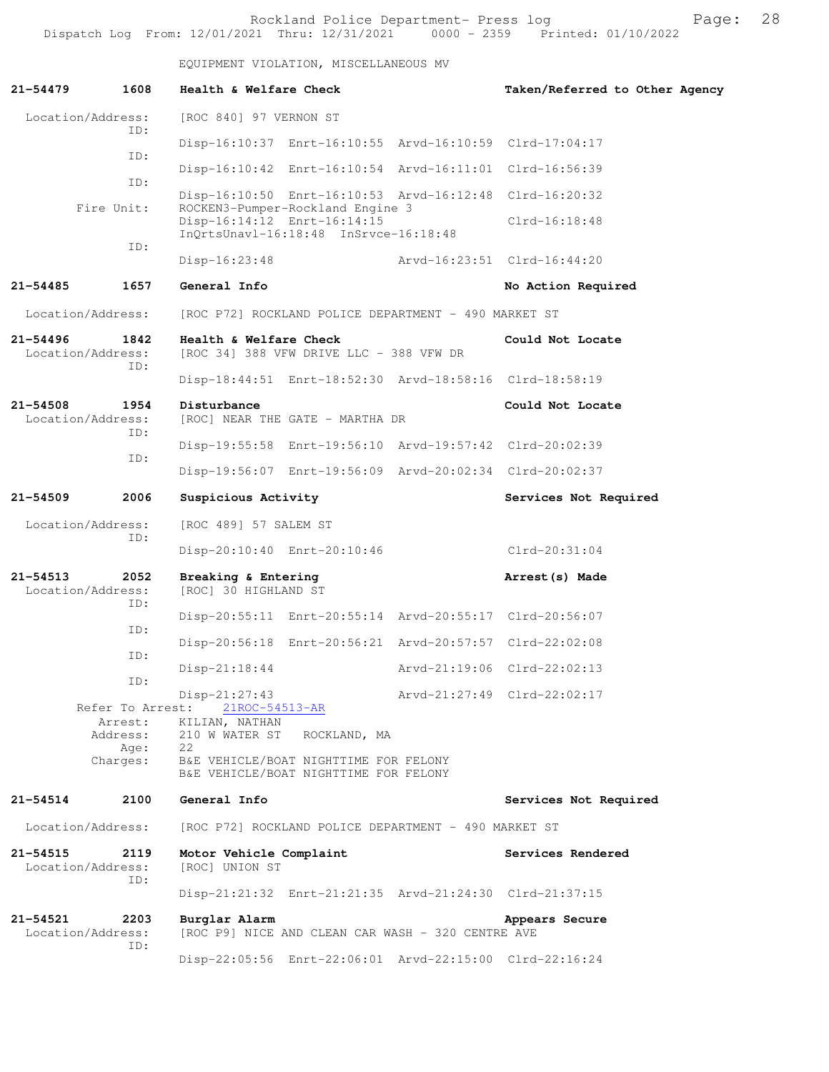EQUIPMENT VIOLATION, MISCELLANEOUS MV

**21-54479 1608 Health & Welfare Check — Taken/Referred to Other Agency**

Location/Address: [ROC 840] 97 VERNON ST

ID: Disp-16:10:37 Enrt-16:10:55 Arvd-16:10:59 Clrd-17:04:17

ID: Disp-16:10:42 Enrt-16:10:54 Arvd-16:11:01 Clrd-16:56:39

ID: Disp-16:10:50 Enrt-16:10:53 Arvd-16:12:48 Clrd-16:20:32

Fire Unit: ROCKEN3-Pumper-Rockland Engine 3
Disp-16:14:12 Enrt-16:14:15 Clrd-16:18:48
InQrtsUnavl-16:18:48 InSrvce-16:18:48

ID: Disp-16:23:48 Arvd-16:23:51 Clrd-16:44:20

**21-54485 1657 General Info — No Action Required**

Location/Address: [ROC P72] ROCKLAND POLICE DEPARTMENT - 490 MARKET ST

**21-54496 1842 Health & Welfare Check — Could Not Locate**

Location/Address: [ROC 34] 388 VFW DRIVE LLC - 388 VFW DR

ID: Disp-18:44:51 Enrt-18:52:30 Arvd-18:58:16 Clrd-18:58:19

**21-54508 1954 Disturbance — Could Not Locate**

Location/Address: [ROC] NEAR THE GATE - MARTHA DR

ID: Disp-19:55:58 Enrt-19:56:10 Arvd-19:57:42 Clrd-20:02:39

ID: Disp-19:56:07 Enrt-19:56:09 Arvd-20:02:34 Clrd-20:02:37

**21-54509 2006 Suspicious Activity — Services Not Required**

Location/Address: [ROC 489] 57 SALEM ST

ID: Disp-20:10:40 Enrt-20:10:46 Clrd-20:31:04

**21-54513 2052 Breaking & Entering — Arrest(s) Made**

Location/Address: [ROC] 30 HIGHLAND ST

ID: Disp-20:55:11 Enrt-20:55:14 Arvd-20:55:17 Clrd-20:56:07

ID: Disp-20:56:18 Enrt-20:56:21 Arvd-20:57:57 Clrd-22:02:08

ID: Disp-21:18:44 Arvd-21:19:06 Clrd-22:02:13

ID: Disp-21:27:43 Arvd-21:27:49 Clrd-22:02:17

Refer To Arrest: 21ROC-54513-AR

Arrest: KILIAN, NATHAN

Address: 210 W WATER ST ROCKLAND, MA

Age: 22

Charges: B&E VEHICLE/BOAT NIGHTTIME FOR FELONY
B&E VEHICLE/BOAT NIGHTTIME FOR FELONY

**21-54514 2100 General Info — Services Not Required**

Location/Address: [ROC P72] ROCKLAND POLICE DEPARTMENT - 490 MARKET ST

**21-54515 2119 Motor Vehicle Complaint — Services Rendered**

Location/Address: [ROC] UNION ST

ID: Disp-21:21:32 Enrt-21:21:35 Arvd-21:24:30 Clrd-21:37:15

**21-54521 2203 Burglar Alarm — Appears Secure**

Location/Address: [ROC P9] NICE AND CLEAN CAR WASH - 320 CENTRE AVE

ID: Disp-22:05:56 Enrt-22:06:01 Arvd-22:15:00 Clrd-22:16:24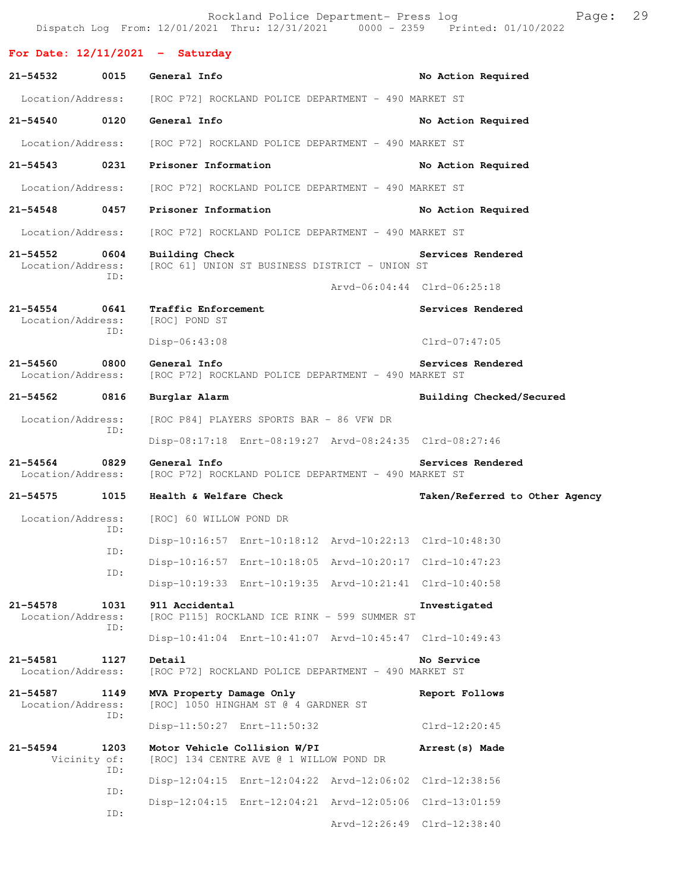For Date: 12/11/2021 - Saturday

**21-54532 0015 General Info** — No Action Required
Location/Address: [ROC P72] ROCKLAND POLICE DEPARTMENT - 490 MARKET ST

**21-54540 0120 General Info** — No Action Required
Location/Address: [ROC P72] ROCKLAND POLICE DEPARTMENT - 490 MARKET ST

**21-54543 0231 Prisoner Information** — No Action Required
Location/Address: [ROC P72] ROCKLAND POLICE DEPARTMENT - 490 MARKET ST

**21-54548 0457 Prisoner Information** — No Action Required
Location/Address: [ROC P72] ROCKLAND POLICE DEPARTMENT - 490 MARKET ST

**21-54552 0604 Building Check** — Services Rendered
Location/Address: [ROC 61] UNION ST BUSINESS DISTRICT - UNION ST
ID:
Arvd-06:04:44 Clrd-06:25:18

**21-54554 0641 Traffic Enforcement** — Services Rendered
Location/Address: [ROC] POND ST
ID:
Disp-06:43:08 Clrd-07:47:05

**21-54560 0800 General Info** — Services Rendered
Location/Address: [ROC P72] ROCKLAND POLICE DEPARTMENT - 490 MARKET ST

**21-54562 0816 Burglar Alarm** — Building Checked/Secured
Location/Address: [ROC P84] PLAYERS SPORTS BAR - 86 VFW DR
ID:
Disp-08:17:18 Enrt-08:19:27 Arvd-08:24:35 Clrd-08:27:46

**21-54564 0829 General Info** — Services Rendered
Location/Address: [ROC P72] ROCKLAND POLICE DEPARTMENT - 490 MARKET ST

**21-54575 1015 Health & Welfare Check** — Taken/Referred to Other Agency
Location/Address: [ROC] 60 WILLOW POND DR
ID:
Disp-10:16:57 Enrt-10:18:12 Arvd-10:22:13 Clrd-10:48:30
ID:
Disp-10:16:57 Enrt-10:18:05 Arvd-10:20:17 Clrd-10:47:23
ID:
Disp-10:19:33 Enrt-10:19:35 Arvd-10:21:41 Clrd-10:40:58

**21-54578 1031 911 Accidental** — Investigated
Location/Address: [ROC P115] ROCKLAND ICE RINK - 599 SUMMER ST
ID:
Disp-10:41:04 Enrt-10:41:07 Arvd-10:45:47 Clrd-10:49:43

**21-54581 1127 Detail** — No Service
Location/Address: [ROC P72] ROCKLAND POLICE DEPARTMENT - 490 MARKET ST

**21-54587 1149 MVA Property Damage Only** — Report Follows
Location/Address: [ROC] 1050 HINGHAM ST @ 4 GARDNER ST
ID:
Disp-11:50:27 Enrt-11:50:32 Clrd-12:20:45

**21-54594 1203 Motor Vehicle Collision W/PI** — Arrest(s) Made
Vicinity of: [ROC] 134 CENTRE AVE @ 1 WILLOW POND DR
ID:
Disp-12:04:15 Enrt-12:04:22 Arvd-12:06:02 Clrd-12:38:56
ID:
Disp-12:04:15 Enrt-12:04:21 Arvd-12:05:06 Clrd-13:01:59
ID:
Arvd-12:26:49 Clrd-12:38:40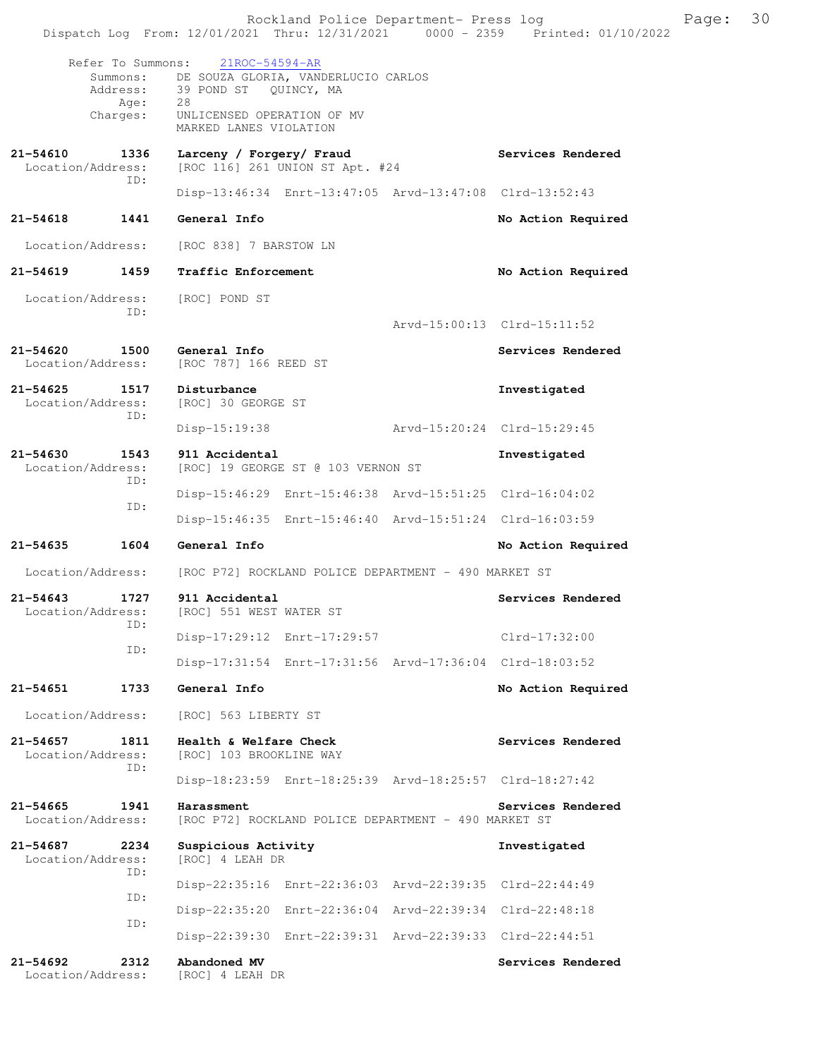Refer To Summons: 21ROC-54594-AR

Summons: DE SOUZA GLORIA, VANDERLUCIO CARLOS
Address: 39 POND ST QUINCY, MA
Age: 28
Charges: UNLICENSED OPERATION OF MV
MARKED LANES VIOLATION

**21-54610 1336 Larceny / Forgery/ Fraud** — **Services Rendered**
Location/Address: [ROC 116] 261 UNION ST Apt. #24
ID:
Disp-13:46:34 Enrt-13:47:05 Arvd-13:47:08 Clrd-13:52:43

**21-54618 1441 General Info** — **No Action Required**
Location/Address: [ROC 838] 7 BARSTOW LN

**21-54619 1459 Traffic Enforcement** — **No Action Required**
Location/Address: [ROC] POND ST
ID:
Arvd-15:00:13 Clrd-15:11:52

**21-54620 1500 General Info** — **Services Rendered**
Location/Address: [ROC 787] 166 REED ST

**21-54625 1517 Disturbance** — **Investigated**
Location/Address: [ROC] 30 GEORGE ST
ID:
Disp-15:19:38 Arvd-15:20:24 Clrd-15:29:45

**21-54630 1543 911 Accidental** — **Investigated**
Location/Address: [ROC] 19 GEORGE ST @ 103 VERNON ST
ID:
Disp-15:46:29 Enrt-15:46:38 Arvd-15:51:25 Clrd-16:04:02
ID:
Disp-15:46:35 Enrt-15:46:40 Arvd-15:51:24 Clrd-16:03:59

**21-54635 1604 General Info** — **No Action Required**
Location/Address: [ROC P72] ROCKLAND POLICE DEPARTMENT - 490 MARKET ST

**21-54643 1727 911 Accidental** — **Services Rendered**
Location/Address: [ROC] 551 WEST WATER ST
ID:
Disp-17:29:12 Enrt-17:29:57 Clrd-17:32:00
ID:
Disp-17:31:54 Enrt-17:31:56 Arvd-17:36:04 Clrd-18:03:52

**21-54651 1733 General Info** — **No Action Required**
Location/Address: [ROC] 563 LIBERTY ST

**21-54657 1811 Health & Welfare Check** — **Services Rendered**
Location/Address: [ROC] 103 BROOKLINE WAY
ID:
Disp-18:23:59 Enrt-18:25:39 Arvd-18:25:57 Clrd-18:27:42

**21-54665 1941 Harassment** — **Services Rendered**
Location/Address: [ROC P72] ROCKLAND POLICE DEPARTMENT - 490 MARKET ST

**21-54687 2234 Suspicious Activity** — **Investigated**
Location/Address: [ROC] 4 LEAH DR
ID:
Disp-22:35:16 Enrt-22:36:03 Arvd-22:39:35 Clrd-22:44:49
ID:
Disp-22:35:20 Enrt-22:36:04 Arvd-22:39:34 Clrd-22:48:18
ID:
Disp-22:39:30 Enrt-22:39:31 Arvd-22:39:33 Clrd-22:44:51

**21-54692 2312 Abandoned MV** — **Services Rendered**
Location/Address: [ROC] 4 LEAH DR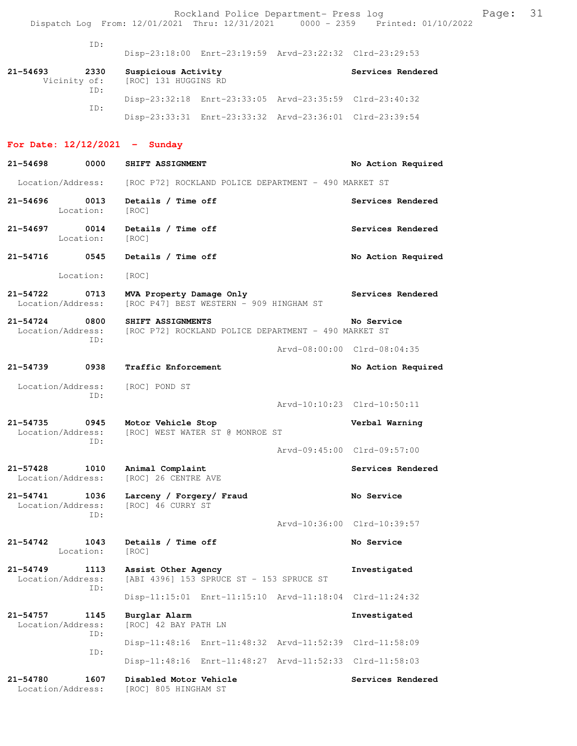ID:
Disp-23:18:00 Enrt-23:19:59 Arvd-23:22:32 Clrd-23:29:53

**21-54693 2330 Suspicious Activity** — Services Rendered
Vicinity of: [ROC] 131 HUGGINS RD
ID:
Disp-23:32:18 Enrt-23:33:05 Arvd-23:35:59 Clrd-23:40:32
ID:
Disp-23:33:31 Enrt-23:33:32 Arvd-23:36:01 Clrd-23:39:54

## For Date: 12/12/2021 - Sunday

**21-54698 0000 SHIFT ASSIGNMENT** — No Action Required
Location/Address: [ROC P72] ROCKLAND POLICE DEPARTMENT - 490 MARKET ST

**21-54696 0013 Details / Time off** — Services Rendered
Location: [ROC]

**21-54697 0014 Details / Time off** — Services Rendered
Location: [ROC]

**21-54716 0545 Details / Time off** — No Action Required
Location: [ROC]

**21-54722 0713 MVA Property Damage Only** — Services Rendered
Location/Address: [ROC P47] BEST WESTERN - 909 HINGHAM ST

**21-54724 0800 SHIFT ASSIGNMENTS** — No Service
Location/Address: [ROC P72] ROCKLAND POLICE DEPARTMENT - 490 MARKET ST
ID:
Arvd-08:00:00 Clrd-08:04:35

**21-54739 0938 Traffic Enforcement** — No Action Required
Location/Address: [ROC] POND ST
ID:
Arvd-10:10:23 Clrd-10:50:11

**21-54735 0945 Motor Vehicle Stop** — Verbal Warning
Location/Address: [ROC] WEST WATER ST @ MONROE ST
ID:
Arvd-09:45:00 Clrd-09:57:00

**21-57428 1010 Animal Complaint** — Services Rendered
Location/Address: [ROC] 26 CENTRE AVE

**21-54741 1036 Larceny / Forgery/ Fraud** — No Service
Location/Address: [ROC] 46 CURRY ST
ID:
Arvd-10:36:00 Clrd-10:39:57

**21-54742 1043 Details / Time off** — No Service
Location: [ROC]

**21-54749 1113 Assist Other Agency** — Investigated
Location/Address: [ABI 4396] 153 SPRUCE ST - 153 SPRUCE ST
ID:
Disp-11:15:01 Enrt-11:15:10 Arvd-11:18:04 Clrd-11:24:32

**21-54757 1145 Burglar Alarm** — Investigated
Location/Address: [ROC] 42 BAY PATH LN
ID:
Disp-11:48:16 Enrt-11:48:32 Arvd-11:52:39 Clrd-11:58:09
ID:
Disp-11:48:16 Enrt-11:48:27 Arvd-11:52:33 Clrd-11:58:03

**21-54780 1607 Disabled Motor Vehicle** — Services Rendered
Location/Address: [ROC] 805 HINGHAM ST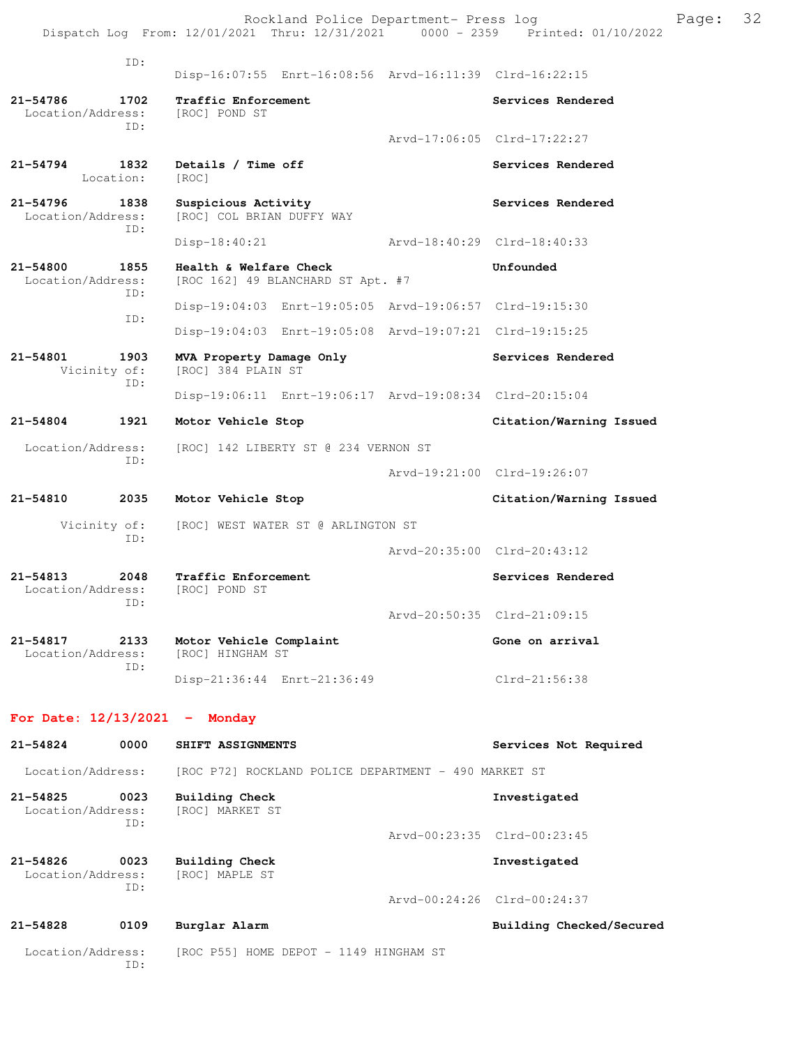ID:
Disp-16:07:55  Enrt-16:08:56  Arvd-16:11:39  Clrd-16:22:15

**21-54786  1702  Traffic Enforcement**  Services Rendered
Location/Address: [ROC] POND ST
ID:
Arvd-17:06:05  Clrd-17:22:27

**21-54794  1832  Details / Time off**  Services Rendered
Location: [ROC]

**21-54796  1838  Suspicious Activity**  Services Rendered
Location/Address: [ROC] COL BRIAN DUFFY WAY
ID:
Disp-18:40:21  Arvd-18:40:29  Clrd-18:40:33

**21-54800  1855  Health & Welfare Check**  Unfounded
Location/Address: [ROC 162] 49 BLANCHARD ST Apt. #7
ID:
Disp-19:04:03  Enrt-19:05:05  Arvd-19:06:57  Clrd-19:15:30
ID:
Disp-19:04:03  Enrt-19:05:08  Arvd-19:07:21  Clrd-19:15:25

**21-54801  1903  MVA Property Damage Only**  Services Rendered
Vicinity of: [ROC] 384 PLAIN ST
ID:
Disp-19:06:11  Enrt-19:06:17  Arvd-19:08:34  Clrd-20:15:04

**21-54804  1921  Motor Vehicle Stop**  Citation/Warning Issued
Location/Address: [ROC] 142 LIBERTY ST @ 234 VERNON ST
ID:
Arvd-19:21:00  Clrd-19:26:07

**21-54810  2035  Motor Vehicle Stop**  Citation/Warning Issued
Vicinity of: [ROC] WEST WATER ST @ ARLINGTON ST
ID:
Arvd-20:35:00  Clrd-20:43:12

**21-54813  2048  Traffic Enforcement**  Services Rendered
Location/Address: [ROC] POND ST
ID:
Arvd-20:50:35  Clrd-21:09:15

**21-54817  2133  Motor Vehicle Complaint**  Gone on arrival
Location/Address: [ROC] HINGHAM ST
ID:
Disp-21:36:44  Enrt-21:36:49  Clrd-21:56:38

## For Date: 12/13/2021 - Monday

**21-54824  0000  SHIFT ASSIGNMENTS**  Services Not Required
Location/Address: [ROC P72] ROCKLAND POLICE DEPARTMENT - 490 MARKET ST

**21-54825  0023  Building Check**  Investigated
Location/Address: [ROC] MARKET ST
ID:
Arvd-00:23:35  Clrd-00:23:45

**21-54826  0023  Building Check**  Investigated
Location/Address: [ROC] MAPLE ST
ID:
Arvd-00:24:26  Clrd-00:24:37

**21-54828  0109  Burglar Alarm**  Building Checked/Secured
Location/Address: [ROC P55] HOME DEPOT - 1149 HINGHAM ST
ID: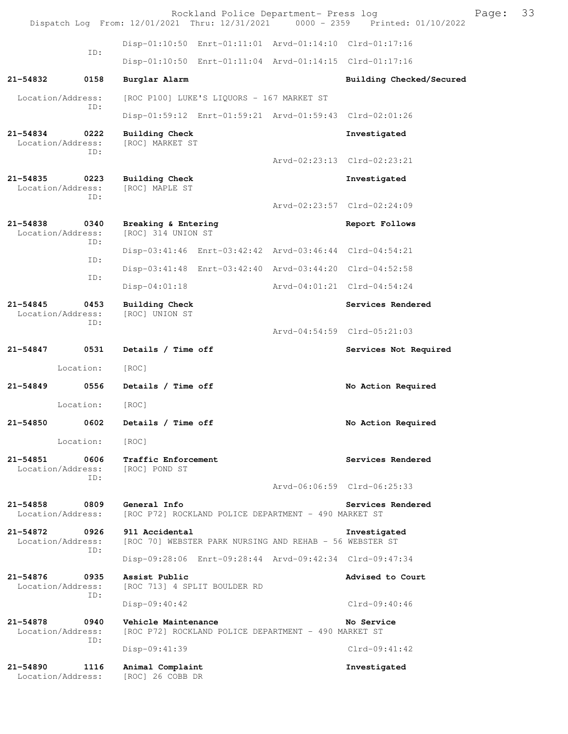Disp-01:10:50 Enrt-01:11:01 Arvd-01:14:10 Clrd-01:17:16

ID:

Disp-01:10:50 Enrt-01:11:04 Arvd-01:14:15 Clrd-01:17:16

**21-54832 0158 Burglar Alarm** — **Building Checked/Secured**

Location/Address: [ROC P100] LUKE'S LIQUORS - 167 MARKET ST

ID:

Disp-01:59:12 Enrt-01:59:21 Arvd-01:59:43 Clrd-02:01:26

**21-54834 0222 Building Check** — **Investigated**

Location/Address: [ROC] MARKET ST

ID:

Arvd-02:23:13 Clrd-02:23:21

**21-54835 0223 Building Check** — **Investigated**

Location/Address: [ROC] MAPLE ST

ID:

Arvd-02:23:57 Clrd-02:24:09

**21-54838 0340 Breaking & Entering** — **Report Follows**

Location/Address: [ROC] 314 UNION ST

ID:

Disp-03:41:46 Enrt-03:42:42 Arvd-03:46:44 Clrd-04:54:21

ID:

Disp-03:41:48 Enrt-03:42:40 Arvd-03:44:20 Clrd-04:52:58

ID:

Disp-04:01:18 Arvd-04:01:21 Clrd-04:54:24

**21-54845 0453 Building Check** — **Services Rendered**

Location/Address: [ROC] UNION ST

ID:

Arvd-04:54:59 Clrd-05:21:03

**21-54847 0531 Details / Time off** — **Services Not Required**

Location: [ROC]

**21-54849 0556 Details / Time off** — **No Action Required**

Location: [ROC]

**21-54850 0602 Details / Time off** — **No Action Required**

Location: [ROC]

**21-54851 0606 Traffic Enforcement** — **Services Rendered**

Location/Address: [ROC] POND ST

ID:

Arvd-06:06:59 Clrd-06:25:33

**21-54858 0809 General Info** — **Services Rendered**

Location/Address: [ROC P72] ROCKLAND POLICE DEPARTMENT - 490 MARKET ST

**21-54872 0926 911 Accidental** — **Investigated**

Location/Address: [ROC 70] WEBSTER PARK NURSING AND REHAB - 56 WEBSTER ST

ID:

Disp-09:28:06 Enrt-09:28:44 Arvd-09:42:34 Clrd-09:47:34

**21-54876 0935 Assist Public** — **Advised to Court**

Location/Address: [ROC 713] 4 SPLIT BOULDER RD

ID:

Disp-09:40:42 Clrd-09:40:46

**21-54878 0940 Vehicle Maintenance** — **No Service**

Location/Address: [ROC P72] ROCKLAND POLICE DEPARTMENT - 490 MARKET ST

ID:

Disp-09:41:39 Clrd-09:41:42

**21-54890 1116 Animal Complaint** — **Investigated**

Location/Address: [ROC] 26 COBB DR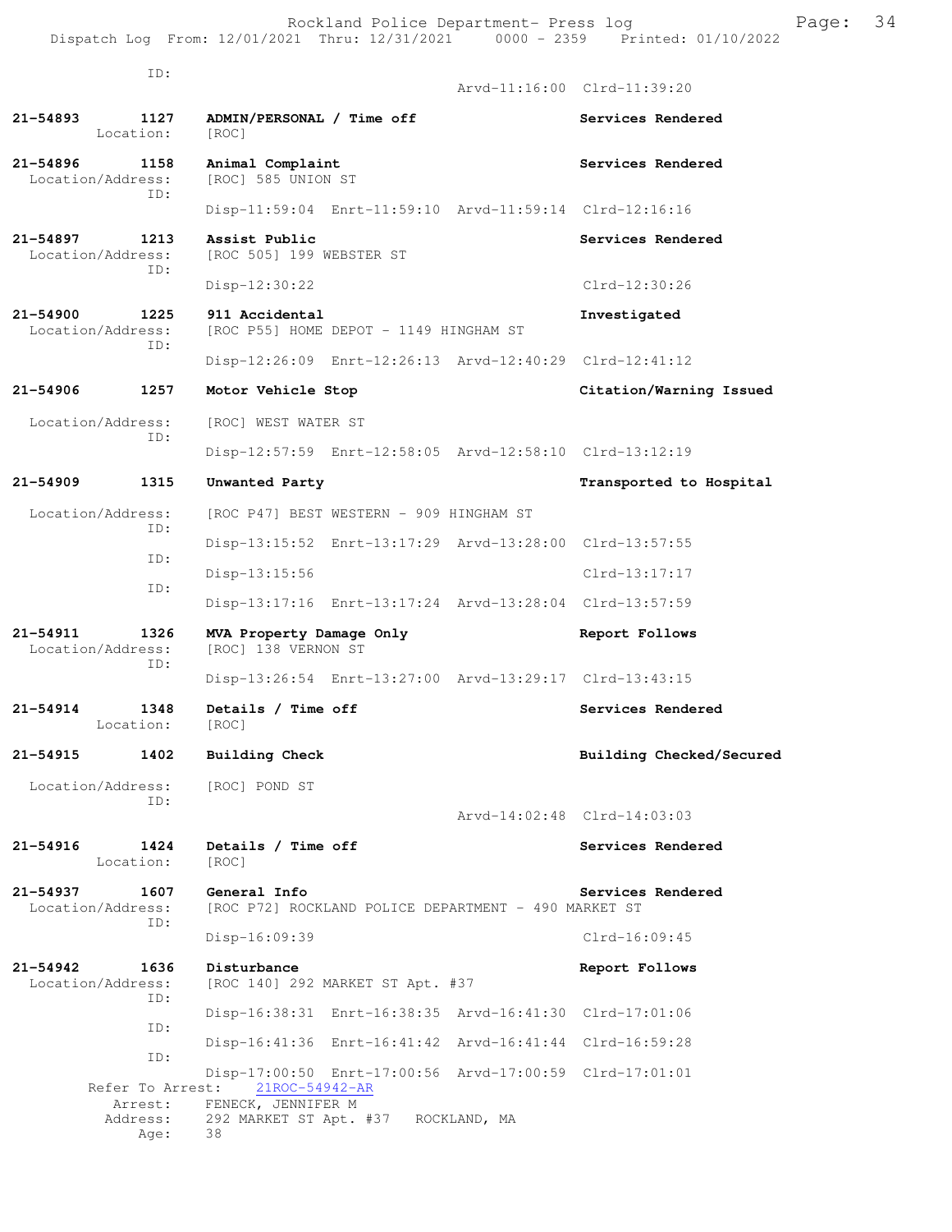ID: Arvd-11:16:00 Clrd-11:39:20

**21-54893 1127 ADMIN/PERSONAL / Time off** — **Services Rendered**
Location: [ROC]

**21-54896 1158 Animal Complaint** — **Services Rendered**
Location/Address: [ROC] 585 UNION ST
ID: Disp-11:59:04 Enrt-11:59:10 Arvd-11:59:14 Clrd-12:16:16

**21-54897 1213 Assist Public** — **Services Rendered**
Location/Address: [ROC 505] 199 WEBSTER ST
ID: Disp-12:30:22 Clrd-12:30:26

**21-54900 1225 911 Accidental** — **Investigated**
Location/Address: [ROC P55] HOME DEPOT - 1149 HINGHAM ST
ID: Disp-12:26:09 Enrt-12:26:13 Arvd-12:40:29 Clrd-12:41:12

**21-54906 1257 Motor Vehicle Stop** — **Citation/Warning Issued**
Location/Address: [ROC] WEST WATER ST
ID: Disp-12:57:59 Enrt-12:58:05 Arvd-12:58:10 Clrd-13:12:19

**21-54909 1315 Unwanted Party** — **Transported to Hospital**
Location/Address: [ROC P47] BEST WESTERN - 909 HINGHAM ST
ID: Disp-13:15:52 Enrt-13:17:29 Arvd-13:28:00 Clrd-13:57:55
ID: Disp-13:15:56 Clrd-13:17:17
ID: Disp-13:17:16 Enrt-13:17:24 Arvd-13:28:04 Clrd-13:57:59

**21-54911 1326 MVA Property Damage Only** — **Report Follows**
Location/Address: [ROC] 138 VERNON ST
ID: Disp-13:26:54 Enrt-13:27:00 Arvd-13:29:17 Clrd-13:43:15

**21-54914 1348 Details / Time off** — **Services Rendered**
Location: [ROC]

**21-54915 1402 Building Check** — **Building Checked/Secured**
Location/Address: [ROC] POND ST
ID: Arvd-14:02:48 Clrd-14:03:03

**21-54916 1424 Details / Time off** — **Services Rendered**
Location: [ROC]

**21-54937 1607 General Info** — **Services Rendered**
Location/Address: [ROC P72] ROCKLAND POLICE DEPARTMENT - 490 MARKET ST
ID: Disp-16:09:39 Clrd-16:09:45

**21-54942 1636 Disturbance** — **Report Follows**
Location/Address: [ROC 140] 292 MARKET ST Apt. #37
ID: Disp-16:38:31 Enrt-16:38:35 Arvd-16:41:30 Clrd-17:01:06
ID: Disp-16:41:36 Enrt-16:41:42 Arvd-16:41:44 Clrd-16:59:28
ID: Disp-17:00:50 Enrt-17:00:56 Arvd-17:00:59 Clrd-17:01:01
Refer To Arrest: 21ROC-54942-AR
Arrest: FENECK, JENNIFER M
Address: 292 MARKET ST Apt. #37 ROCKLAND, MA
Age: 38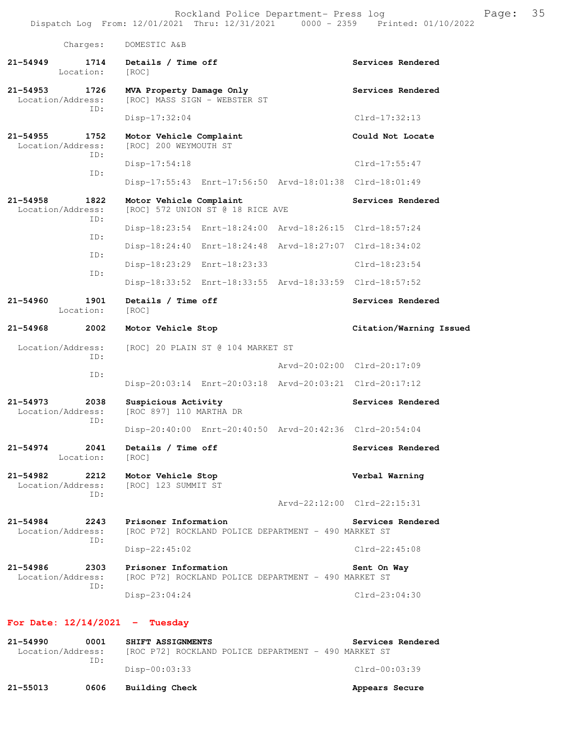Charges: DOMESTIC A&B

**21-54949** 1714 **Details / Time off** — **Services Rendered**
Location: [ROC]

**21-54953** 1726 **MVA Property Damage Only** — **Services Rendered**
Location/Address: [ROC] MASS SIGN - WEBSTER ST
ID:
Disp-17:32:04 Clrd-17:32:13

**21-54955** 1752 **Motor Vehicle Complaint** — **Could Not Locate**
Location/Address: [ROC] 200 WEYMOUTH ST
ID:
Disp-17:54:18 Clrd-17:55:47
ID:
Disp-17:55:43 Enrt-17:56:50 Arvd-18:01:38 Clrd-18:01:49

**21-54958** 1822 **Motor Vehicle Complaint** — **Services Rendered**
Location/Address: [ROC] 572 UNION ST @ 18 RICE AVE
ID:
Disp-18:23:54 Enrt-18:24:00 Arvd-18:26:15 Clrd-18:57:24
ID:
Disp-18:24:40 Enrt-18:24:48 Arvd-18:27:07 Clrd-18:34:02
ID:
Disp-18:23:29 Enrt-18:23:33 Clrd-18:23:54
ID:
Disp-18:33:52 Enrt-18:33:55 Arvd-18:33:59 Clrd-18:57:52

**21-54960** 1901 **Details / Time off** — **Services Rendered**
Location: [ROC]

**21-54968** 2002 **Motor Vehicle Stop** — **Citation/Warning Issued**
Location/Address: [ROC] 20 PLAIN ST @ 104 MARKET ST
ID:
Arvd-20:02:00 Clrd-20:17:09
ID:
Disp-20:03:14 Enrt-20:03:18 Arvd-20:03:21 Clrd-20:17:12

**21-54973** 2038 **Suspicious Activity** — **Services Rendered**
Location/Address: [ROC 897] 110 MARTHA DR
ID:
Disp-20:40:00 Enrt-20:40:50 Arvd-20:42:36 Clrd-20:54:04

**21-54974** 2041 **Details / Time off** — **Services Rendered**
Location: [ROC]

**21-54982** 2212 **Motor Vehicle Stop** — **Verbal Warning**
Location/Address: [ROC] 123 SUMMIT ST
ID:
Arvd-22:12:00 Clrd-22:15:31

**21-54984** 2243 **Prisoner Information** — **Services Rendered**
Location/Address: [ROC P72] ROCKLAND POLICE DEPARTMENT - 490 MARKET ST
ID:
Disp-22:45:02 Clrd-22:45:08

**21-54986** 2303 **Prisoner Information** — **Sent On Way**
Location/Address: [ROC P72] ROCKLAND POLICE DEPARTMENT - 490 MARKET ST
ID:
Disp-23:04:24 Clrd-23:04:30

## For Date: 12/14/2021 - Tuesday

**21-54990** 0001 **SHIFT ASSIGNMENTS** — **Services Rendered**
Location/Address: [ROC P72] ROCKLAND POLICE DEPARTMENT - 490 MARKET ST
ID:
Disp-00:03:33 Clrd-00:03:39

**21-55013** 0606 **Building Check** — **Appears Secure**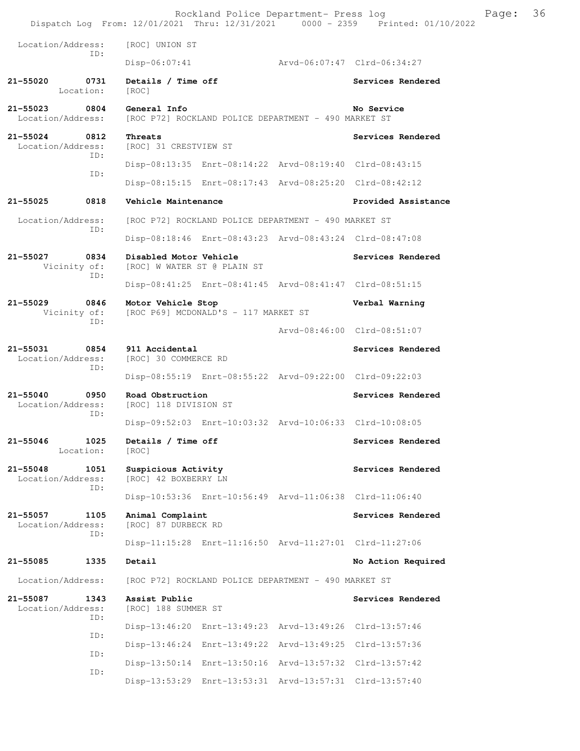Location/Address: [ROC] UNION ST
ID:
Disp-06:07:41 Arvd-06:07:47 Clrd-06:34:27

**21-55020 0731 Details / Time off** **Services Rendered**
Location: [ROC]

**21-55023 0804 General Info** **No Service**
Location/Address: [ROC P72] ROCKLAND POLICE DEPARTMENT - 490 MARKET ST

**21-55024 0812 Threats** **Services Rendered**
Location/Address: [ROC] 31 CRESTVIEW ST
ID:
Disp-08:13:35 Enrt-08:14:22 Arvd-08:19:40 Clrd-08:43:15
ID:
Disp-08:15:15 Enrt-08:17:43 Arvd-08:25:20 Clrd-08:42:12

**21-55025 0818 Vehicle Maintenance** **Provided Assistance**
Location/Address: [ROC P72] ROCKLAND POLICE DEPARTMENT - 490 MARKET ST
ID:
Disp-08:18:46 Enrt-08:43:23 Arvd-08:43:24 Clrd-08:47:08

**21-55027 0834 Disabled Motor Vehicle** **Services Rendered**
Vicinity of: [ROC] W WATER ST @ PLAIN ST
ID:
Disp-08:41:25 Enrt-08:41:45 Arvd-08:41:47 Clrd-08:51:15

**21-55029 0846 Motor Vehicle Stop** **Verbal Warning**
Vicinity of: [ROC P69] MCDONALD'S - 117 MARKET ST
ID:
Arvd-08:46:00 Clrd-08:51:07

**21-55031 0854 911 Accidental** **Services Rendered**
Location/Address: [ROC] 30 COMMERCE RD
ID:
Disp-08:55:19 Enrt-08:55:22 Arvd-09:22:00 Clrd-09:22:03

**21-55040 0950 Road Obstruction** **Services Rendered**
Location/Address: [ROC] 118 DIVISION ST
ID:
Disp-09:52:03 Enrt-10:03:32 Arvd-10:06:33 Clrd-10:08:05

**21-55046 1025 Details / Time off** **Services Rendered**
Location: [ROC]

**21-55048 1051 Suspicious Activity** **Services Rendered**
Location/Address: [ROC] 42 BOXBERRY LN
ID:
Disp-10:53:36 Enrt-10:56:49 Arvd-11:06:38 Clrd-11:06:40

**21-55057 1105 Animal Complaint** **Services Rendered**
Location/Address: [ROC] 87 DURBECK RD
ID:
Disp-11:15:28 Enrt-11:16:50 Arvd-11:27:01 Clrd-11:27:06

**21-55085 1335 Detail** **No Action Required**
Location/Address: [ROC P72] ROCKLAND POLICE DEPARTMENT - 490 MARKET ST

**21-55087 1343 Assist Public** **Services Rendered**
Location/Address: [ROC] 188 SUMMER ST
ID:
Disp-13:46:20 Enrt-13:49:23 Arvd-13:49:26 Clrd-13:57:46
ID:
Disp-13:46:24 Enrt-13:49:22 Arvd-13:49:25 Clrd-13:57:36
ID:
Disp-13:50:14 Enrt-13:50:16 Arvd-13:57:32 Clrd-13:57:42
ID:
Disp-13:53:29 Enrt-13:53:31 Arvd-13:57:31 Clrd-13:57:40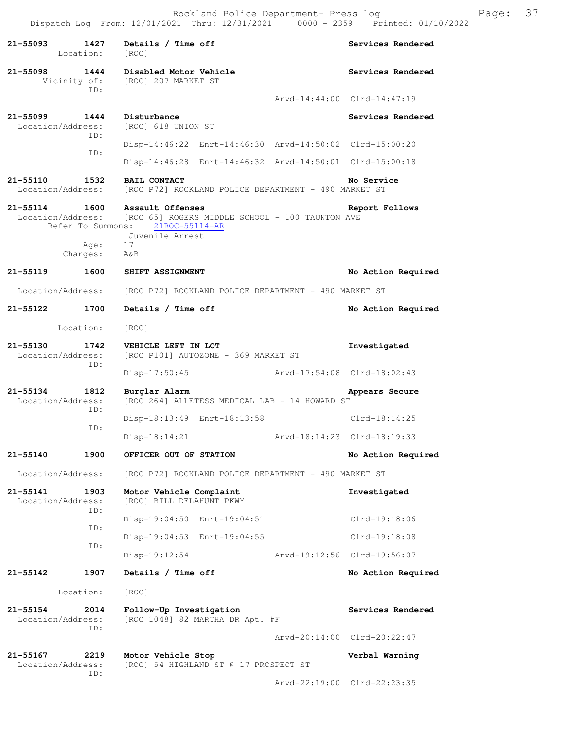21-55093 1427 **Details / Time off** Services Rendered
Location: [ROC]

21-55098 1444 **Disabled Motor Vehicle** Services Rendered
Vicinity of: [ROC] 207 MARKET ST
ID:
Arvd-14:44:00 Clrd-14:47:19

21-55099 1444 **Disturbance** Services Rendered
Location/Address: [ROC] 618 UNION ST
ID:
Disp-14:46:22 Enrt-14:46:30 Arvd-14:50:02 Clrd-15:00:20
ID:
Disp-14:46:28 Enrt-14:46:32 Arvd-14:50:01 Clrd-15:00:18

21-55110 1532 **BAIL CONTACT** No Service
Location/Address: [ROC P72] ROCKLAND POLICE DEPARTMENT - 490 MARKET ST

21-55114 1600 **Assault Offenses** Report Follows
Location/Address: [ROC 65] ROGERS MIDDLE SCHOOL - 100 TAUNTON AVE
Refer To Summons: 21ROC-55114-AR
Juvenile Arrest
Age: 17
Charges: A&B

21-55119 1600 **SHIFT ASSIGNMENT** No Action Required
Location/Address: [ROC P72] ROCKLAND POLICE DEPARTMENT - 490 MARKET ST

21-55122 1700 **Details / Time off** No Action Required
Location: [ROC]

21-55130 1742 **VEHICLE LEFT IN LOT** Investigated
Location/Address: [ROC P101] AUTOZONE - 369 MARKET ST
ID:
Disp-17:50:45 Arvd-17:54:08 Clrd-18:02:43

21-55134 1812 **Burglar Alarm** Appears Secure
Location/Address: [ROC 264] ALLETESS MEDICAL LAB - 14 HOWARD ST
ID:
Disp-18:13:49 Enrt-18:13:58 Clrd-18:14:25
ID:
Disp-18:14:21 Arvd-18:14:23 Clrd-18:19:33

21-55140 1900 **OFFICER OUT OF STATION** No Action Required
Location/Address: [ROC P72] ROCKLAND POLICE DEPARTMENT - 490 MARKET ST

21-55141 1903 **Motor Vehicle Complaint** Investigated
Location/Address: [ROC] BILL DELAHUNT PKWY
ID:
Disp-19:04:50 Enrt-19:04:51 Clrd-19:18:06
ID:
Disp-19:04:53 Enrt-19:04:55 Clrd-19:18:08
ID:
Disp-19:12:54 Arvd-19:12:56 Clrd-19:56:07

21-55142 1907 **Details / Time off** No Action Required
Location: [ROC]

21-55154 2014 **Follow-Up Investigation** Services Rendered
Location/Address: [ROC 1048] 82 MARTHA DR Apt. #F
ID:
Arvd-20:14:00 Clrd-20:22:47

21-55167 2219 **Motor Vehicle Stop** Verbal Warning
Location/Address: [ROC] 54 HIGHLAND ST @ 17 PROSPECT ST
ID:
Arvd-22:19:00 Clrd-22:23:35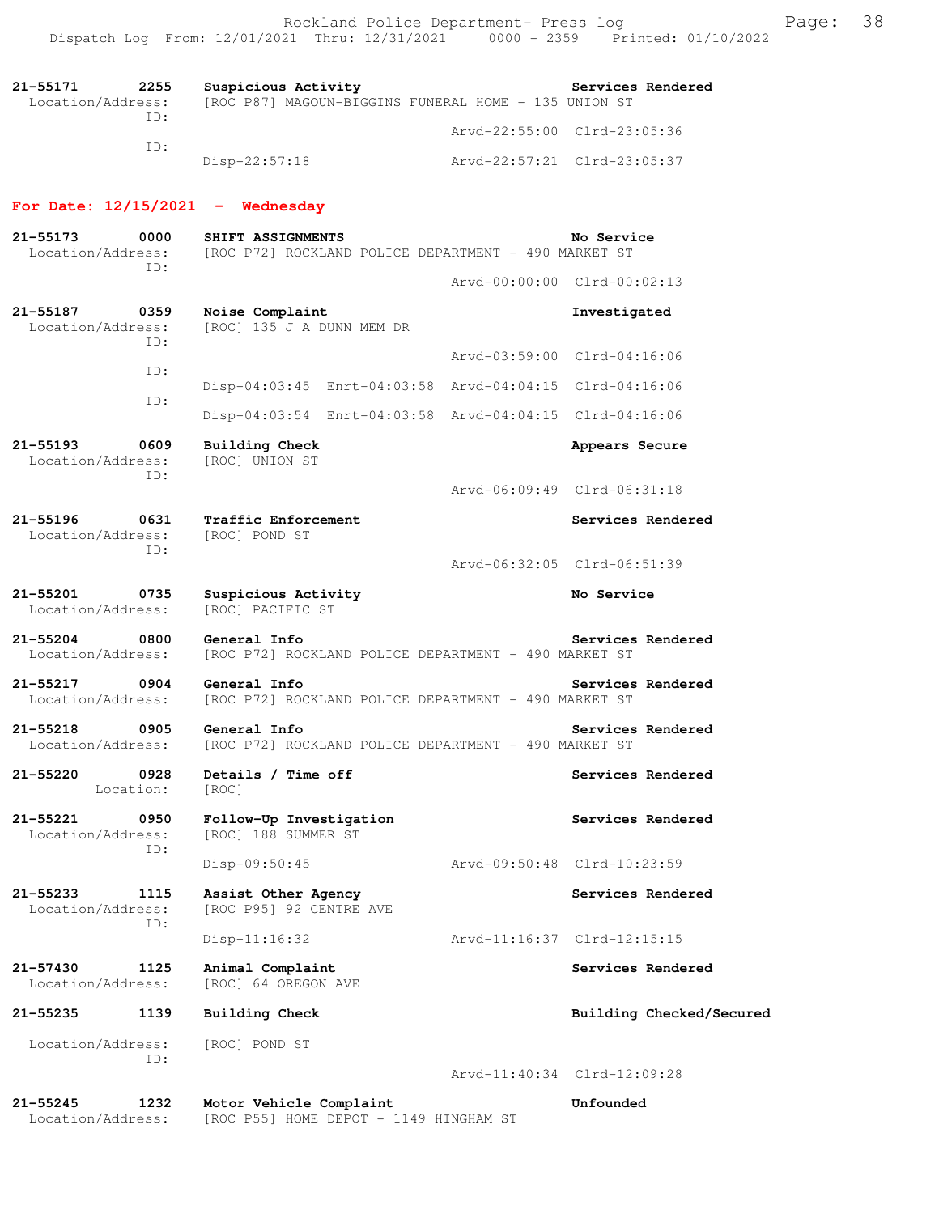21-55171 2255 Suspicious Activity Services Rendered
Location/Address: [ROC P87] MAGOUN-BIGGINS FUNERAL HOME - 135 UNION ST
ID:
Arvd-22:55:00 Clrd-23:05:36
ID:
Disp-22:57:18 Arvd-22:57:21 Clrd-23:05:37

**For Date: 12/15/2021 - Wednesday**

21-55173 0000 SHIFT ASSIGNMENTS No Service
Location/Address: [ROC P72] ROCKLAND POLICE DEPARTMENT - 490 MARKET ST
ID:
Arvd-00:00:00 Clrd-00:02:13

21-55187 0359 Noise Complaint Investigated
Location/Address: [ROC] 135 J A DUNN MEM DR
ID:
Arvd-03:59:00 Clrd-04:16:06
ID:
Disp-04:03:45 Enrt-04:03:58 Arvd-04:04:15 Clrd-04:16:06
ID:
Disp-04:03:54 Enrt-04:03:58 Arvd-04:04:15 Clrd-04:16:06

21-55193 0609 Building Check Appears Secure
Location/Address: [ROC] UNION ST
ID:
Arvd-06:09:49 Clrd-06:31:18

21-55196 0631 Traffic Enforcement Services Rendered
Location/Address: [ROC] POND ST
ID:
Arvd-06:32:05 Clrd-06:51:39

21-55201 0735 Suspicious Activity No Service
Location/Address: [ROC] PACIFIC ST

21-55204 0800 General Info Services Rendered
Location/Address: [ROC P72] ROCKLAND POLICE DEPARTMENT - 490 MARKET ST

21-55217 0904 General Info Services Rendered
Location/Address: [ROC P72] ROCKLAND POLICE DEPARTMENT - 490 MARKET ST

21-55218 0905 General Info Services Rendered
Location/Address: [ROC P72] ROCKLAND POLICE DEPARTMENT - 490 MARKET ST

21-55220 0928 Details / Time off Services Rendered
Location: [ROC]

21-55221 0950 Follow-Up Investigation Services Rendered
Location/Address: [ROC] 188 SUMMER ST
ID:
Disp-09:50:45 Arvd-09:50:48 Clrd-10:23:59

21-55233 1115 Assist Other Agency Services Rendered
Location/Address: [ROC P95] 92 CENTRE AVE
ID:
Disp-11:16:32 Arvd-11:16:37 Clrd-12:15:15

21-57430 1125 Animal Complaint Services Rendered
Location/Address: [ROC] 64 OREGON AVE

21-55235 1139 Building Check Building Checked/Secured
Location/Address: [ROC] POND ST
ID:
Arvd-11:40:34 Clrd-12:09:28

21-55245 1232 Motor Vehicle Complaint Unfounded
Location/Address: [ROC P55] HOME DEPOT - 1149 HINGHAM ST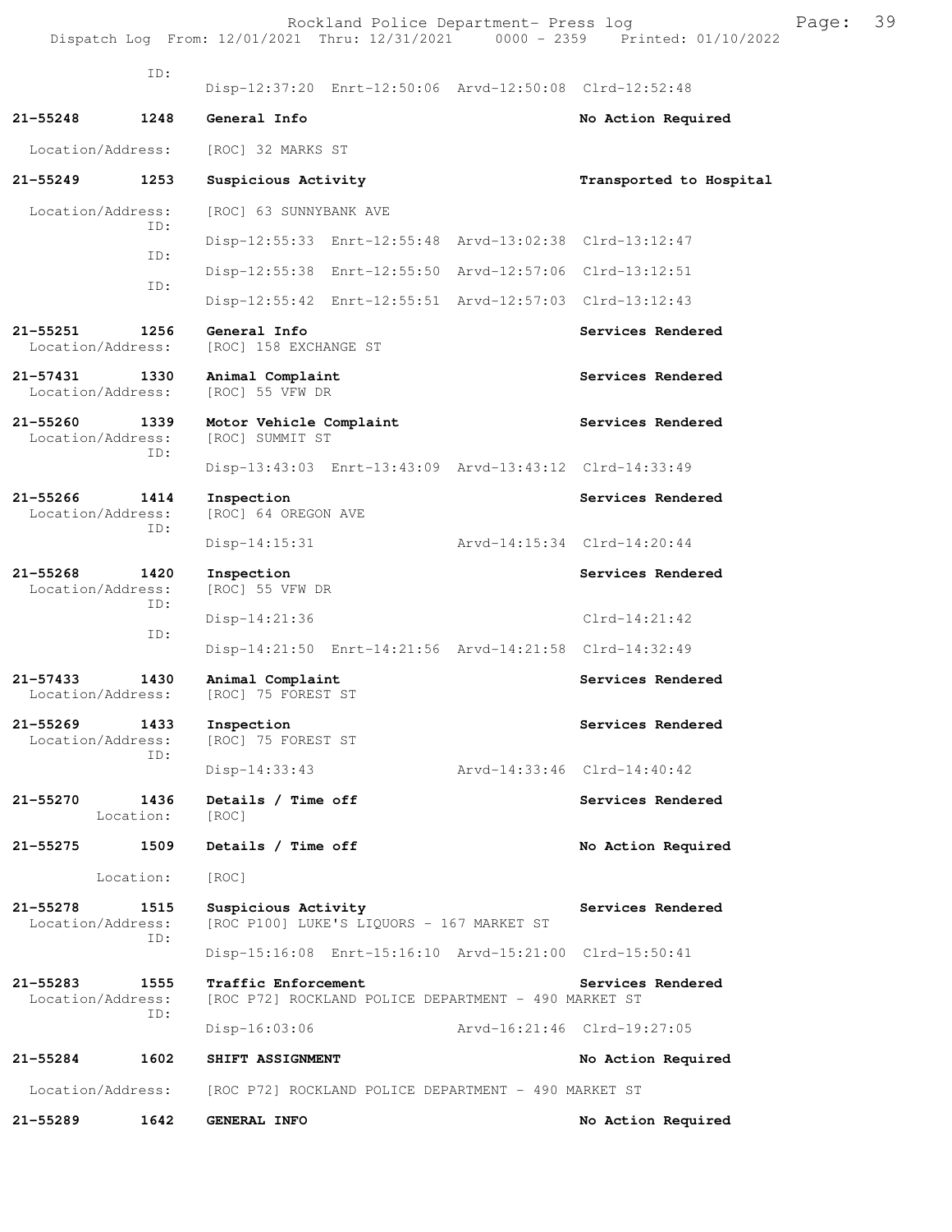ID:
Disp-12:37:20 Enrt-12:50:06 Arvd-12:50:08 Clrd-12:52:48

**21-55248 1248 General Info** — **No Action Required**

Location/Address: [ROC] 32 MARKS ST

**21-55249 1253 Suspicious Activity** — **Transported to Hospital**

Location/Address: [ROC] 63 SUNNYBANK AVE

ID:
Disp-12:55:33 Enrt-12:55:48 Arvd-13:02:38 Clrd-13:12:47

ID:
Disp-12:55:38 Enrt-12:55:50 Arvd-12:57:06 Clrd-13:12:51

ID:
Disp-12:55:42 Enrt-12:55:51 Arvd-12:57:03 Clrd-13:12:43

**21-55251 1256 General Info** — **Services Rendered**

Location/Address: [ROC] 158 EXCHANGE ST

**21-57431 1330 Animal Complaint** — **Services Rendered**

Location/Address: [ROC] 55 VFW DR

**21-55260 1339 Motor Vehicle Complaint** — **Services Rendered**

Location/Address: [ROC] SUMMIT ST

ID:
Disp-13:43:03 Enrt-13:43:09 Arvd-13:43:12 Clrd-14:33:49

**21-55266 1414 Inspection** — **Services Rendered**

Location/Address: [ROC] 64 OREGON AVE

ID:
Disp-14:15:31 Arvd-14:15:34 Clrd-14:20:44

**21-55268 1420 Inspection** — **Services Rendered**

Location/Address: [ROC] 55 VFW DR

ID:
Disp-14:21:36 Clrd-14:21:42

ID:
Disp-14:21:50 Enrt-14:21:56 Arvd-14:21:58 Clrd-14:32:49

**21-57433 1430 Animal Complaint** — **Services Rendered**

Location/Address: [ROC] 75 FOREST ST

**21-55269 1433 Inspection** — **Services Rendered**

Location/Address: [ROC] 75 FOREST ST

ID:
Disp-14:33:43 Arvd-14:33:46 Clrd-14:40:42

**21-55270 1436 Details / Time off** — **Services Rendered**

Location: [ROC]

**21-55275 1509 Details / Time off** — **No Action Required**

Location: [ROC]

**21-55278 1515 Suspicious Activity** — **Services Rendered**

Location/Address: [ROC P100] LUKE'S LIQUORS - 167 MARKET ST

ID:
Disp-15:16:08 Enrt-15:16:10 Arvd-15:21:00 Clrd-15:50:41

**21-55283 1555 Traffic Enforcement** — **Services Rendered**

Location/Address: [ROC P72] ROCKLAND POLICE DEPARTMENT - 490 MARKET ST

ID:
Disp-16:03:06 Arvd-16:21:46 Clrd-19:27:05

**21-55284 1602 SHIFT ASSIGNMENT** — **No Action Required**

Location/Address: [ROC P72] ROCKLAND POLICE DEPARTMENT - 490 MARKET ST

**21-55289 1642 GENERAL INFO** — **No Action Required**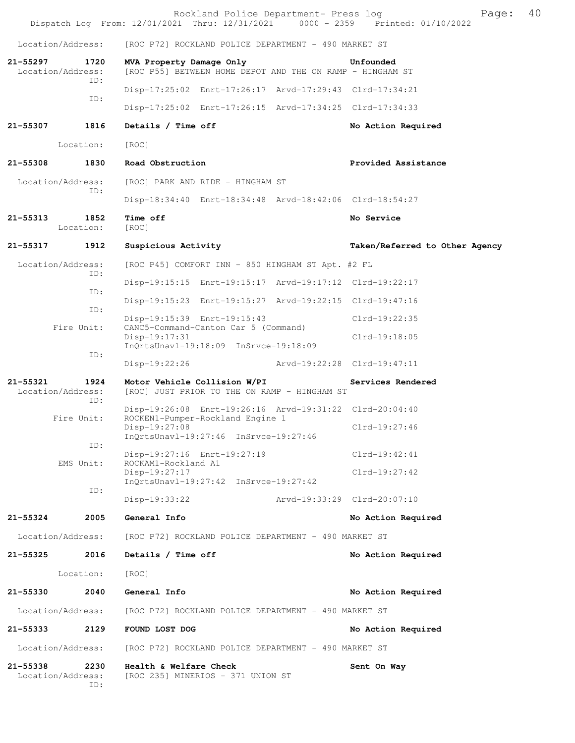Location/Address: [ROC P72] ROCKLAND POLICE DEPARTMENT - 490 MARKET ST

**21-55297 1720 MVA Property Damage Only** — **Unfounded**
Location/Address: [ROC P55] BETWEEN HOME DEPOT AND THE ON RAMP - HINGHAM ST
ID: Disp-17:25:02 Enrt-17:26:17 Arvd-17:29:43 Clrd-17:34:21
ID: Disp-17:25:02 Enrt-17:26:15 Arvd-17:34:25 Clrd-17:34:33

**21-55307 1816 Details / Time off** — **No Action Required**
Location: [ROC]

**21-55308 1830 Road Obstruction** — **Provided Assistance**
Location/Address: [ROC] PARK AND RIDE - HINGHAM ST
ID: Disp-18:34:40 Enrt-18:34:48 Arvd-18:42:06 Clrd-18:54:27

**21-55313 1852 Time off** — **No Service**
Location: [ROC]

**21-55317 1912 Suspicious Activity** — **Taken/Referred to Other Agency**
Location/Address: [ROC P45] COMFORT INN - 850 HINGHAM ST Apt. #2 FL
ID: Disp-19:15:15 Enrt-19:15:17 Arvd-19:17:12 Clrd-19:22:17
ID: Disp-19:15:23 Enrt-19:15:27 Arvd-19:22:15 Clrd-19:47:16
ID: Disp-19:15:39 Enrt-19:15:43 Clrd-19:22:35
Fire Unit: CANC5-Command-Canton Car 5 (Command)
Disp-19:17:31 Clrd-19:18:05
InQrtsUnavl-19:18:09 InSrvce-19:18:09
ID: Disp-19:22:26 Arvd-19:22:28 Clrd-19:47:11

**21-55321 1924 Motor Vehicle Collision W/PI** — **Services Rendered**
Location/Address: [ROC] JUST PRIOR TO THE ON RAMP - HINGHAM ST
ID: Disp-19:26:08 Enrt-19:26:16 Arvd-19:31:22 Clrd-20:04:40
Fire Unit: ROCKEN1-Pumper-Rockland Engine 1
Disp-19:27:08 Clrd-19:27:46
InQrtsUnavl-19:27:46 InSrvce-19:27:46
ID: Disp-19:27:16 Enrt-19:27:19 Clrd-19:42:41
EMS Unit: ROCKAM1-Rockland A1
Disp-19:27:17 Clrd-19:27:42
InQrtsUnavl-19:27:42 InSrvce-19:27:42
ID: Disp-19:33:22 Arvd-19:33:29 Clrd-20:07:10

**21-55324 2005 General Info** — **No Action Required**
Location/Address: [ROC P72] ROCKLAND POLICE DEPARTMENT - 490 MARKET ST

**21-55325 2016 Details / Time off** — **No Action Required**
Location: [ROC]

**21-55330 2040 General Info** — **No Action Required**
Location/Address: [ROC P72] ROCKLAND POLICE DEPARTMENT - 490 MARKET ST

**21-55333 2129 FOUND LOST DOG** — **No Action Required**
Location/Address: [ROC P72] ROCKLAND POLICE DEPARTMENT - 490 MARKET ST

**21-55338 2230 Health & Welfare Check** — **Sent On Way**
Location/Address: [ROC 235] MINERIOS - 371 UNION ST
ID: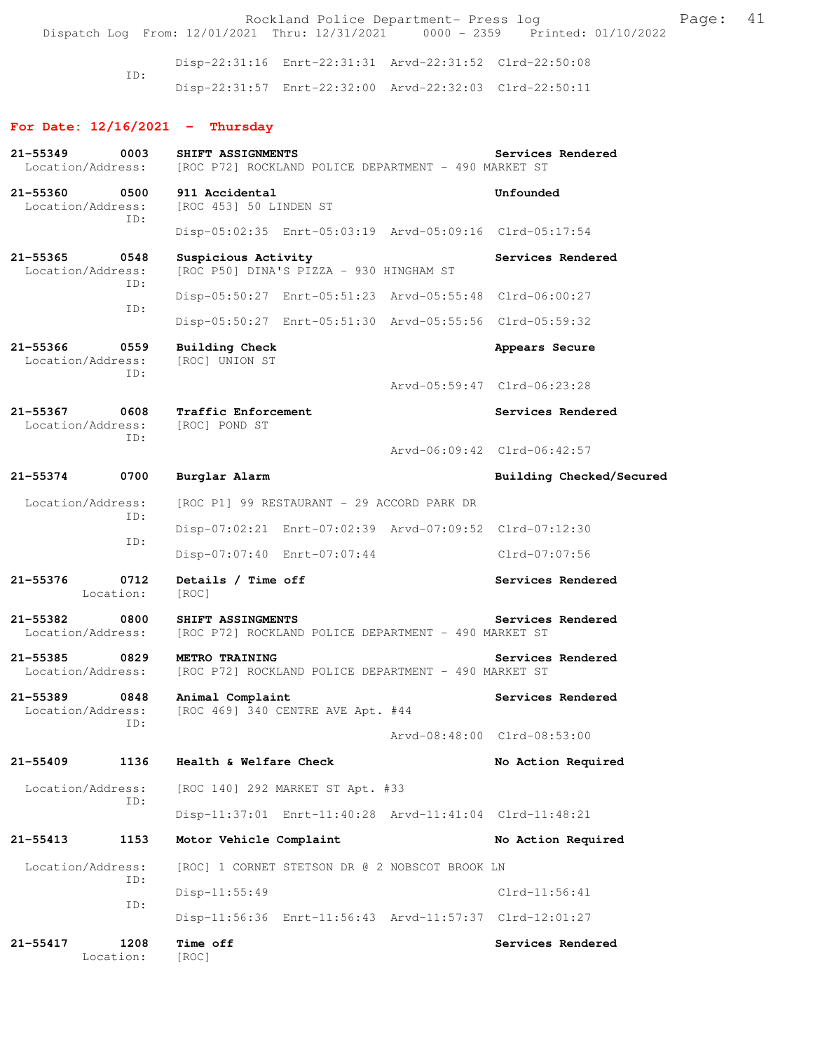Disp-22:31:16 Enrt-22:31:31 Arvd-22:31:52 Clrd-22:50:08
ID:
Disp-22:31:57 Enrt-22:32:00 Arvd-22:32:03 Clrd-22:50:11

## For Date: 12/16/2021 - Thursday

**21-55349 0003 SHIFT ASSIGNMENTS** — Services Rendered
Location/Address: [ROC P72] ROCKLAND POLICE DEPARTMENT - 490 MARKET ST

**21-55360 0500 911 Accidental** — Unfounded
Location/Address: [ROC 453] 50 LINDEN ST
ID:
Disp-05:02:35 Enrt-05:03:19 Arvd-05:09:16 Clrd-05:17:54

**21-55365 0548 Suspicious Activity** — Services Rendered
Location/Address: [ROC P50] DINA'S PIZZA - 930 HINGHAM ST
ID:
Disp-05:50:27 Enrt-05:51:23 Arvd-05:55:48 Clrd-06:00:27
ID:
Disp-05:50:27 Enrt-05:51:30 Arvd-05:55:56 Clrd-05:59:32

**21-55366 0559 Building Check** — Appears Secure
Location/Address: [ROC] UNION ST
ID:
Arvd-05:59:47 Clrd-06:23:28

**21-55367 0608 Traffic Enforcement** — Services Rendered
Location/Address: [ROC] POND ST
ID:
Arvd-06:09:42 Clrd-06:42:57

**21-55374 0700 Burglar Alarm** — Building Checked/Secured
Location/Address: [ROC P1] 99 RESTAURANT - 29 ACCORD PARK DR
ID:
Disp-07:02:21 Enrt-07:02:39 Arvd-07:09:52 Clrd-07:12:30
ID:
Disp-07:07:40 Enrt-07:07:44 Clrd-07:07:56

**21-55376 0712 Details / Time off** — Services Rendered
Location: [ROC]

**21-55382 0800 SHIFT ASSINGMENTS** — Services Rendered
Location/Address: [ROC P72] ROCKLAND POLICE DEPARTMENT - 490 MARKET ST

**21-55385 0829 METRO TRAINING** — Services Rendered
Location/Address: [ROC P72] ROCKLAND POLICE DEPARTMENT - 490 MARKET ST

**21-55389 0848 Animal Complaint** — Services Rendered
Location/Address: [ROC 469] 340 CENTRE AVE Apt. #44
ID:
Arvd-08:48:00 Clrd-08:53:00

**21-55409 1136 Health & Welfare Check** — No Action Required
Location/Address: [ROC 140] 292 MARKET ST Apt. #33
ID:
Disp-11:37:01 Enrt-11:40:28 Arvd-11:41:04 Clrd-11:48:21

**21-55413 1153 Motor Vehicle Complaint** — No Action Required
Location/Address: [ROC] 1 CORNET STETSON DR @ 2 NOBSCOT BROOK LN
ID:
Disp-11:55:49 Clrd-11:56:41
ID:
Disp-11:56:36 Enrt-11:56:43 Arvd-11:57:37 Clrd-12:01:27

**21-55417 1208 Time off** — Services Rendered
Location: [ROC]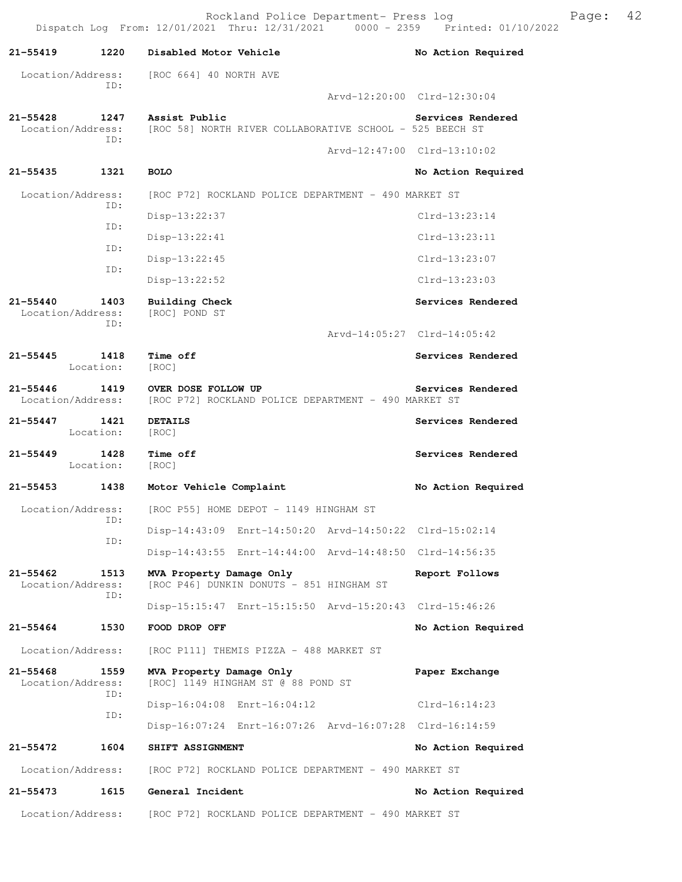Rockland Police Department- Press log

Dispatch Log From: 12/01/2021 Thru: 12/31/2021 0000 - 2359 Printed: 01/10/2022

**21-55419 1220 Disabled Motor Vehicle** — **No Action Required**

Location/Address: [ROC 664] 40 NORTH AVE
ID:
Arvd-12:20:00 Clrd-12:30:04

**21-55428 1247 Assist Public** — **Services Rendered**

Location/Address: [ROC 58] NORTH RIVER COLLABORATIVE SCHOOL - 525 BEECH ST
ID:
Arvd-12:47:00 Clrd-13:10:02

**21-55435 1321 BOLO** — **No Action Required**

Location/Address: [ROC P72] ROCKLAND POLICE DEPARTMENT - 490 MARKET ST
ID: Disp-13:22:37 Clrd-13:23:14
ID: Disp-13:22:41 Clrd-13:23:11
ID: Disp-13:22:45 Clrd-13:23:07
ID: Disp-13:22:52 Clrd-13:23:03

**21-55440 1403 Building Check** — **Services Rendered**

Location/Address: [ROC] POND ST
ID:
Arvd-14:05:27 Clrd-14:05:42

**21-55445 1418 Time off** — **Services Rendered**

Location: [ROC]

**21-55446 1419 OVER DOSE FOLLOW UP** — **Services Rendered**

Location/Address: [ROC P72] ROCKLAND POLICE DEPARTMENT - 490 MARKET ST

**21-55447 1421 DETAILS** — **Services Rendered**

Location: [ROC]

**21-55449 1428 Time off** — **Services Rendered**

Location: [ROC]

**21-55453 1438 Motor Vehicle Complaint** — **No Action Required**

Location/Address: [ROC P55] HOME DEPOT - 1149 HINGHAM ST
ID: Disp-14:43:09 Enrt-14:50:20 Arvd-14:50:22 Clrd-15:02:14
ID: Disp-14:43:55 Enrt-14:44:00 Arvd-14:48:50 Clrd-14:56:35

**21-55462 1513 MVA Property Damage Only** — **Report Follows**

Location/Address: [ROC P46] DUNKIN DONUTS - 851 HINGHAM ST
ID: Disp-15:15:47 Enrt-15:15:50 Arvd-15:20:43 Clrd-15:46:26

**21-55464 1530 FOOD DROP OFF** — **No Action Required**

Location/Address: [ROC P111] THEMIS PIZZA - 488 MARKET ST

**21-55468 1559 MVA Property Damage Only** — **Paper Exchange**

Location/Address: [ROC] 1149 HINGHAM ST @ 88 POND ST
ID: Disp-16:04:08 Enrt-16:04:12 Clrd-16:14:23
ID: Disp-16:07:24 Enrt-16:07:26 Arvd-16:07:28 Clrd-16:14:59

**21-55472 1604 SHIFT ASSIGNMENT** — **No Action Required**

Location/Address: [ROC P72] ROCKLAND POLICE DEPARTMENT - 490 MARKET ST

**21-55473 1615 General Incident** — **No Action Required**

Location/Address: [ROC P72] ROCKLAND POLICE DEPARTMENT - 490 MARKET ST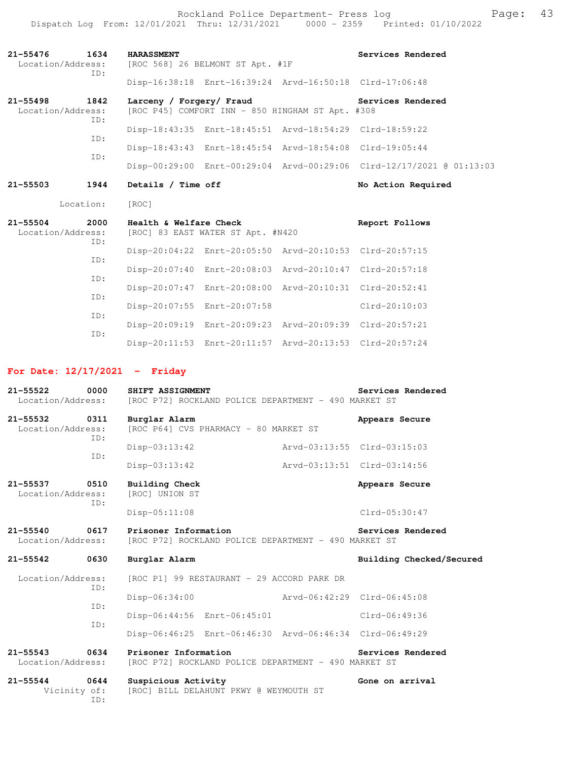**21-55476** 1634 **HARASSMENT** — Services Rendered
Location/Address: [ROC 568] 26 BELMONT ST Apt. #1F
ID:
Disp-16:38:18 Enrt-16:39:24 Arvd-16:50:18 Clrd-17:06:48

**21-55498** 1842 **Larceny / Forgery/ Fraud** — Services Rendered
Location/Address: [ROC P45] COMFORT INN - 850 HINGHAM ST Apt. #308
ID:
Disp-18:43:35 Enrt-18:45:51 Arvd-18:54:29 Clrd-18:59:22
ID:
Disp-18:43:43 Enrt-18:45:54 Arvd-18:54:08 Clrd-19:05:44
ID:
Disp-00:29:00 Enrt-00:29:04 Arvd-00:29:06 Clrd-12/17/2021 @ 01:13:03

**21-55503** 1944 **Details / Time off** — No Action Required
Location: [ROC]

**21-55504** 2000 **Health & Welfare Check** — Report Follows
Location/Address: [ROC] 83 EAST WATER ST Apt. #N420
ID:
Disp-20:04:22 Enrt-20:05:50 Arvd-20:10:53 Clrd-20:57:15
ID:
Disp-20:07:40 Enrt-20:08:03 Arvd-20:10:47 Clrd-20:57:18
ID:
Disp-20:07:47 Enrt-20:08:00 Arvd-20:10:31 Clrd-20:52:41
ID:
Disp-20:07:55 Enrt-20:07:58 Clrd-20:10:03
ID:
Disp-20:09:19 Enrt-20:09:23 Arvd-20:09:39 Clrd-20:57:21
ID:
Disp-20:11:53 Enrt-20:11:57 Arvd-20:13:53 Clrd-20:57:24

## For Date: 12/17/2021 - Friday

**21-55522** 0000 **SHIFT ASSIGNMENT** — Services Rendered
Location/Address: [ROC P72] ROCKLAND POLICE DEPARTMENT - 490 MARKET ST

**21-55532** 0311 **Burglar Alarm** — Appears Secure
Location/Address: [ROC P64] CVS PHARMACY - 80 MARKET ST
ID:
Disp-03:13:42 Arvd-03:13:55 Clrd-03:15:03
ID:
Disp-03:13:42 Arvd-03:13:51 Clrd-03:14:56

**21-55537** 0510 **Building Check** — Appears Secure
Location/Address: [ROC] UNION ST
ID:
Disp-05:11:08 Clrd-05:30:47

**21-55540** 0617 **Prisoner Information** — Services Rendered
Location/Address: [ROC P72] ROCKLAND POLICE DEPARTMENT - 490 MARKET ST

**21-55542** 0630 **Burglar Alarm** — Building Checked/Secured
Location/Address: [ROC P1] 99 RESTAURANT - 29 ACCORD PARK DR
ID:
Disp-06:34:00 Arvd-06:42:29 Clrd-06:45:08
ID:
Disp-06:44:56 Enrt-06:45:01 Clrd-06:49:36
ID:
Disp-06:46:25 Enrt-06:46:30 Arvd-06:46:34 Clrd-06:49:29

**21-55543** 0634 **Prisoner Information** — Services Rendered
Location/Address: [ROC P72] ROCKLAND POLICE DEPARTMENT - 490 MARKET ST

**21-55544** 0644 **Suspicious Activity** — Gone on arrival
Vicinity of: [ROC] BILL DELAHUNT PKWY @ WEYMOUTH ST
ID: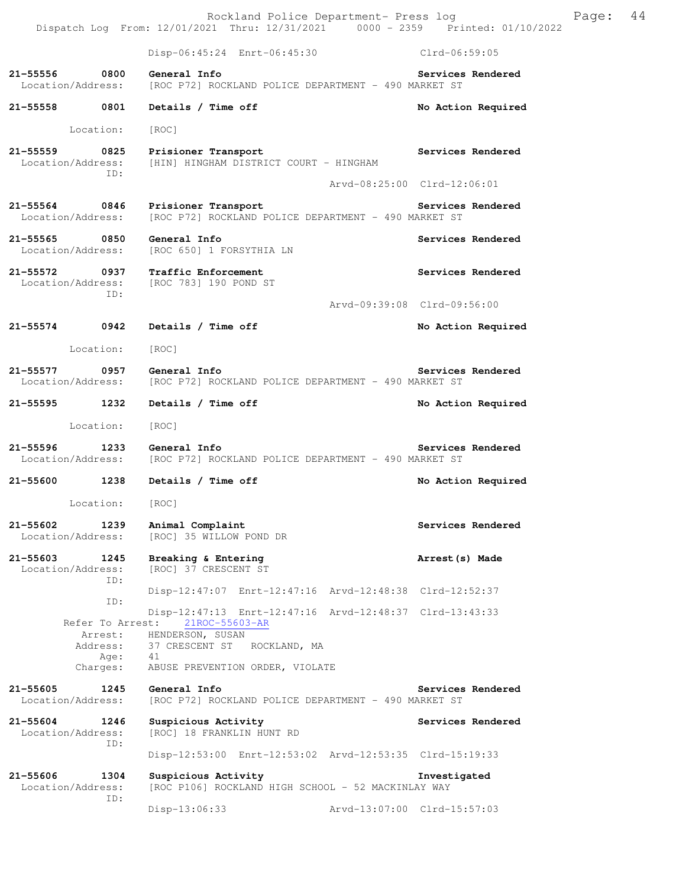Disp-06:45:24 Enrt-06:45:30 Clrd-06:59:05

**21-55556 0800 General Info** — Services Rendered
Location/Address: [ROC P72] ROCKLAND POLICE DEPARTMENT - 490 MARKET ST

**21-55558 0801 Details / Time off** — No Action Required
Location: [ROC]

**21-55559 0825 Prisioner Transport** — Services Rendered
Location/Address: [HIN] HINGHAM DISTRICT COURT - HINGHAM
ID:
Arvd-08:25:00 Clrd-12:06:01

**21-55564 0846 Prisioner Transport** — Services Rendered
Location/Address: [ROC P72] ROCKLAND POLICE DEPARTMENT - 490 MARKET ST

**21-55565 0850 General Info** — Services Rendered
Location/Address: [ROC 650] 1 FORSYTHIA LN

**21-55572 0937 Traffic Enforcement** — Services Rendered
Location/Address: [ROC 783] 190 POND ST
ID:
Arvd-09:39:08 Clrd-09:56:00

**21-55574 0942 Details / Time off** — No Action Required
Location: [ROC]

**21-55577 0957 General Info** — Services Rendered
Location/Address: [ROC P72] ROCKLAND POLICE DEPARTMENT - 490 MARKET ST

**21-55595 1232 Details / Time off** — No Action Required
Location: [ROC]

**21-55596 1233 General Info** — Services Rendered
Location/Address: [ROC P72] ROCKLAND POLICE DEPARTMENT - 490 MARKET ST

**21-55600 1238 Details / Time off** — No Action Required
Location: [ROC]

**21-55602 1239 Animal Complaint** — Services Rendered
Location/Address: [ROC] 35 WILLOW POND DR

**21-55603 1245 Breaking & Entering** — Arrest(s) Made
Location/Address: [ROC] 37 CRESCENT ST
ID:
Disp-12:47:07 Enrt-12:47:16 Arvd-12:48:38 Clrd-12:52:37
ID:
Disp-12:47:13 Enrt-12:47:16 Arvd-12:48:37 Clrd-13:43:33
Refer To Arrest: 21ROC-55603-AR
Arrest: HENDERSON, SUSAN
Address: 37 CRESCENT ST ROCKLAND, MA
Age: 41
Charges: ABUSE PREVENTION ORDER, VIOLATE

**21-55605 1245 General Info** — Services Rendered
Location/Address: [ROC P72] ROCKLAND POLICE DEPARTMENT - 490 MARKET ST

**21-55604 1246 Suspicious Activity** — Services Rendered
Location/Address: [ROC] 18 FRANKLIN HUNT RD
ID:
Disp-12:53:00 Enrt-12:53:02 Arvd-12:53:35 Clrd-15:19:33

**21-55606 1304 Suspicious Activity** — Investigated
Location/Address: [ROC P106] ROCKLAND HIGH SCHOOL - 52 MACKINLAY WAY
ID:
Disp-13:06:33 Arvd-13:07:00 Clrd-15:57:03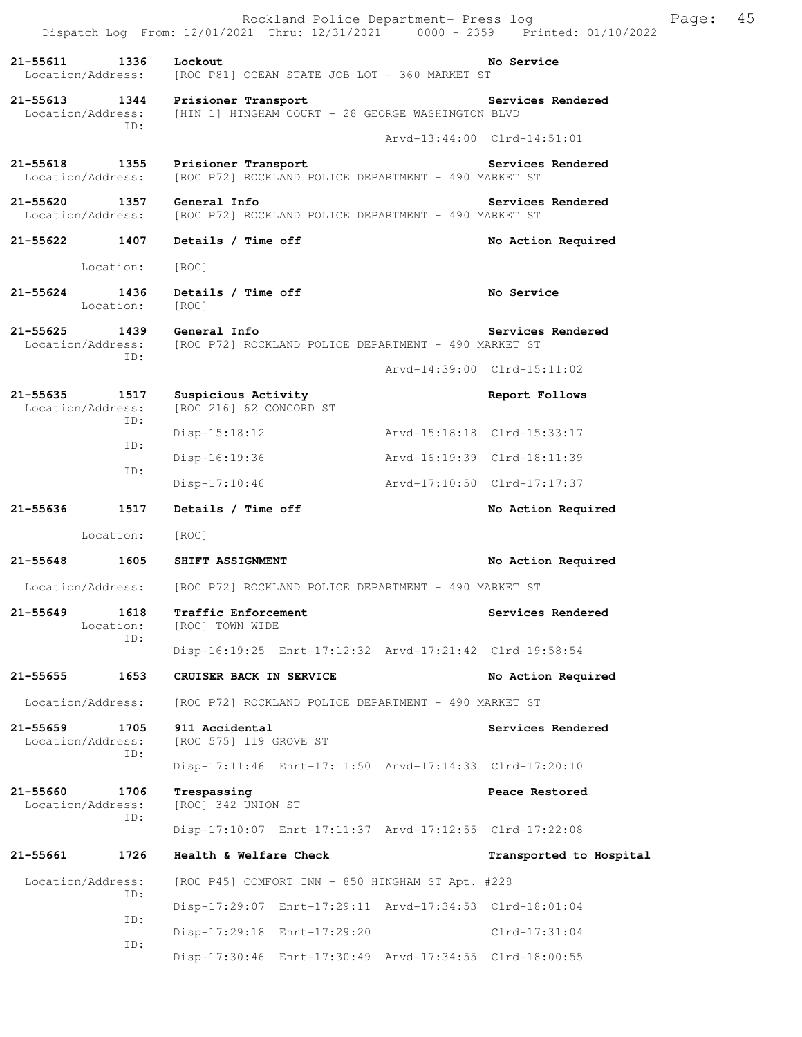Rockland Police Department- Press log
Dispatch Log From: 12/01/2021 Thru: 12/31/2021 0000 - 2359 Printed: 01/10/2022

**21-55611 1336 Lockout** — No Service
Location/Address: [ROC P81] OCEAN STATE JOB LOT - 360 MARKET ST

**21-55613 1344 Prisioner Transport** — Services Rendered
Location/Address: [HIN 1] HINGHAM COURT - 28 GEORGE WASHINGTON BLVD
ID:
Arvd-13:44:00 Clrd-14:51:01

**21-55618 1355 Prisioner Transport** — Services Rendered
Location/Address: [ROC P72] ROCKLAND POLICE DEPARTMENT - 490 MARKET ST

**21-55620 1357 General Info** — Services Rendered
Location/Address: [ROC P72] ROCKLAND POLICE DEPARTMENT - 490 MARKET ST

**21-55622 1407 Details / Time off** — No Action Required
Location: [ROC]

**21-55624 1436 Details / Time off** — No Service
Location: [ROC]

**21-55625 1439 General Info** — Services Rendered
Location/Address: [ROC P72] ROCKLAND POLICE DEPARTMENT - 490 MARKET ST
ID:
Arvd-14:39:00 Clrd-15:11:02

**21-55635 1517 Suspicious Activity** — Report Follows
Location/Address: [ROC 216] 62 CONCORD ST
ID:
Disp-15:18:12 Arvd-15:18:18 Clrd-15:33:17
ID:
Disp-16:19:36 Arvd-16:19:39 Clrd-18:11:39
ID:
Disp-17:10:46 Arvd-17:10:50 Clrd-17:17:37

**21-55636 1517 Details / Time off** — No Action Required
Location: [ROC]

**21-55648 1605 SHIFT ASSIGNMENT** — No Action Required
Location/Address: [ROC P72] ROCKLAND POLICE DEPARTMENT - 490 MARKET ST

**21-55649 1618 Traffic Enforcement** — Services Rendered
Location: [ROC] TOWN WIDE
ID:
Disp-16:19:25 Enrt-17:12:32 Arvd-17:21:42 Clrd-19:58:54

**21-55655 1653 CRUISER BACK IN SERVICE** — No Action Required
Location/Address: [ROC P72] ROCKLAND POLICE DEPARTMENT - 490 MARKET ST

**21-55659 1705 911 Accidental** — Services Rendered
Location/Address: [ROC 575] 119 GROVE ST
ID:
Disp-17:11:46 Enrt-17:11:50 Arvd-17:14:33 Clrd-17:20:10

**21-55660 1706 Trespassing** — Peace Restored
Location/Address: [ROC] 342 UNION ST
ID:
Disp-17:10:07 Enrt-17:11:37 Arvd-17:12:55 Clrd-17:22:08

**21-55661 1726 Health & Welfare Check** — Transported to Hospital
Location/Address: [ROC P45] COMFORT INN - 850 HINGHAM ST Apt. #228
ID:
Disp-17:29:07 Enrt-17:29:11 Arvd-17:34:53 Clrd-18:01:04
ID:
Disp-17:29:18 Enrt-17:29:20 Clrd-17:31:04
ID:
Disp-17:30:46 Enrt-17:30:49 Arvd-17:34:55 Clrd-18:00:55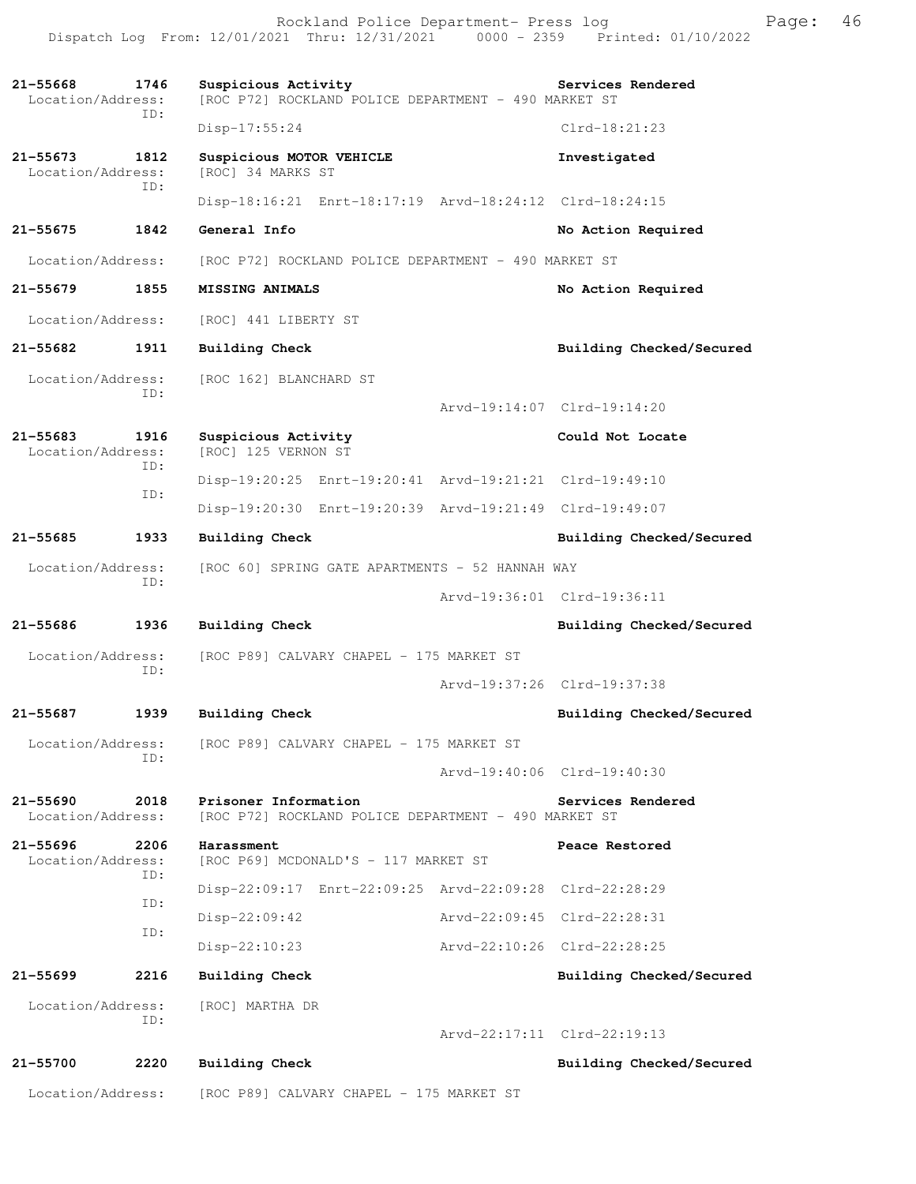| Call No. | Time | Call Reason | Action |
|---|---|---|---|
| **21-55668** | **1746** | **Suspicious Activity** | **Services Rendered** |

Location/Address: [ROC P72] ROCKLAND POLICE DEPARTMENT - 490 MARKET ST
ID:
Disp-17:55:24 Clrd-18:21:23

**21-55673 1812 Suspicious MOTOR VEHICLE** — **Investigated**
Location/Address: [ROC] 34 MARKS ST
ID:
Disp-18:16:21 Enrt-18:17:19 Arvd-18:24:12 Clrd-18:24:15

**21-55675 1842 General Info** — **No Action Required**
Location/Address: [ROC P72] ROCKLAND POLICE DEPARTMENT - 490 MARKET ST

**21-55679 1855 MISSING ANIMALS** — **No Action Required**
Location/Address: [ROC] 441 LIBERTY ST

**21-55682 1911 Building Check** — **Building Checked/Secured**
Location/Address: [ROC 162] BLANCHARD ST
ID:
Arvd-19:14:07 Clrd-19:14:20

**21-55683 1916 Suspicious Activity** — **Could Not Locate**
Location/Address: [ROC] 125 VERNON ST
ID:
Disp-19:20:25 Enrt-19:20:41 Arvd-19:21:21 Clrd-19:49:10
ID:
Disp-19:20:30 Enrt-19:20:39 Arvd-19:21:49 Clrd-19:49:07

**21-55685 1933 Building Check** — **Building Checked/Secured**
Location/Address: [ROC 60] SPRING GATE APARTMENTS - 52 HANNAH WAY
ID:
Arvd-19:36:01 Clrd-19:36:11

**21-55686 1936 Building Check** — **Building Checked/Secured**
Location/Address: [ROC P89] CALVARY CHAPEL - 175 MARKET ST
ID:
Arvd-19:37:26 Clrd-19:37:38

**21-55687 1939 Building Check** — **Building Checked/Secured**
Location/Address: [ROC P89] CALVARY CHAPEL - 175 MARKET ST
ID:
Arvd-19:40:06 Clrd-19:40:30

**21-55690 2018 Prisoner Information** — **Services Rendered**
Location/Address: [ROC P72] ROCKLAND POLICE DEPARTMENT - 490 MARKET ST

**21-55696 2206 Harassment** — **Peace Restored**
Location/Address: [ROC P69] MCDONALD'S - 117 MARKET ST
ID:
Disp-22:09:17 Enrt-22:09:25 Arvd-22:09:28 Clrd-22:28:29
ID:
Disp-22:09:42 Arvd-22:09:45 Clrd-22:28:31
ID:
Disp-22:10:23 Arvd-22:10:26 Clrd-22:28:25

**21-55699 2216 Building Check** — **Building Checked/Secured**
Location/Address: [ROC] MARTHA DR
ID:
Arvd-22:17:11 Clrd-22:19:13

**21-55700 2220 Building Check** — **Building Checked/Secured**
Location/Address: [ROC P89] CALVARY CHAPEL - 175 MARKET ST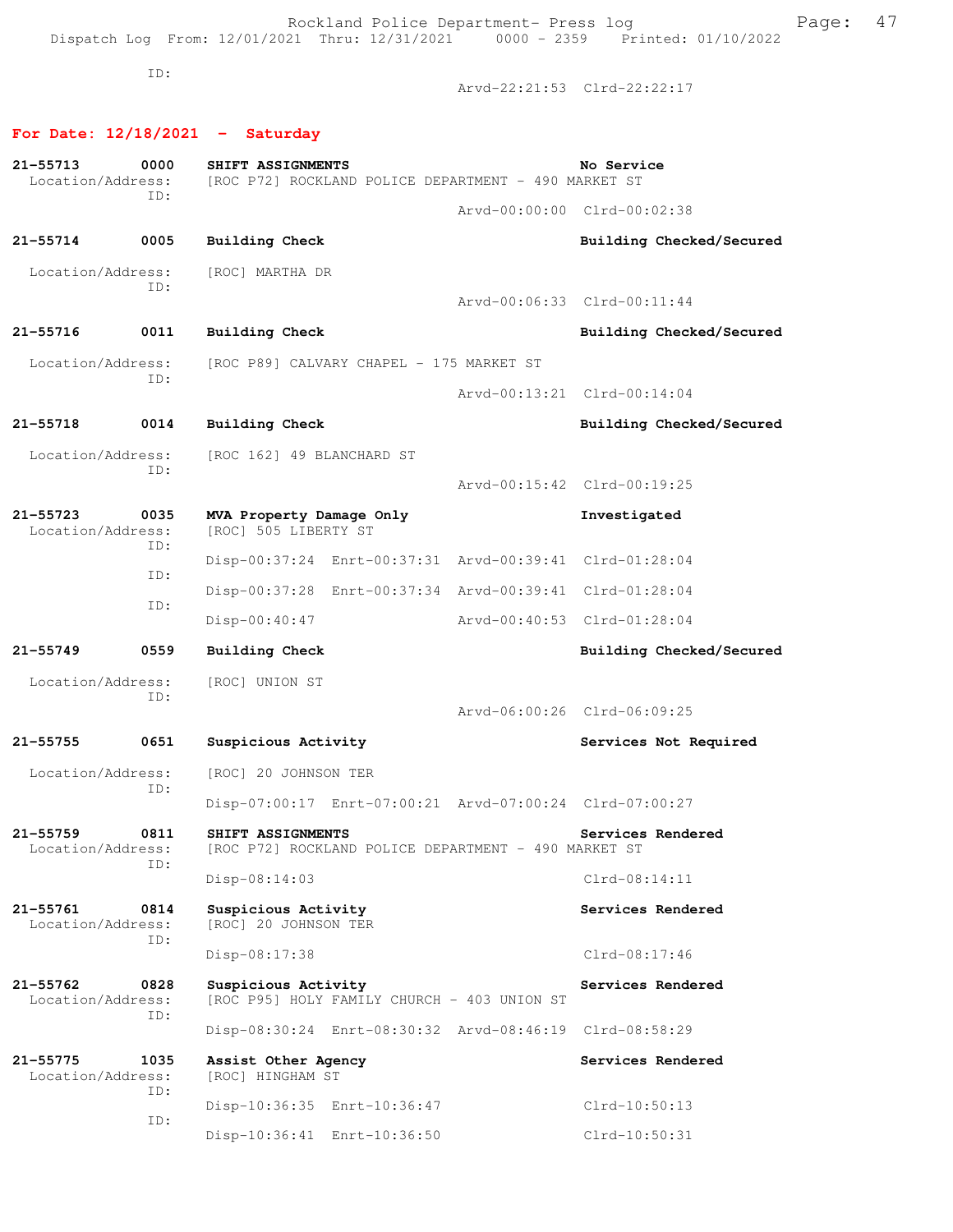ID:

Arvd-22:21:53 Clrd-22:22:17

## For Date: 12/18/2021 - Saturday

**21-55713 0000 SHIFT ASSIGNMENTS** — No Service
Location/Address: [ROC P72] ROCKLAND POLICE DEPARTMENT - 490 MARKET ST
ID:
Arvd-00:00:00 Clrd-00:02:38

**21-55714 0005 Building Check** — Building Checked/Secured
Location/Address: [ROC] MARTHA DR
ID:
Arvd-00:06:33 Clrd-00:11:44

**21-55716 0011 Building Check** — Building Checked/Secured
Location/Address: [ROC P89] CALVARY CHAPEL - 175 MARKET ST
ID:
Arvd-00:13:21 Clrd-00:14:04

**21-55718 0014 Building Check** — Building Checked/Secured
Location/Address: [ROC 162] 49 BLANCHARD ST
ID:
Arvd-00:15:42 Clrd-00:19:25

**21-55723 0035 MVA Property Damage Only** — Investigated
Location/Address: [ROC] 505 LIBERTY ST
ID:
Disp-00:37:24 Enrt-00:37:31 Arvd-00:39:41 Clrd-01:28:04
ID:
Disp-00:37:28 Enrt-00:37:34 Arvd-00:39:41 Clrd-01:28:04
ID:
Disp-00:40:47 Arvd-00:40:53 Clrd-01:28:04

**21-55749 0559 Building Check** — Building Checked/Secured
Location/Address: [ROC] UNION ST
ID:
Arvd-06:00:26 Clrd-06:09:25

**21-55755 0651 Suspicious Activity** — Services Not Required
Location/Address: [ROC] 20 JOHNSON TER
ID:
Disp-07:00:17 Enrt-07:00:21 Arvd-07:00:24 Clrd-07:00:27

**21-55759 0811 SHIFT ASSIGNMENTS** — Services Rendered
Location/Address: [ROC P72] ROCKLAND POLICE DEPARTMENT - 490 MARKET ST
ID:
Disp-08:14:03 Clrd-08:14:11

**21-55761 0814 Suspicious Activity** — Services Rendered
Location/Address: [ROC] 20 JOHNSON TER
ID:
Disp-08:17:38 Clrd-08:17:46

**21-55762 0828 Suspicious Activity** — Services Rendered
Location/Address: [ROC P95] HOLY FAMILY CHURCH - 403 UNION ST
ID:
Disp-08:30:24 Enrt-08:30:32 Arvd-08:46:19 Clrd-08:58:29

**21-55775 1035 Assist Other Agency** — Services Rendered
Location/Address: [ROC] HINGHAM ST
ID:
Disp-10:36:35 Enrt-10:36:47 Clrd-10:50:13
ID:
Disp-10:36:41 Enrt-10:36:50 Clrd-10:50:31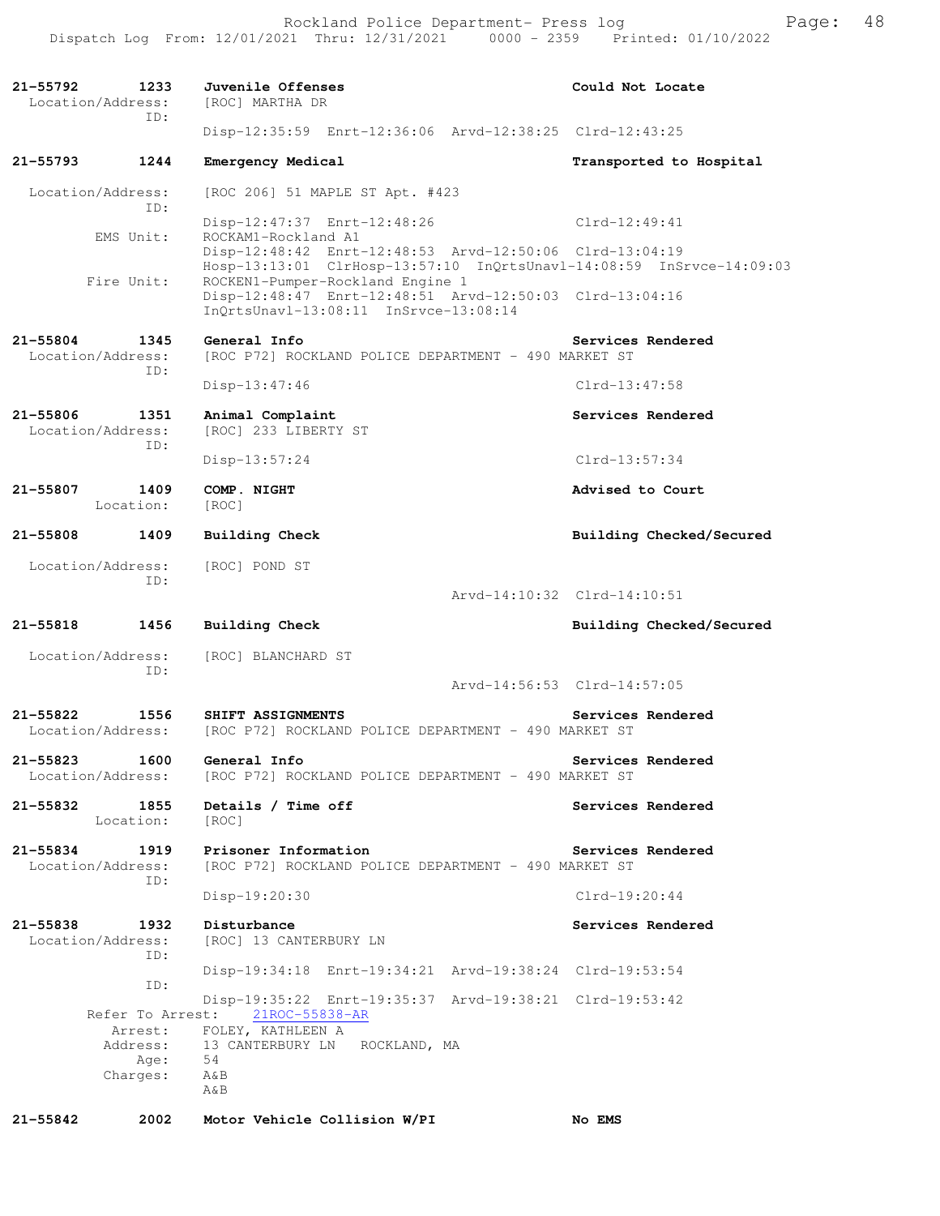**21-55792 1233 Juvenile Offenses** — **Could Not Locate**
Location/Address: [ROC] MARTHA DR
ID:
Disp-12:35:59 Enrt-12:36:06 Arvd-12:38:25 Clrd-12:43:25

**21-55793 1244 Emergency Medical** — **Transported to Hospital**
Location/Address: [ROC 206] 51 MAPLE ST Apt. #423
ID:
Disp-12:47:37 Enrt-12:48:26 Clrd-12:49:41
EMS Unit: ROCKAM1-Rockland A1
Disp-12:48:42 Enrt-12:48:53 Arvd-12:50:06 Clrd-13:04:19
Hosp-13:13:01 ClrHosp-13:57:10 InQrtsUnavl-14:08:59 InSrvce-14:09:03
Fire Unit: ROCKEN1-Pumper-Rockland Engine 1
Disp-12:48:47 Enrt-12:48:51 Arvd-12:50:03 Clrd-13:04:16
InQrtsUnavl-13:08:11 InSrvce-13:08:14

**21-55804 1345 General Info** — **Services Rendered**
Location/Address: [ROC P72] ROCKLAND POLICE DEPARTMENT - 490 MARKET ST
ID:
Disp-13:47:46 Clrd-13:47:58

**21-55806 1351 Animal Complaint** — **Services Rendered**
Location/Address: [ROC] 233 LIBERTY ST
ID:
Disp-13:57:24 Clrd-13:57:34

**21-55807 1409 COMP. NIGHT** — **Advised to Court**
Location: [ROC]

**21-55808 1409 Building Check** — **Building Checked/Secured**
Location/Address: [ROC] POND ST
ID:
Arvd-14:10:32 Clrd-14:10:51

**21-55818 1456 Building Check** — **Building Checked/Secured**
Location/Address: [ROC] BLANCHARD ST
ID:
Arvd-14:56:53 Clrd-14:57:05

**21-55822 1556 SHIFT ASSIGNMENTS** — **Services Rendered**
Location/Address: [ROC P72] ROCKLAND POLICE DEPARTMENT - 490 MARKET ST

**21-55823 1600 General Info** — **Services Rendered**
Location/Address: [ROC P72] ROCKLAND POLICE DEPARTMENT - 490 MARKET ST

**21-55832 1855 Details / Time off** — **Services Rendered**
Location: [ROC]

**21-55834 1919 Prisoner Information** — **Services Rendered**
Location/Address: [ROC P72] ROCKLAND POLICE DEPARTMENT - 490 MARKET ST
ID:
Disp-19:20:30 Clrd-19:20:44

**21-55838 1932 Disturbance** — **Services Rendered**
Location/Address: [ROC] 13 CANTERBURY LN
ID:
Disp-19:34:18 Enrt-19:34:21 Arvd-19:38:24 Clrd-19:53:54
ID:
Disp-19:35:22 Enrt-19:35:37 Arvd-19:38:21 Clrd-19:53:42
Refer To Arrest: 21ROC-55838-AR
Arrest: FOLEY, KATHLEEN A
Address: 13 CANTERBURY LN ROCKLAND, MA
Age: 54
Charges: A&B
A&B

**21-55842 2002 Motor Vehicle Collision W/PI** — **No EMS**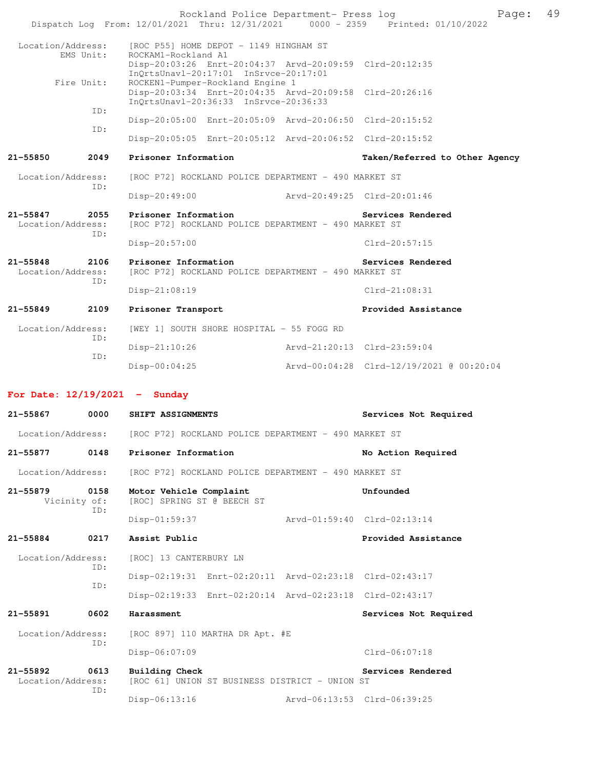Location/Address: [ROC P55] HOME DEPOT - 1149 HINGHAM ST
EMS Unit: ROCKAM1-Rockland A1
Disp-20:03:26 Enrt-20:04:37 Arvd-20:09:59 Clrd-20:12:35
InQrtsUnavl-20:17:01 InSrvce-20:17:01
Fire Unit: ROCKEN1-Pumper-Rockland Engine 1
Disp-20:03:34 Enrt-20:04:35 Arvd-20:09:58 Clrd-20:26:16
InQrtsUnavl-20:36:33 InSrvce-20:36:33
ID:
Disp-20:05:00 Enrt-20:05:09 Arvd-20:06:50 Clrd-20:15:52
ID:
Disp-20:05:05 Enrt-20:05:12 Arvd-20:06:52 Clrd-20:15:52

**21-55850 2049 Prisoner Information — Taken/Referred to Other Agency**

Location/Address: [ROC P72] ROCKLAND POLICE DEPARTMENT - 490 MARKET ST
ID:
Disp-20:49:00 Arvd-20:49:25 Clrd-20:01:46

**21-55847 2055 Prisoner Information — Services Rendered**

Location/Address: [ROC P72] ROCKLAND POLICE DEPARTMENT - 490 MARKET ST
ID:
Disp-20:57:00 Clrd-20:57:15

**21-55848 2106 Prisoner Information — Services Rendered**

Location/Address: [ROC P72] ROCKLAND POLICE DEPARTMENT - 490 MARKET ST
ID:
Disp-21:08:19 Clrd-21:08:31

**21-55849 2109 Prisoner Transport — Provided Assistance**

Location/Address: [WEY 1] SOUTH SHORE HOSPITAL - 55 FOGG RD
ID:
Disp-21:10:26 Arvd-21:20:13 Clrd-23:59:04
ID:
Disp-00:04:25 Arvd-00:04:28 Clrd-12/19/2021 @ 00:20:04

## For Date: 12/19/2021 - Sunday

**21-55867 0000 SHIFT ASSIGNMENTS — Services Not Required**

Location/Address: [ROC P72] ROCKLAND POLICE DEPARTMENT - 490 MARKET ST

**21-55877 0148 Prisoner Information — No Action Required**

Location/Address: [ROC P72] ROCKLAND POLICE DEPARTMENT - 490 MARKET ST

**21-55879 0158 Motor Vehicle Complaint — Unfounded**

Vicinity of: [ROC] SPRING ST @ BEECH ST
ID:
Disp-01:59:37 Arvd-01:59:40 Clrd-02:13:14

**21-55884 0217 Assist Public — Provided Assistance**

Location/Address: [ROC] 13 CANTERBURY LN
ID:
Disp-02:19:31 Enrt-02:20:11 Arvd-02:23:18 Clrd-02:43:17
ID:
Disp-02:19:33 Enrt-02:20:14 Arvd-02:23:18 Clrd-02:43:17

**21-55891 0602 Harassment — Services Not Required**

Location/Address: [ROC 897] 110 MARTHA DR Apt. #E
ID:
Disp-06:07:09 Clrd-06:07:18

**21-55892 0613 Building Check — Services Rendered**

Location/Address: [ROC 61] UNION ST BUSINESS DISTRICT - UNION ST
ID:
Disp-06:13:16 Arvd-06:13:53 Clrd-06:39:25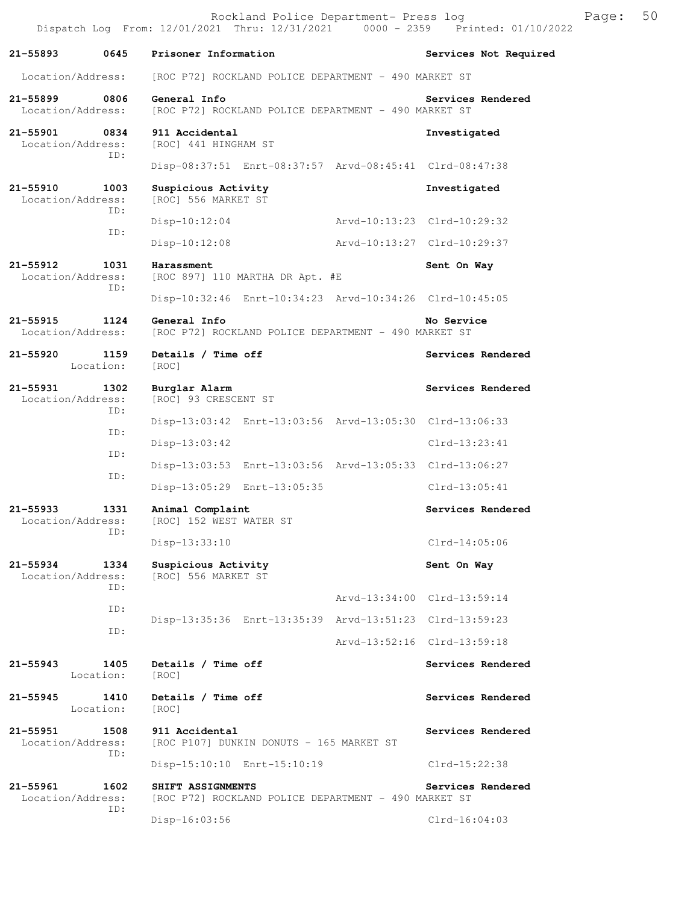Rockland Police Department- Press log

Dispatch Log From: 12/01/2021 Thru: 12/31/2021 0000 - 2359 Printed: 01/10/2022

**21-55893 0645 Prisoner Information** — Services Not Required
Location/Address: [ROC P72] ROCKLAND POLICE DEPARTMENT - 490 MARKET ST

**21-55899 0806 General Info** — Services Rendered
Location/Address: [ROC P72] ROCKLAND POLICE DEPARTMENT - 490 MARKET ST

**21-55901 0834 911 Accidental** — Investigated
Location/Address: [ROC] 441 HINGHAM ST
ID:
Disp-08:37:51 Enrt-08:37:57 Arvd-08:45:41 Clrd-08:47:38

**21-55910 1003 Suspicious Activity** — Investigated
Location/Address: [ROC] 556 MARKET ST
ID:
Disp-10:12:04 Arvd-10:13:23 Clrd-10:29:32
ID:
Disp-10:12:08 Arvd-10:13:27 Clrd-10:29:37

**21-55912 1031 Harassment** — Sent On Way
Location/Address: [ROC 897] 110 MARTHA DR Apt. #E
ID:
Disp-10:32:46 Enrt-10:34:23 Arvd-10:34:26 Clrd-10:45:05

**21-55915 1124 General Info** — No Service
Location/Address: [ROC P72] ROCKLAND POLICE DEPARTMENT - 490 MARKET ST

**21-55920 1159 Details / Time off** — Services Rendered
Location: [ROC]

**21-55931 1302 Burglar Alarm** — Services Rendered
Location/Address: [ROC] 93 CRESCENT ST
ID:
Disp-13:03:42 Enrt-13:03:56 Arvd-13:05:30 Clrd-13:06:33
ID:
Disp-13:03:42 Clrd-13:23:41
ID:
Disp-13:03:53 Enrt-13:03:56 Arvd-13:05:33 Clrd-13:06:27
ID:
Disp-13:05:29 Enrt-13:05:35 Clrd-13:05:41

**21-55933 1331 Animal Complaint** — Services Rendered
Location/Address: [ROC] 152 WEST WATER ST
ID:
Disp-13:33:10 Clrd-14:05:06

**21-55934 1334 Suspicious Activity** — Sent On Way
Location/Address: [ROC] 556 MARKET ST
ID:
Arvd-13:34:00 Clrd-13:59:14
ID:
Disp-13:35:36 Enrt-13:35:39 Arvd-13:51:23 Clrd-13:59:23
ID:
Arvd-13:52:16 Clrd-13:59:18

**21-55943 1405 Details / Time off** — Services Rendered
Location: [ROC]

**21-55945 1410 Details / Time off** — Services Rendered
Location: [ROC]

**21-55951 1508 911 Accidental** — Services Rendered
Location/Address: [ROC P107] DUNKIN DONUTS - 165 MARKET ST
ID:
Disp-15:10:10 Enrt-15:10:19 Clrd-15:22:38

**21-55961 1602 SHIFT ASSIGNMENTS** — Services Rendered
Location/Address: [ROC P72] ROCKLAND POLICE DEPARTMENT - 490 MARKET ST
ID:
Disp-16:03:56 Clrd-16:04:03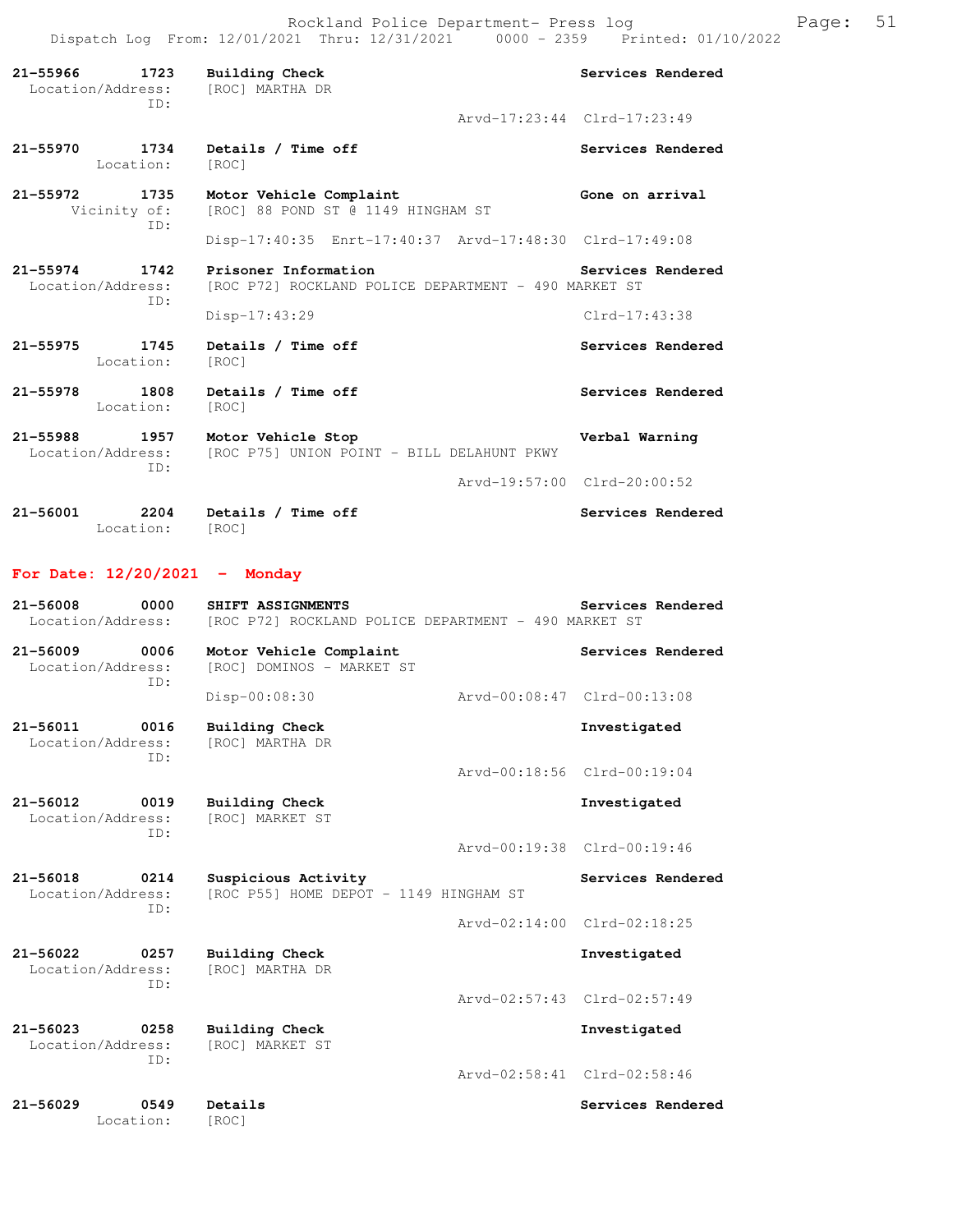21-55966 1723 Building Check Services Rendered
Location/Address: [ROC] MARTHA DR
ID:
Arvd-17:23:44 Clrd-17:23:49

21-55970 1734 Details / Time off Services Rendered
Location: [ROC]

21-55972 1735 Motor Vehicle Complaint Gone on arrival
Vicinity of: [ROC] 88 POND ST @ 1149 HINGHAM ST
ID:
Disp-17:40:35 Enrt-17:40:37 Arvd-17:48:30 Clrd-17:49:08

21-55974 1742 Prisoner Information Services Rendered
Location/Address: [ROC P72] ROCKLAND POLICE DEPARTMENT - 490 MARKET ST
ID:
Disp-17:43:29 Clrd-17:43:38

21-55975 1745 Details / Time off Services Rendered
Location: [ROC]

21-55978 1808 Details / Time off Services Rendered
Location: [ROC]

21-55988 1957 Motor Vehicle Stop Verbal Warning
Location/Address: [ROC P75] UNION POINT - BILL DELAHUNT PKWY
ID:
Arvd-19:57:00 Clrd-20:00:52

21-56001 2204 Details / Time off Services Rendered
Location: [ROC]

## For Date: 12/20/2021 - Monday

21-56008 0000 SHIFT ASSIGNMENTS Services Rendered
Location/Address: [ROC P72] ROCKLAND POLICE DEPARTMENT - 490 MARKET ST

21-56009 0006 Motor Vehicle Complaint Services Rendered
Location/Address: [ROC] DOMINOS - MARKET ST
ID:
Disp-00:08:30 Arvd-00:08:47 Clrd-00:13:08

21-56011 0016 Building Check Investigated
Location/Address: [ROC] MARTHA DR
ID:
Arvd-00:18:56 Clrd-00:19:04

21-56012 0019 Building Check Investigated
Location/Address: [ROC] MARKET ST
ID:
Arvd-00:19:38 Clrd-00:19:46

21-56018 0214 Suspicious Activity Services Rendered
Location/Address: [ROC P55] HOME DEPOT - 1149 HINGHAM ST
ID:
Arvd-02:14:00 Clrd-02:18:25

21-56022 0257 Building Check Investigated
Location/Address: [ROC] MARTHA DR
ID:
Arvd-02:57:43 Clrd-02:57:49

21-56023 0258 Building Check Investigated
Location/Address: [ROC] MARKET ST
ID:
Arvd-02:58:41 Clrd-02:58:46

21-56029 0549 Details Services Rendered
Location: [ROC]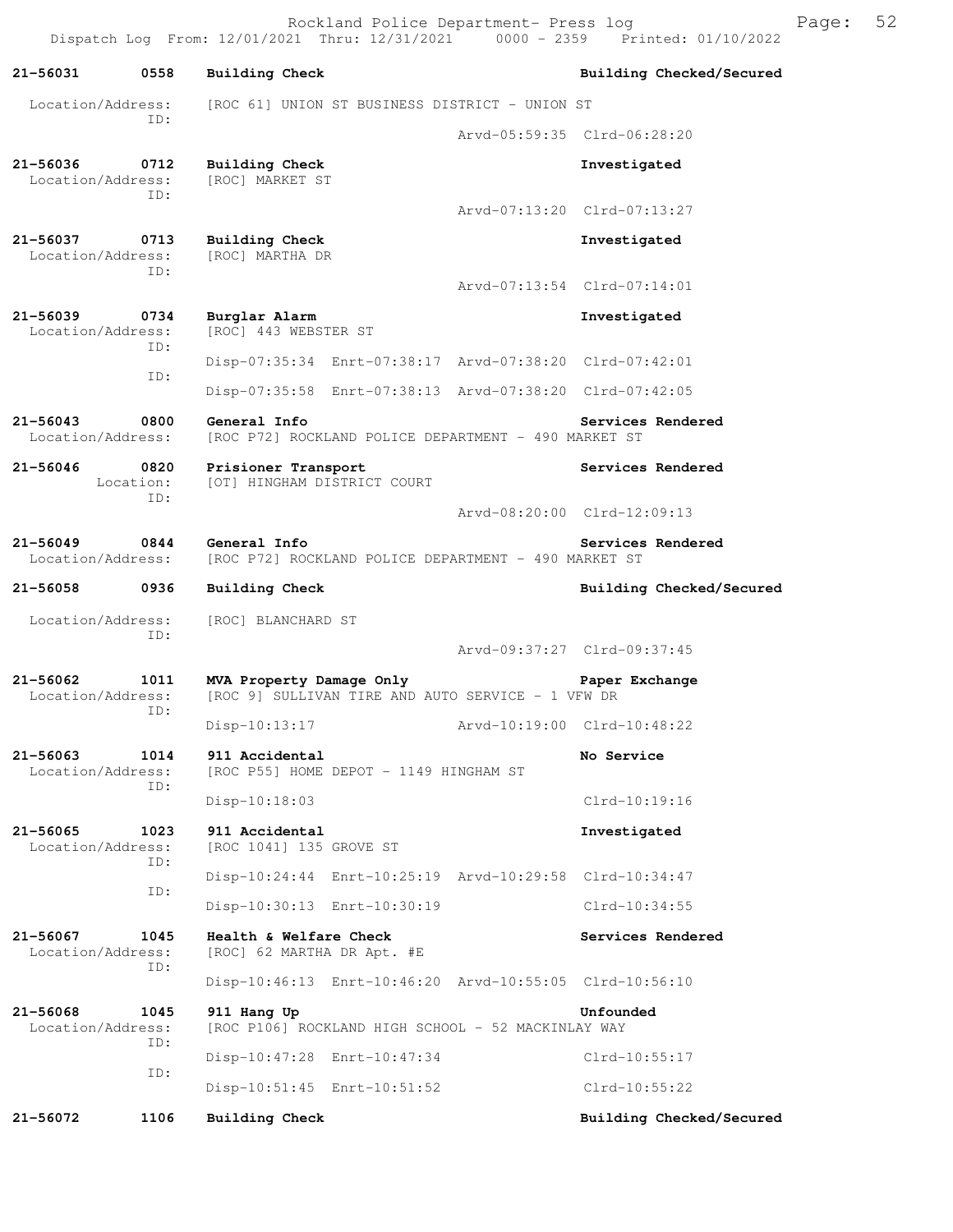21-56031 0558 **Building Check** **Building Checked/Secured**

Location/Address: [ROC 61] UNION ST BUSINESS DISTRICT - UNION ST
ID:
Arvd-05:59:35 Clrd-06:28:20

21-56036 0712 **Building Check** **Investigated**
Location/Address: [ROC] MARKET ST
ID:
Arvd-07:13:20 Clrd-07:13:27

21-56037 0713 **Building Check** **Investigated**
Location/Address: [ROC] MARTHA DR
ID:
Arvd-07:13:54 Clrd-07:14:01

21-56039 0734 **Burglar Alarm** **Investigated**
Location/Address: [ROC] 443 WEBSTER ST
ID:
Disp-07:35:34 Enrt-07:38:17 Arvd-07:38:20 Clrd-07:42:01
ID:
Disp-07:35:58 Enrt-07:38:13 Arvd-07:38:20 Clrd-07:42:05

21-56043 0800 **General Info** **Services Rendered**
Location/Address: [ROC P72] ROCKLAND POLICE DEPARTMENT - 490 MARKET ST

21-56046 0820 **Prisioner Transport** **Services Rendered**
Location: [OT] HINGHAM DISTRICT COURT
ID:
Arvd-08:20:00 Clrd-12:09:13

21-56049 0844 **General Info** **Services Rendered**
Location/Address: [ROC P72] ROCKLAND POLICE DEPARTMENT - 490 MARKET ST

21-56058 0936 **Building Check** **Building Checked/Secured**

Location/Address: [ROC] BLANCHARD ST
ID:
Arvd-09:37:27 Clrd-09:37:45

21-56062 1011 **MVA Property Damage Only** **Paper Exchange**
Location/Address: [ROC 9] SULLIVAN TIRE AND AUTO SERVICE - 1 VFW DR
ID:
Disp-10:13:17 Arvd-10:19:00 Clrd-10:48:22

21-56063 1014 **911 Accidental** **No Service**
Location/Address: [ROC P55] HOME DEPOT - 1149 HINGHAM ST
ID:
Disp-10:18:03 Clrd-10:19:16

21-56065 1023 **911 Accidental** **Investigated**
Location/Address: [ROC 1041] 135 GROVE ST
ID:
Disp-10:24:44 Enrt-10:25:19 Arvd-10:29:58 Clrd-10:34:47
ID:
Disp-10:30:13 Enrt-10:30:19 Clrd-10:34:55

21-56067 1045 **Health & Welfare Check** **Services Rendered**
Location/Address: [ROC] 62 MARTHA DR Apt. #E
ID:
Disp-10:46:13 Enrt-10:46:20 Arvd-10:55:05 Clrd-10:56:10

21-56068 1045 **911 Hang Up** **Unfounded**
Location/Address: [ROC P106] ROCKLAND HIGH SCHOOL - 52 MACKINLAY WAY
ID:
Disp-10:47:28 Enrt-10:47:34 Clrd-10:55:17
ID:
Disp-10:51:45 Enrt-10:51:52 Clrd-10:55:22

21-56072 1106 **Building Check** **Building Checked/Secured**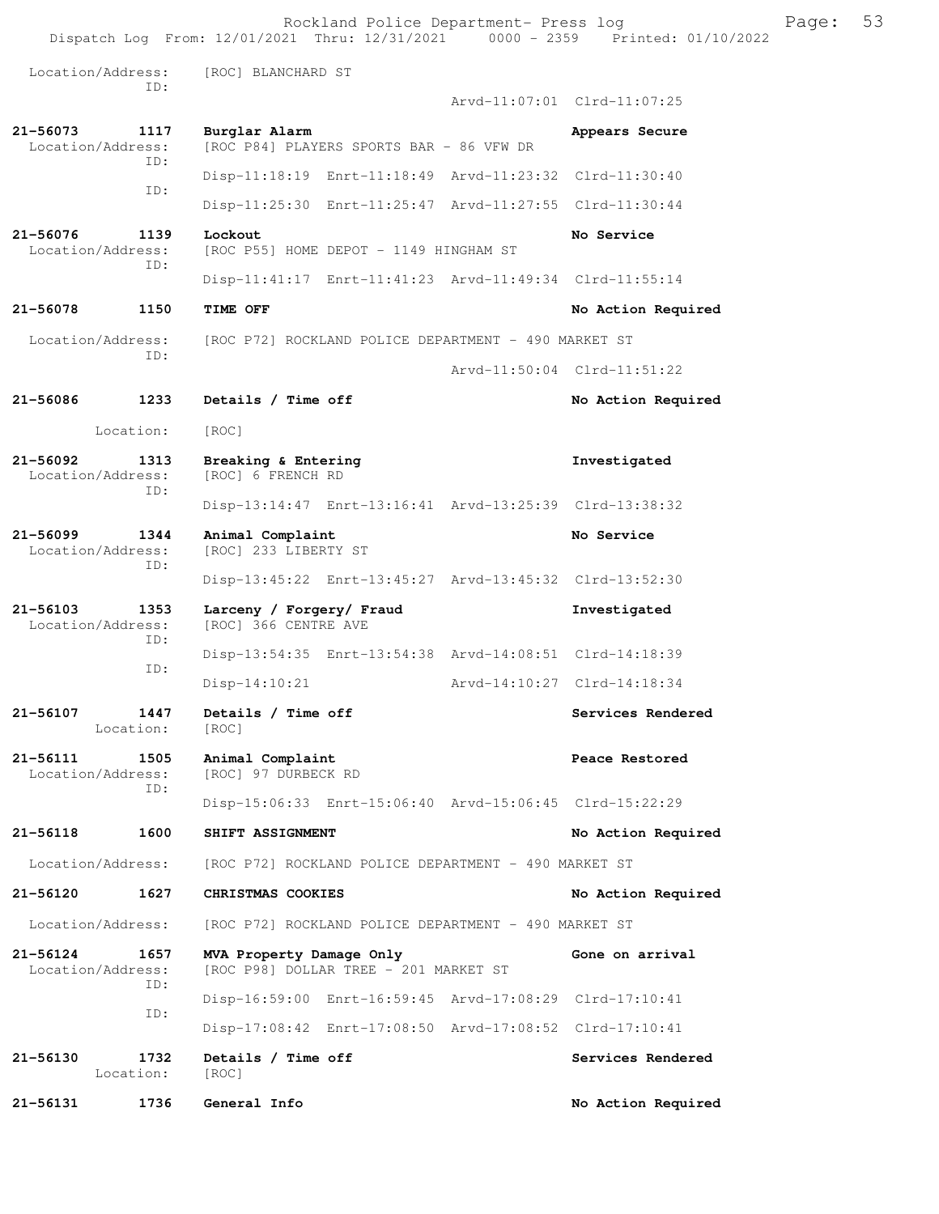Location/Address: [ROC] BLANCHARD ST
ID:
Arvd-11:07:01 Clrd-11:07:25

**21-56073 1117 Burglar Alarm** **Appears Secure**
Location/Address: [ROC P84] PLAYERS SPORTS BAR - 86 VFW DR
ID:
Disp-11:18:19 Enrt-11:18:49 Arvd-11:23:32 Clrd-11:30:40
ID:
Disp-11:25:30 Enrt-11:25:47 Arvd-11:27:55 Clrd-11:30:44

**21-56076 1139 Lockout** **No Service**
Location/Address: [ROC P55] HOME DEPOT - 1149 HINGHAM ST
ID:
Disp-11:41:17 Enrt-11:41:23 Arvd-11:49:34 Clrd-11:55:14

**21-56078 1150 TIME OFF** **No Action Required**
Location/Address: [ROC P72] ROCKLAND POLICE DEPARTMENT - 490 MARKET ST
ID:
Arvd-11:50:04 Clrd-11:51:22

**21-56086 1233 Details / Time off** **No Action Required**
Location: [ROC]

**21-56092 1313 Breaking & Entering** **Investigated**
Location/Address: [ROC] 6 FRENCH RD
ID:
Disp-13:14:47 Enrt-13:16:41 Arvd-13:25:39 Clrd-13:38:32

**21-56099 1344 Animal Complaint** **No Service**
Location/Address: [ROC] 233 LIBERTY ST
ID:
Disp-13:45:22 Enrt-13:45:27 Arvd-13:45:32 Clrd-13:52:30

**21-56103 1353 Larceny / Forgery/ Fraud** **Investigated**
Location/Address: [ROC] 366 CENTRE AVE
ID:
Disp-13:54:35 Enrt-13:54:38 Arvd-14:08:51 Clrd-14:18:39
ID:
Disp-14:10:21 Arvd-14:10:27 Clrd-14:18:34

**21-56107 1447 Details / Time off** **Services Rendered**
Location: [ROC]

**21-56111 1505 Animal Complaint** **Peace Restored**
Location/Address: [ROC] 97 DURBECK RD
ID:
Disp-15:06:33 Enrt-15:06:40 Arvd-15:06:45 Clrd-15:22:29

**21-56118 1600 SHIFT ASSIGNMENT** **No Action Required**
Location/Address: [ROC P72] ROCKLAND POLICE DEPARTMENT - 490 MARKET ST

**21-56120 1627 CHRISTMAS COOKIES** **No Action Required**
Location/Address: [ROC P72] ROCKLAND POLICE DEPARTMENT - 490 MARKET ST

**21-56124 1657 MVA Property Damage Only** **Gone on arrival**
Location/Address: [ROC P98] DOLLAR TREE - 201 MARKET ST
ID:
Disp-16:59:00 Enrt-16:59:45 Arvd-17:08:29 Clrd-17:10:41
ID:
Disp-17:08:42 Enrt-17:08:50 Arvd-17:08:52 Clrd-17:10:41

**21-56130 1732 Details / Time off** **Services Rendered**
Location: [ROC]

**21-56131 1736 General Info** **No Action Required**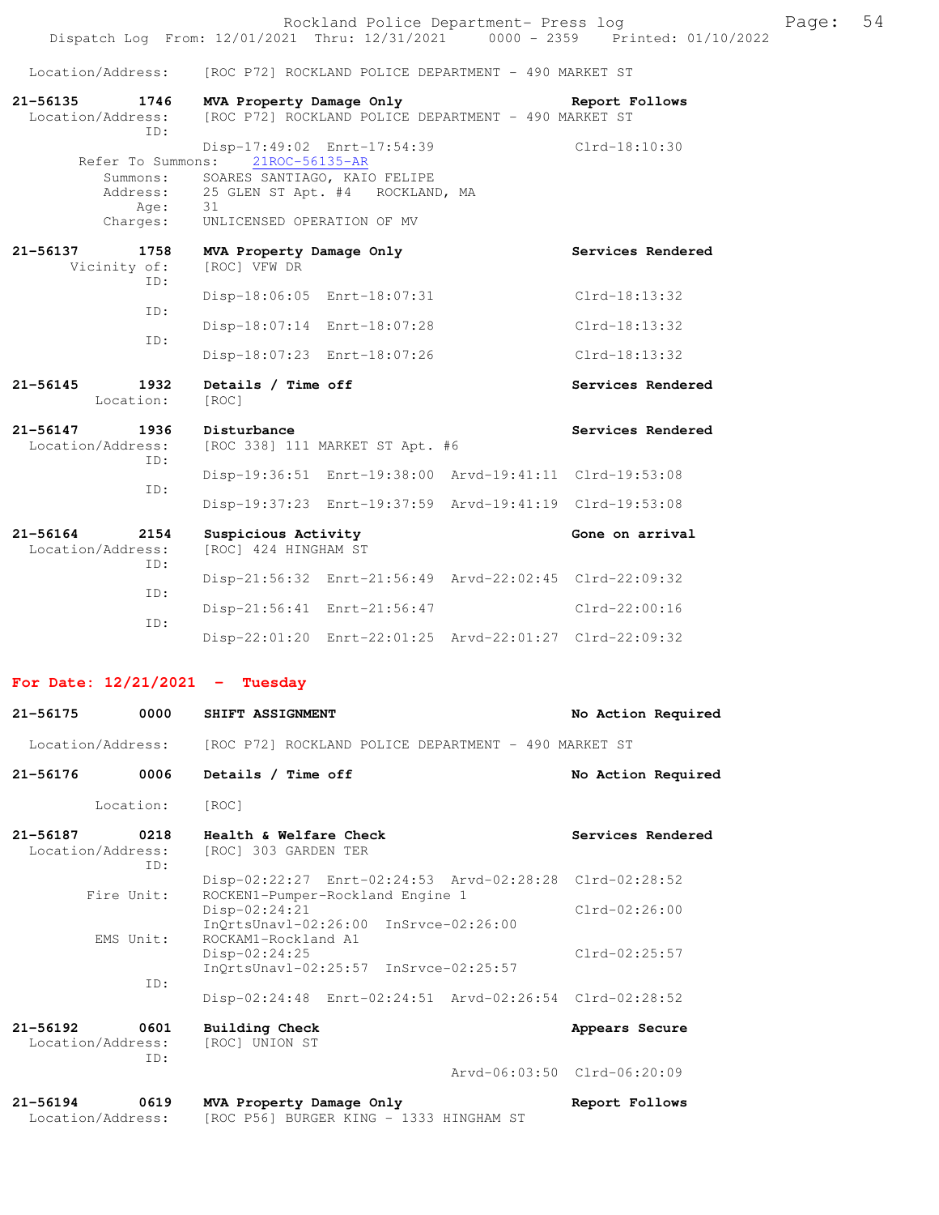Location/Address: [ROC P72] ROCKLAND POLICE DEPARTMENT - 490 MARKET ST

**21-56135 1746 MVA Property Damage Only** — Report Follows
Location/Address: [ROC P72] ROCKLAND POLICE DEPARTMENT - 490 MARKET ST
ID:
Disp-17:49:02 Enrt-17:54:39 Clrd-18:10:30
Refer To Summons: 21ROC-56135-AR
Summons: SOARES SANTIAGO, KAIO FELIPE
Address: 25 GLEN ST Apt. #4 ROCKLAND, MA
Age: 31
Charges: UNLICENSED OPERATION OF MV

**21-56137 1758 MVA Property Damage Only** — Services Rendered
Vicinity of: [ROC] VFW DR
ID:
Disp-18:06:05 Enrt-18:07:31 Clrd-18:13:32
ID:
Disp-18:07:14 Enrt-18:07:28 Clrd-18:13:32
ID:
Disp-18:07:23 Enrt-18:07:26 Clrd-18:13:32

**21-56145 1932 Details / Time off** — Services Rendered
Location: [ROC]

**21-56147 1936 Disturbance** — Services Rendered
Location/Address: [ROC 338] 111 MARKET ST Apt. #6
ID:
Disp-19:36:51 Enrt-19:38:00 Arvd-19:41:11 Clrd-19:53:08
ID:
Disp-19:37:23 Enrt-19:37:59 Arvd-19:41:19 Clrd-19:53:08

**21-56164 2154 Suspicious Activity** — Gone on arrival
Location/Address: [ROC] 424 HINGHAM ST
ID:
Disp-21:56:32 Enrt-21:56:49 Arvd-22:02:45 Clrd-22:09:32
ID:
Disp-21:56:41 Enrt-21:56:47 Clrd-22:00:16
ID:
Disp-22:01:20 Enrt-22:01:25 Arvd-22:01:27 Clrd-22:09:32

## For Date: 12/21/2021 - Tuesday

**21-56175 0000 SHIFT ASSIGNMENT** — No Action Required
Location/Address: [ROC P72] ROCKLAND POLICE DEPARTMENT - 490 MARKET ST

**21-56176 0006 Details / Time off** — No Action Required
Location: [ROC]

**21-56187 0218 Health & Welfare Check** — Services Rendered
Location/Address: [ROC] 303 GARDEN TER
ID:
Disp-02:22:27 Enrt-02:24:53 Arvd-02:28:28 Clrd-02:28:52
Fire Unit: ROCKEN1-Pumper-Rockland Engine 1
Disp-02:24:21 Clrd-02:26:00
InQrtsUnavl-02:26:00 InSrvce-02:26:00
EMS Unit: ROCKAM1-Rockland A1
Disp-02:24:25 Clrd-02:25:57
InQrtsUnavl-02:25:57 InSrvce-02:25:57
ID:
Disp-02:24:48 Enrt-02:24:51 Arvd-02:26:54 Clrd-02:28:52

**21-56192 0601 Building Check** — Appears Secure
Location/Address: [ROC] UNION ST
ID:
Arvd-06:03:50 Clrd-06:20:09

**21-56194 0619 MVA Property Damage Only** — Report Follows
Location/Address: [ROC P56] BURGER KING - 1333 HINGHAM ST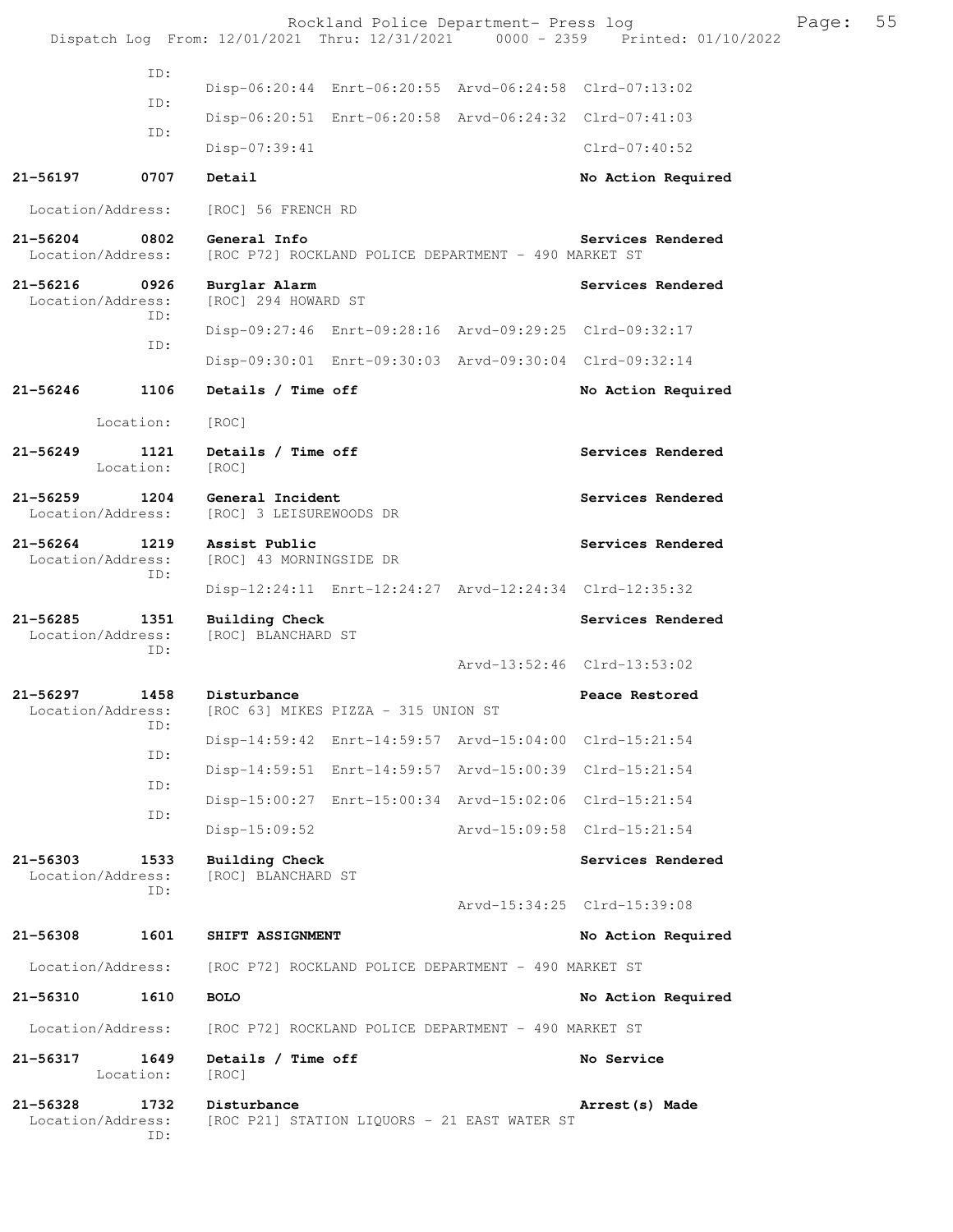```
            ID:
                    Disp-06:20:44  Enrt-06:20:55  Arvd-06:24:58  Clrd-07:13:02
            ID:
                    Disp-06:20:51  Enrt-06:20:58  Arvd-06:24:32  Clrd-07:41:03
            ID:
                    Disp-07:39:41                                Clrd-07:40:52

21-56197      0707    Detail                                        No Action Required

 Location/Address:    [ROC] 56 FRENCH RD

21-56204      0802    General Info                                  Services Rendered
 Location/Address:    [ROC P72] ROCKLAND POLICE DEPARTMENT - 490 MARKET ST

21-56216      0926    Burglar Alarm                                 Services Rendered
 Location/Address:    [ROC] 294 HOWARD ST
            ID:
                    Disp-09:27:46  Enrt-09:28:16  Arvd-09:29:25  Clrd-09:32:17
            ID:
                    Disp-09:30:01  Enrt-09:30:03  Arvd-09:30:04  Clrd-09:32:14

21-56246      1106    Details / Time off                            No Action Required

        Location:     [ROC]

21-56249      1121    Details / Time off                            Services Rendered
        Location:     [ROC]

21-56259      1204    General Incident                              Services Rendered
 Location/Address:    [ROC] 3 LEISUREWOODS DR

21-56264      1219    Assist Public                                 Services Rendered
 Location/Address:    [ROC] 43 MORNINGSIDE DR
            ID:
                    Disp-12:24:11  Enrt-12:24:27  Arvd-12:24:34  Clrd-12:35:32

21-56285      1351    Building Check                                Services Rendered
 Location/Address:    [ROC] BLANCHARD ST
            ID:
                                                 Arvd-13:52:46  Clrd-13:53:02

21-56297      1458    Disturbance                                   Peace Restored
 Location/Address:    [ROC 63] MIKES PIZZA - 315 UNION ST
            ID:
                    Disp-14:59:42  Enrt-14:59:57  Arvd-15:04:00  Clrd-15:21:54
            ID:
                    Disp-14:59:51  Enrt-14:59:57  Arvd-15:00:39  Clrd-15:21:54
            ID:
                    Disp-15:00:27  Enrt-15:00:34  Arvd-15:02:06  Clrd-15:21:54
            ID:
                    Disp-15:09:52                 Arvd-15:09:58  Clrd-15:21:54

21-56303      1533    Building Check                                Services Rendered
 Location/Address:    [ROC] BLANCHARD ST
            ID:
                                                 Arvd-15:34:25  Clrd-15:39:08

21-56308      1601    SHIFT ASSIGNMENT                              No Action Required

 Location/Address:    [ROC P72] ROCKLAND POLICE DEPARTMENT - 490 MARKET ST

21-56310      1610    BOLO                                          No Action Required

 Location/Address:    [ROC P72] ROCKLAND POLICE DEPARTMENT - 490 MARKET ST

21-56317      1649    Details / Time off                            No Service
        Location:     [ROC]

21-56328      1732    Disturbance                                   Arrest(s) Made
 Location/Address:    [ROC P21] STATION LIQUORS - 21 EAST WATER ST
            ID:
```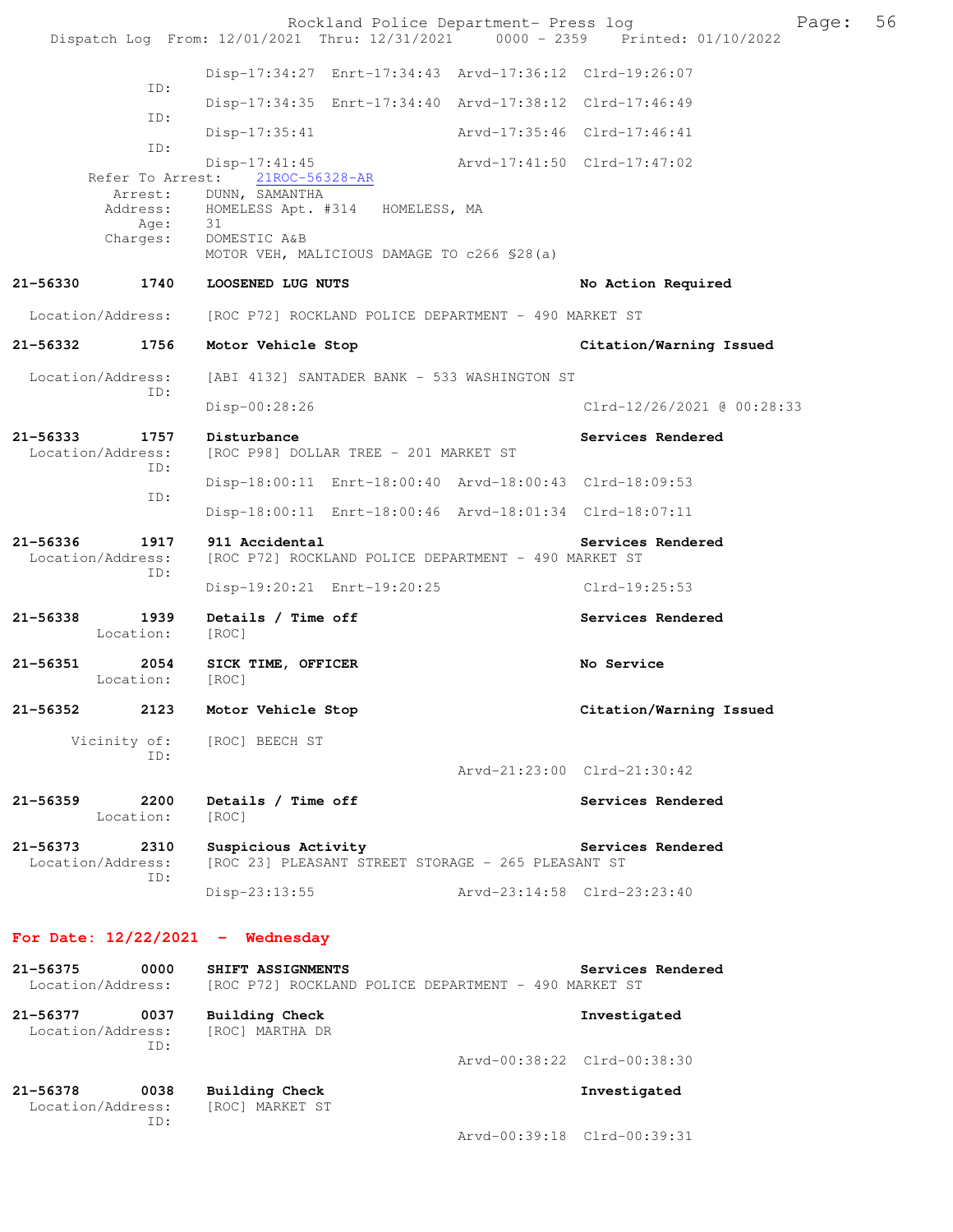Disp-17:34:27 Enrt-17:34:43 Arvd-17:36:12 Clrd-19:26:07

ID:
Disp-17:34:35 Enrt-17:34:40 Arvd-17:38:12 Clrd-17:46:49

ID:
Disp-17:35:41 Arvd-17:35:46 Clrd-17:46:41

ID:
Disp-17:41:45 Arvd-17:41:50 Clrd-17:47:02

Refer To Arrest: 21ROC-56328-AR
Arrest: DUNN, SAMANTHA
Address: HOMELESS Apt. #314 HOMELESS, MA
Age: 31
Charges: DOMESTIC A&B
MOTOR VEH, MALICIOUS DAMAGE TO c266 §28(a)

**21-56330 1740 LOOSENED LUG NUTS** — **No Action Required**
Location/Address: [ROC P72] ROCKLAND POLICE DEPARTMENT - 490 MARKET ST

**21-56332 1756 Motor Vehicle Stop** — **Citation/Warning Issued**
Location/Address: [ABI 4132] SANTADER BANK - 533 WASHINGTON ST
ID:
Disp-00:28:26 Clrd-12/26/2021 @ 00:28:33

**21-56333 1757 Disturbance** — **Services Rendered**
Location/Address: [ROC P98] DOLLAR TREE - 201 MARKET ST
ID:
Disp-18:00:11 Enrt-18:00:40 Arvd-18:00:43 Clrd-18:09:53
ID:
Disp-18:00:11 Enrt-18:00:46 Arvd-18:01:34 Clrd-18:07:11

**21-56336 1917 911 Accidental** — **Services Rendered**
Location/Address: [ROC P72] ROCKLAND POLICE DEPARTMENT - 490 MARKET ST
ID:
Disp-19:20:21 Enrt-19:20:25 Clrd-19:25:53

**21-56338 1939 Details / Time off** — **Services Rendered**
Location: [ROC]

**21-56351 2054 SICK TIME, OFFICER** — **No Service**
Location: [ROC]

**21-56352 2123 Motor Vehicle Stop** — **Citation/Warning Issued**
Vicinity of: [ROC] BEECH ST
ID:
Arvd-21:23:00 Clrd-21:30:42

**21-56359 2200 Details / Time off** — **Services Rendered**
Location: [ROC]

**21-56373 2310 Suspicious Activity** — **Services Rendered**
Location/Address: [ROC 23] PLEASANT STREET STORAGE - 265 PLEASANT ST
ID:
Disp-23:13:55 Arvd-23:14:58 Clrd-23:23:40

## For Date: 12/22/2021 - Wednesday

**21-56375 0000 SHIFT ASSIGNMENTS** — **Services Rendered**
Location/Address: [ROC P72] ROCKLAND POLICE DEPARTMENT - 490 MARKET ST

**21-56377 0037 Building Check** — **Investigated**
Location/Address: [ROC] MARTHA DR
ID:
Arvd-00:38:22 Clrd-00:38:30

**21-56378 0038 Building Check** — **Investigated**
Location/Address: [ROC] MARKET ST
ID:
Arvd-00:39:18 Clrd-00:39:31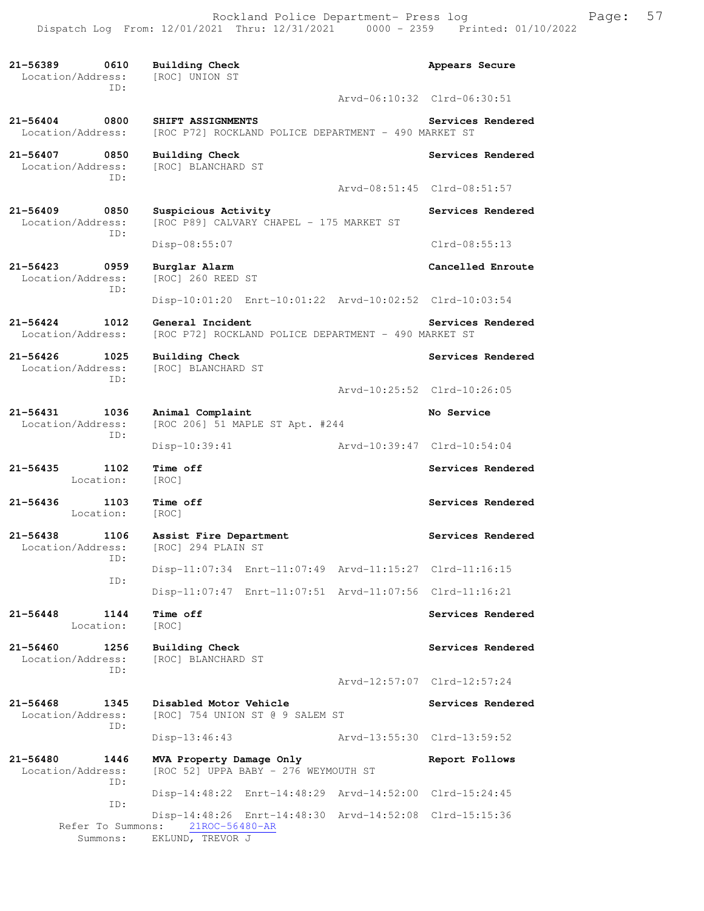Rockland Police Department- Press log

Dispatch Log From: 12/01/2021 Thru: 12/31/2021 0000 - 2359 Printed: 01/10/2022

**21-56389 0610 Building Check** — Appears Secure
Location/Address: [ROC] UNION ST
ID:
Arvd-06:10:32 Clrd-06:30:51

**21-56404 0800 SHIFT ASSIGNMENTS** — Services Rendered
Location/Address: [ROC P72] ROCKLAND POLICE DEPARTMENT - 490 MARKET ST

**21-56407 0850 Building Check** — Services Rendered
Location/Address: [ROC] BLANCHARD ST
ID:
Arvd-08:51:45 Clrd-08:51:57

**21-56409 0850 Suspicious Activity** — Services Rendered
Location/Address: [ROC P89] CALVARY CHAPEL - 175 MARKET ST
ID:
Disp-08:55:07 Clrd-08:55:13

**21-56423 0959 Burglar Alarm** — Cancelled Enroute
Location/Address: [ROC] 260 REED ST
ID:
Disp-10:01:20 Enrt-10:01:22 Arvd-10:02:52 Clrd-10:03:54

**21-56424 1012 General Incident** — Services Rendered
Location/Address: [ROC P72] ROCKLAND POLICE DEPARTMENT - 490 MARKET ST

**21-56426 1025 Building Check** — Services Rendered
Location/Address: [ROC] BLANCHARD ST
ID:
Arvd-10:25:52 Clrd-10:26:05

**21-56431 1036 Animal Complaint** — No Service
Location/Address: [ROC 206] 51 MAPLE ST Apt. #244
ID:
Disp-10:39:41 Arvd-10:39:47 Clrd-10:54:04

**21-56435 1102 Time off** — Services Rendered
Location: [ROC]

**21-56436 1103 Time off** — Services Rendered
Location: [ROC]

**21-56438 1106 Assist Fire Department** — Services Rendered
Location/Address: [ROC] 294 PLAIN ST
ID:
Disp-11:07:34 Enrt-11:07:49 Arvd-11:15:27 Clrd-11:16:15
ID:
Disp-11:07:47 Enrt-11:07:51 Arvd-11:07:56 Clrd-11:16:21

**21-56448 1144 Time off** — Services Rendered
Location: [ROC]

**21-56460 1256 Building Check** — Services Rendered
Location/Address: [ROC] BLANCHARD ST
ID:
Arvd-12:57:07 Clrd-12:57:24

**21-56468 1345 Disabled Motor Vehicle** — Services Rendered
Location/Address: [ROC] 754 UNION ST @ 9 SALEM ST
ID:
Disp-13:46:43 Arvd-13:55:30 Clrd-13:59:52

**21-56480 1446 MVA Property Damage Only** — Report Follows
Location/Address: [ROC 52] UPPA BABY - 276 WEYMOUTH ST
ID:
Disp-14:48:22 Enrt-14:48:29 Arvd-14:52:00 Clrd-15:24:45
ID:
Disp-14:48:26 Enrt-14:48:30 Arvd-14:52:08 Clrd-15:15:36
Refer To Summons: 21ROC-56480-AR
Summons: EKLUND, TREVOR J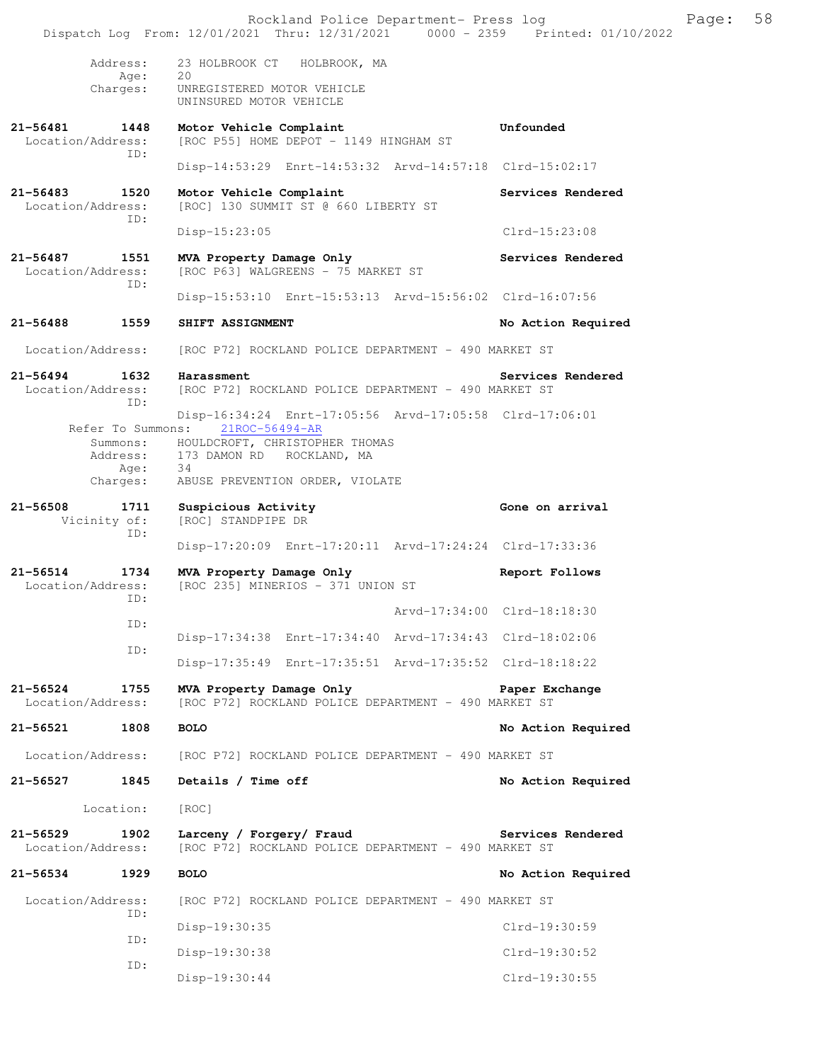```
          Address:   23 HOLBROOK CT   HOLBROOK, MA
              Age:   20
          Charges:   UNREGISTERED MOTOR VEHICLE
                     UNINSURED MOTOR VEHICLE

21-56481       1448   Motor Vehicle Complaint                         Unfounded
  Location/Address:   [ROC P55] HOME DEPOT - 1149 HINGHAM ST
               ID:
                      Disp-14:53:29  Enrt-14:53:32  Arvd-14:57:18  Clrd-15:02:17

21-56483       1520   Motor Vehicle Complaint                         Services Rendered
  Location/Address:   [ROC] 130 SUMMIT ST @ 660 LIBERTY ST
               ID:
                      Disp-15:23:05                                Clrd-15:23:08

21-56487       1551   MVA Property Damage Only                        Services Rendered
  Location/Address:   [ROC P63] WALGREENS - 75 MARKET ST
               ID:
                      Disp-15:53:10  Enrt-15:53:13  Arvd-15:56:02  Clrd-16:07:56

21-56488       1559   SHIFT ASSIGNMENT                                No Action Required

  Location/Address:   [ROC P72] ROCKLAND POLICE DEPARTMENT - 490 MARKET ST

21-56494       1632   Harassment                                      Services Rendered
  Location/Address:   [ROC P72] ROCKLAND POLICE DEPARTMENT - 490 MARKET ST
               ID:
                      Disp-16:34:24  Enrt-17:05:56  Arvd-17:05:58  Clrd-17:06:01
      Refer To Summons:   21ROC-56494-AR
          Summons:   HOULDCROFT, CHRISTOPHER THOMAS
          Address:   173 DAMON RD   ROCKLAND, MA
              Age:   34
          Charges:   ABUSE PREVENTION ORDER, VIOLATE

21-56508       1711   Suspicious Activity                             Gone on arrival
       Vicinity of:   [ROC] STANDPIPE DR
               ID:
                      Disp-17:20:09  Enrt-17:20:11  Arvd-17:24:24  Clrd-17:33:36

21-56514       1734   MVA Property Damage Only                        Report Follows
  Location/Address:   [ROC 235] MINERIOS - 371 UNION ST
               ID:
                                                   Arvd-17:34:00  Clrd-18:18:30
               ID:
                      Disp-17:34:38  Enrt-17:34:40  Arvd-17:34:43  Clrd-18:02:06
               ID:
                      Disp-17:35:49  Enrt-17:35:51  Arvd-17:35:52  Clrd-18:18:22

21-56524       1755   MVA Property Damage Only                        Paper Exchange
  Location/Address:   [ROC P72] ROCKLAND POLICE DEPARTMENT - 490 MARKET ST

21-56521       1808   BOLO                                            No Action Required

  Location/Address:   [ROC P72] ROCKLAND POLICE DEPARTMENT - 490 MARKET ST

21-56527       1845   Details / Time off                              No Action Required

         Location:    [ROC]

21-56529       1902   Larceny / Forgery/ Fraud                        Services Rendered
  Location/Address:   [ROC P72] ROCKLAND POLICE DEPARTMENT - 490 MARKET ST

21-56534       1929   BOLO                                            No Action Required

  Location/Address:   [ROC P72] ROCKLAND POLICE DEPARTMENT - 490 MARKET ST
               ID:
                      Disp-19:30:35                                Clrd-19:30:59
               ID:
                      Disp-19:30:38                                Clrd-19:30:52
               ID:
                      Disp-19:30:44                                Clrd-19:30:55
```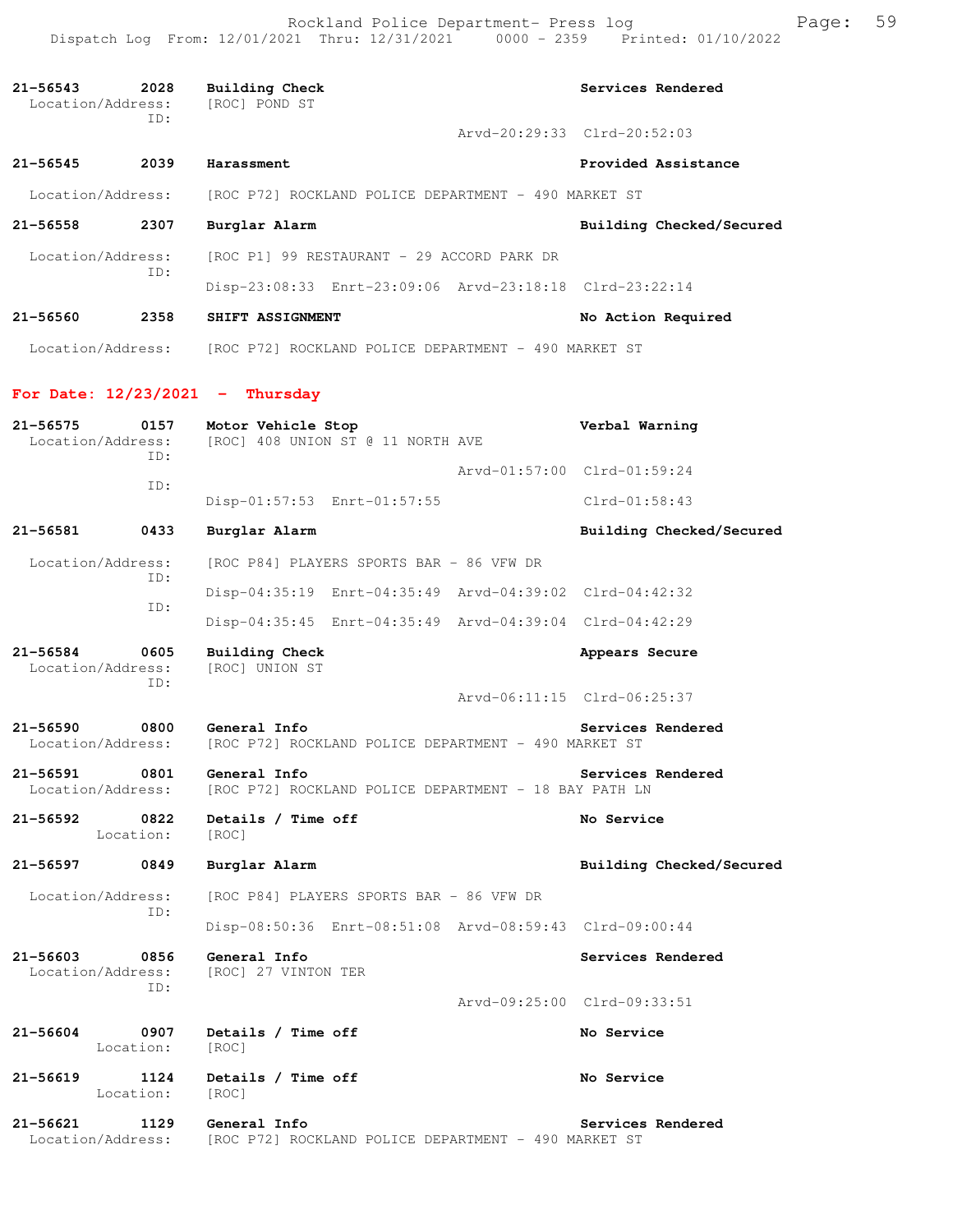```
21-56543     2028    Building Check                                  Services Rendered
  Location/Address:    [ROC] POND ST
               ID:
                                                  Arvd-20:29:33  Clrd-20:52:03

21-56545     2039    Harassment                                      Provided Assistance

  Location/Address:    [ROC P72] ROCKLAND POLICE DEPARTMENT - 490 MARKET ST

21-56558     2307    Burglar Alarm                                   Building Checked/Secured

  Location/Address:    [ROC P1] 99 RESTAURANT - 29 ACCORD PARK DR
               ID:
                       Disp-23:08:33  Enrt-23:09:06  Arvd-23:18:18  Clrd-23:22:14

21-56560     2358    SHIFT ASSIGNMENT                                No Action Required

  Location/Address:    [ROC P72] ROCKLAND POLICE DEPARTMENT - 490 MARKET ST
```

**For Date: 12/23/2021 - Thursday**

```
21-56575     0157    Motor Vehicle Stop                              Verbal Warning
  Location/Address:    [ROC] 408 UNION ST @ 11 NORTH AVE
               ID:
                                                  Arvd-01:57:00  Clrd-01:59:24
               ID:
                       Disp-01:57:53  Enrt-01:57:55                 Clrd-01:58:43

21-56581     0433    Burglar Alarm                                   Building Checked/Secured

  Location/Address:    [ROC P84] PLAYERS SPORTS BAR - 86 VFW DR
               ID:
                       Disp-04:35:19  Enrt-04:35:49  Arvd-04:39:02  Clrd-04:42:32
               ID:
                       Disp-04:35:45  Enrt-04:35:49  Arvd-04:39:04  Clrd-04:42:29

21-56584     0605    Building Check                                  Appears Secure
  Location/Address:    [ROC] UNION ST
               ID:
                                                  Arvd-06:11:15  Clrd-06:25:37

21-56590     0800    General Info                                    Services Rendered
  Location/Address:    [ROC P72] ROCKLAND POLICE DEPARTMENT - 490 MARKET ST

21-56591     0801    General Info                                    Services Rendered
  Location/Address:    [ROC P72] ROCKLAND POLICE DEPARTMENT - 18 BAY PATH LN

21-56592     0822    Details / Time off                              No Service
          Location:    [ROC]

21-56597     0849    Burglar Alarm                                   Building Checked/Secured

  Location/Address:    [ROC P84] PLAYERS SPORTS BAR - 86 VFW DR
               ID:
                       Disp-08:50:36  Enrt-08:51:08  Arvd-08:59:43  Clrd-09:00:44

21-56603     0856    General Info                                    Services Rendered
  Location/Address:    [ROC] 27 VINTON TER
               ID:
                                                  Arvd-09:25:00  Clrd-09:33:51

21-56604     0907    Details / Time off                              No Service
          Location:    [ROC]

21-56619     1124    Details / Time off                              No Service
          Location:    [ROC]

21-56621     1129    General Info                                    Services Rendered
  Location/Address:    [ROC P72] ROCKLAND POLICE DEPARTMENT - 490 MARKET ST
```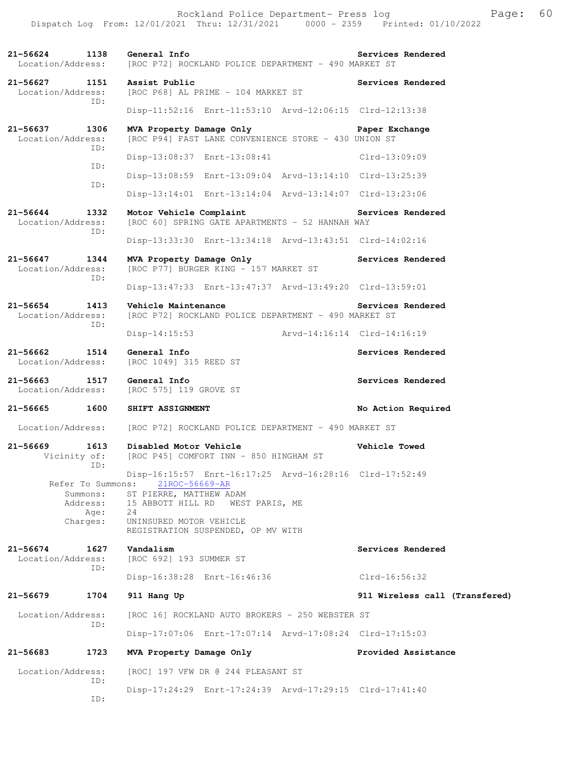**21-56624 1138 General Info** — **Services Rendered**
Location/Address: [ROC P72] ROCKLAND POLICE DEPARTMENT - 490 MARKET ST

**21-56627 1151 Assist Public** — **Services Rendered**
Location/Address: [ROC P68] AL PRIME - 104 MARKET ST
ID:
Disp-11:52:16 Enrt-11:53:10 Arvd-12:06:15 Clrd-12:13:38

**21-56637 1306 MVA Property Damage Only** — **Paper Exchange**
Location/Address: [ROC P94] FAST LANE CONVENIENCE STORE - 430 UNION ST
ID:
Disp-13:08:37 Enrt-13:08:41 Clrd-13:09:09
ID:
Disp-13:08:59 Enrt-13:09:04 Arvd-13:14:10 Clrd-13:25:39
ID:
Disp-13:14:01 Enrt-13:14:04 Arvd-13:14:07 Clrd-13:23:06

**21-56644 1332 Motor Vehicle Complaint** — **Services Rendered**
Location/Address: [ROC 60] SPRING GATE APARTMENTS - 52 HANNAH WAY
ID:
Disp-13:33:30 Enrt-13:34:18 Arvd-13:43:51 Clrd-14:02:16

**21-56647 1344 MVA Property Damage Only** — **Services Rendered**
Location/Address: [ROC P77] BURGER KING - 157 MARKET ST
ID:
Disp-13:47:33 Enrt-13:47:37 Arvd-13:49:20 Clrd-13:59:01

**21-56654 1413 Vehicle Maintenance** — **Services Rendered**
Location/Address: [ROC P72] ROCKLAND POLICE DEPARTMENT - 490 MARKET ST
ID:
Disp-14:15:53 Arvd-14:16:14 Clrd-14:16:19

**21-56662 1514 General Info** — **Services Rendered**
Location/Address: [ROC 1049] 315 REED ST

**21-56663 1517 General Info** — **Services Rendered**
Location/Address: [ROC 575] 119 GROVE ST

**21-56665 1600 SHIFT ASSIGNMENT** — **No Action Required**
Location/Address: [ROC P72] ROCKLAND POLICE DEPARTMENT - 490 MARKET ST

**21-56669 1613 Disabled Motor Vehicle** — **Vehicle Towed**
Vicinity of: [ROC P45] COMFORT INN - 850 HINGHAM ST
ID:
Disp-16:15:57 Enrt-16:17:25 Arvd-16:28:16 Clrd-17:52:49
Refer To Summons: 21ROC-56669-AR
Summons: ST PIERRE, MATTHEW ADAM
Address: 15 ABBOTT HILL RD WEST PARIS, ME
Age: 24
Charges: UNINSURED MOTOR VEHICLE
REGISTRATION SUSPENDED, OP MV WITH

**21-56674 1627 Vandalism** — **Services Rendered**
Location/Address: [ROC 692] 193 SUMMER ST
ID:
Disp-16:38:28 Enrt-16:46:36 Clrd-16:56:32

**21-56679 1704 911 Hang Up** — **911 Wireless call (Transfered)**
Location/Address: [ROC 16] ROCKLAND AUTO BROKERS - 250 WEBSTER ST
ID:
Disp-17:07:06 Enrt-17:07:14 Arvd-17:08:24 Clrd-17:15:03

**21-56683 1723 MVA Property Damage Only** — **Provided Assistance**
Location/Address: [ROC] 197 VFW DR @ 244 PLEASANT ST
ID:
Disp-17:24:29 Enrt-17:24:39 Arvd-17:29:15 Clrd-17:41:40
ID: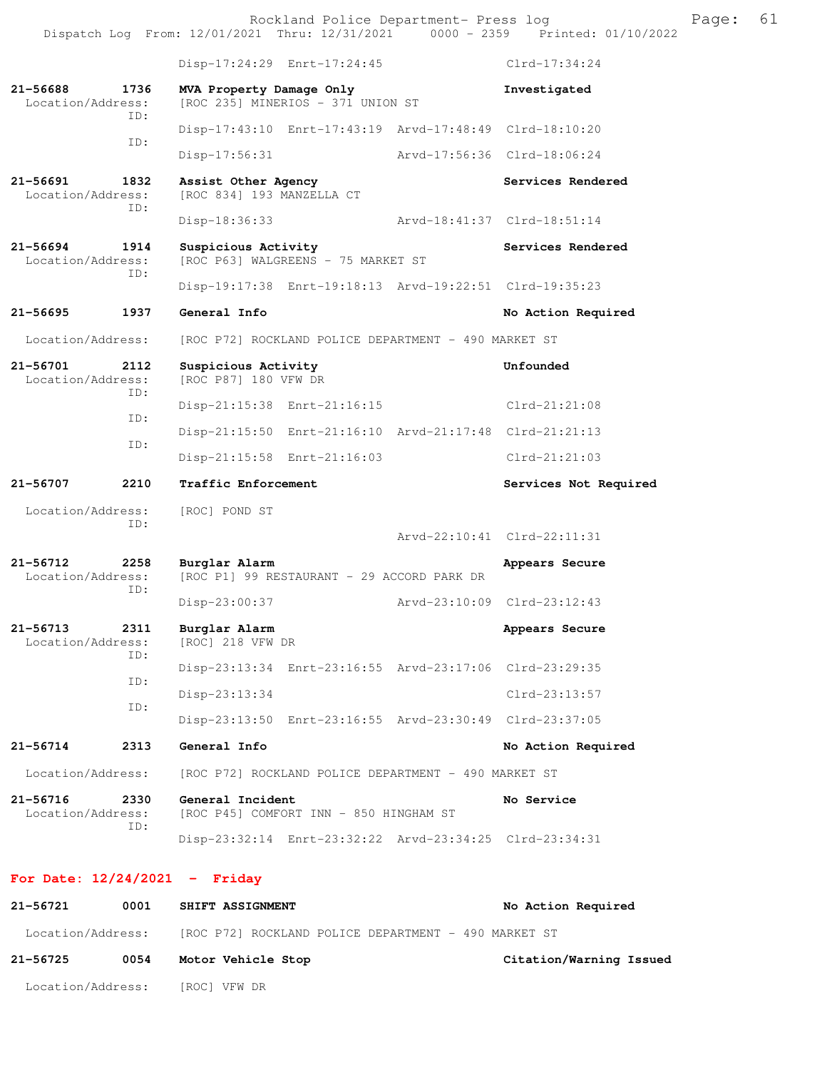Disp-17:24:29 Enrt-17:24:45 Clrd-17:34:24

**21-56688 1736 MVA Property Damage Only — Investigated**
Location/Address: [ROC 235] MINERIOS - 371 UNION ST
ID: Disp-17:43:10 Enrt-17:43:19 Arvd-17:48:49 Clrd-18:10:20
ID: Disp-17:56:31 Arvd-17:56:36 Clrd-18:06:24

**21-56691 1832 Assist Other Agency — Services Rendered**
Location/Address: [ROC 834] 193 MANZELLA CT
ID: Disp-18:36:33 Arvd-18:41:37 Clrd-18:51:14

**21-56694 1914 Suspicious Activity — Services Rendered**
Location/Address: [ROC P63] WALGREENS - 75 MARKET ST
ID: Disp-19:17:38 Enrt-19:18:13 Arvd-19:22:51 Clrd-19:35:23

**21-56695 1937 General Info — No Action Required**
Location/Address: [ROC P72] ROCKLAND POLICE DEPARTMENT - 490 MARKET ST

**21-56701 2112 Suspicious Activity — Unfounded**
Location/Address: [ROC P87] 180 VFW DR
ID: Disp-21:15:38 Enrt-21:16:15 Clrd-21:21:08
ID: Disp-21:15:50 Enrt-21:16:10 Arvd-21:17:48 Clrd-21:21:13
ID: Disp-21:15:58 Enrt-21:16:03 Clrd-21:21:03

**21-56707 2210 Traffic Enforcement — Services Not Required**
Location/Address: [ROC] POND ST
ID: Arvd-22:10:41 Clrd-22:11:31

**21-56712 2258 Burglar Alarm — Appears Secure**
Location/Address: [ROC P1] 99 RESTAURANT - 29 ACCORD PARK DR
ID: Disp-23:00:37 Arvd-23:10:09 Clrd-23:12:43

**21-56713 2311 Burglar Alarm — Appears Secure**
Location/Address: [ROC] 218 VFW DR
ID: Disp-23:13:34 Enrt-23:16:55 Arvd-23:17:06 Clrd-23:29:35
ID: Disp-23:13:34 Clrd-23:13:57
ID: Disp-23:13:50 Enrt-23:16:55 Arvd-23:30:49 Clrd-23:37:05

**21-56714 2313 General Info — No Action Required**
Location/Address: [ROC P72] ROCKLAND POLICE DEPARTMENT - 490 MARKET ST

**21-56716 2330 General Incident — No Service**
Location/Address: [ROC P45] COMFORT INN - 850 HINGHAM ST
ID: Disp-23:32:14 Enrt-23:32:22 Arvd-23:34:25 Clrd-23:34:31

## For Date: 12/24/2021 - Friday

**21-56721 0001 SHIFT ASSIGNMENT — No Action Required**
Location/Address: [ROC P72] ROCKLAND POLICE DEPARTMENT - 490 MARKET ST

**21-56725 0054 Motor Vehicle Stop — Citation/Warning Issued**
Location/Address: [ROC] VFW DR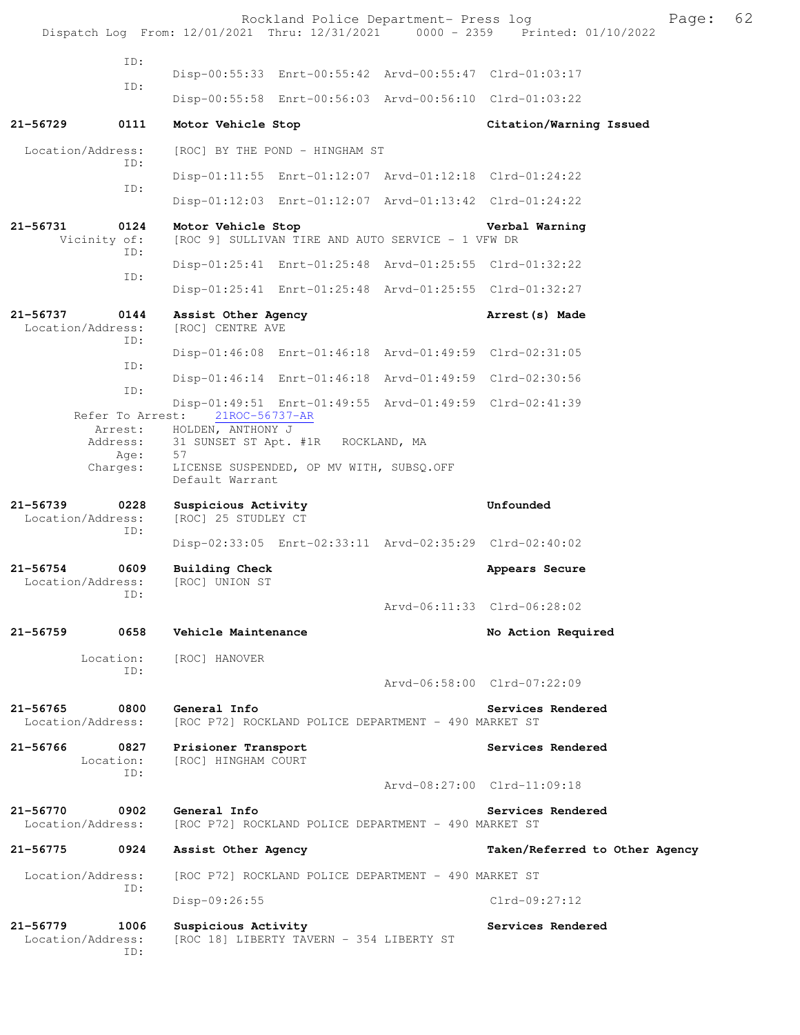ID:
Disp-00:55:33 Enrt-00:55:42 Arvd-00:55:47 Clrd-01:03:17
ID:
Disp-00:55:58 Enrt-00:56:03 Arvd-00:56:10 Clrd-01:03:22

**21-56729 0111 Motor Vehicle Stop — Citation/Warning Issued**

Location/Address: [ROC] BY THE POND - HINGHAM ST
ID:
Disp-01:11:55 Enrt-01:12:07 Arvd-01:12:18 Clrd-01:24:22
ID:
Disp-01:12:03 Enrt-01:12:07 Arvd-01:13:42 Clrd-01:24:22

**21-56731 0124 Motor Vehicle Stop — Verbal Warning**

Vicinity of: [ROC 9] SULLIVAN TIRE AND AUTO SERVICE - 1 VFW DR
ID:
Disp-01:25:41 Enrt-01:25:48 Arvd-01:25:55 Clrd-01:32:22
ID:
Disp-01:25:41 Enrt-01:25:48 Arvd-01:25:55 Clrd-01:32:27

**21-56737 0144 Assist Other Agency — Arrest(s) Made**

Location/Address: [ROC] CENTRE AVE
ID:
Disp-01:46:08 Enrt-01:46:18 Arvd-01:49:59 Clrd-02:31:05
ID:
Disp-01:46:14 Enrt-01:46:18 Arvd-01:49:59 Clrd-02:30:56
ID:
Disp-01:49:51 Enrt-01:49:55 Arvd-01:49:59 Clrd-02:41:39
Refer To Arrest: 21ROC-56737-AR
Arrest: HOLDEN, ANTHONY J
Address: 31 SUNSET ST Apt. #1R ROCKLAND, MA
Age: 57
Charges: LICENSE SUSPENDED, OP MV WITH, SUBSQ.OFF
Default Warrant

**21-56739 0228 Suspicious Activity — Unfounded**

Location/Address: [ROC] 25 STUDLEY CT
ID:
Disp-02:33:05 Enrt-02:33:11 Arvd-02:35:29 Clrd-02:40:02

**21-56754 0609 Building Check — Appears Secure**

Location/Address: [ROC] UNION ST
ID:
Arvd-06:11:33 Clrd-06:28:02

**21-56759 0658 Vehicle Maintenance — No Action Required**

Location: [ROC] HANOVER
ID:
Arvd-06:58:00 Clrd-07:22:09

**21-56765 0800 General Info — Services Rendered**

Location/Address: [ROC P72] ROCKLAND POLICE DEPARTMENT - 490 MARKET ST

**21-56766 0827 Prisioner Transport — Services Rendered**

Location: [ROC] HINGHAM COURT
ID:
Arvd-08:27:00 Clrd-11:09:18

**21-56770 0902 General Info — Services Rendered**

Location/Address: [ROC P72] ROCKLAND POLICE DEPARTMENT - 490 MARKET ST

**21-56775 0924 Assist Other Agency — Taken/Referred to Other Agency**

Location/Address: [ROC P72] ROCKLAND POLICE DEPARTMENT - 490 MARKET ST
ID:
Disp-09:26:55 Clrd-09:27:12

**21-56779 1006 Suspicious Activity — Services Rendered**

Location/Address: [ROC 18] LIBERTY TAVERN - 354 LIBERTY ST
ID: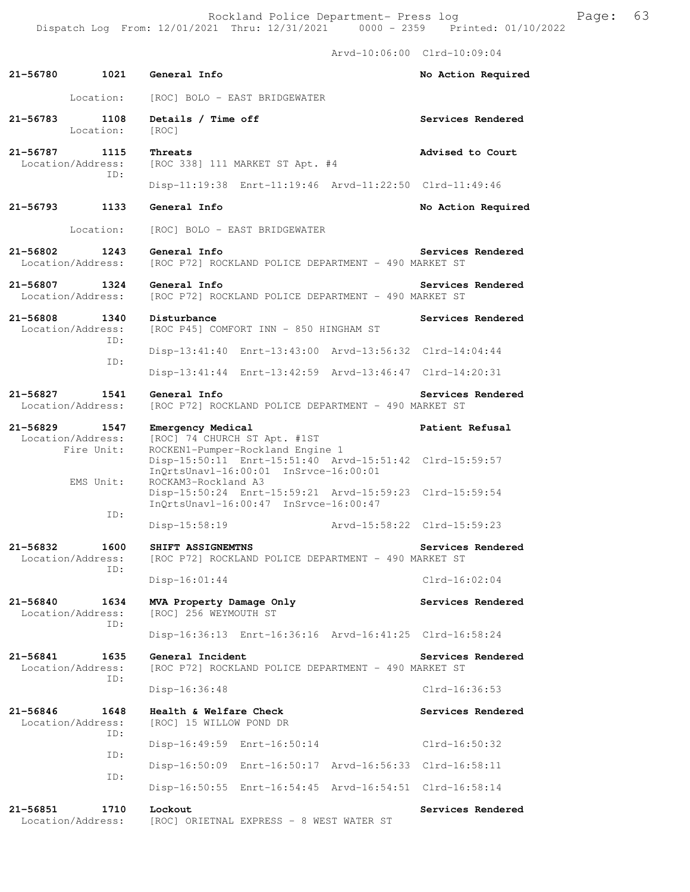Arvd-10:06:00 Clrd-10:09:04

**21-56780 1021 General Info** — No Action Required

Location: [ROC] BOLO - EAST BRIDGEWATER

**21-56783 1108 Details / Time off** — Services Rendered

Location: [ROC]

**21-56787 1115 Threats** — Advised to Court

Location/Address: [ROC 338] 111 MARKET ST Apt. #4

ID:

Disp-11:19:38 Enrt-11:19:46 Arvd-11:22:50 Clrd-11:49:46

**21-56793 1133 General Info** — No Action Required

Location: [ROC] BOLO - EAST BRIDGEWATER

**21-56802 1243 General Info** — Services Rendered

Location/Address: [ROC P72] ROCKLAND POLICE DEPARTMENT - 490 MARKET ST

**21-56807 1324 General Info** — Services Rendered

Location/Address: [ROC P72] ROCKLAND POLICE DEPARTMENT - 490 MARKET ST

**21-56808 1340 Disturbance** — Services Rendered

Location/Address: [ROC P45] COMFORT INN - 850 HINGHAM ST

ID:

Disp-13:41:40 Enrt-13:43:00 Arvd-13:56:32 Clrd-14:04:44

ID:

Disp-13:41:44 Enrt-13:42:59 Arvd-13:46:47 Clrd-14:20:31

**21-56827 1541 General Info** — Services Rendered

Location/Address: [ROC P72] ROCKLAND POLICE DEPARTMENT - 490 MARKET ST

**21-56829 1547 Emergency Medical** — Patient Refusal

Location/Address: [ROC] 74 CHURCH ST Apt. #1ST

Fire Unit: ROCKEN1-Pumper-Rockland Engine 1

Disp-15:50:11 Enrt-15:51:40 Arvd-15:51:42 Clrd-15:59:57

InQrtsUnavl-16:00:01 InSrvce-16:00:01

EMS Unit: ROCKAM3-Rockland A3

Disp-15:50:24 Enrt-15:59:21 Arvd-15:59:23 Clrd-15:59:54

InQrtsUnavl-16:00:47 InSrvce-16:00:47

ID:

Disp-15:58:19 Arvd-15:58:22 Clrd-15:59:23

**21-56832 1600 SHIFT ASSIGNEMTNS** — Services Rendered

Location/Address: [ROC P72] ROCKLAND POLICE DEPARTMENT - 490 MARKET ST

ID:

Disp-16:01:44 Clrd-16:02:04

**21-56840 1634 MVA Property Damage Only** — Services Rendered

Location/Address: [ROC] 256 WEYMOUTH ST

ID:

Disp-16:36:13 Enrt-16:36:16 Arvd-16:41:25 Clrd-16:58:24

**21-56841 1635 General Incident** — Services Rendered

Location/Address: [ROC P72] ROCKLAND POLICE DEPARTMENT - 490 MARKET ST

ID:

Disp-16:36:48 Clrd-16:36:53

**21-56846 1648 Health & Welfare Check** — Services Rendered

Location/Address: [ROC] 15 WILLOW POND DR

ID:

Disp-16:49:59 Enrt-16:50:14 Clrd-16:50:32

ID:

Disp-16:50:09 Enrt-16:50:17 Arvd-16:56:33 Clrd-16:58:11

ID:

Disp-16:50:55 Enrt-16:54:45 Arvd-16:54:51 Clrd-16:58:14

**21-56851 1710 Lockout** — Services Rendered

Location/Address: [ROC] ORIETNAL EXPRESS - 8 WEST WATER ST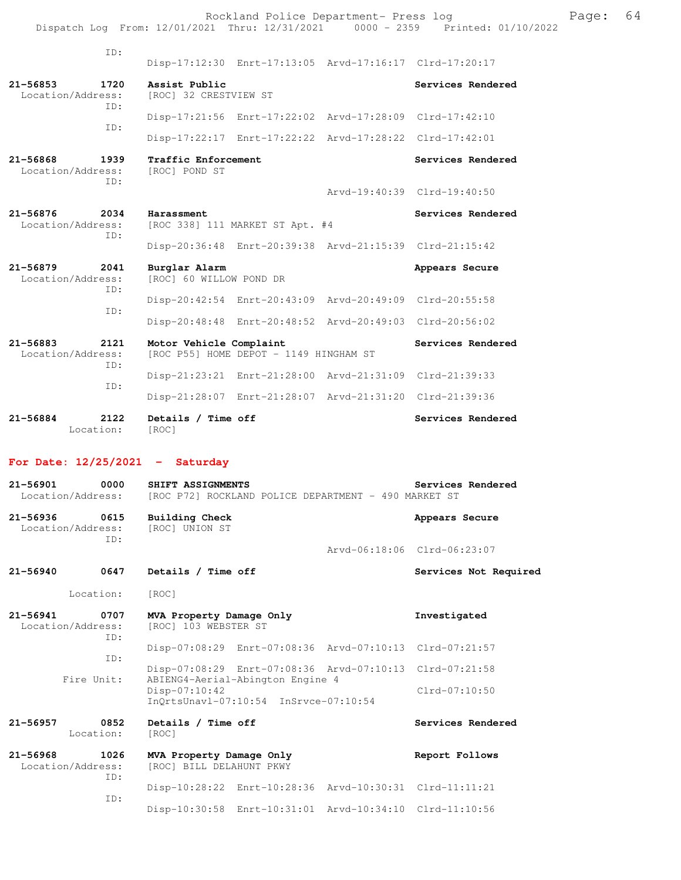ID:
Disp-17:12:30 Enrt-17:13:05 Arvd-17:16:17 Clrd-17:20:17

**21-56853 1720 Assist Public** — Services Rendered
Location/Address: [ROC] 32 CRESTVIEW ST
ID:
Disp-17:21:56 Enrt-17:22:02 Arvd-17:28:09 Clrd-17:42:10
ID:
Disp-17:22:17 Enrt-17:22:22 Arvd-17:28:22 Clrd-17:42:01

**21-56868 1939 Traffic Enforcement** — Services Rendered
Location/Address: [ROC] POND ST
ID:
Arvd-19:40:39 Clrd-19:40:50

**21-56876 2034 Harassment** — Services Rendered
Location/Address: [ROC 338] 111 MARKET ST Apt. #4
ID:
Disp-20:36:48 Enrt-20:39:38 Arvd-21:15:39 Clrd-21:15:42

**21-56879 2041 Burglar Alarm** — Appears Secure
Location/Address: [ROC] 60 WILLOW POND DR
ID:
Disp-20:42:54 Enrt-20:43:09 Arvd-20:49:09 Clrd-20:55:58
ID:
Disp-20:48:48 Enrt-20:48:52 Arvd-20:49:03 Clrd-20:56:02

**21-56883 2121 Motor Vehicle Complaint** — Services Rendered
Location/Address: [ROC P55] HOME DEPOT - 1149 HINGHAM ST
ID:
Disp-21:23:21 Enrt-21:28:00 Arvd-21:31:09 Clrd-21:39:33
ID:
Disp-21:28:07 Enrt-21:28:07 Arvd-21:31:20 Clrd-21:39:36

**21-56884 2122 Details / Time off** — Services Rendered
Location: [ROC]

## For Date: 12/25/2021 - Saturday

**21-56901 0000 SHIFT ASSIGNMENTS** — Services Rendered
Location/Address: [ROC P72] ROCKLAND POLICE DEPARTMENT - 490 MARKET ST

**21-56936 0615 Building Check** — Appears Secure
Location/Address: [ROC] UNION ST
ID:
Arvd-06:18:06 Clrd-06:23:07

**21-56940 0647 Details / Time off** — Services Not Required
Location: [ROC]

**21-56941 0707 MVA Property Damage Only** — Investigated
Location/Address: [ROC] 103 WEBSTER ST
ID:
Disp-07:08:29 Enrt-07:08:36 Arvd-07:10:13 Clrd-07:21:57
ID:
Disp-07:08:29 Enrt-07:08:36 Arvd-07:10:13 Clrd-07:21:58
Fire Unit: ABIENG4-Aerial-Abington Engine 4
Disp-07:10:42 Clrd-07:10:50
InQrtsUnavl-07:10:54 InSrvce-07:10:54

**21-56957 0852 Details / Time off** — Services Rendered
Location: [ROC]

**21-56968 1026 MVA Property Damage Only** — Report Follows
Location/Address: [ROC] BILL DELAHUNT PKWY
ID:
Disp-10:28:22 Enrt-10:28:36 Arvd-10:30:31 Clrd-11:11:21
ID:
Disp-10:30:58 Enrt-10:31:01 Arvd-10:34:10 Clrd-11:10:56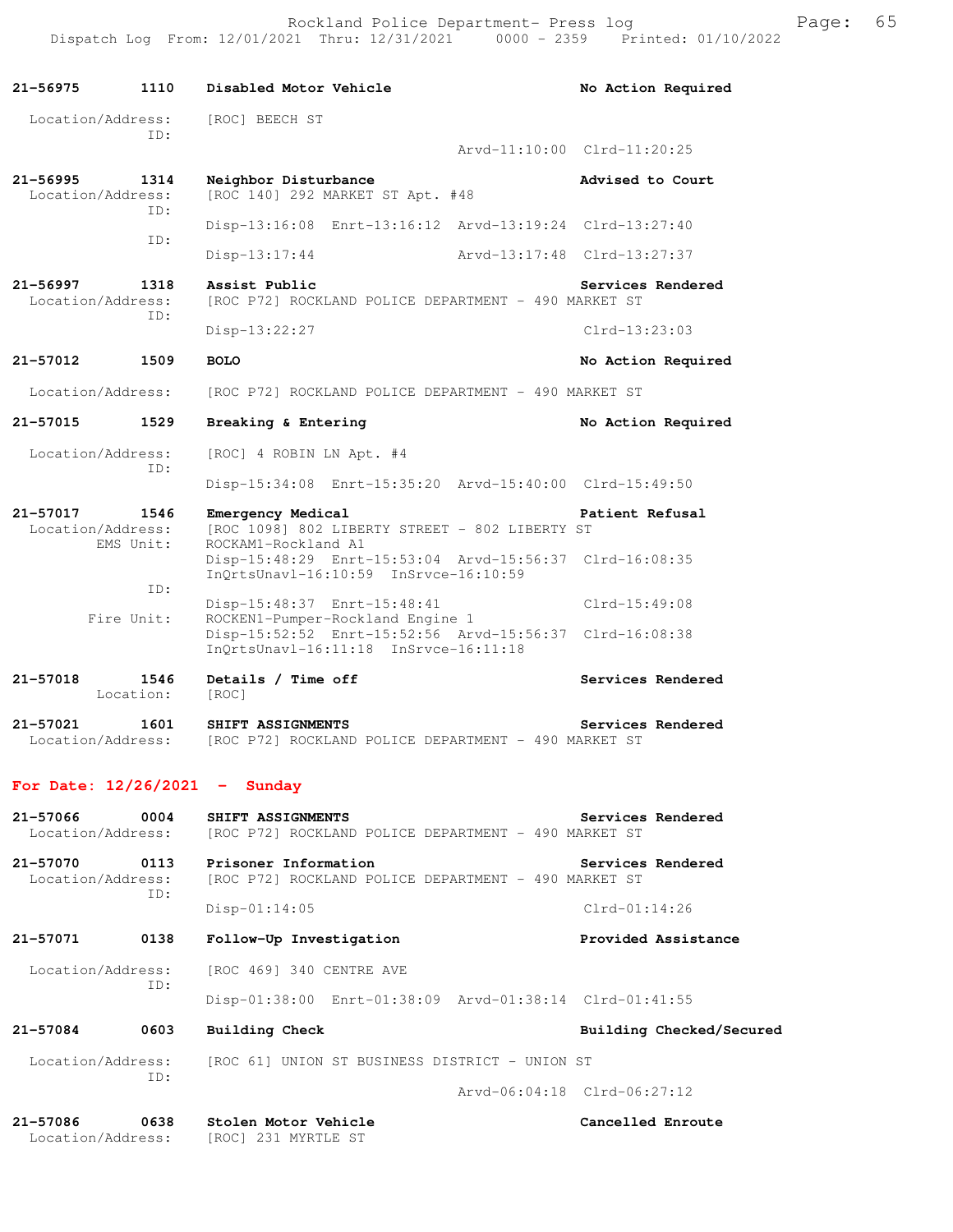21-56975 1110 **Disabled Motor Vehicle** **No Action Required**

Location/Address: [ROC] BEECH ST
ID:
Arvd-11:10:00 Clrd-11:20:25

21-56995 1314 **Neighbor Disturbance** **Advised to Court**
Location/Address: [ROC 140] 292 MARKET ST Apt. #48
ID:
Disp-13:16:08 Enrt-13:16:12 Arvd-13:19:24 Clrd-13:27:40
ID:
Disp-13:17:44 Arvd-13:17:48 Clrd-13:27:37

21-56997 1318 **Assist Public** **Services Rendered**
Location/Address: [ROC P72] ROCKLAND POLICE DEPARTMENT - 490 MARKET ST
ID:
Disp-13:22:27 Clrd-13:23:03

21-57012 1509 **BOLO** **No Action Required**

Location/Address: [ROC P72] ROCKLAND POLICE DEPARTMENT - 490 MARKET ST

21-57015 1529 **Breaking & Entering** **No Action Required**

Location/Address: [ROC] 4 ROBIN LN Apt. #4
ID:
Disp-15:34:08 Enrt-15:35:20 Arvd-15:40:00 Clrd-15:49:50

21-57017 1546 **Emergency Medical** **Patient Refusal**
Location/Address: [ROC 1098] 802 LIBERTY STREET - 802 LIBERTY ST
EMS Unit: ROCKAM1-Rockland A1
Disp-15:48:29 Enrt-15:53:04 Arvd-15:56:37 Clrd-16:08:35
InQrtsUnavl-16:10:59 InSrvce-16:10:59
ID:
Disp-15:48:37 Enrt-15:48:41 Clrd-15:49:08
Fire Unit: ROCKEN1-Pumper-Rockland Engine 1
Disp-15:52:52 Enrt-15:52:56 Arvd-15:56:37 Clrd-16:08:38
InQrtsUnavl-16:11:18 InSrvce-16:11:18

21-57018 1546 **Details / Time off** **Services Rendered**
Location: [ROC]

21-57021 1601 **SHIFT ASSIGNMENTS** **Services Rendered**
Location/Address: [ROC P72] ROCKLAND POLICE DEPARTMENT - 490 MARKET ST

## For Date: 12/26/2021 - Sunday

21-57066 0004 **SHIFT ASSIGNMENTS** **Services Rendered**
Location/Address: [ROC P72] ROCKLAND POLICE DEPARTMENT - 490 MARKET ST

21-57070 0113 **Prisoner Information** **Services Rendered**
Location/Address: [ROC P72] ROCKLAND POLICE DEPARTMENT - 490 MARKET ST
ID:
Disp-01:14:05 Clrd-01:14:26

21-57071 0138 **Follow-Up Investigation** **Provided Assistance**

Location/Address: [ROC 469] 340 CENTRE AVE
ID:
Disp-01:38:00 Enrt-01:38:09 Arvd-01:38:14 Clrd-01:41:55

21-57084 0603 **Building Check** **Building Checked/Secured**

Location/Address: [ROC 61] UNION ST BUSINESS DISTRICT - UNION ST
ID:
Arvd-06:04:18 Clrd-06:27:12

21-57086 0638 **Stolen Motor Vehicle** **Cancelled Enroute**
Location/Address: [ROC] 231 MYRTLE ST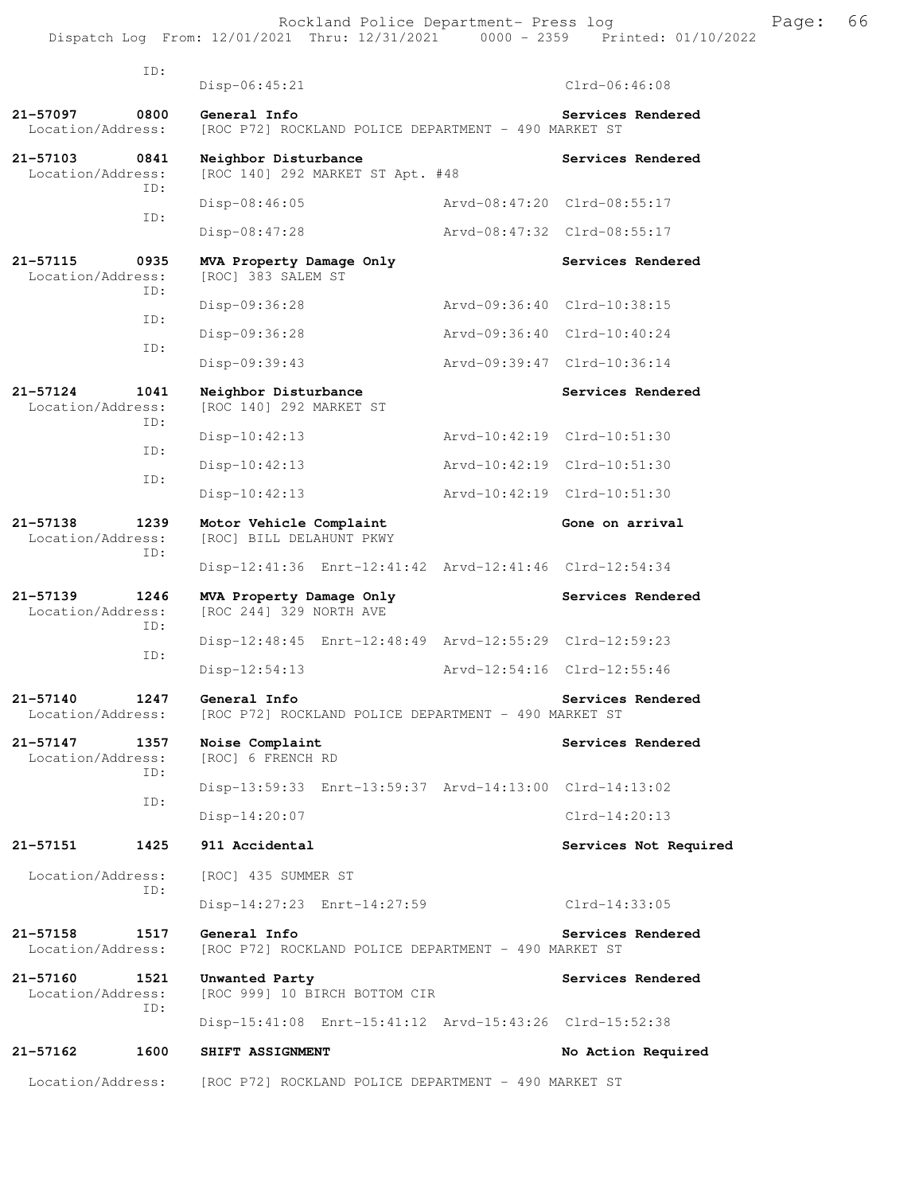```
 ID:
              Disp-06:45:21                              Clrd-06:46:08

21-57097      0800   General Info                                Services Rendered
 Location/Address:   [ROC P72] ROCKLAND POLICE DEPARTMENT - 490 MARKET ST

21-57103      0841   Neighbor Disturbance                        Services Rendered
 Location/Address:   [ROC 140] 292 MARKET ST Apt. #48
              ID:
                     Disp-08:46:05              Arvd-08:47:20  Clrd-08:55:17
              ID:
                     Disp-08:47:28              Arvd-08:47:32  Clrd-08:55:17

21-57115      0935   MVA Property Damage Only                    Services Rendered
 Location/Address:   [ROC] 383 SALEM ST
              ID:
                     Disp-09:36:28              Arvd-09:36:40  Clrd-10:38:15
              ID:
                     Disp-09:36:28              Arvd-09:36:40  Clrd-10:40:24
              ID:
                     Disp-09:39:43              Arvd-09:39:47  Clrd-10:36:14

21-57124      1041   Neighbor Disturbance                        Services Rendered
 Location/Address:   [ROC 140] 292 MARKET ST
              ID:
                     Disp-10:42:13              Arvd-10:42:19  Clrd-10:51:30
              ID:
                     Disp-10:42:13              Arvd-10:42:19  Clrd-10:51:30
              ID:
                     Disp-10:42:13              Arvd-10:42:19  Clrd-10:51:30

21-57138      1239   Motor Vehicle Complaint                     Gone on arrival
 Location/Address:   [ROC] BILL DELAHUNT PKWY
              ID:
                     Disp-12:41:36  Enrt-12:41:42  Arvd-12:41:46  Clrd-12:54:34

21-57139      1246   MVA Property Damage Only                    Services Rendered
 Location/Address:   [ROC 244] 329 NORTH AVE
              ID:
                     Disp-12:48:45  Enrt-12:48:49  Arvd-12:55:29  Clrd-12:59:23
              ID:
                     Disp-12:54:13              Arvd-12:54:16  Clrd-12:55:46

21-57140      1247   General Info                                Services Rendered
 Location/Address:   [ROC P72] ROCKLAND POLICE DEPARTMENT - 490 MARKET ST

21-57147      1357   Noise Complaint                             Services Rendered
 Location/Address:   [ROC] 6 FRENCH RD
              ID:
                     Disp-13:59:33  Enrt-13:59:37  Arvd-14:13:00  Clrd-14:13:02
              ID:
                     Disp-14:20:07                               Clrd-14:20:13

21-57151      1425   911 Accidental                              Services Not Required

 Location/Address:   [ROC] 435 SUMMER ST
              ID:
                     Disp-14:27:23  Enrt-14:27:59                Clrd-14:33:05

21-57158      1517   General Info                                Services Rendered
 Location/Address:   [ROC P72] ROCKLAND POLICE DEPARTMENT - 490 MARKET ST

21-57160      1521   Unwanted Party                              Services Rendered
 Location/Address:   [ROC 999] 10 BIRCH BOTTOM CIR
              ID:
                     Disp-15:41:08  Enrt-15:41:12  Arvd-15:43:26  Clrd-15:52:38

21-57162      1600   SHIFT ASSIGNMENT                            No Action Required

 Location/Address:   [ROC P72] ROCKLAND POLICE DEPARTMENT - 490 MARKET ST
```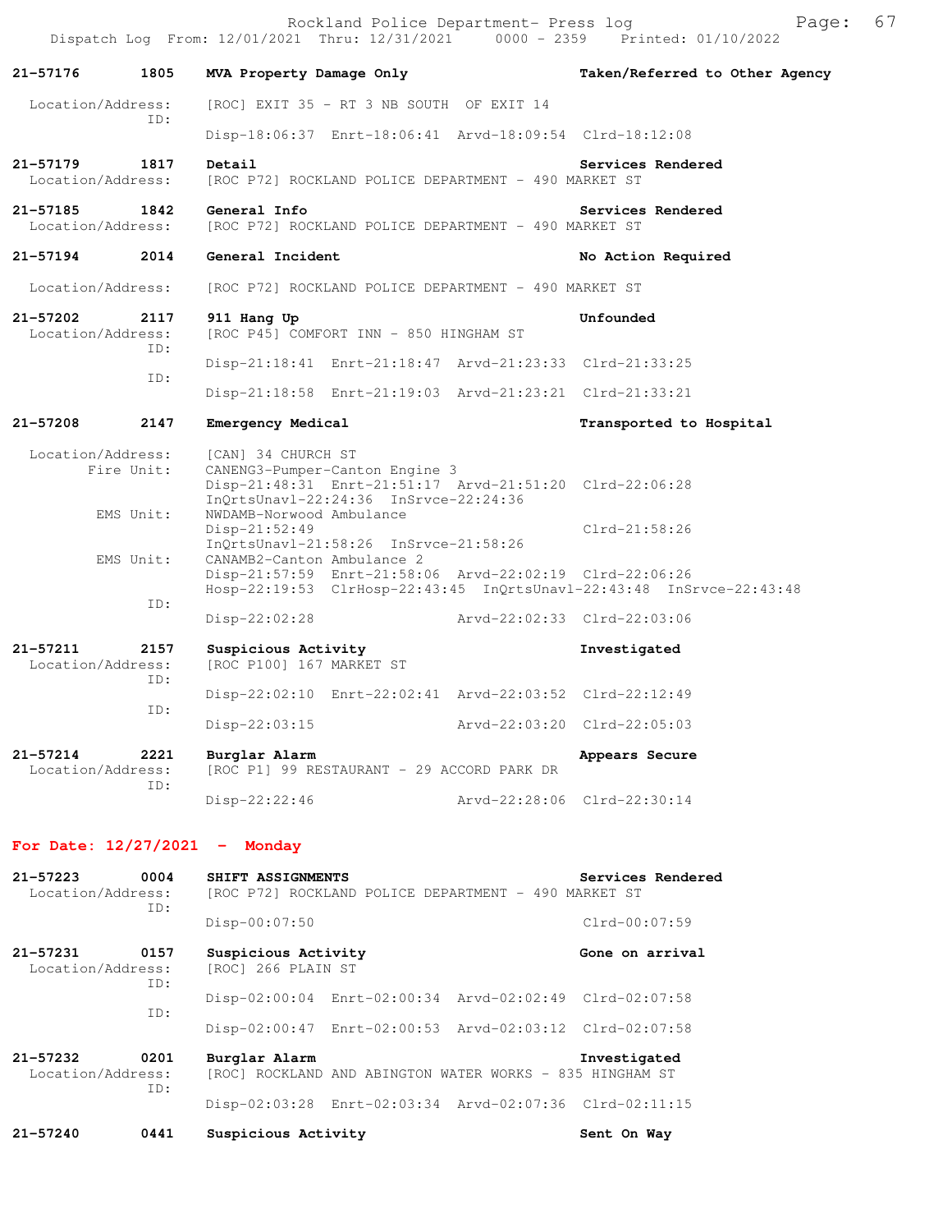**21-57176** 1805 **MVA Property Damage Only** **Taken/Referred to Other Agency**

Location/Address: [ROC] EXIT 35 - RT 3 NB SOUTH OF EXIT 14
ID:
Disp-18:06:37 Enrt-18:06:41 Arvd-18:09:54 Clrd-18:12:08

**21-57179** 1817 **Detail** **Services Rendered**
Location/Address: [ROC P72] ROCKLAND POLICE DEPARTMENT - 490 MARKET ST

**21-57185** 1842 **General Info** **Services Rendered**
Location/Address: [ROC P72] ROCKLAND POLICE DEPARTMENT - 490 MARKET ST

**21-57194** 2014 **General Incident** **No Action Required**

Location/Address: [ROC P72] ROCKLAND POLICE DEPARTMENT - 490 MARKET ST

**21-57202** 2117 **911 Hang Up** **Unfounded**
Location/Address: [ROC P45] COMFORT INN - 850 HINGHAM ST
ID:
Disp-21:18:41 Enrt-21:18:47 Arvd-21:23:33 Clrd-21:33:25
ID:
Disp-21:18:58 Enrt-21:19:03 Arvd-21:23:21 Clrd-21:33:21

**21-57208** 2147 **Emergency Medical** **Transported to Hospital**

Location/Address: [CAN] 34 CHURCH ST
Fire Unit: CANENG3-Pumper-Canton Engine 3
Disp-21:48:31 Enrt-21:51:17 Arvd-21:51:20 Clrd-22:06:28
InQrtsUnavl-22:24:36 InSrvce-22:24:36
EMS Unit: NWDAMB-Norwood Ambulance
Disp-21:52:49 Clrd-21:58:26
InQrtsUnavl-21:58:26 InSrvce-21:58:26
EMS Unit: CANAMB2-Canton Ambulance 2
Disp-21:57:59 Enrt-21:58:06 Arvd-22:02:19 Clrd-22:06:26
Hosp-22:19:53 ClrHosp-22:43:45 InQrtsUnavl-22:43:48 InSrvce-22:43:48
ID:
Disp-22:02:28 Arvd-22:02:33 Clrd-22:03:06

**21-57211** 2157 **Suspicious Activity** **Investigated**
Location/Address: [ROC P100] 167 MARKET ST
ID:
Disp-22:02:10 Enrt-22:02:41 Arvd-22:03:52 Clrd-22:12:49
ID:
Disp-22:03:15 Arvd-22:03:20 Clrd-22:05:03

**21-57214** 2221 **Burglar Alarm** **Appears Secure**
Location/Address: [ROC P1] 99 RESTAURANT - 29 ACCORD PARK DR
ID:
Disp-22:22:46 Arvd-22:28:06 Clrd-22:30:14

## For Date: 12/27/2021 - Monday

**21-57223** 0004 **SHIFT ASSIGNMENTS** **Services Rendered**
Location/Address: [ROC P72] ROCKLAND POLICE DEPARTMENT - 490 MARKET ST
ID:
Disp-00:07:50 Clrd-00:07:59

**21-57231** 0157 **Suspicious Activity** **Gone on arrival**
Location/Address: [ROC] 266 PLAIN ST
ID:
Disp-02:00:04 Enrt-02:00:34 Arvd-02:02:49 Clrd-02:07:58
ID:
Disp-02:00:47 Enrt-02:00:53 Arvd-02:03:12 Clrd-02:07:58

**21-57232** 0201 **Burglar Alarm** **Investigated**
Location/Address: [ROC] ROCKLAND AND ABINGTON WATER WORKS - 835 HINGHAM ST
ID:
Disp-02:03:28 Enrt-02:03:34 Arvd-02:07:36 Clrd-02:11:15

**21-57240** 0441 **Suspicious Activity** **Sent On Way**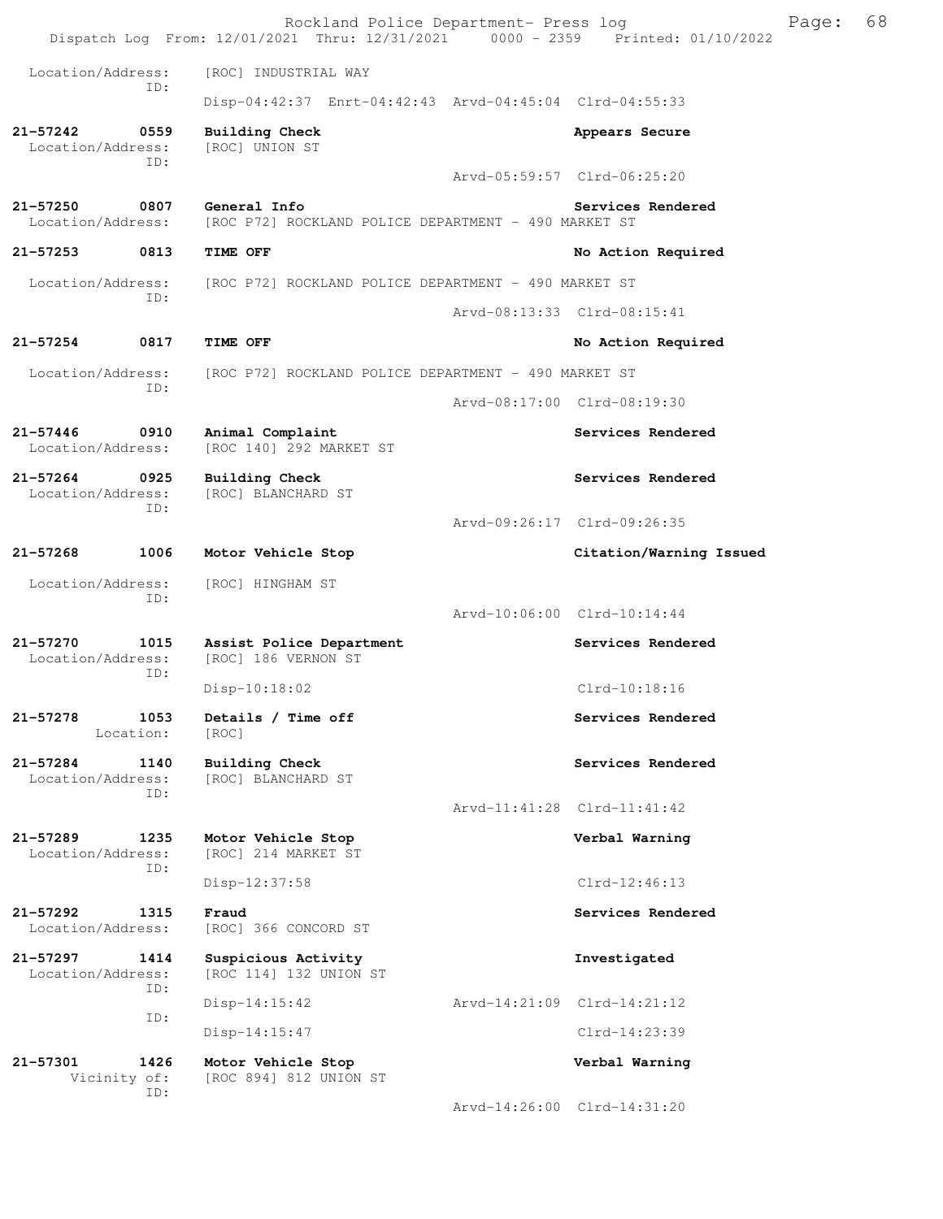Location/Address: [ROC] INDUSTRIAL WAY
ID:
Disp-04:42:37 Enrt-04:42:43 Arvd-04:45:04 Clrd-04:55:33

**21-57242 0559 Building Check** **Appears Secure**
Location/Address: [ROC] UNION ST
ID:
Arvd-05:59:57 Clrd-06:25:20

**21-57250 0807 General Info** **Services Rendered**
Location/Address: [ROC P72] ROCKLAND POLICE DEPARTMENT - 490 MARKET ST

**21-57253 0813 TIME OFF** **No Action Required**
Location/Address: [ROC P72] ROCKLAND POLICE DEPARTMENT - 490 MARKET ST
ID:
Arvd-08:13:33 Clrd-08:15:41

**21-57254 0817 TIME OFF** **No Action Required**
Location/Address: [ROC P72] ROCKLAND POLICE DEPARTMENT - 490 MARKET ST
ID:
Arvd-08:17:00 Clrd-08:19:30

**21-57446 0910 Animal Complaint** **Services Rendered**
Location/Address: [ROC 140] 292 MARKET ST

**21-57264 0925 Building Check** **Services Rendered**
Location/Address: [ROC] BLANCHARD ST
ID:
Arvd-09:26:17 Clrd-09:26:35

**21-57268 1006 Motor Vehicle Stop** **Citation/Warning Issued**
Location/Address: [ROC] HINGHAM ST
ID:
Arvd-10:06:00 Clrd-10:14:44

**21-57270 1015 Assist Police Department** **Services Rendered**
Location/Address: [ROC] 186 VERNON ST
ID:
Disp-10:18:02 Clrd-10:18:16

**21-57278 1053 Details / Time off** **Services Rendered**
Location: [ROC]

**21-57284 1140 Building Check** **Services Rendered**
Location/Address: [ROC] BLANCHARD ST
ID:
Arvd-11:41:28 Clrd-11:41:42

**21-57289 1235 Motor Vehicle Stop** **Verbal Warning**
Location/Address: [ROC] 214 MARKET ST
ID:
Disp-12:37:58 Clrd-12:46:13

**21-57292 1315 Fraud** **Services Rendered**
Location/Address: [ROC] 366 CONCORD ST

**21-57297 1414 Suspicious Activity** **Investigated**
Location/Address: [ROC 114] 132 UNION ST
ID:
Disp-14:15:42 Arvd-14:21:09 Clrd-14:21:12
ID:
Disp-14:15:47 Clrd-14:23:39

**21-57301 1426 Motor Vehicle Stop** **Verbal Warning**
Vicinity of: [ROC 894] 812 UNION ST
ID:
Arvd-14:26:00 Clrd-14:31:20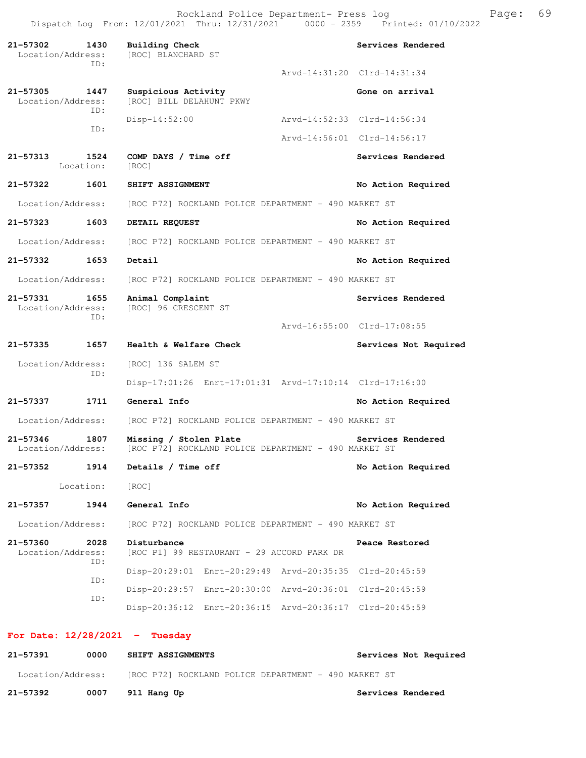**21-57302 1430 Building Check** — Services Rendered
Location/Address: [ROC] BLANCHARD ST
ID:
Arvd-14:31:20 Clrd-14:31:34

**21-57305 1447 Suspicious Activity** — Gone on arrival
Location/Address: [ROC] BILL DELAHUNT PKWY
ID:
Disp-14:52:00 Arvd-14:52:33 Clrd-14:56:34
ID:
Arvd-14:56:01 Clrd-14:56:17

**21-57313 1524 COMP DAYS / Time off** — Services Rendered
Location: [ROC]

**21-57322 1601 SHIFT ASSIGNMENT** — No Action Required
Location/Address: [ROC P72] ROCKLAND POLICE DEPARTMENT - 490 MARKET ST

**21-57323 1603 DETAIL REQUEST** — No Action Required
Location/Address: [ROC P72] ROCKLAND POLICE DEPARTMENT - 490 MARKET ST

**21-57332 1653 Detail** — No Action Required
Location/Address: [ROC P72] ROCKLAND POLICE DEPARTMENT - 490 MARKET ST

**21-57331 1655 Animal Complaint** — Services Rendered
Location/Address: [ROC] 96 CRESCENT ST
ID:
Arvd-16:55:00 Clrd-17:08:55

**21-57335 1657 Health & Welfare Check** — Services Not Required
Location/Address: [ROC] 136 SALEM ST
ID:
Disp-17:01:26 Enrt-17:01:31 Arvd-17:10:14 Clrd-17:16:00

**21-57337 1711 General Info** — No Action Required
Location/Address: [ROC P72] ROCKLAND POLICE DEPARTMENT - 490 MARKET ST

**21-57346 1807 Missing / Stolen Plate** — Services Rendered
Location/Address: [ROC P72] ROCKLAND POLICE DEPARTMENT - 490 MARKET ST

**21-57352 1914 Details / Time off** — No Action Required
Location: [ROC]

**21-57357 1944 General Info** — No Action Required
Location/Address: [ROC P72] ROCKLAND POLICE DEPARTMENT - 490 MARKET ST

**21-57360 2028 Disturbance** — Peace Restored
Location/Address: [ROC P1] 99 RESTAURANT - 29 ACCORD PARK DR
ID:
Disp-20:29:01 Enrt-20:29:49 Arvd-20:35:35 Clrd-20:45:59
ID:
Disp-20:29:57 Enrt-20:30:00 Arvd-20:36:01 Clrd-20:45:59
ID:
Disp-20:36:12 Enrt-20:36:15 Arvd-20:36:17 Clrd-20:45:59

## For Date: 12/28/2021 - Tuesday

**21-57391 0000 SHIFT ASSIGNMENTS** — Services Not Required
Location/Address: [ROC P72] ROCKLAND POLICE DEPARTMENT - 490 MARKET ST

**21-57392 0007 911 Hang Up** — Services Rendered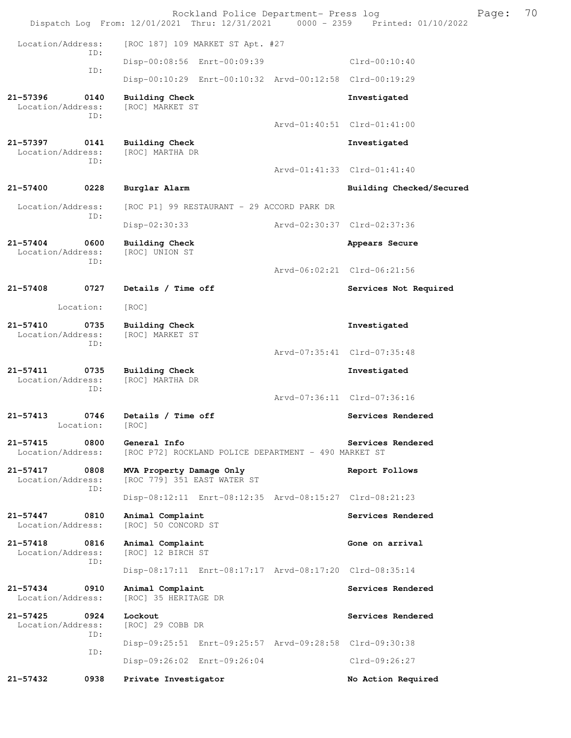Location/Address: [ROC 187] 109 MARKET ST Apt. #27

ID: Disp-00:08:56 Enrt-00:09:39 Clrd-00:10:40

ID: Disp-00:10:29 Enrt-00:10:32 Arvd-00:12:58 Clrd-00:19:29

**21-57396 0140 Building Check** — Investigated
Location/Address: [ROC] MARKET ST
ID: Arvd-01:40:51 Clrd-01:41:00

**21-57397 0141 Building Check** — Investigated
Location/Address: [ROC] MARTHA DR
ID: Arvd-01:41:33 Clrd-01:41:40

**21-57400 0228 Burglar Alarm** — Building Checked/Secured
Location/Address: [ROC P1] 99 RESTAURANT - 29 ACCORD PARK DR
ID: Disp-02:30:33 Arvd-02:30:37 Clrd-02:37:36

**21-57404 0600 Building Check** — Appears Secure
Location/Address: [ROC] UNION ST
ID: Arvd-06:02:21 Clrd-06:21:56

**21-57408 0727 Details / Time off** — Services Not Required
Location: [ROC]

**21-57410 0735 Building Check** — Investigated
Location/Address: [ROC] MARKET ST
ID: Arvd-07:35:41 Clrd-07:35:48

**21-57411 0735 Building Check** — Investigated
Location/Address: [ROC] MARTHA DR
ID: Arvd-07:36:11 Clrd-07:36:16

**21-57413 0746 Details / Time off** — Services Rendered
Location: [ROC]

**21-57415 0800 General Info** — Services Rendered
Location/Address: [ROC P72] ROCKLAND POLICE DEPARTMENT - 490 MARKET ST

**21-57417 0808 MVA Property Damage Only** — Report Follows
Location/Address: [ROC 779] 351 EAST WATER ST
ID: Disp-08:12:11 Enrt-08:12:35 Arvd-08:15:27 Clrd-08:21:23

**21-57447 0810 Animal Complaint** — Services Rendered
Location/Address: [ROC] 50 CONCORD ST

**21-57418 0816 Animal Complaint** — Gone on arrival
Location/Address: [ROC] 12 BIRCH ST
ID: Disp-08:17:11 Enrt-08:17:17 Arvd-08:17:20 Clrd-08:35:14

**21-57434 0910 Animal Complaint** — Services Rendered
Location/Address: [ROC] 35 HERITAGE DR

**21-57425 0924 Lockout** — Services Rendered
Location/Address: [ROC] 29 COBB DR
ID: Disp-09:25:51 Enrt-09:25:57 Arvd-09:28:58 Clrd-09:30:38
ID: Disp-09:26:02 Enrt-09:26:04 Clrd-09:26:27

**21-57432 0938 Private Investigator** — No Action Required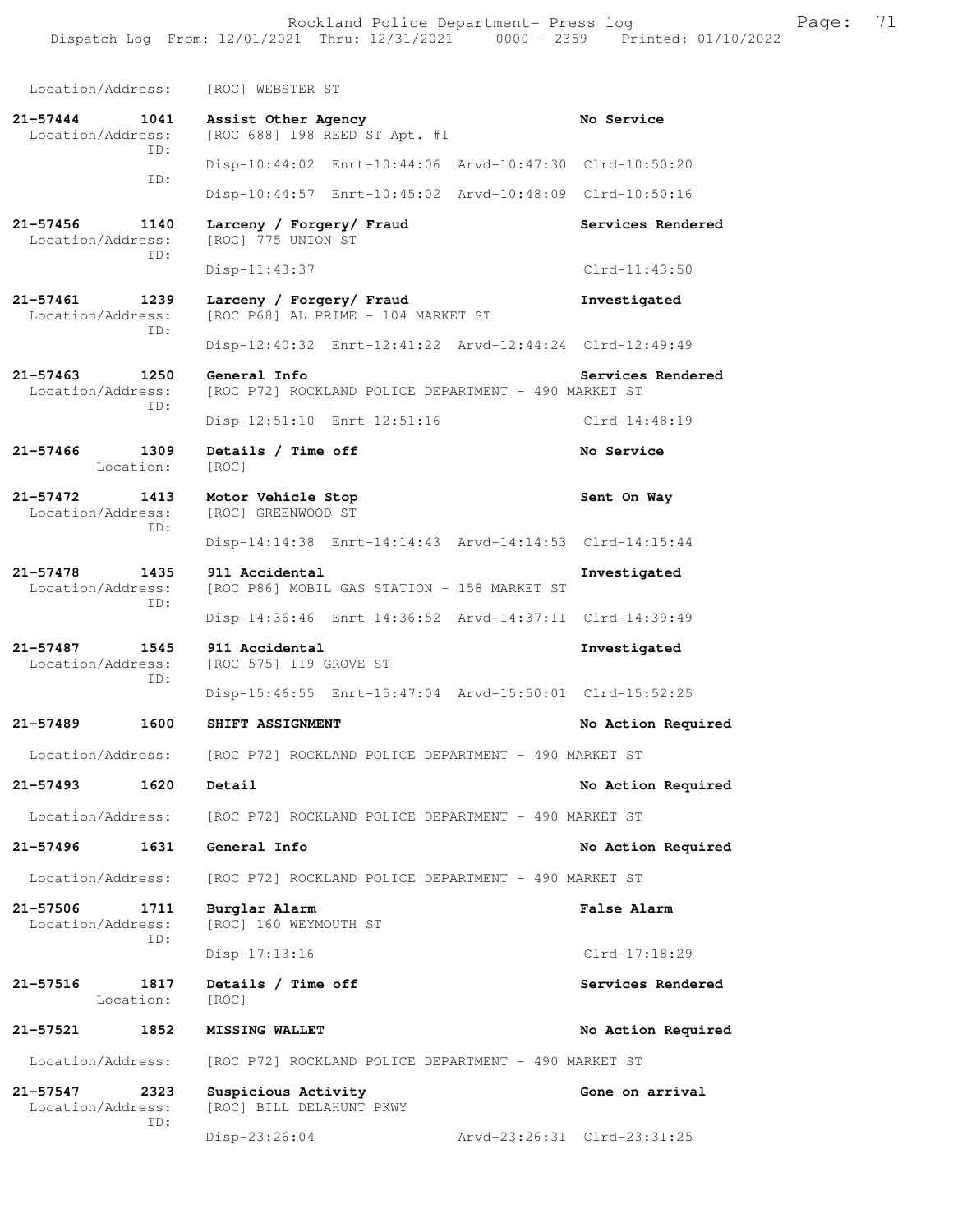Location/Address: [ROC] WEBSTER ST

**21-57444 1041 Assist Other Agency** — **No Service**
Location/Address: [ROC 688] 198 REED ST Apt. #1
ID:
Disp-10:44:02 Enrt-10:44:06 Arvd-10:47:30 Clrd-10:50:20
ID:
Disp-10:44:57 Enrt-10:45:02 Arvd-10:48:09 Clrd-10:50:16

**21-57456 1140 Larceny / Forgery/ Fraud** — **Services Rendered**
Location/Address: [ROC] 775 UNION ST
ID:
Disp-11:43:37 Clrd-11:43:50

**21-57461 1239 Larceny / Forgery/ Fraud** — **Investigated**
Location/Address: [ROC P68] AL PRIME - 104 MARKET ST
ID:
Disp-12:40:32 Enrt-12:41:22 Arvd-12:44:24 Clrd-12:49:49

**21-57463 1250 General Info** — **Services Rendered**
Location/Address: [ROC P72] ROCKLAND POLICE DEPARTMENT - 490 MARKET ST
ID:
Disp-12:51:10 Enrt-12:51:16 Clrd-14:48:19

**21-57466 1309 Details / Time off** — **No Service**
Location: [ROC]

**21-57472 1413 Motor Vehicle Stop** — **Sent On Way**
Location/Address: [ROC] GREENWOOD ST
ID:
Disp-14:14:38 Enrt-14:14:43 Arvd-14:14:53 Clrd-14:15:44

**21-57478 1435 911 Accidental** — **Investigated**
Location/Address: [ROC P86] MOBIL GAS STATION - 158 MARKET ST
ID:
Disp-14:36:46 Enrt-14:36:52 Arvd-14:37:11 Clrd-14:39:49

**21-57487 1545 911 Accidental** — **Investigated**
Location/Address: [ROC 575] 119 GROVE ST
ID:
Disp-15:46:55 Enrt-15:47:04 Arvd-15:50:01 Clrd-15:52:25

**21-57489 1600 SHIFT ASSIGNMENT** — **No Action Required**
Location/Address: [ROC P72] ROCKLAND POLICE DEPARTMENT - 490 MARKET ST

**21-57493 1620 Detail** — **No Action Required**
Location/Address: [ROC P72] ROCKLAND POLICE DEPARTMENT - 490 MARKET ST

**21-57496 1631 General Info** — **No Action Required**
Location/Address: [ROC P72] ROCKLAND POLICE DEPARTMENT - 490 MARKET ST

**21-57506 1711 Burglar Alarm** — **False Alarm**
Location/Address: [ROC] 160 WEYMOUTH ST
ID:
Disp-17:13:16 Clrd-17:18:29

**21-57516 1817 Details / Time off** — **Services Rendered**
Location: [ROC]

**21-57521 1852 MISSING WALLET** — **No Action Required**
Location/Address: [ROC P72] ROCKLAND POLICE DEPARTMENT - 490 MARKET ST

**21-57547 2323 Suspicious Activity** — **Gone on arrival**
Location/Address: [ROC] BILL DELAHUNT PKWY
ID:
Disp-23:26:04 Arvd-23:26:31 Clrd-23:31:25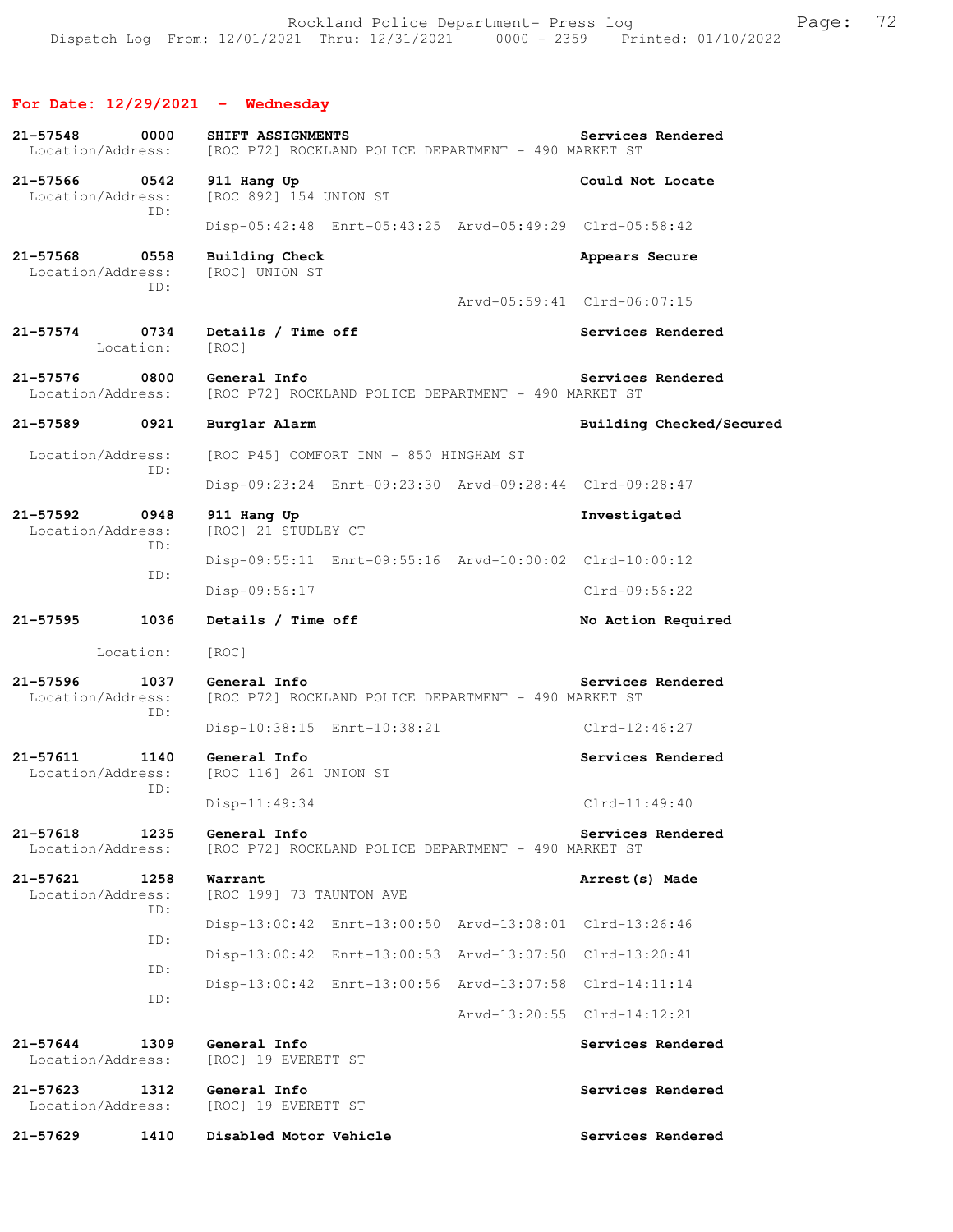## For Date: 12/29/2021 - Wednesday

**21-57548 0000 SHIFT ASSIGNMENTS** — Services Rendered
Location/Address: [ROC P72] ROCKLAND POLICE DEPARTMENT - 490 MARKET ST

**21-57566 0542 911 Hang Up** — Could Not Locate
Location/Address: [ROC 892] 154 UNION ST
ID:
Disp-05:42:48 Enrt-05:43:25 Arvd-05:49:29 Clrd-05:58:42

**21-57568 0558 Building Check** — Appears Secure
Location/Address: [ROC] UNION ST
ID:
Arvd-05:59:41 Clrd-06:07:15

**21-57574 0734 Details / Time off** — Services Rendered
Location: [ROC]

**21-57576 0800 General Info** — Services Rendered
Location/Address: [ROC P72] ROCKLAND POLICE DEPARTMENT - 490 MARKET ST

**21-57589 0921 Burglar Alarm** — Building Checked/Secured
Location/Address: [ROC P45] COMFORT INN - 850 HINGHAM ST
ID:
Disp-09:23:24 Enrt-09:23:30 Arvd-09:28:44 Clrd-09:28:47

**21-57592 0948 911 Hang Up** — Investigated
Location/Address: [ROC] 21 STUDLEY CT
ID:
Disp-09:55:11 Enrt-09:55:16 Arvd-10:00:02 Clrd-10:00:12
ID:
Disp-09:56:17 Clrd-09:56:22

**21-57595 1036 Details / Time off** — No Action Required
Location: [ROC]

**21-57596 1037 General Info** — Services Rendered
Location/Address: [ROC P72] ROCKLAND POLICE DEPARTMENT - 490 MARKET ST
ID:
Disp-10:38:15 Enrt-10:38:21 Clrd-12:46:27

**21-57611 1140 General Info** — Services Rendered
Location/Address: [ROC 116] 261 UNION ST
ID:
Disp-11:49:34 Clrd-11:49:40

**21-57618 1235 General Info** — Services Rendered
Location/Address: [ROC P72] ROCKLAND POLICE DEPARTMENT - 490 MARKET ST

**21-57621 1258 Warrant** — Arrest(s) Made
Location/Address: [ROC 199] 73 TAUNTON AVE
ID:
Disp-13:00:42 Enrt-13:00:50 Arvd-13:08:01 Clrd-13:26:46
ID:
Disp-13:00:42 Enrt-13:00:53 Arvd-13:07:50 Clrd-13:20:41
ID:
Disp-13:00:42 Enrt-13:00:56 Arvd-13:07:58 Clrd-14:11:14
ID:
Arvd-13:20:55 Clrd-14:12:21

**21-57644 1309 General Info** — Services Rendered
Location/Address: [ROC] 19 EVERETT ST

**21-57623 1312 General Info** — Services Rendered
Location/Address: [ROC] 19 EVERETT ST

**21-57629 1410 Disabled Motor Vehicle** — Services Rendered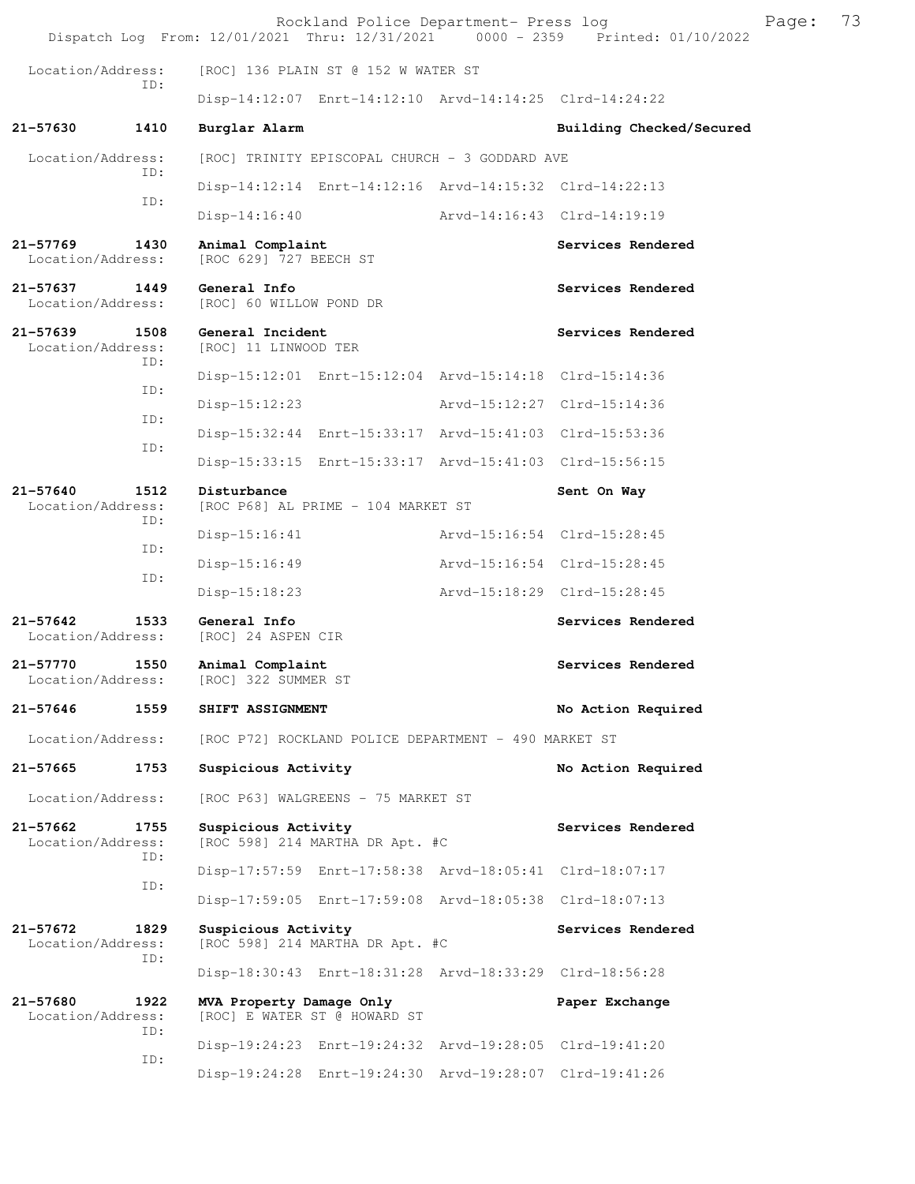Location/Address: [ROC] 136 PLAIN ST @ 152 W WATER ST
ID:
Disp-14:12:07 Enrt-14:12:10 Arvd-14:14:25 Clrd-14:24:22

**21-57630 1410 Burglar Alarm — Building Checked/Secured**
Location/Address: [ROC] TRINITY EPISCOPAL CHURCH - 3 GODDARD AVE
ID:
Disp-14:12:14 Enrt-14:12:16 Arvd-14:15:32 Clrd-14:22:13
ID:
Disp-14:16:40 Arvd-14:16:43 Clrd-14:19:19

**21-57769 1430 Animal Complaint — Services Rendered**
Location/Address: [ROC 629] 727 BEECH ST

**21-57637 1449 General Info — Services Rendered**
Location/Address: [ROC] 60 WILLOW POND DR

**21-57639 1508 General Incident — Services Rendered**
Location/Address: [ROC] 11 LINWOOD TER
ID:
Disp-15:12:01 Enrt-15:12:04 Arvd-15:14:18 Clrd-15:14:36
ID:
Disp-15:12:23 Arvd-15:12:27 Clrd-15:14:36
ID:
Disp-15:32:44 Enrt-15:33:17 Arvd-15:41:03 Clrd-15:53:36
ID:
Disp-15:33:15 Enrt-15:33:17 Arvd-15:41:03 Clrd-15:56:15

**21-57640 1512 Disturbance — Sent On Way**
Location/Address: [ROC P68] AL PRIME - 104 MARKET ST
ID:
Disp-15:16:41 Arvd-15:16:54 Clrd-15:28:45
ID:
Disp-15:16:49 Arvd-15:16:54 Clrd-15:28:45
ID:
Disp-15:18:23 Arvd-15:18:29 Clrd-15:28:45

**21-57642 1533 General Info — Services Rendered**
Location/Address: [ROC] 24 ASPEN CIR

**21-57770 1550 Animal Complaint — Services Rendered**
Location/Address: [ROC] 322 SUMMER ST

**21-57646 1559 SHIFT ASSIGNMENT — No Action Required**
Location/Address: [ROC P72] ROCKLAND POLICE DEPARTMENT - 490 MARKET ST

**21-57665 1753 Suspicious Activity — No Action Required**
Location/Address: [ROC P63] WALGREENS - 75 MARKET ST

**21-57662 1755 Suspicious Activity — Services Rendered**
Location/Address: [ROC 598] 214 MARTHA DR Apt. #C
ID:
Disp-17:57:59 Enrt-17:58:38 Arvd-18:05:41 Clrd-18:07:17
ID:
Disp-17:59:05 Enrt-17:59:08 Arvd-18:05:38 Clrd-18:07:13

**21-57672 1829 Suspicious Activity — Services Rendered**
Location/Address: [ROC 598] 214 MARTHA DR Apt. #C
ID:
Disp-18:30:43 Enrt-18:31:28 Arvd-18:33:29 Clrd-18:56:28

**21-57680 1922 MVA Property Damage Only — Paper Exchange**
Location/Address: [ROC] E WATER ST @ HOWARD ST
ID:
Disp-19:24:23 Enrt-19:24:32 Arvd-19:28:05 Clrd-19:41:20
ID:
Disp-19:24:28 Enrt-19:24:30 Arvd-19:28:07 Clrd-19:41:26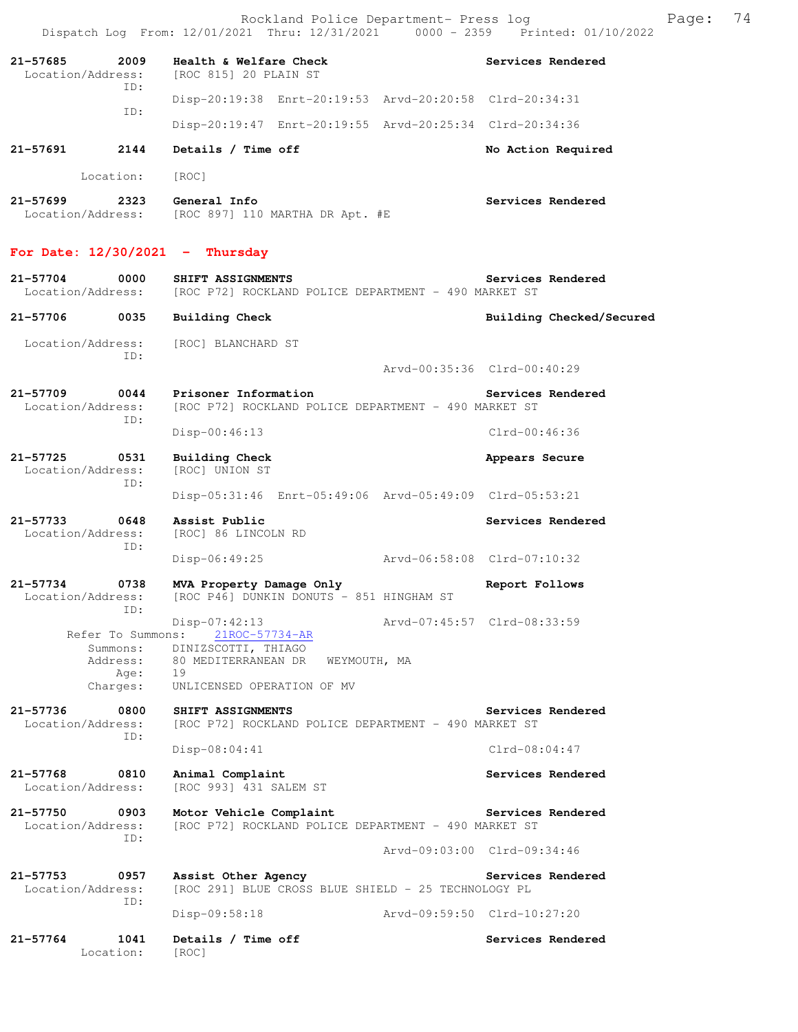21-57685 2009 **Health & Welfare Check** **Services Rendered**
Location/Address: [ROC 815] 20 PLAIN ST
ID:
Disp-20:19:38 Enrt-20:19:53 Arvd-20:20:58 Clrd-20:34:31
ID:
Disp-20:19:47 Enrt-20:19:55 Arvd-20:25:34 Clrd-20:34:36

21-57691 2144 **Details / Time off** **No Action Required**
Location: [ROC]

21-57699 2323 **General Info** **Services Rendered**
Location/Address: [ROC 897] 110 MARTHA DR Apt. #E

## For Date: 12/30/2021 - Thursday

21-57704 0000 **SHIFT ASSIGNMENTS** **Services Rendered**
Location/Address: [ROC P72] ROCKLAND POLICE DEPARTMENT - 490 MARKET ST

21-57706 0035 **Building Check** **Building Checked/Secured**
Location/Address: [ROC] BLANCHARD ST
ID:
Arvd-00:35:36 Clrd-00:40:29

21-57709 0044 **Prisoner Information** **Services Rendered**
Location/Address: [ROC P72] ROCKLAND POLICE DEPARTMENT - 490 MARKET ST
ID:
Disp-00:46:13 Clrd-00:46:36

21-57725 0531 **Building Check** **Appears Secure**
Location/Address: [ROC] UNION ST
ID:
Disp-05:31:46 Enrt-05:49:06 Arvd-05:49:09 Clrd-05:53:21

21-57733 0648 **Assist Public** **Services Rendered**
Location/Address: [ROC] 86 LINCOLN RD
ID:
Disp-06:49:25 Arvd-06:58:08 Clrd-07:10:32

21-57734 0738 **MVA Property Damage Only** **Report Follows**
Location/Address: [ROC P46] DUNKIN DONUTS - 851 HINGHAM ST
ID:
Disp-07:42:13 Arvd-07:45:57 Clrd-08:33:59
Refer To Summons: 21ROC-57734-AR
Summons: DINIZSCOTTI, THIAGO
Address: 80 MEDITERRANEAN DR WEYMOUTH, MA
Age: 19
Charges: UNLICENSED OPERATION OF MV

21-57736 0800 **SHIFT ASSIGNMENTS** **Services Rendered**
Location/Address: [ROC P72] ROCKLAND POLICE DEPARTMENT - 490 MARKET ST
ID:
Disp-08:04:41 Clrd-08:04:47

21-57768 0810 **Animal Complaint** **Services Rendered**
Location/Address: [ROC 993] 431 SALEM ST

21-57750 0903 **Motor Vehicle Complaint** **Services Rendered**
Location/Address: [ROC P72] ROCKLAND POLICE DEPARTMENT - 490 MARKET ST
ID:
Arvd-09:03:00 Clrd-09:34:46

21-57753 0957 **Assist Other Agency** **Services Rendered**
Location/Address: [ROC 291] BLUE CROSS BLUE SHIELD - 25 TECHNOLOGY PL
ID:
Disp-09:58:18 Arvd-09:59:50 Clrd-10:27:20

21-57764 1041 **Details / Time off** **Services Rendered**
Location: [ROC]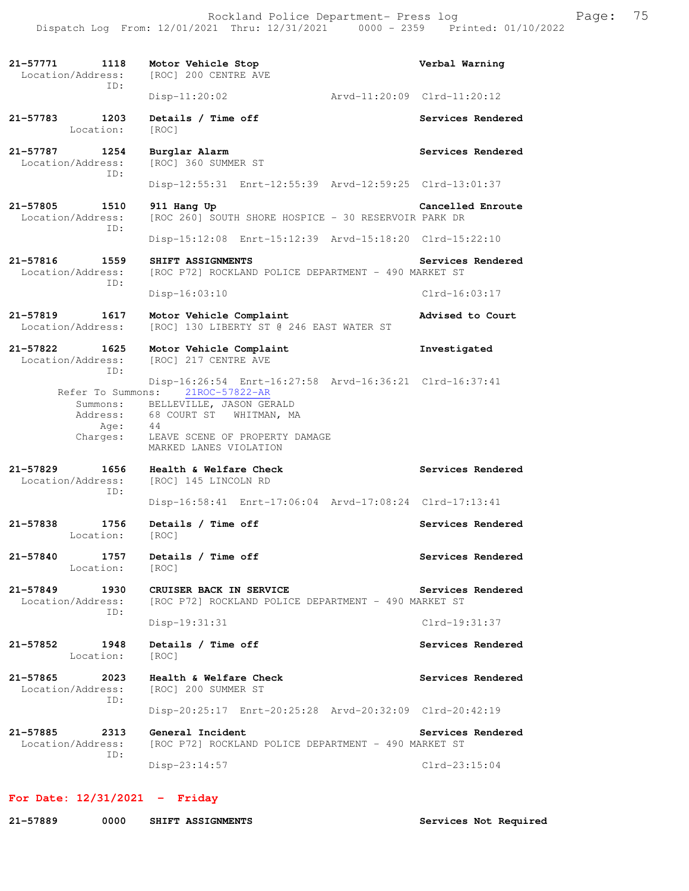21-57771 1118 **Motor Vehicle Stop** **Verbal Warning**
Location/Address: [ROC] 200 CENTRE AVE
ID:
Disp-11:20:02 Arvd-11:20:09 Clrd-11:20:12

21-57783 1203 **Details / Time off** **Services Rendered**
Location: [ROC]

21-57787 1254 **Burglar Alarm** **Services Rendered**
Location/Address: [ROC] 360 SUMMER ST
ID:
Disp-12:55:31 Enrt-12:55:39 Arvd-12:59:25 Clrd-13:01:37

21-57805 1510 **911 Hang Up** **Cancelled Enroute**
Location/Address: [ROC 260] SOUTH SHORE HOSPICE - 30 RESERVOIR PARK DR
ID:
Disp-15:12:08 Enrt-15:12:39 Arvd-15:18:20 Clrd-15:22:10

21-57816 1559 **SHIFT ASSIGNMENTS** **Services Rendered**
Location/Address: [ROC P72] ROCKLAND POLICE DEPARTMENT - 490 MARKET ST
ID:
Disp-16:03:10 Clrd-16:03:17

21-57819 1617 **Motor Vehicle Complaint** **Advised to Court**
Location/Address: [ROC] 130 LIBERTY ST @ 246 EAST WATER ST

21-57822 1625 **Motor Vehicle Complaint** **Investigated**
Location/Address: [ROC] 217 CENTRE AVE
ID:
Disp-16:26:54 Enrt-16:27:58 Arvd-16:36:21 Clrd-16:37:41
Refer To Summons: 21ROC-57822-AR
Summons: BELLEVILLE, JASON GERALD
Address: 68 COURT ST WHITMAN, MA
Age: 44
Charges: LEAVE SCENE OF PROPERTY DAMAGE
MARKED LANES VIOLATION

21-57829 1656 **Health & Welfare Check** **Services Rendered**
Location/Address: [ROC] 145 LINCOLN RD
ID:
Disp-16:58:41 Enrt-17:06:04 Arvd-17:08:24 Clrd-17:13:41

21-57838 1756 **Details / Time off** **Services Rendered**
Location: [ROC]

21-57840 1757 **Details / Time off** **Services Rendered**
Location: [ROC]

21-57849 1930 **CRUISER BACK IN SERVICE** **Services Rendered**
Location/Address: [ROC P72] ROCKLAND POLICE DEPARTMENT - 490 MARKET ST
ID:
Disp-19:31:31 Clrd-19:31:37

21-57852 1948 **Details / Time off** **Services Rendered**
Location: [ROC]

21-57865 2023 **Health & Welfare Check** **Services Rendered**
Location/Address: [ROC] 200 SUMMER ST
ID:
Disp-20:25:17 Enrt-20:25:28 Arvd-20:32:09 Clrd-20:42:19

21-57885 2313 **General Incident** **Services Rendered**
Location/Address: [ROC P72] ROCKLAND POLICE DEPARTMENT - 490 MARKET ST
ID:
Disp-23:14:57 Clrd-23:15:04

## For Date: 12/31/2021 - Friday

21-57889 0000 **SHIFT ASSIGNMENTS** **Services Not Required**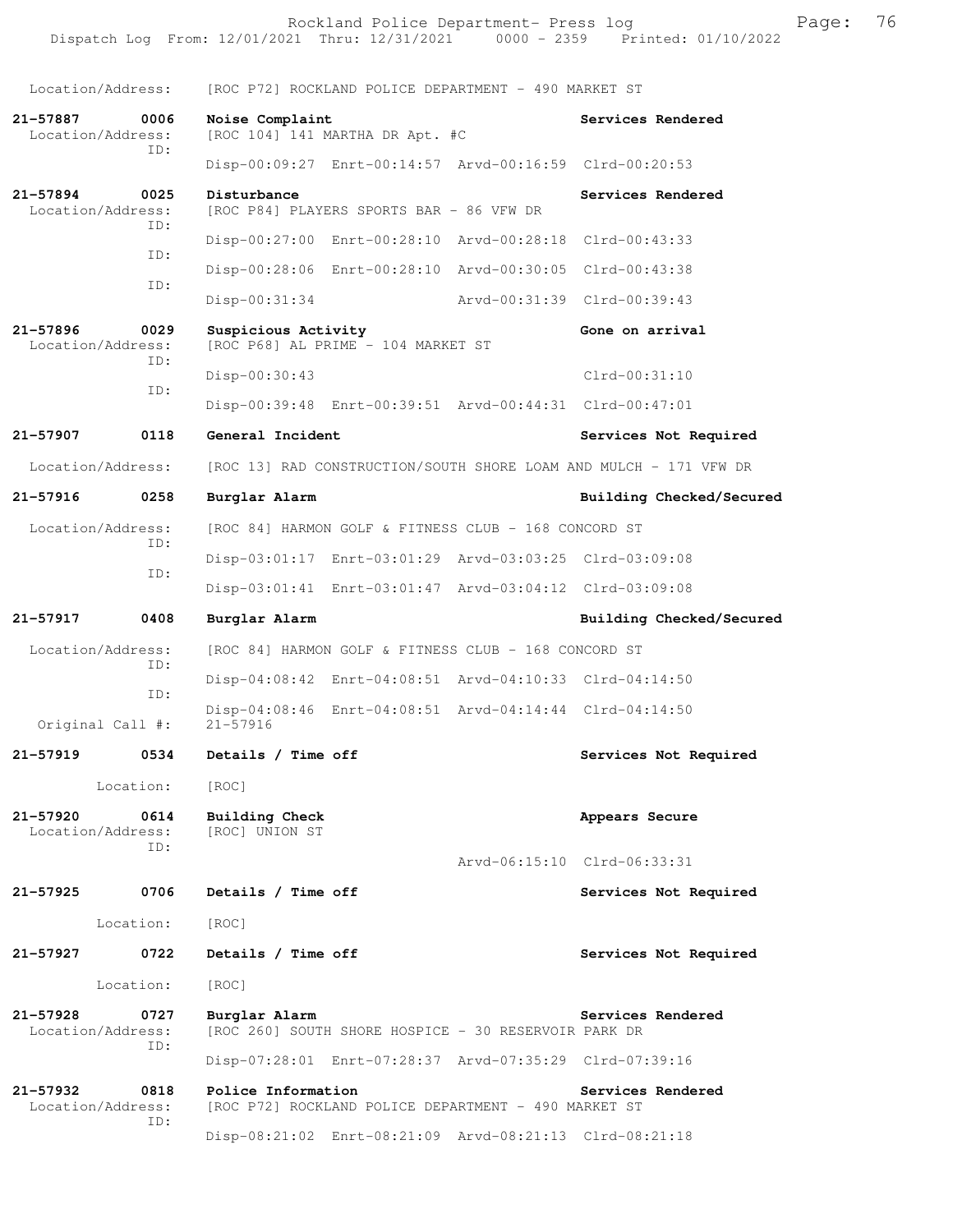Location/Address: [ROC P72] ROCKLAND POLICE DEPARTMENT - 490 MARKET ST

**21-57887 0006 Noise Complaint** — **Services Rendered**
Location/Address: [ROC 104] 141 MARTHA DR Apt. #C
ID:
Disp-00:09:27 Enrt-00:14:57 Arvd-00:16:59 Clrd-00:20:53

**21-57894 0025 Disturbance** — **Services Rendered**
Location/Address: [ROC P84] PLAYERS SPORTS BAR - 86 VFW DR
ID:
Disp-00:27:00 Enrt-00:28:10 Arvd-00:28:18 Clrd-00:43:33
ID:
Disp-00:28:06 Enrt-00:28:10 Arvd-00:30:05 Clrd-00:43:38
ID:
Disp-00:31:34 Arvd-00:31:39 Clrd-00:39:43

**21-57896 0029 Suspicious Activity** — **Gone on arrival**
Location/Address: [ROC P68] AL PRIME - 104 MARKET ST
ID:
Disp-00:30:43 Clrd-00:31:10
ID:
Disp-00:39:48 Enrt-00:39:51 Arvd-00:44:31 Clrd-00:47:01

**21-57907 0118 General Incident** — **Services Not Required**
Location/Address: [ROC 13] RAD CONSTRUCTION/SOUTH SHORE LOAM AND MULCH - 171 VFW DR

**21-57916 0258 Burglar Alarm** — **Building Checked/Secured**
Location/Address: [ROC 84] HARMON GOLF & FITNESS CLUB - 168 CONCORD ST
ID:
Disp-03:01:17 Enrt-03:01:29 Arvd-03:03:25 Clrd-03:09:08
ID:
Disp-03:01:41 Enrt-03:01:47 Arvd-03:04:12 Clrd-03:09:08

**21-57917 0408 Burglar Alarm** — **Building Checked/Secured**
Location/Address: [ROC 84] HARMON GOLF & FITNESS CLUB - 168 CONCORD ST
ID:
Disp-04:08:42 Enrt-04:08:51 Arvd-04:10:33 Clrd-04:14:50
ID:
Disp-04:08:46 Enrt-04:08:51 Arvd-04:14:44 Clrd-04:14:50
Original Call #: 21-57916

**21-57919 0534 Details / Time off** — **Services Not Required**
Location: [ROC]

**21-57920 0614 Building Check** — **Appears Secure**
Location/Address: [ROC] UNION ST
ID:
Arvd-06:15:10 Clrd-06:33:31

**21-57925 0706 Details / Time off** — **Services Not Required**
Location: [ROC]

**21-57927 0722 Details / Time off** — **Services Not Required**
Location: [ROC]

**21-57928 0727 Burglar Alarm** — **Services Rendered**
Location/Address: [ROC 260] SOUTH SHORE HOSPICE - 30 RESERVOIR PARK DR
ID:
Disp-07:28:01 Enrt-07:28:37 Arvd-07:35:29 Clrd-07:39:16

**21-57932 0818 Police Information** — **Services Rendered**
Location/Address: [ROC P72] ROCKLAND POLICE DEPARTMENT - 490 MARKET ST
ID:
Disp-08:21:02 Enrt-08:21:09 Arvd-08:21:13 Clrd-08:21:18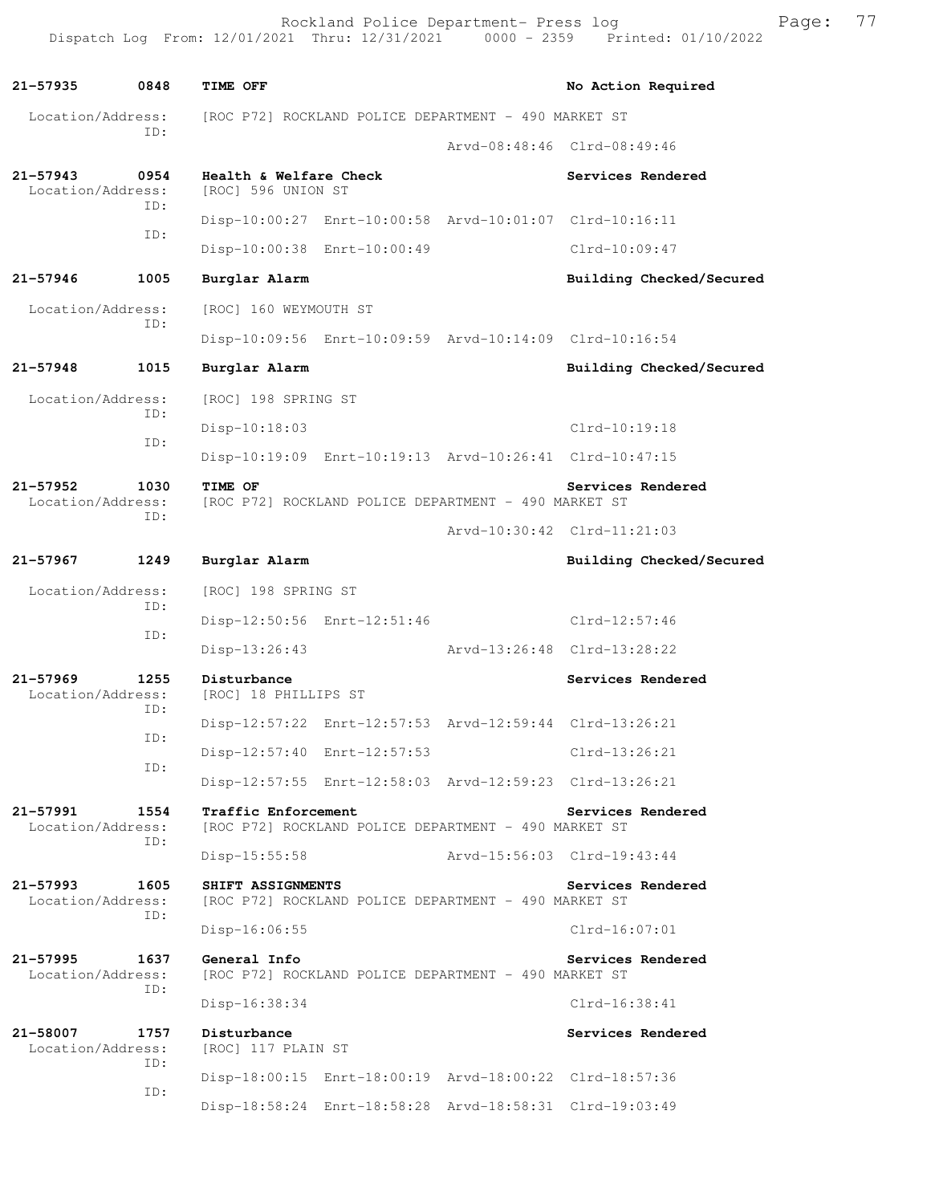**21-57935 0848 TIME OFF** — No Action Required

Location/Address: [ROC P72] ROCKLAND POLICE DEPARTMENT - 490 MARKET ST

ID: Arvd-08:48:46 Clrd-08:49:46

**21-57943 0954 Health & Welfare Check** — Services Rendered

Location/Address: [ROC] 596 UNION ST

ID: Disp-10:00:27 Enrt-10:00:58 Arvd-10:01:07 Clrd-10:16:11

ID: Disp-10:00:38 Enrt-10:00:49 Clrd-10:09:47

**21-57946 1005 Burglar Alarm** — Building Checked/Secured

Location/Address: [ROC] 160 WEYMOUTH ST

ID: Disp-10:09:56 Enrt-10:09:59 Arvd-10:14:09 Clrd-10:16:54

**21-57948 1015 Burglar Alarm** — Building Checked/Secured

Location/Address: [ROC] 198 SPRING ST

ID: Disp-10:18:03 Clrd-10:19:18

ID: Disp-10:19:09 Enrt-10:19:13 Arvd-10:26:41 Clrd-10:47:15

**21-57952 1030 TIME OF** — Services Rendered

Location/Address: [ROC P72] ROCKLAND POLICE DEPARTMENT - 490 MARKET ST

ID: Arvd-10:30:42 Clrd-11:21:03

**21-57967 1249 Burglar Alarm** — Building Checked/Secured

Location/Address: [ROC] 198 SPRING ST

ID: Disp-12:50:56 Enrt-12:51:46 Clrd-12:57:46

ID: Disp-13:26:43 Arvd-13:26:48 Clrd-13:28:22

**21-57969 1255 Disturbance** — Services Rendered

Location/Address: [ROC] 18 PHILLIPS ST

ID: Disp-12:57:22 Enrt-12:57:53 Arvd-12:59:44 Clrd-13:26:21

ID: Disp-12:57:40 Enrt-12:57:53 Clrd-13:26:21

ID: Disp-12:57:55 Enrt-12:58:03 Arvd-12:59:23 Clrd-13:26:21

**21-57991 1554 Traffic Enforcement** — Services Rendered

Location/Address: [ROC P72] ROCKLAND POLICE DEPARTMENT - 490 MARKET ST

ID: Disp-15:55:58 Arvd-15:56:03 Clrd-19:43:44

**21-57993 1605 SHIFT ASSIGNMENTS** — Services Rendered

Location/Address: [ROC P72] ROCKLAND POLICE DEPARTMENT - 490 MARKET ST

ID: Disp-16:06:55 Clrd-16:07:01

**21-57995 1637 General Info** — Services Rendered

Location/Address: [ROC P72] ROCKLAND POLICE DEPARTMENT - 490 MARKET ST

ID: Disp-16:38:34 Clrd-16:38:41

**21-58007 1757 Disturbance** — Services Rendered

Location/Address: [ROC] 117 PLAIN ST

ID: Disp-18:00:15 Enrt-18:00:19 Arvd-18:00:22 Clrd-18:57:36

ID: Disp-18:58:24 Enrt-18:58:28 Arvd-18:58:31 Clrd-19:03:49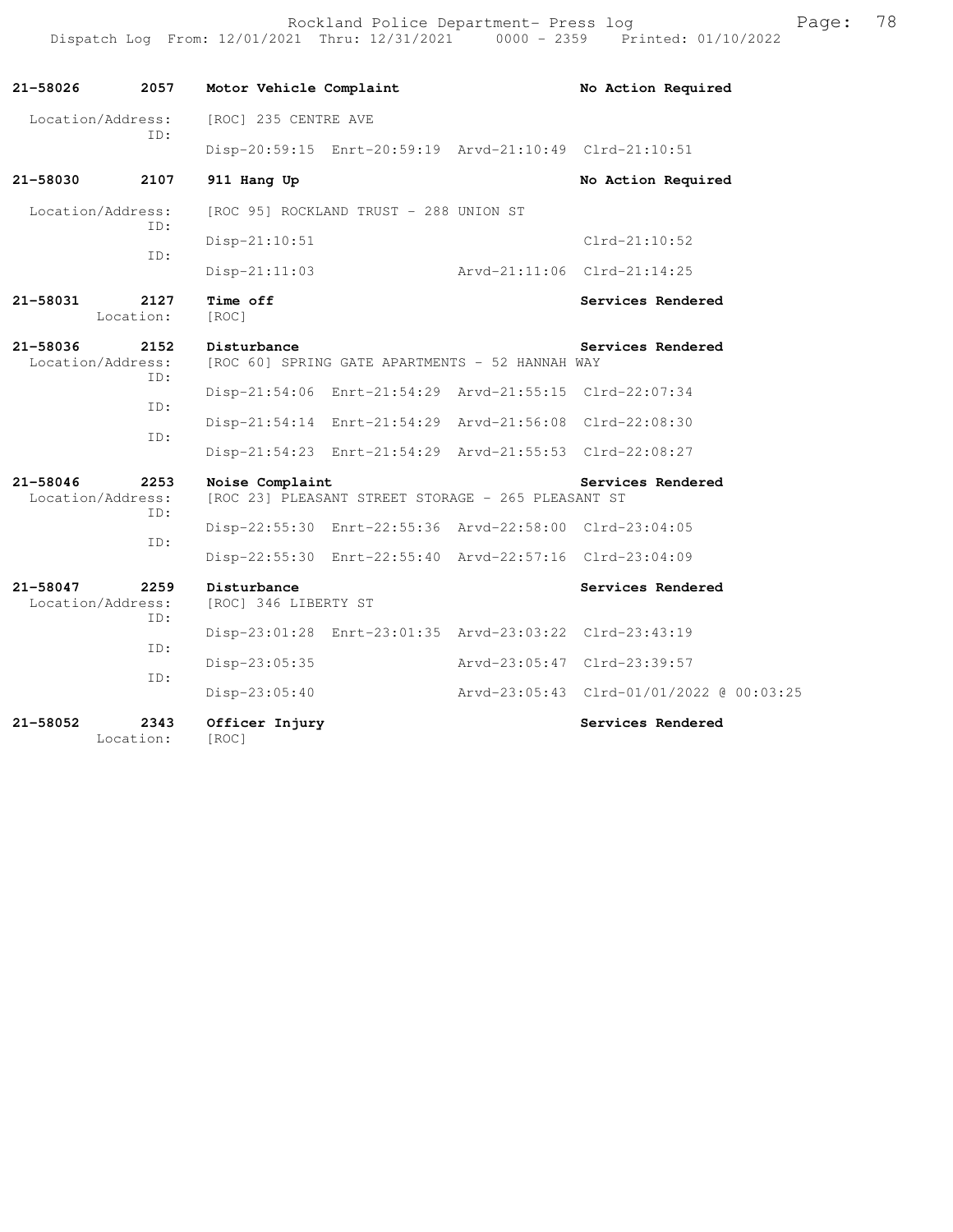| | | | | |
|---|---|---|---|---|
| **21-58026** | **2057** | **Motor Vehicle Complaint** | | **No Action Required** |
| Location/Address: | | [ROC] 235 CENTRE AVE | | |
| | ID: | Disp-20:59:15 Enrt-20:59:19 Arvd-21:10:49 Clrd-21:10:51 | | |
| **21-58030** | **2107** | **911 Hang Up** | | **No Action Required** |
| Location/Address: | | [ROC 95] ROCKLAND TRUST - 288 UNION ST | | |
| | ID: | Disp-21:10:51 | | Clrd-21:10:52 |
| | ID: | Disp-21:11:03 | Arvd-21:11:06 | Clrd-21:14:25 |
| **21-58031** | **2127** | **Time off** | | **Services Rendered** |
| | Location: | [ROC] | | |
| **21-58036** | **2152** | **Disturbance** | | **Services Rendered** |
| Location/Address: | | [ROC 60] SPRING GATE APARTMENTS - 52 HANNAH WAY | | |
| | ID: | Disp-21:54:06 Enrt-21:54:29 Arvd-21:55:15 Clrd-22:07:34 | | |
| | ID: | Disp-21:54:14 Enrt-21:54:29 Arvd-21:56:08 Clrd-22:08:30 | | |
| | ID: | Disp-21:54:23 Enrt-21:54:29 Arvd-21:55:53 Clrd-22:08:27 | | |
| **21-58046** | **2253** | **Noise Complaint** | | **Services Rendered** |
| Location/Address: | | [ROC 23] PLEASANT STREET STORAGE - 265 PLEASANT ST | | |
| | ID: | Disp-22:55:30 Enrt-22:55:36 Arvd-22:58:00 Clrd-23:04:05 | | |
| | ID: | Disp-22:55:30 Enrt-22:55:40 Arvd-22:57:16 Clrd-23:04:09 | | |
| **21-58047** | **2259** | **Disturbance** | | **Services Rendered** |
| Location/Address: | | [ROC] 346 LIBERTY ST | | |
| | ID: | Disp-23:01:28 Enrt-23:01:35 Arvd-23:03:22 Clrd-23:43:19 | | |
| | ID: | Disp-23:05:35 | Arvd-23:05:47 | Clrd-23:39:57 |
| | ID: | Disp-23:05:40 | Arvd-23:05:43 | Clrd-01/01/2022 @ 00:03:25 |
| **21-58052** | **2343** | **Officer Injury** | | **Services Rendered** |
| | Location: | [ROC] | | |